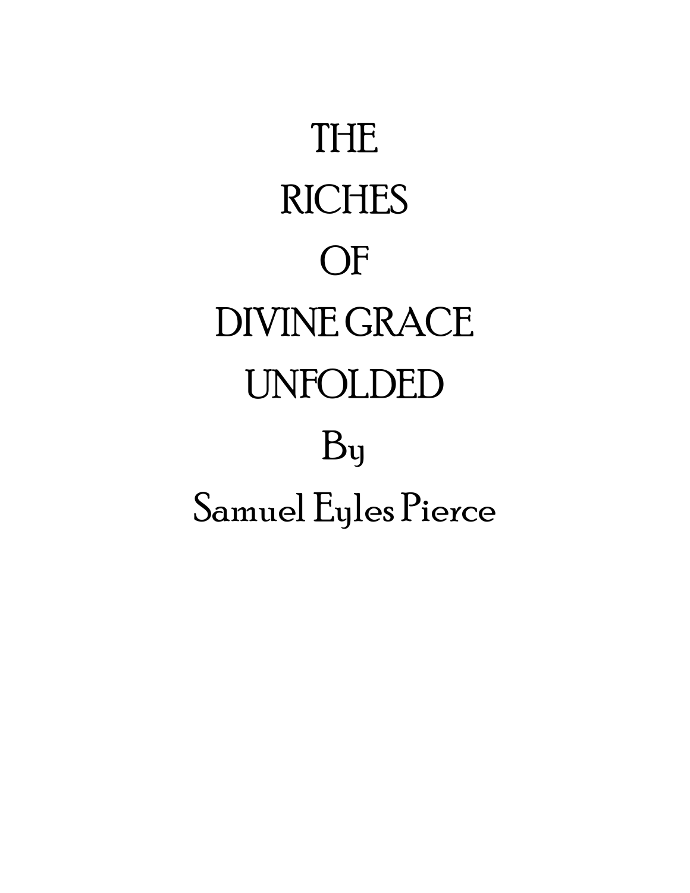# THE RICHES OF DIVINE GRACE UNFOLDED

By

Samuel Eyles Pierce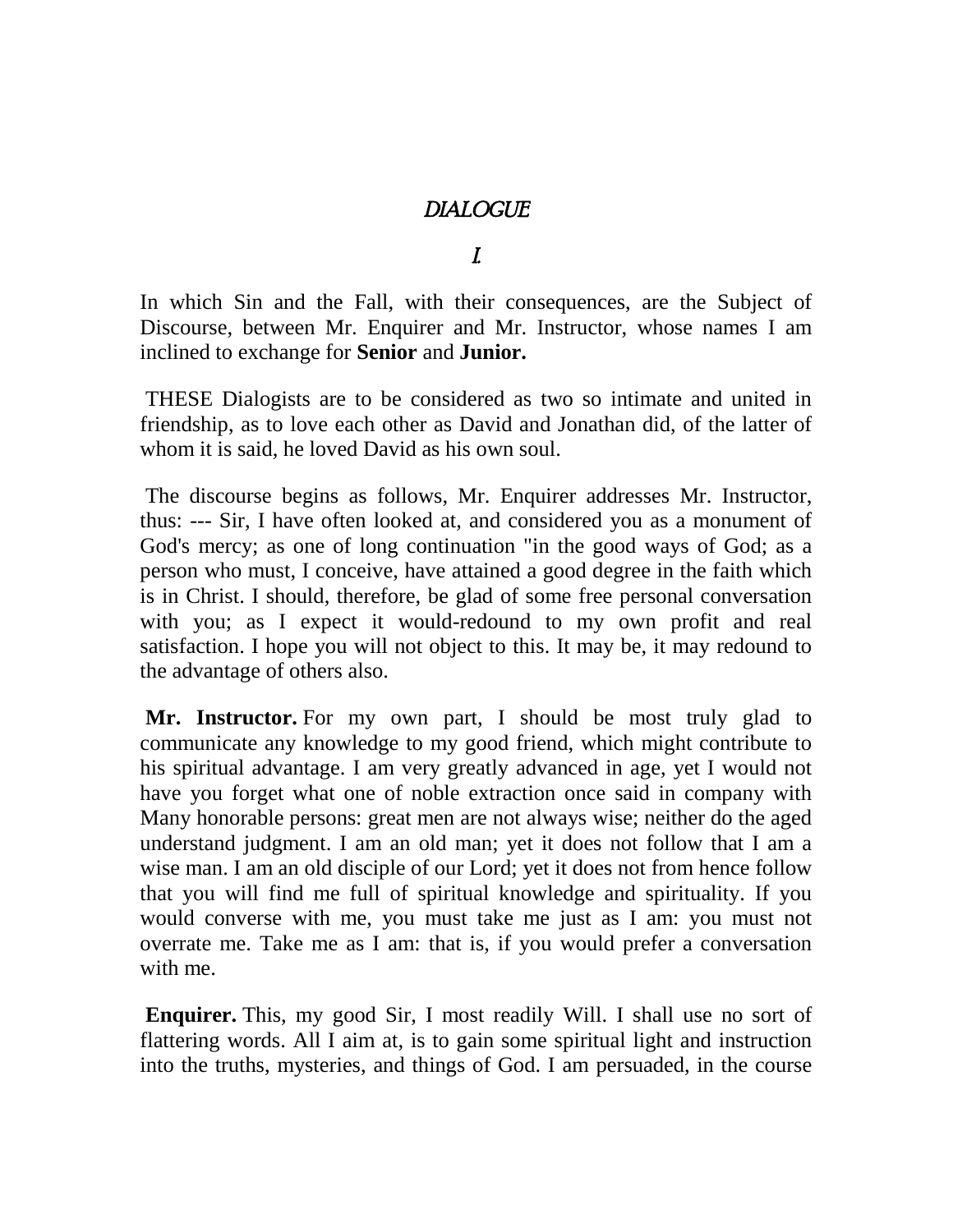# *DIALOGUE*

## *I.*

In which Sin and the Fall, with their consequences, are the Subject of Discourse, between Mr. Enquirer and Mr. Instructor, whose names I am inclined to exchange for **Senior** and **Junior.**

THESE Dialogists are to be considered as two so intimate and united in friendship, as to love each other as David and Jonathan did, of the latter of whom it is said, he loved David as his own soul.

The discourse begins as follows, Mr. Enquirer addresses Mr. Instructor, thus: --- Sir, I have often looked at, and considered you as a monument of God's mercy; as one of long continuation "in the good ways of God; as a person who must, I conceive, have attained a good degree in the faith which is in Christ. I should, therefore, be glad of some free personal conversation with you; as I expect it would-redound to my own profit and real satisfaction. I hope you will not object to this. It may be, it may redound to the advantage of others also.

**Mr. Instructor.** For my own part, I should be most truly glad to communicate any knowledge to my good friend, which might contribute to his spiritual advantage. I am very greatly advanced in age, yet I would not have you forget what one of noble extraction once said in company with Many honorable persons: great men are not always wise; neither do the aged understand judgment. I am an old man; yet it does not follow that I am a wise man. I am an old disciple of our Lord; yet it does not from hence follow that you will find me full of spiritual knowledge and spirituality. If you would converse with me, you must take me just as I am: you must not overrate me. Take me as I am: that is, if you would prefer a conversation with me.

**Enquirer.** This, my good Sir, I most readily Will. I shall use no sort of flattering words. All I aim at, is to gain some spiritual light and instruction into the truths, mysteries, and things of God. I am persuaded, in the course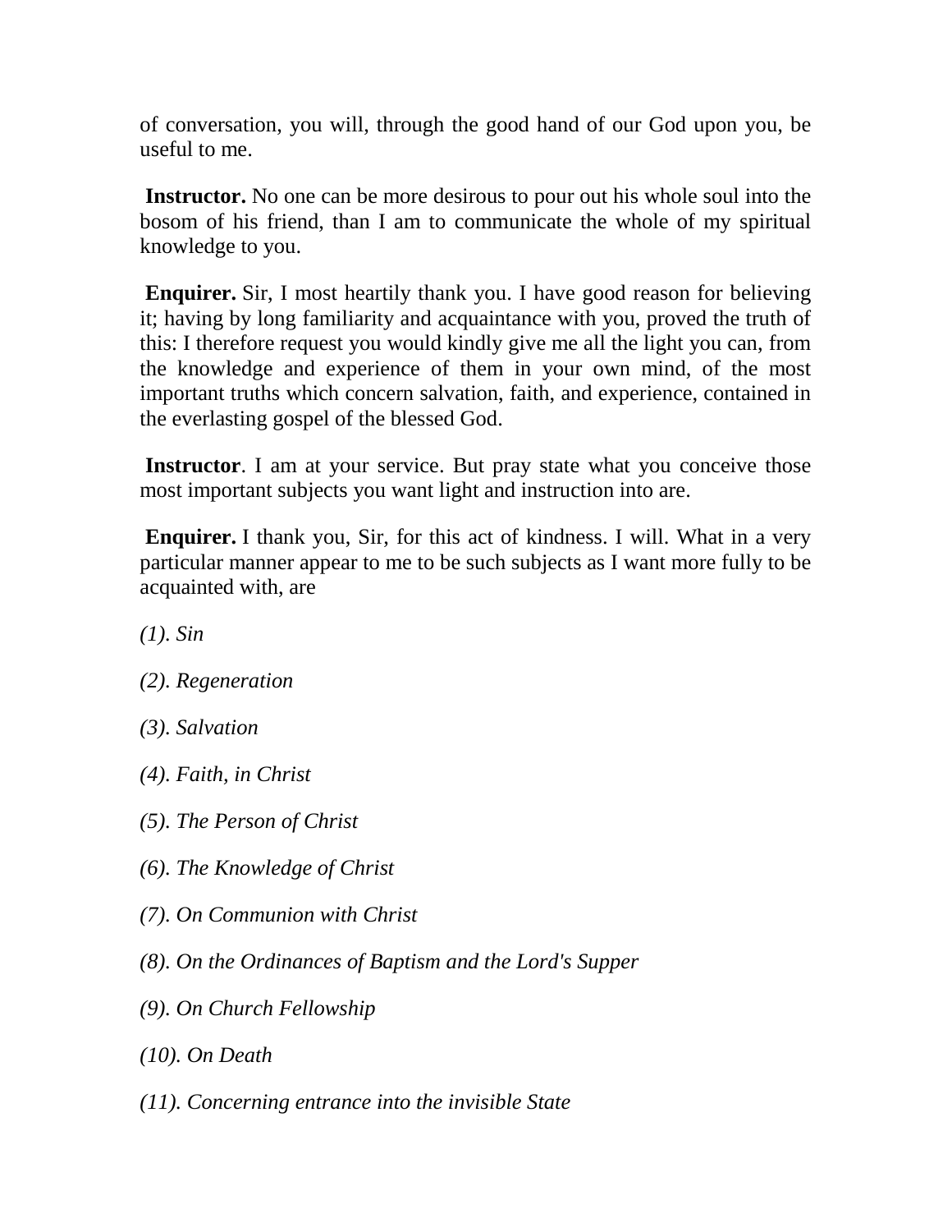of conversation, you will, through the good hand of our God upon you, be useful to me.

**Instructor.** No one can be more desirous to pour out his whole soul into the bosom of his friend, than I am to communicate the whole of my spiritual knowledge to you.

**Enquirer.** Sir, I most heartily thank you. I have good reason for believing it; having by long familiarity and acquaintance with you, proved the truth of this: I therefore request you would kindly give me all the light you can, from the knowledge and experience of them in your own mind, of the most important truths which concern salvation, faith, and experience, contained in the everlasting gospel of the blessed God.

**Instructor**. I am at your service. But pray state what you conceive those most important subjects you want light and instruction into are.

**Enquirer.** I thank you, Sir, for this act of kindness. I will. What in a very particular manner appear to me to be such subjects as I want more fully to be acquainted with, are

*(1). Sin*

*(2). Regeneration*

*(3). Salvation*

*(4). Faith, in Christ*

*(5). The Person of Christ*

*(6). The Knowledge of Christ*

*(7). On Communion with Christ*

*(8). On the Ordinances of Baptism and the Lord's Supper*

*(9). On Church Fellowship*

*(10). On Death*

*(11). Concerning entrance into the invisible State*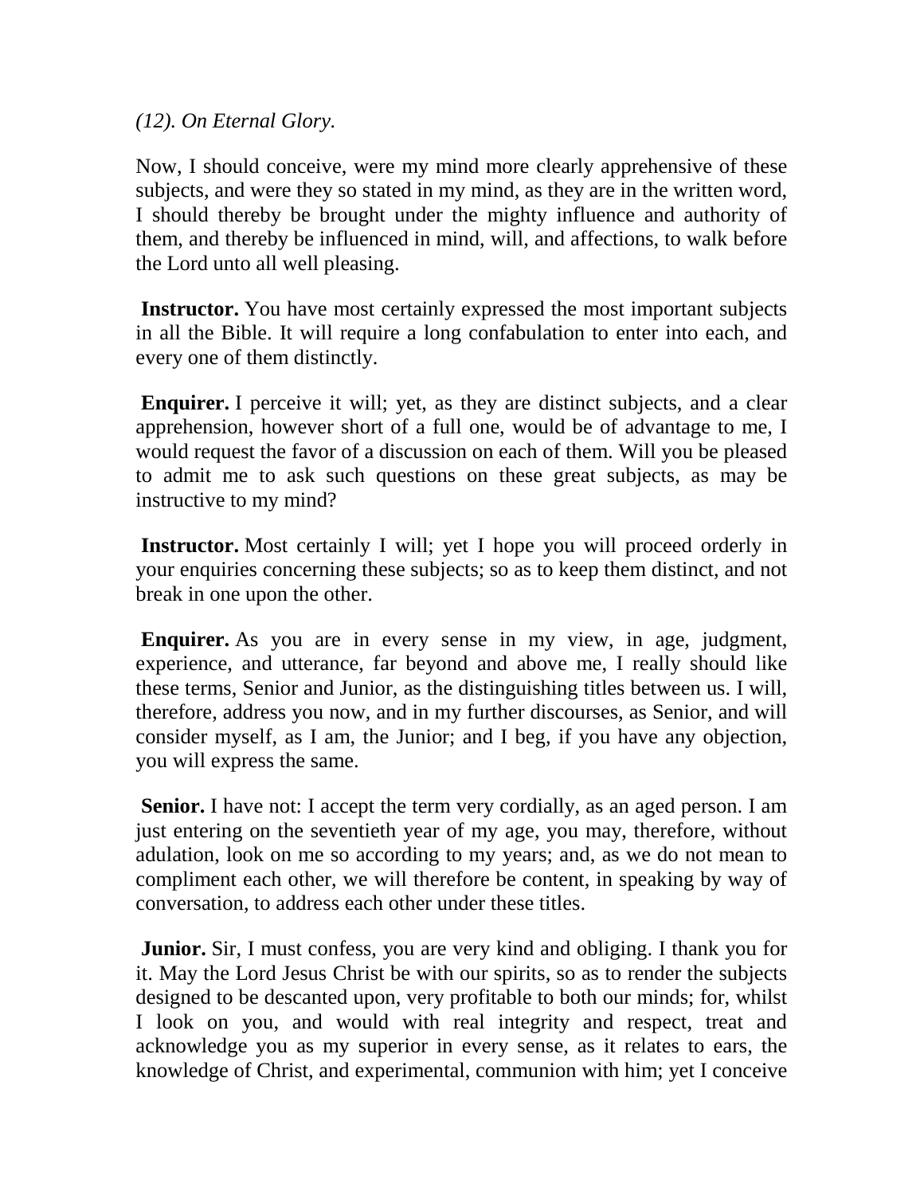*(12). On Eternal Glory.*

Now, I should conceive, were my mind more clearly apprehensive of these subjects, and were they so stated in my mind, as they are in the written word, I should thereby be brought under the mighty influence and authority of them, and thereby be influenced in mind, will, and affections, to walk before the Lord unto all well pleasing.

**Instructor.** You have most certainly expressed the most important subjects in all the Bible. It will require a long confabulation to enter into each, and every one of them distinctly.

**Enquirer.** I perceive it will; yet, as they are distinct subjects, and a clear apprehension, however short of a full one, would be of advantage to me, I would request the favor of a discussion on each of them. Will you be pleased to admit me to ask such questions on these great subjects, as may be instructive to my mind?

**Instructor.** Most certainly I will; yet I hope you will proceed orderly in your enquiries concerning these subjects; so as to keep them distinct, and not break in one upon the other.

**Enquirer.** As you are in every sense in my view, in age, judgment, experience, and utterance, far beyond and above me, I really should like these terms, Senior and Junior, as the distinguishing titles between us. I will, therefore, address you now, and in my further discourses, as Senior, and will consider myself, as I am, the Junior; and I beg, if you have any objection, you will express the same.

**Senior.** I have not: I accept the term very cordially, as an aged person. I am just entering on the seventieth year of my age, you may, therefore, without adulation, look on me so according to my years; and, as we do not mean to compliment each other, we will therefore be content, in speaking by way of conversation, to address each other under these titles.

**Junior.** Sir, I must confess, you are very kind and obliging. I thank you for it. May the Lord Jesus Christ be with our spirits, so as to render the subjects designed to be descanted upon, very profitable to both our minds; for, whilst I look on you, and would with real integrity and respect, treat and acknowledge you as my superior in every sense, as it relates to ears, the knowledge of Christ, and experimental, communion with him; yet I conceive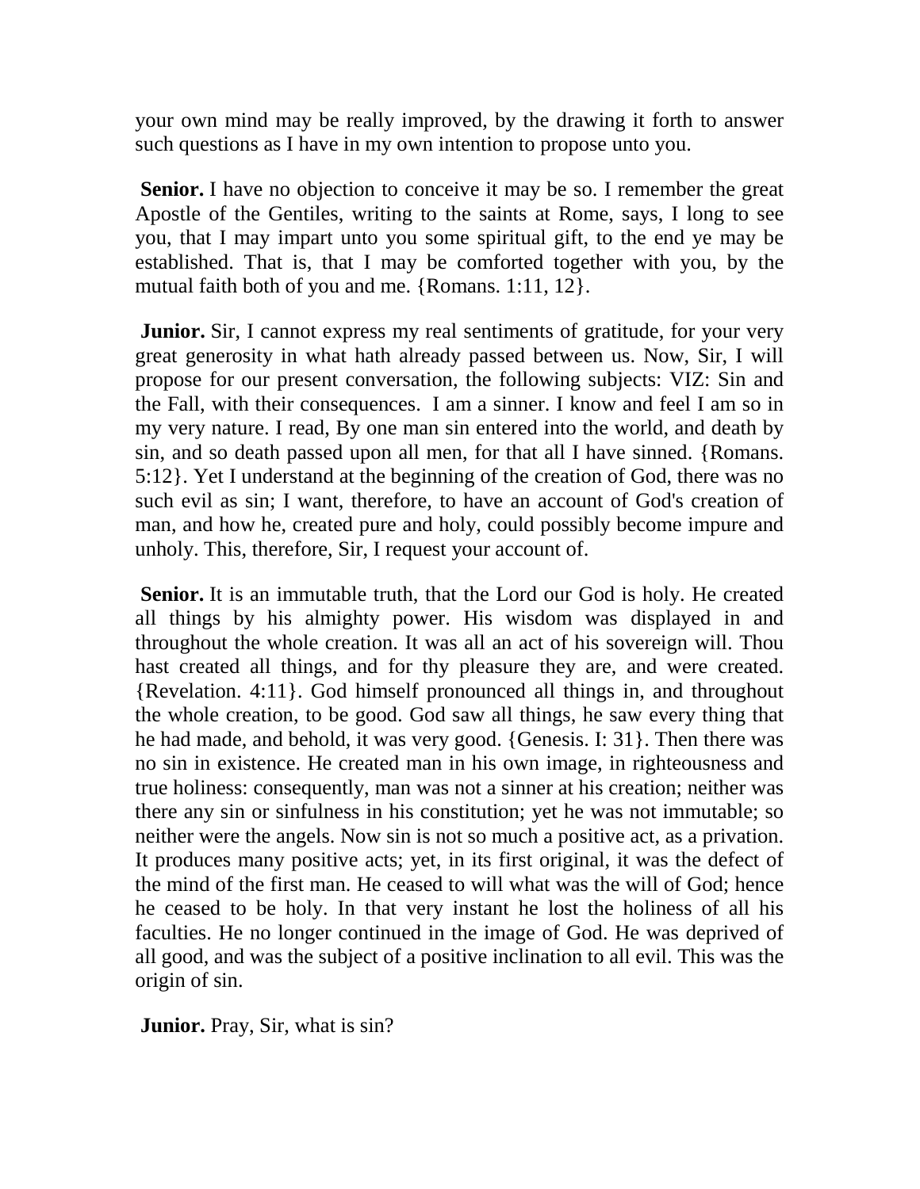your own mind may be really improved, by the drawing it forth to answer such questions as I have in my own intention to propose unto you.

**Senior.** I have no objection to conceive it may be so. I remember the great Apostle of the Gentiles, writing to the saints at Rome, says, I long to see you, that I may impart unto you some spiritual gift, to the end ye may be established. That is, that I may be comforted together with you, by the mutual faith both of you and me. {Romans. 1:11, 12}.

**Junior.** Sir, I cannot express my real sentiments of gratitude, for your very great generosity in what hath already passed between us. Now, Sir, I will propose for our present conversation, the following subjects: VIZ: Sin and the Fall, with their consequences. I am a sinner. I know and feel I am so in my very nature. I read, By one man sin entered into the world, and death by sin, and so death passed upon all men, for that all I have sinned. {Romans. 5:12}. Yet I understand at the beginning of the creation of God, there was no such evil as sin; I want, therefore, to have an account of God's creation of man, and how he, created pure and holy, could possibly become impure and unholy. This, therefore, Sir, I request your account of.

**Senior.** It is an immutable truth, that the Lord our God is holy. He created all things by his almighty power. His wisdom was displayed in and throughout the whole creation. It was all an act of his sovereign will. Thou hast created all things, and for thy pleasure they are, and were created. {Revelation. 4:11}. God himself pronounced all things in, and throughout the whole creation, to be good. God saw all things, he saw every thing that he had made, and behold, it was very good. {Genesis. I: 31}. Then there was no sin in existence. He created man in his own image, in righteousness and true holiness: consequently, man was not a sinner at his creation; neither was there any sin or sinfulness in his constitution; yet he was not immutable; so neither were the angels. Now sin is not so much a positive act, as a privation. It produces many positive acts; yet, in its first original, it was the defect of the mind of the first man. He ceased to will what was the will of God; hence he ceased to be holy. In that very instant he lost the holiness of all his faculties. He no longer continued in the image of God. He was deprived of all good, and was the subject of a positive inclination to all evil. This was the origin of sin.

**Junior.** Pray, Sir, what is sin?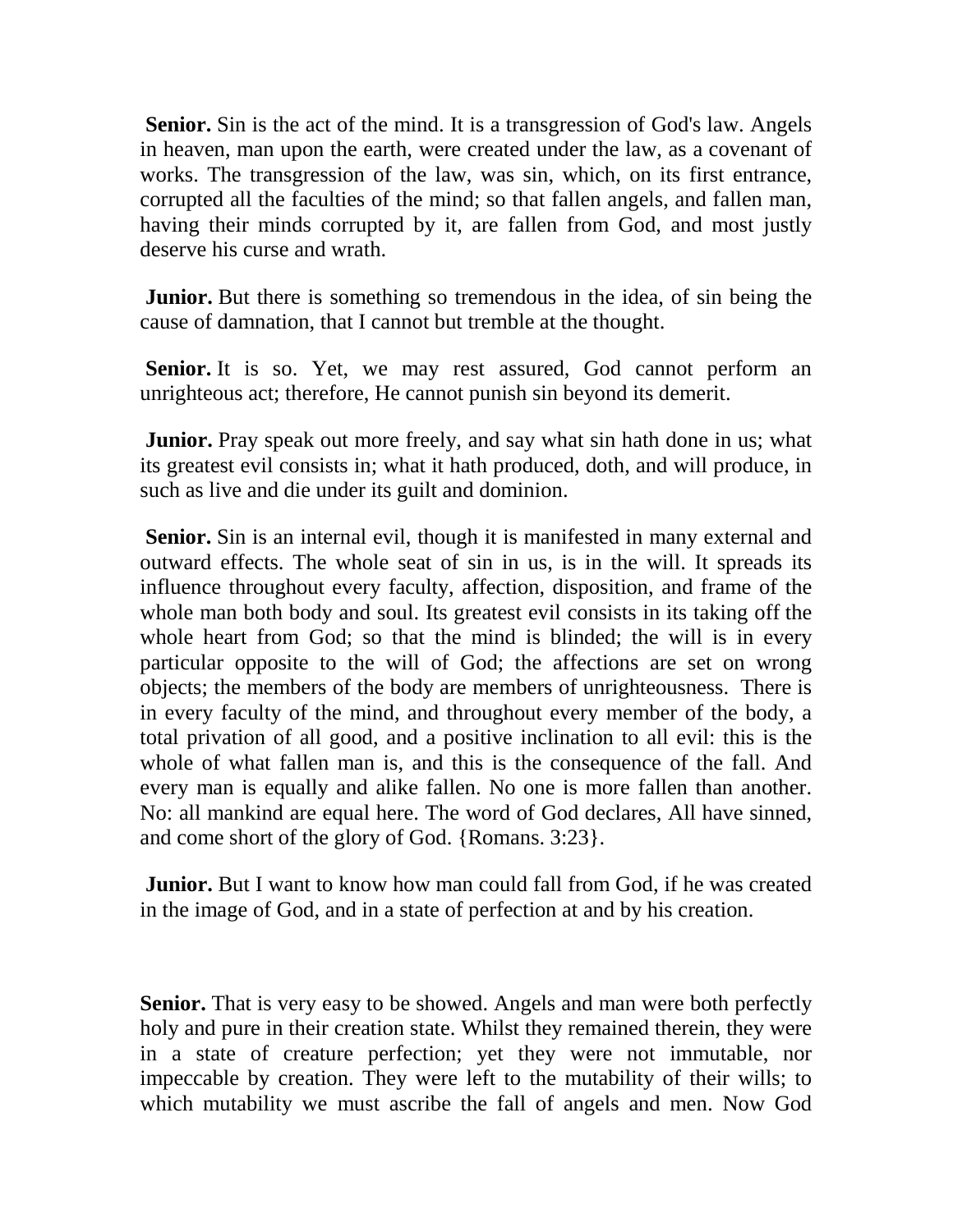**Senior.** Sin is the act of the mind. It is a transgression of God's law. Angels in heaven, man upon the earth, were created under the law, as a covenant of works. The transgression of the law, was sin, which, on its first entrance, corrupted all the faculties of the mind; so that fallen angels, and fallen man, having their minds corrupted by it, are fallen from God, and most justly deserve his curse and wrath.

**Junior.** But there is something so tremendous in the idea, of sin being the cause of damnation, that I cannot but tremble at the thought.

**Senior.** It is so. Yet, we may rest assured, God cannot perform an unrighteous act; therefore, He cannot punish sin beyond its demerit.

**Junior.** Pray speak out more freely, and say what sin hath done in us; what its greatest evil consists in; what it hath produced, doth, and will produce, in such as live and die under its guilt and dominion.

**Senior.** Sin is an internal evil, though it is manifested in many external and outward effects. The whole seat of sin in us, is in the will. It spreads its influence throughout every faculty, affection, disposition, and frame of the whole man both body and soul. Its greatest evil consists in its taking off the whole heart from God; so that the mind is blinded; the will is in every particular opposite to the will of God; the affections are set on wrong objects; the members of the body are members of unrighteousness. There is in every faculty of the mind, and throughout every member of the body, a total privation of all good, and a positive inclination to all evil: this is the whole of what fallen man is, and this is the consequence of the fall. And every man is equally and alike fallen. No one is more fallen than another. No: all mankind are equal here. The word of God declares, All have sinned, and come short of the glory of God. {Romans. 3:23}.

**Junior.** But I want to know how man could fall from God, if he was created in the image of God, and in a state of perfection at and by his creation.

**Senior.** That is very easy to be showed. Angels and man were both perfectly holy and pure in their creation state. Whilst they remained therein, they were in a state of creature perfection; yet they were not immutable, nor impeccable by creation. They were left to the mutability of their wills; to which mutability we must ascribe the fall of angels and men. Now God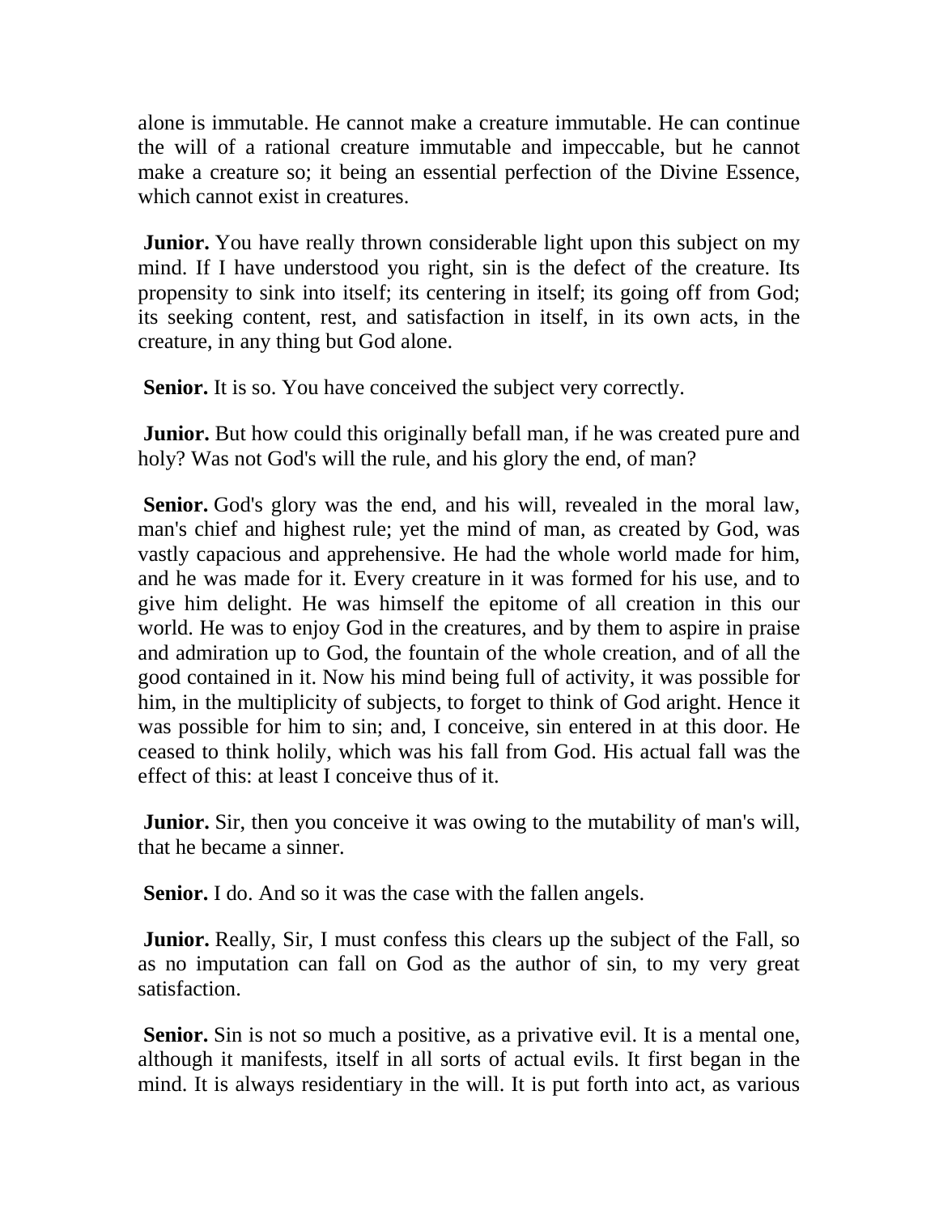alone is immutable. He cannot make a creature immutable. He can continue the will of a rational creature immutable and impeccable, but he cannot make a creature so; it being an essential perfection of the Divine Essence, which cannot exist in creatures.

**Junior.** You have really thrown considerable light upon this subject on my mind. If I have understood you right, sin is the defect of the creature. Its propensity to sink into itself; its centering in itself; its going off from God; its seeking content, rest, and satisfaction in itself, in its own acts, in the creature, in any thing but God alone.

**Senior.** It is so. You have conceived the subject very correctly.

**Junior.** But how could this originally befall man, if he was created pure and holy? Was not God's will the rule, and his glory the end, of man?

**Senior.** God's glory was the end, and his will, revealed in the moral law, man's chief and highest rule; yet the mind of man, as created by God, was vastly capacious and apprehensive. He had the whole world made for him, and he was made for it. Every creature in it was formed for his use, and to give him delight. He was himself the epitome of all creation in this our world. He was to enjoy God in the creatures, and by them to aspire in praise and admiration up to God, the fountain of the whole creation, and of all the good contained in it. Now his mind being full of activity, it was possible for him, in the multiplicity of subjects, to forget to think of God aright. Hence it was possible for him to sin; and, I conceive, sin entered in at this door. He ceased to think holily, which was his fall from God. His actual fall was the effect of this: at least I conceive thus of it.

**Junior.** Sir, then you conceive it was owing to the mutability of man's will, that he became a sinner.

**Senior.** I do. And so it was the case with the fallen angels.

**Junior.** Really, Sir, I must confess this clears up the subject of the Fall, so as no imputation can fall on God as the author of sin, to my very great satisfaction.

**Senior.** Sin is not so much a positive, as a privative evil. It is a mental one, although it manifests, itself in all sorts of actual evils. It first began in the mind. It is always residentiary in the will. It is put forth into act, as various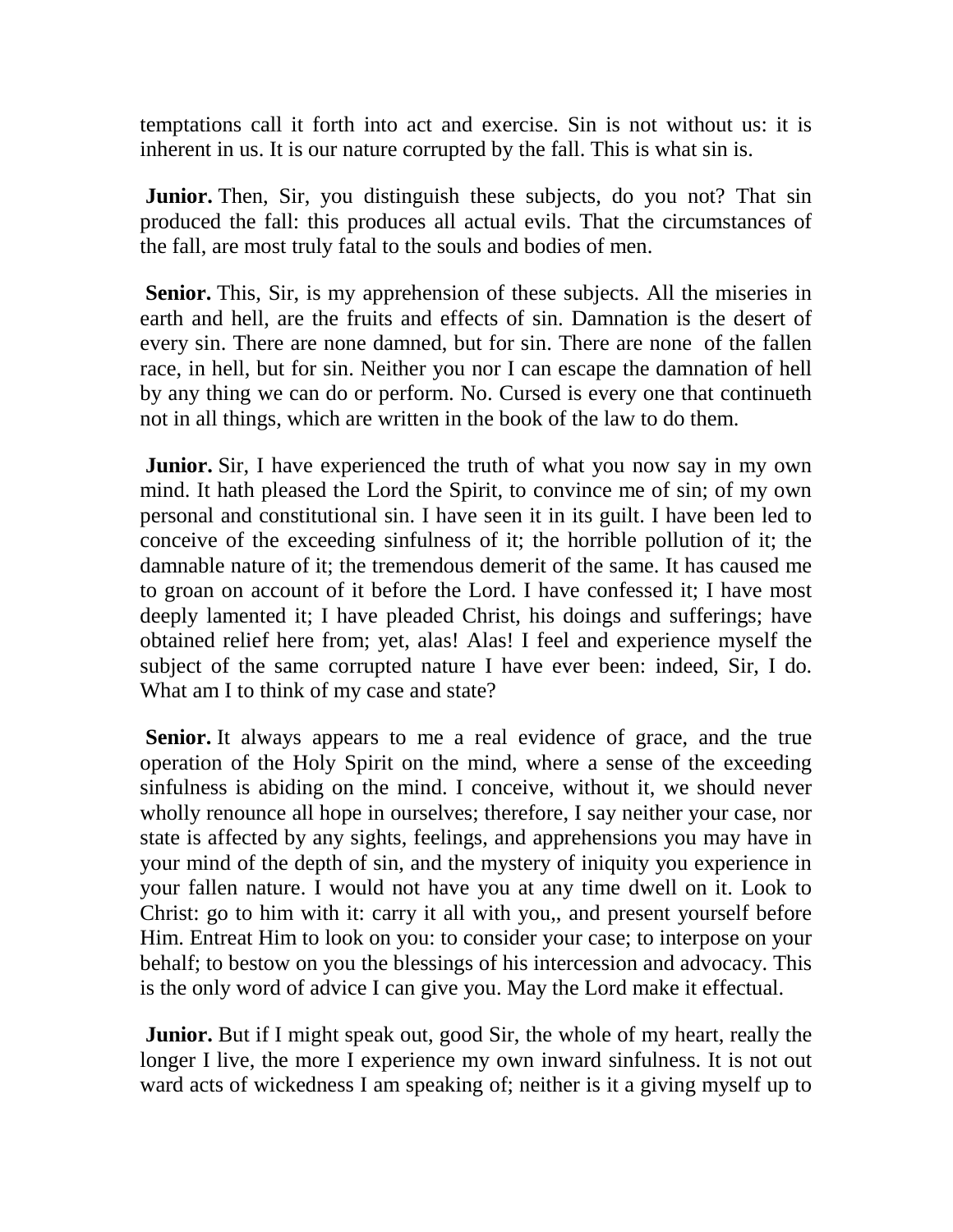temptations call it forth into act and exercise. Sin is not without us: it is inherent in us. It is our nature corrupted by the fall. This is what sin is.

**Junior.** Then, Sir, you distinguish these subjects, do you not? That sin produced the fall: this produces all actual evils. That the circumstances of the fall, are most truly fatal to the souls and bodies of men.

**Senior.** This, Sir, is my apprehension of these subjects. All the miseries in earth and hell, are the fruits and effects of sin. Damnation is the desert of every sin. There are none damned, but for sin. There are none of the fallen race, in hell, but for sin. Neither you nor I can escape the damnation of hell by any thing we can do or perform. No. Cursed is every one that continueth not in all things, which are written in the book of the law to do them.

**Junior.** Sir, I have experienced the truth of what you now say in my own mind. It hath pleased the Lord the Spirit, to convince me of sin; of my own personal and constitutional sin. I have seen it in its guilt. I have been led to conceive of the exceeding sinfulness of it; the horrible pollution of it; the damnable nature of it; the tremendous demerit of the same. It has caused me to groan on account of it before the Lord. I have confessed it; I have most deeply lamented it; I have pleaded Christ, his doings and sufferings; have obtained relief here from; yet, alas! Alas! I feel and experience myself the subject of the same corrupted nature I have ever been: indeed, Sir, I do. What am I to think of my case and state?

**Senior.** It always appears to me a real evidence of grace, and the true operation of the Holy Spirit on the mind, where a sense of the exceeding sinfulness is abiding on the mind. I conceive, without it, we should never wholly renounce all hope in ourselves; therefore, I say neither your case, nor state is affected by any sights, feelings, and apprehensions you may have in your mind of the depth of sin, and the mystery of iniquity you experience in your fallen nature. I would not have you at any time dwell on it. Look to Christ: go to him with it: carry it all with you,, and present yourself before Him. Entreat Him to look on you: to consider your case; to interpose on your behalf; to bestow on you the blessings of his intercession and advocacy. This is the only word of advice I can give you. May the Lord make it effectual.

**Junior.** But if I might speak out, good Sir, the whole of my heart, really the longer I live, the more I experience my own inward sinfulness. It is not out ward acts of wickedness I am speaking of; neither is it a giving myself up to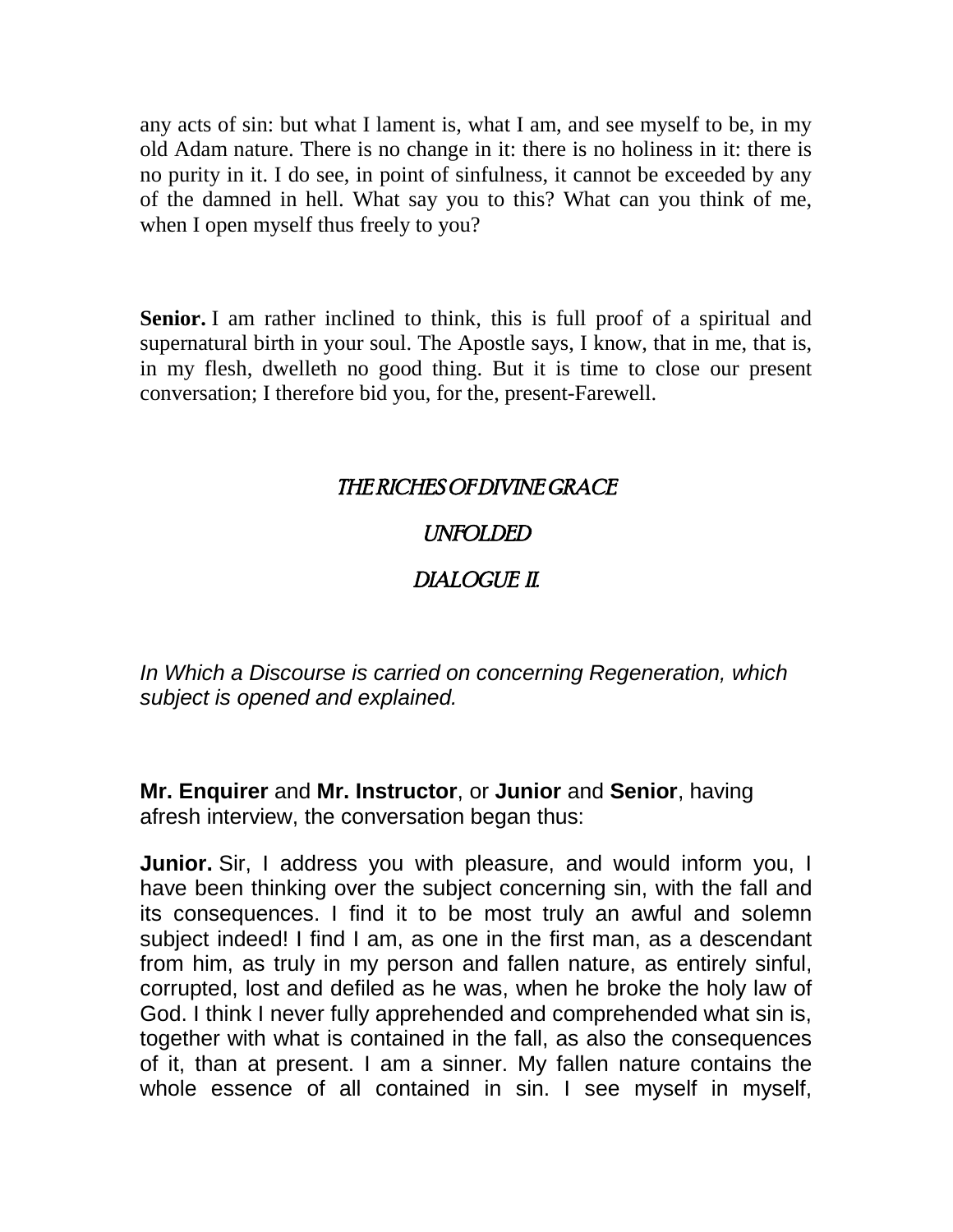any acts of sin: but what I lament is, what I am, and see myself to be, in my old Adam nature. There is no change in it: there is no holiness in it: there is no purity in it. I do see, in point of sinfulness, it cannot be exceeded by any of the damned in hell. What say you to this? What can you think of me, when I open myself thus freely to you?

**Senior.** I am rather inclined to think, this is full proof of a spiritual and supernatural birth in your soul. The Apostle says, I know, that in me, that is, in my flesh, dwelleth no good thing. But it is time to close our present conversation; I therefore bid you, for the, present-Farewell.

## *THE RICHES OF DIVINE GRACE*

## *UNFOLDED*

## *DIALOGUE II.*

*In Which a Discourse is carried on concerning Regeneration, which subject is opened and explained.*

**Mr. Enquirer** and **Mr. Instructor**, or **Junior** and **Senior**, having afresh interview, the conversation began thus:

**Junior.** Sir, I address you with pleasure, and would inform you, I have been thinking over the subject concerning sin, with the fall and its consequences. I find it to be most truly an awful and solemn subject indeed! I find I am, as one in the first man, as a descendant from him, as truly in my person and fallen nature, as entirely sinful, corrupted, lost and defiled as he was, when he broke the holy law of God. I think I never fully apprehended and comprehended what sin is, together with what is contained in the fall, as also the consequences of it, than at present. I am a sinner. My fallen nature contains the whole essence of all contained in sin. I see myself in myself,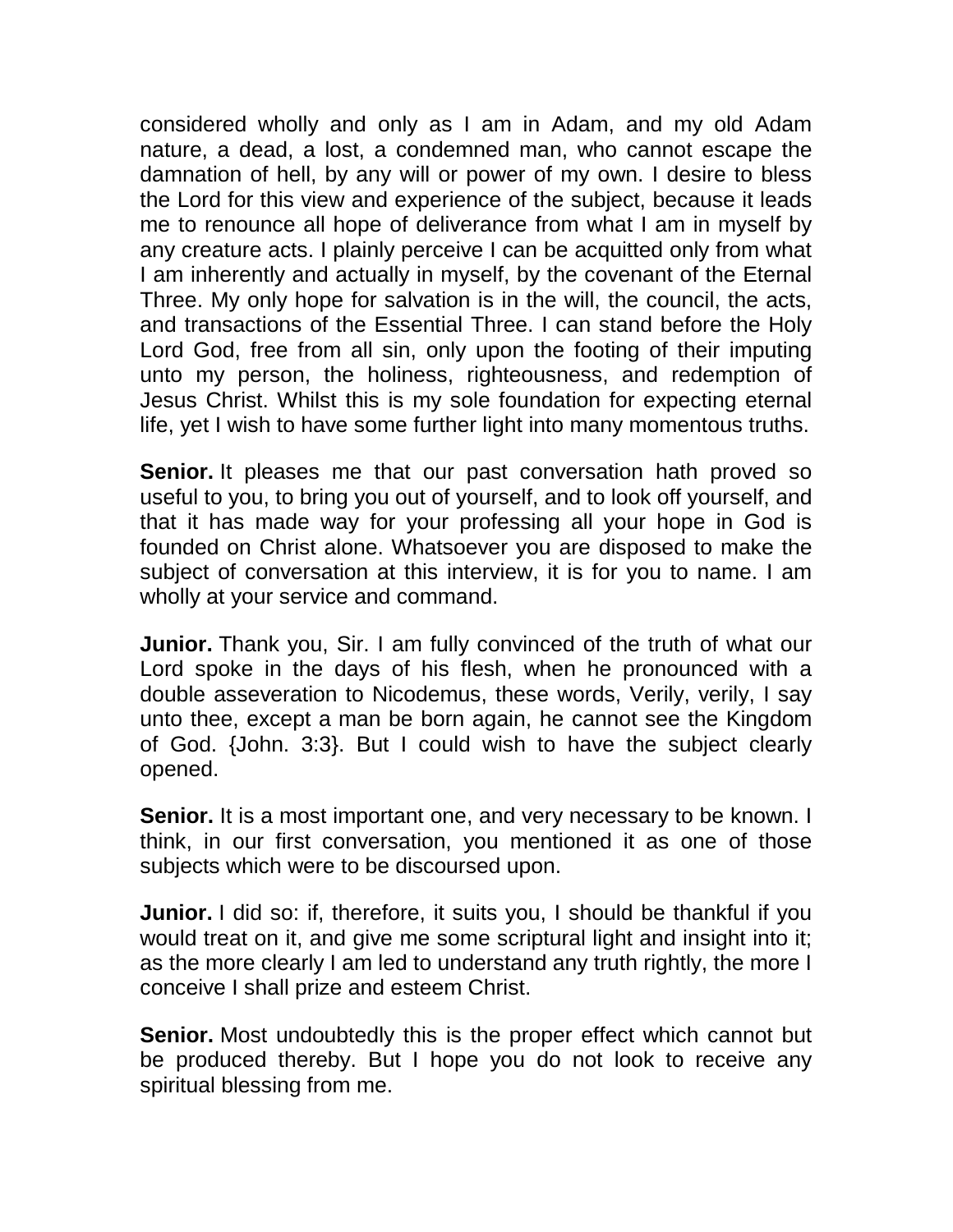considered wholly and only as I am in Adam, and my old Adam nature, a dead, a lost, a condemned man, who cannot escape the damnation of hell, by any will or power of my own. I desire to bless the Lord for this view and experience of the subject, because it leads me to renounce all hope of deliverance from what I am in myself by any creature acts. I plainly perceive I can be acquitted only from what I am inherently and actually in myself, by the covenant of the Eternal Three. My only hope for salvation is in the will, the council, the acts, and transactions of the Essential Three. I can stand before the Holy Lord God, free from all sin, only upon the footing of their imputing unto my person, the holiness, righteousness, and redemption of Jesus Christ. Whilst this is my sole foundation for expecting eternal life, yet I wish to have some further light into many momentous truths.

**Senior.** It pleases me that our past conversation hath proved so useful to you, to bring you out of yourself, and to look off yourself, and that it has made way for your professing all your hope in God is founded on Christ alone. Whatsoever you are disposed to make the subject of conversation at this interview, it is for you to name. I am wholly at your service and command.

**Junior.** Thank you, Sir. I am fully convinced of the truth of what our Lord spoke in the days of his flesh, when he pronounced with a double asseveration to Nicodemus, these words, Verily, verily, I say unto thee, except a man be born again, he cannot see the Kingdom of God. {John. 3:3}. But I could wish to have the subject clearly opened.

**Senior.** It is a most important one, and very necessary to be known. I think, in our first conversation, you mentioned it as one of those subjects which were to be discoursed upon.

**Junior.** I did so: if, therefore, it suits you, I should be thankful if you would treat on it, and give me some scriptural light and insight into it; as the more clearly I am led to understand any truth rightly, the more I conceive I shall prize and esteem Christ.

**Senior.** Most undoubtedly this is the proper effect which cannot but be produced thereby. But I hope you do not look to receive any spiritual blessing from me.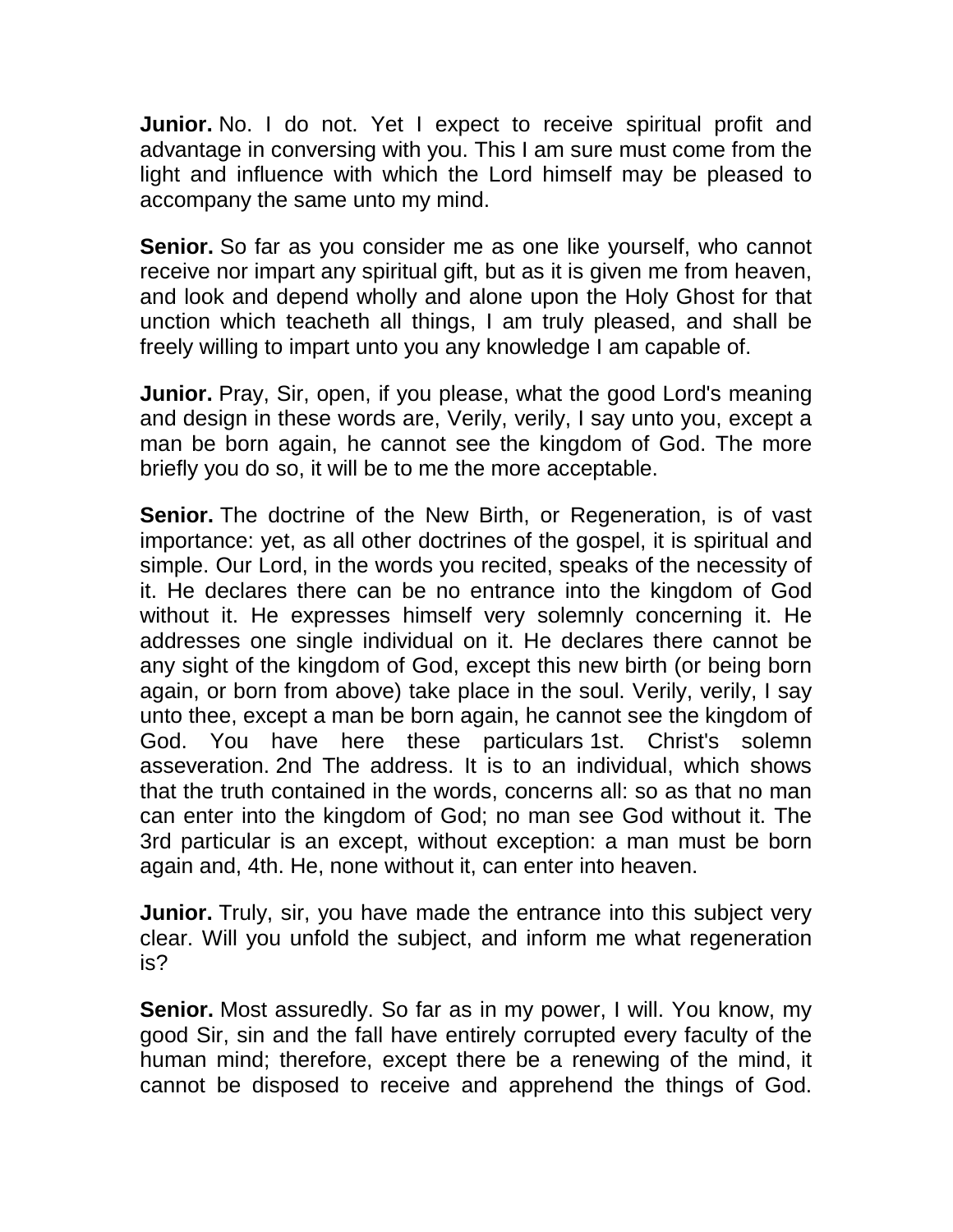**Junior.** No. I do not. Yet I expect to receive spiritual profit and advantage in conversing with you. This I am sure must come from the light and influence with which the Lord himself may be pleased to accompany the same unto my mind.

**Senior.** So far as you consider me as one like yourself, who cannot receive nor impart any spiritual gift, but as it is given me from heaven, and look and depend wholly and alone upon the Holy Ghost for that unction which teacheth all things, I am truly pleased, and shall be freely willing to impart unto you any knowledge I am capable of.

**Junior.** Pray, Sir, open, if you please, what the good Lord's meaning and design in these words are, Verily, verily, I say unto you, except a man be born again, he cannot see the kingdom of God. The more briefly you do so, it will be to me the more acceptable.

**Senior.** The doctrine of the New Birth, or Regeneration, is of vast importance: yet, as all other doctrines of the gospel, it is spiritual and simple. Our Lord, in the words you recited, speaks of the necessity of it. He declares there can be no entrance into the kingdom of God without it. He expresses himself very solemnly concerning it. He addresses one single individual on it. He declares there cannot be any sight of the kingdom of God, except this new birth (or being born again, or born from above) take place in the soul. Verily, verily, I say unto thee, except a man be born again, he cannot see the kingdom of God. You have here these particulars 1st. Christ's solemn asseveration. 2nd The address. It is to an individual, which shows that the truth contained in the words, concerns all: so as that no man can enter into the kingdom of God; no man see God without it. The 3rd particular is an except, without exception: a man must be born again and, 4th. He, none without it, can enter into heaven.

**Junior.** Truly, sir, you have made the entrance into this subject very clear. Will you unfold the subject, and inform me what regeneration is?

**Senior.** Most assuredly. So far as in my power, I will. You know, my good Sir, sin and the fall have entirely corrupted every faculty of the human mind; therefore, except there be a renewing of the mind, it cannot be disposed to receive and apprehend the things of God.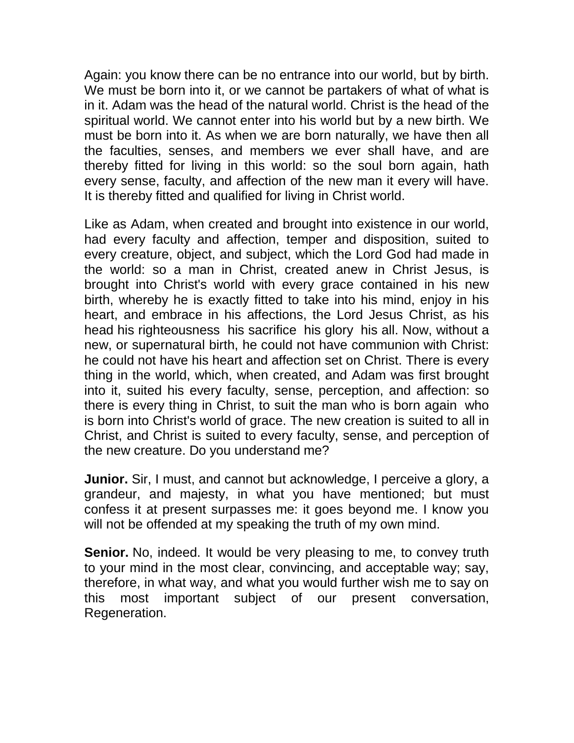Again: you know there can be no entrance into our world, but by birth. We must be born into it, or we cannot be partakers of what of what is in it. Adam was the head of the natural world. Christ is the head of the spiritual world. We cannot enter into his world but by a new birth. We must be born into it. As when we are born naturally, we have then all the faculties, senses, and members we ever shall have, and are thereby fitted for living in this world: so the soul born again, hath every sense, faculty, and affection of the new man it every will have. It is thereby fitted and qualified for living in Christ world.

Like as Adam, when created and brought into existence in our world, had every faculty and affection, temper and disposition, suited to every creature, object, and subject, which the Lord God had made in the world: so a man in Christ, created anew in Christ Jesus, is brought into Christ's world with every grace contained in his new birth, whereby he is exactly fitted to take into his mind, enjoy in his heart, and embrace in his affections, the Lord Jesus Christ, as his head his righteousness his sacrifice his glory his all. Now, without a new, or supernatural birth, he could not have communion with Christ: he could not have his heart and affection set on Christ. There is every thing in the world, which, when created, and Adam was first brought into it, suited his every faculty, sense, perception, and affection: so there is every thing in Christ, to suit the man who is born again who is born into Christ's world of grace. The new creation is suited to all in Christ, and Christ is suited to every faculty, sense, and perception of the new creature. Do you understand me?

**Junior.** Sir, I must, and cannot but acknowledge, I perceive a glory, a grandeur, and majesty, in what you have mentioned; but must confess it at present surpasses me: it goes beyond me. I know you will not be offended at my speaking the truth of my own mind.

**Senior.** No, indeed. It would be very pleasing to me, to convey truth to your mind in the most clear, convincing, and acceptable way; say, therefore, in what way, and what you would further wish me to say on this most important subject of our present conversation, Regeneration.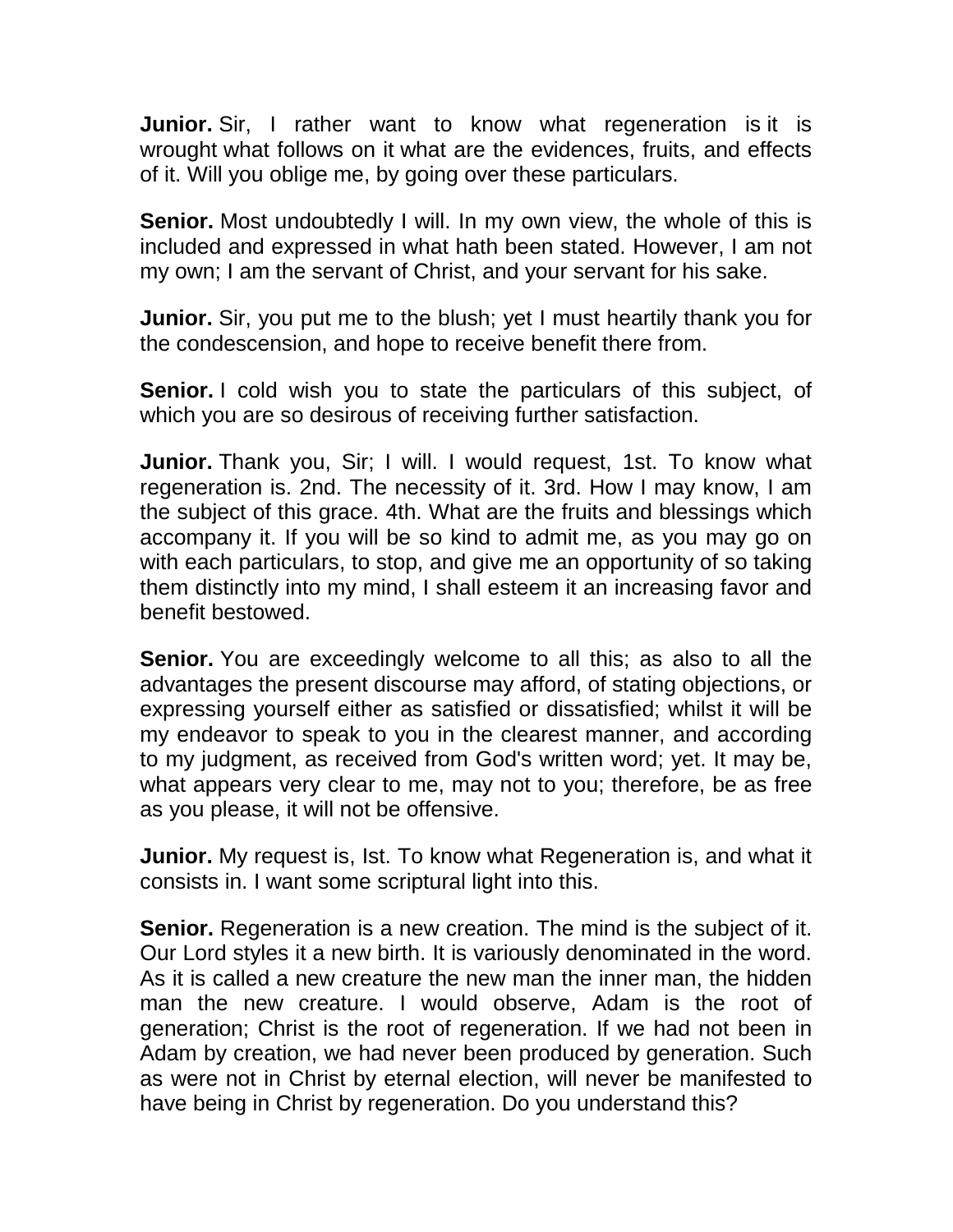**Junior.** Sir, I rather want to know what regeneration is it is wrought what follows on it what are the evidences, fruits, and effects of it. Will you oblige me, by going over these particulars.

**Senior.** Most undoubtedly I will. In my own view, the whole of this is included and expressed in what hath been stated. However, I am not my own; I am the servant of Christ, and your servant for his sake.

**Junior.** Sir, you put me to the blush; yet I must heartily thank you for the condescension, and hope to receive benefit there from.

**Senior.** I cold wish you to state the particulars of this subject, of which you are so desirous of receiving further satisfaction.

**Junior.** Thank you, Sir; I will. I would request, 1st. To know what regeneration is. 2nd. The necessity of it. 3rd. How I may know, I am the subject of this grace. 4th. What are the fruits and blessings which accompany it. If you will be so kind to admit me, as you may go on with each particulars, to stop, and give me an opportunity of so taking them distinctly into my mind, I shall esteem it an increasing favor and benefit bestowed.

**Senior.** You are exceedingly welcome to all this; as also to all the advantages the present discourse may afford, of stating objections, or expressing yourself either as satisfied or dissatisfied; whilst it will be my endeavor to speak to you in the clearest manner, and according to my judgment, as received from God's written word; yet. It may be, what appears very clear to me, may not to you; therefore, be as free as you please, it will not be offensive.

**Junior.** My request is, Ist. To know what Regeneration is, and what it consists in. I want some scriptural light into this.

**Senior.** Regeneration is a new creation. The mind is the subject of it. Our Lord styles it a new birth. It is variously denominated in the word. As it is called a new creature the new man the inner man, the hidden man the new creature. I would observe, Adam is the root of generation; Christ is the root of regeneration. If we had not been in Adam by creation, we had never been produced by generation. Such as were not in Christ by eternal election, will never be manifested to have being in Christ by regeneration. Do you understand this?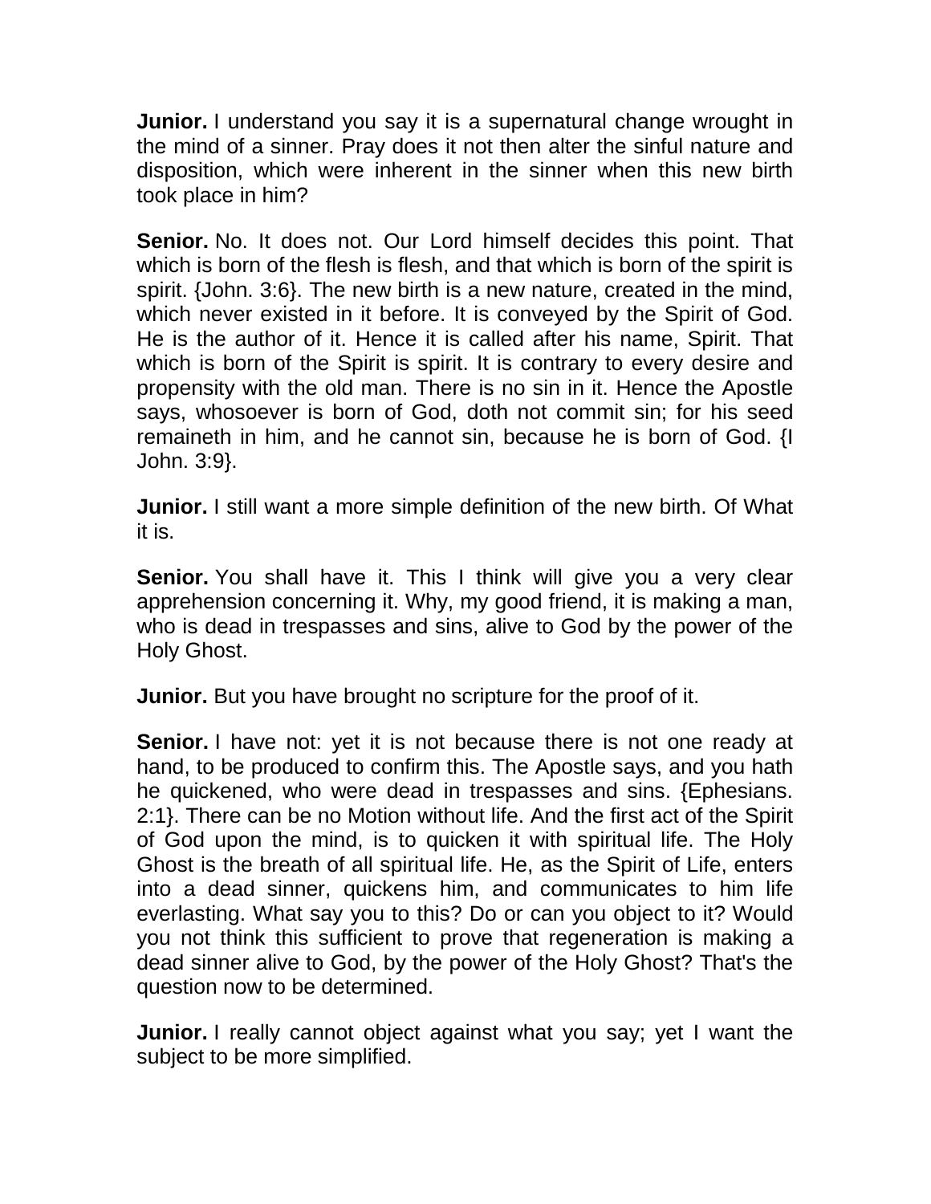**Junior.** I understand you say it is a supernatural change wrought in the mind of a sinner. Pray does it not then alter the sinful nature and disposition, which were inherent in the sinner when this new birth took place in him?

**Senior.** No. It does not. Our Lord himself decides this point. That which is born of the flesh is flesh, and that which is born of the spirit is spirit. {John. 3:6}. The new birth is a new nature, created in the mind, which never existed in it before. It is conveyed by the Spirit of God. He is the author of it. Hence it is called after his name, Spirit. That which is born of the Spirit is spirit. It is contrary to every desire and propensity with the old man. There is no sin in it. Hence the Apostle says, whosoever is born of God, doth not commit sin; for his seed remaineth in him, and he cannot sin, because he is born of God. {I John. 3:9}.

**Junior.** I still want a more simple definition of the new birth. Of What it is.

**Senior.** You shall have it. This I think will give you a very clear apprehension concerning it. Why, my good friend, it is making a man, who is dead in trespasses and sins, alive to God by the power of the Holy Ghost.

**Junior.** But you have brought no scripture for the proof of it.

**Senior.** I have not: yet it is not because there is not one ready at hand, to be produced to confirm this. The Apostle says, and you hath he quickened, who were dead in trespasses and sins. {Ephesians. 2:1}. There can be no Motion without life. And the first act of the Spirit of God upon the mind, is to quicken it with spiritual life. The Holy Ghost is the breath of all spiritual life. He, as the Spirit of Life, enters into a dead sinner, quickens him, and communicates to him life everlasting. What say you to this? Do or can you object to it? Would you not think this sufficient to prove that regeneration is making a dead sinner alive to God, by the power of the Holy Ghost? That's the question now to be determined.

**Junior.** I really cannot object against what you say; yet I want the subject to be more simplified.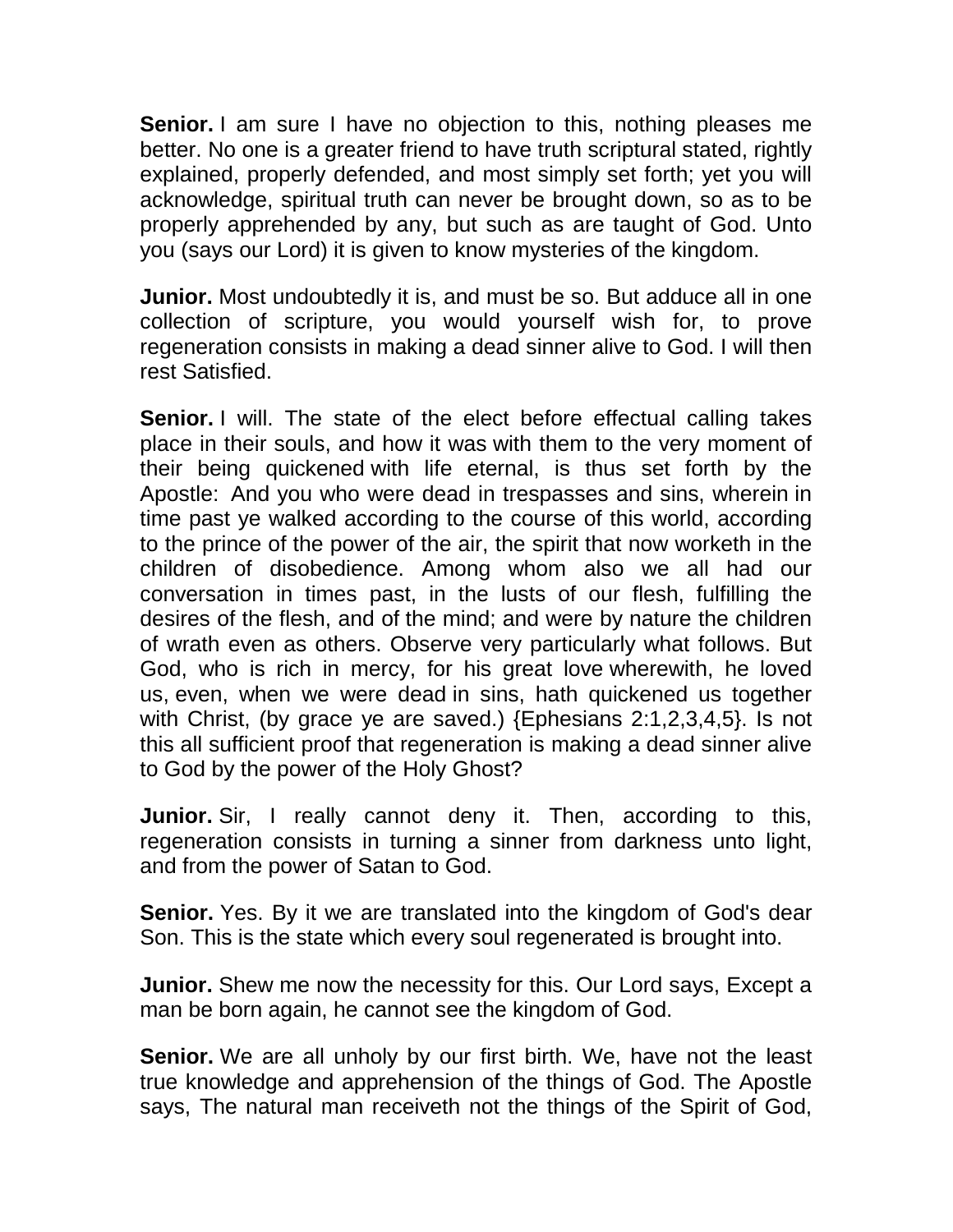**Senior.** I am sure I have no objection to this, nothing pleases me better. No one is a greater friend to have truth scriptural stated, rightly explained, properly defended, and most simply set forth; yet you will acknowledge, spiritual truth can never be brought down, so as to be properly apprehended by any, but such as are taught of God. Unto you (says our Lord) it is given to know mysteries of the kingdom.

**Junior.** Most undoubtedly it is, and must be so. But adduce all in one collection of scripture, you would yourself wish for, to prove regeneration consists in making a dead sinner alive to God. I will then rest Satisfied.

**Senior.** I will. The state of the elect before effectual calling takes place in their souls, and how it was with them to the very moment of their being quickened with life eternal, is thus set forth by the Apostle: And you who were dead in trespasses and sins, wherein in time past ye walked according to the course of this world, according to the prince of the power of the air, the spirit that now worketh in the children of disobedience. Among whom also we all had our conversation in times past, in the lusts of our flesh, fulfilling the desires of the flesh, and of the mind; and were by nature the children of wrath even as others. Observe very particularly what follows. But God, who is rich in mercy, for his great love wherewith, he loved us, even, when we were dead in sins, hath quickened us together with Christ, (by grace ye are saved.) {Ephesians 2:1,2,3,4,5}. Is not this all sufficient proof that regeneration is making a dead sinner alive to God by the power of the Holy Ghost?

**Junior.** Sir, I really cannot deny it. Then, according to this, regeneration consists in turning a sinner from darkness unto light, and from the power of Satan to God.

**Senior.** Yes. By it we are translated into the kingdom of God's dear Son. This is the state which every soul regenerated is brought into.

**Junior.** Shew me now the necessity for this. Our Lord says, Except a man be born again, he cannot see the kingdom of God.

**Senior.** We are all unholy by our first birth. We, have not the least true knowledge and apprehension of the things of God. The Apostle says, The natural man receiveth not the things of the Spirit of God,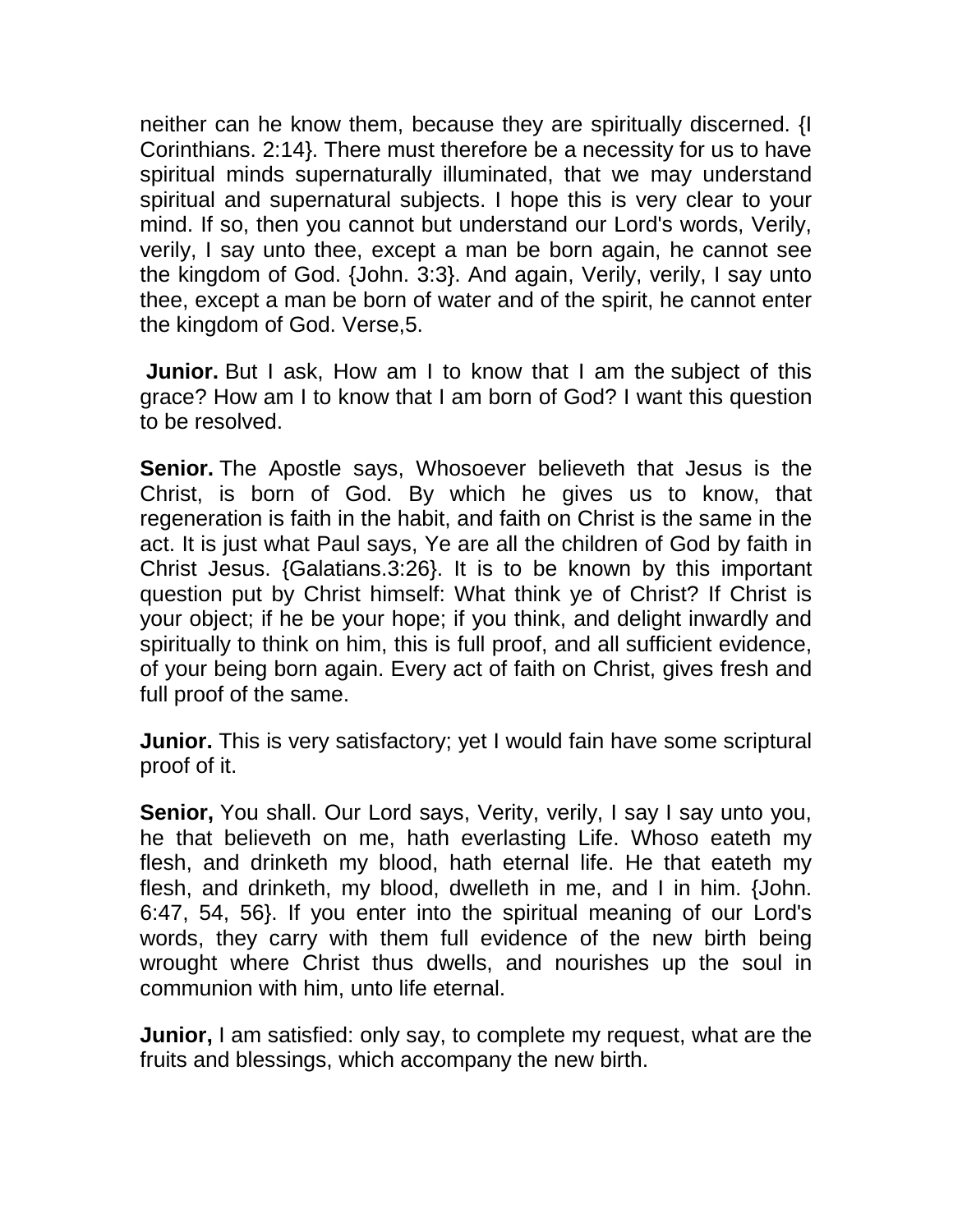neither can he know them, because they are spiritually discerned. {I Corinthians. 2:14}. There must therefore be a necessity for us to have spiritual minds supernaturally illuminated, that we may understand spiritual and supernatural subjects. I hope this is very clear to your mind. If so, then you cannot but understand our Lord's words, Verily, verily, I say unto thee, except a man be born again, he cannot see the kingdom of God. {John. 3:3}. And again, Verily, verily, I say unto thee, except a man be born of water and of the spirit, he cannot enter the kingdom of God. Verse,5.

**Junior.** But I ask, How am I to know that I am the subject of this grace? How am I to know that I am born of God? I want this question to be resolved.

**Senior.** The Apostle says, Whosoever believeth that Jesus is the Christ, is born of God. By which he gives us to know, that regeneration is faith in the habit, and faith on Christ is the same in the act. It is just what Paul says, Ye are all the children of God by faith in Christ Jesus. {Galatians.3:26}. It is to be known by this important question put by Christ himself: What think ye of Christ? If Christ is your object; if he be your hope; if you think, and delight inwardly and spiritually to think on him, this is full proof, and all sufficient evidence, of your being born again. Every act of faith on Christ, gives fresh and full proof of the same.

**Junior.** This is very satisfactory; yet I would fain have some scriptural proof of it.

**Senior,** You shall. Our Lord says, Verity, verily, I say I say unto you, he that believeth on me, hath everlasting Life. Whoso eateth my flesh, and drinketh my blood, hath eternal life. He that eateth my flesh, and drinketh, my blood, dwelleth in me, and I in him. {John. 6:47, 54, 56}. If you enter into the spiritual meaning of our Lord's words, they carry with them full evidence of the new birth being wrought where Christ thus dwells, and nourishes up the soul in communion with him, unto life eternal.

**Junior,** I am satisfied: only say, to complete my request, what are the fruits and blessings, which accompany the new birth.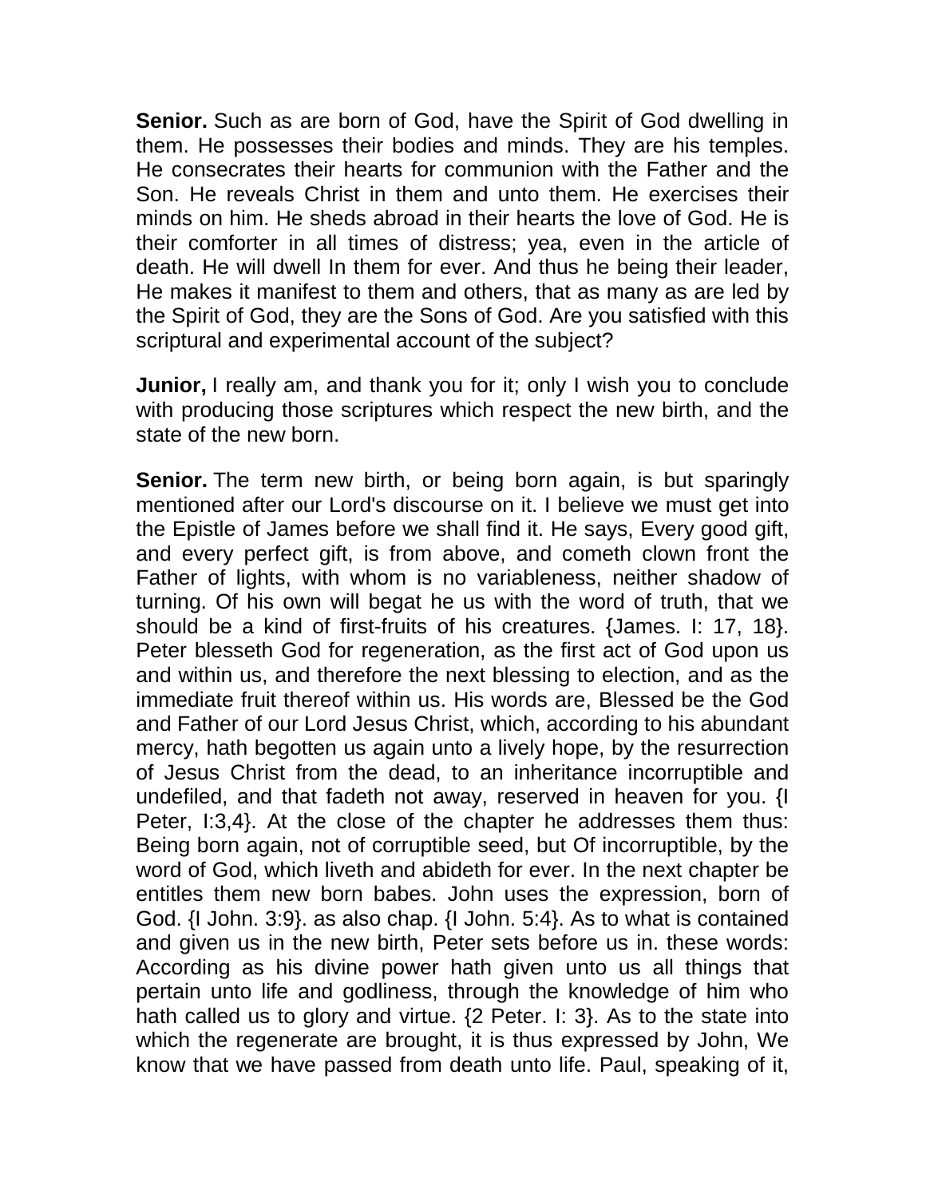**Senior.** Such as are born of God, have the Spirit of God dwelling in them. He possesses their bodies and minds. They are his temples. He consecrates their hearts for communion with the Father and the Son. He reveals Christ in them and unto them. He exercises their minds on him. He sheds abroad in their hearts the love of God. He is their comforter in all times of distress; yea, even in the article of death. He will dwell In them for ever. And thus he being their leader, He makes it manifest to them and others, that as many as are led by the Spirit of God, they are the Sons of God. Are you satisfied with this scriptural and experimental account of the subject?

**Junior,** I really am, and thank you for it; only I wish you to conclude with producing those scriptures which respect the new birth, and the state of the new born.

**Senior.** The term new birth, or being born again, is but sparingly mentioned after our Lord's discourse on it. I believe we must get into the Epistle of James before we shall find it. He says, Every good gift, and every perfect gift, is from above, and cometh clown front the Father of lights, with whom is no variableness, neither shadow of turning. Of his own will begat he us with the word of truth, that we should be a kind of first-fruits of his creatures. {James. I: 17, 18}. Peter blesseth God for regeneration, as the first act of God upon us and within us, and therefore the next blessing to election, and as the immediate fruit thereof within us. His words are, Blessed be the God and Father of our Lord Jesus Christ, which, according to his abundant mercy, hath begotten us again unto a lively hope, by the resurrection of Jesus Christ from the dead, to an inheritance incorruptible and undefiled, and that fadeth not away, reserved in heaven for you. {I Peter, I:3,4}. At the close of the chapter he addresses them thus: Being born again, not of corruptible seed, but Of incorruptible, by the word of God, which liveth and abideth for ever. In the next chapter be entitles them new born babes. John uses the expression, born of God. {I John. 3:9}. as also chap. {I John. 5:4}. As to what is contained and given us in the new birth, Peter sets before us in. these words: According as his divine power hath given unto us all things that pertain unto life and godliness, through the knowledge of him who hath called us to glory and virtue. {2 Peter. I: 3}. As to the state into which the regenerate are brought, it is thus expressed by John, We know that we have passed from death unto life. Paul, speaking of it,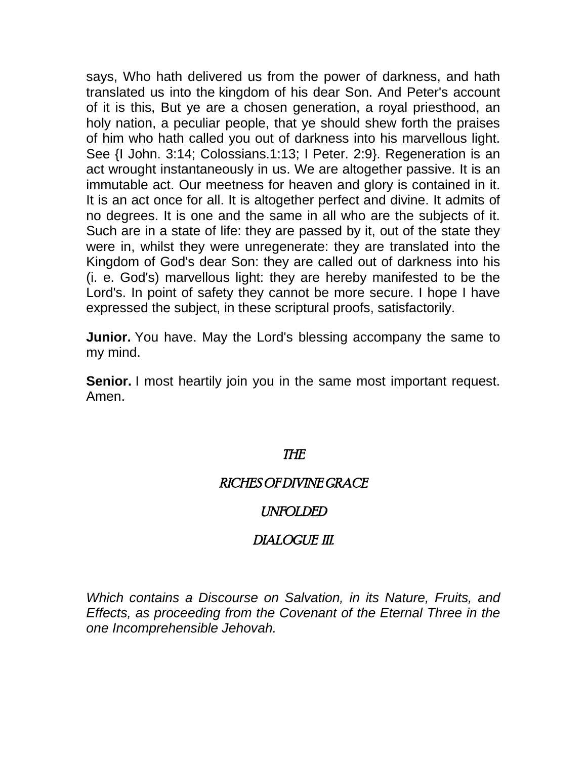says, Who hath delivered us from the power of darkness, and hath translated us into the kingdom of his dear Son. And Peter's account of it is this, But ye are a chosen generation, a royal priesthood, an holy nation, a peculiar people, that ye should shew forth the praises of him who hath called you out of darkness into his marvellous light. See {I John. 3:14; Colossians.1:13; I Peter. 2:9}. Regeneration is an act wrought instantaneously in us. We are altogether passive. It is an immutable act. Our meetness for heaven and glory is contained in it. It is an act once for all. It is altogether perfect and divine. It admits of no degrees. It is one and the same in all who are the subjects of it. Such are in a state of life: they are passed by it, out of the state they were in, whilst they were unregenerate: they are translated into the Kingdom of God's dear Son: they are called out of darkness into his (i. e. God's) marvellous light: they are hereby manifested to be the Lord's. In point of safety they cannot be more secure. I hope I have expressed the subject, in these scriptural proofs, satisfactorily.

**Junior.** You have. May the Lord's blessing accompany the same to my mind.

**Senior.** I most heartily join you in the same most important request. Amen.

# *THE*

# *RICHES OF DIVINE GRACE*

# *UNFOLDED*

# *DIALOGUE III.*

*Which contains a Discourse on Salvation, in its Nature, Fruits, and Effects, as proceeding from the Covenant of the Eternal Three in the one Incomprehensible Jehovah.*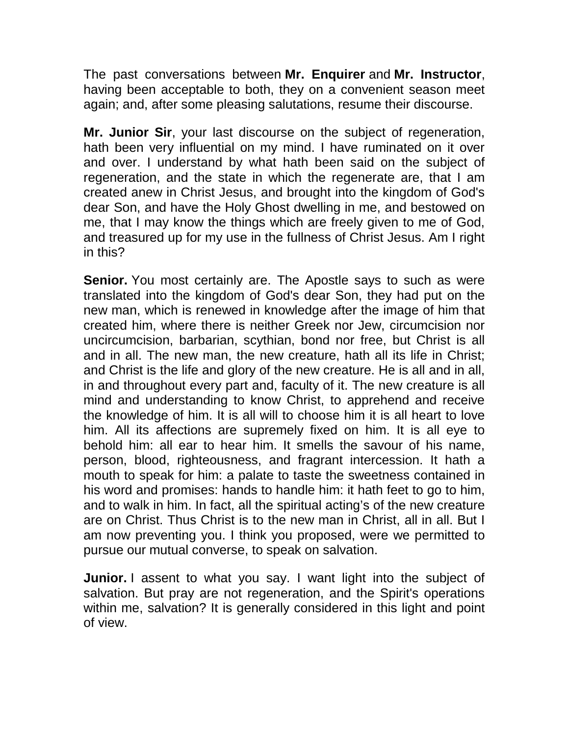The past conversations between **Mr. Enquirer** and **Mr. Instructor**, having been acceptable to both, they on a convenient season meet again; and, after some pleasing salutations, resume their discourse.

**Mr. Junior Sir**, your last discourse on the subject of regeneration, hath been very influential on my mind. I have ruminated on it over and over. I understand by what hath been said on the subject of regeneration, and the state in which the regenerate are, that I am created anew in Christ Jesus, and brought into the kingdom of God's dear Son, and have the Holy Ghost dwelling in me, and bestowed on me, that I may know the things which are freely given to me of God, and treasured up for my use in the fullness of Christ Jesus. Am I right in this?

**Senior.** You most certainly are. The Apostle says to such as were translated into the kingdom of God's dear Son, they had put on the new man, which is renewed in knowledge after the image of him that created him, where there is neither Greek nor Jew, circumcision nor uncircumcision, barbarian, scythian, bond nor free, but Christ is all and in all. The new man, the new creature, hath all its life in Christ; and Christ is the life and glory of the new creature. He is all and in all, in and throughout every part and, faculty of it. The new creature is all mind and understanding to know Christ, to apprehend and receive the knowledge of him. It is all will to choose him it is all heart to love him. All its affections are supremely fixed on him. It is all eye to behold him: all ear to hear him. It smells the savour of his name, person, blood, righteousness, and fragrant intercession. It hath a mouth to speak for him: a palate to taste the sweetness contained in his word and promises: hands to handle him: it hath feet to go to him, and to walk in him. In fact, all the spiritual acting's of the new creature are on Christ. Thus Christ is to the new man in Christ, all in all. But I am now preventing you. I think you proposed, were we permitted to pursue our mutual converse, to speak on salvation.

**Junior.** I assent to what you say. I want light into the subject of salvation. But pray are not regeneration, and the Spirit's operations within me, salvation? It is generally considered in this light and point of view.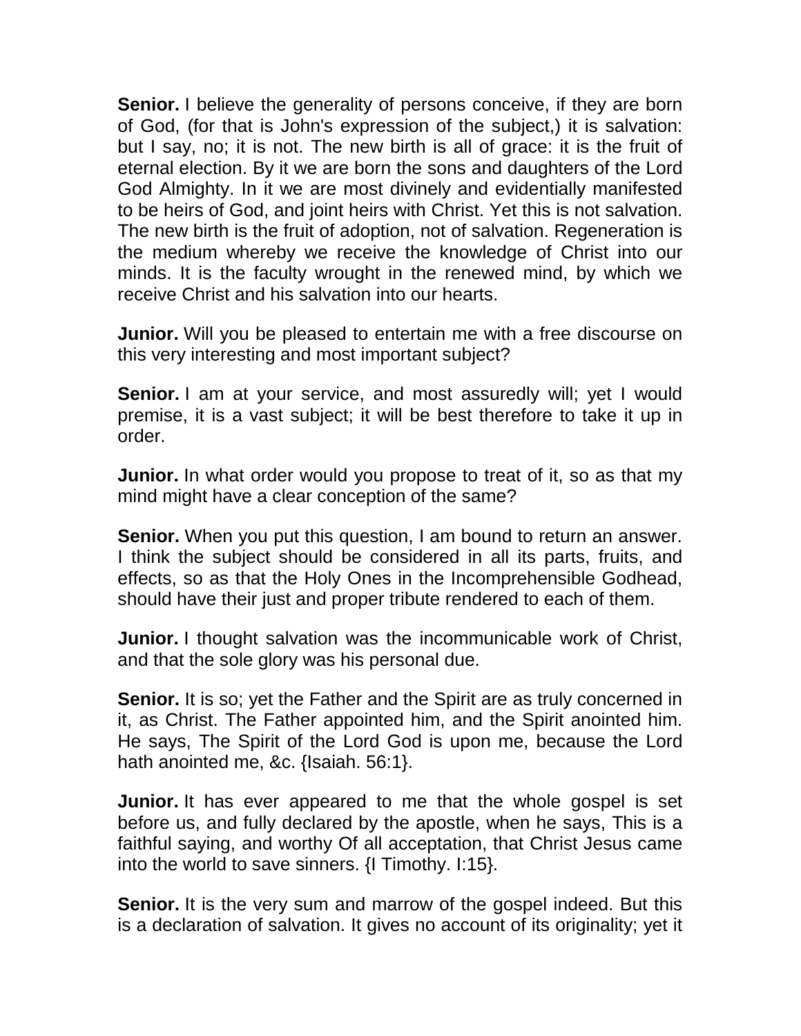**Senior.** I believe the generality of persons conceive, if they are born of God, (for that is John's expression of the subject,) it is salvation: but I say, no; it is not. The new birth is all of grace: it is the fruit of eternal election. By it we are born the sons and daughters of the Lord God Almighty. In it we are most divinely and evidentially manifested to be heirs of God, and joint heirs with Christ. Yet this is not salvation. The new birth is the fruit of adoption, not of salvation. Regeneration is the medium whereby we receive the knowledge of Christ into our minds. It is the faculty wrought in the renewed mind, by which we receive Christ and his salvation into our hearts.

**Junior.** Will you be pleased to entertain me with a free discourse on this very interesting and most important subject?

**Senior.** I am at your service, and most assuredly will; yet I would premise, it is a vast subject; it will be best therefore to take it up in order.

**Junior.** In what order would you propose to treat of it, so as that my mind might have a clear conception of the same?

**Senior.** When you put this question, I am bound to return an answer. I think the subject should be considered in all its parts, fruits, and effects, so as that the Holy Ones in the Incomprehensible Godhead, should have their just and proper tribute rendered to each of them.

**Junior.** I thought salvation was the incommunicable work of Christ, and that the sole glory was his personal due.

**Senior.** It is so; yet the Father and the Spirit are as truly concerned in it, as Christ. The Father appointed him, and the Spirit anointed him. He says, The Spirit of the Lord God is upon me, because the Lord hath anointed me, &c. {Isaiah. 56:1}.

**Junior.** It has ever appeared to me that the whole gospel is set before us, and fully declared by the apostle, when he says, This is a faithful saying, and worthy Of all acceptation, that Christ Jesus came into the world to save sinners. {I Timothy. I:15}.

**Senior.** It is the very sum and marrow of the gospel indeed. But this is a declaration of salvation. It gives no account of its originality; yet it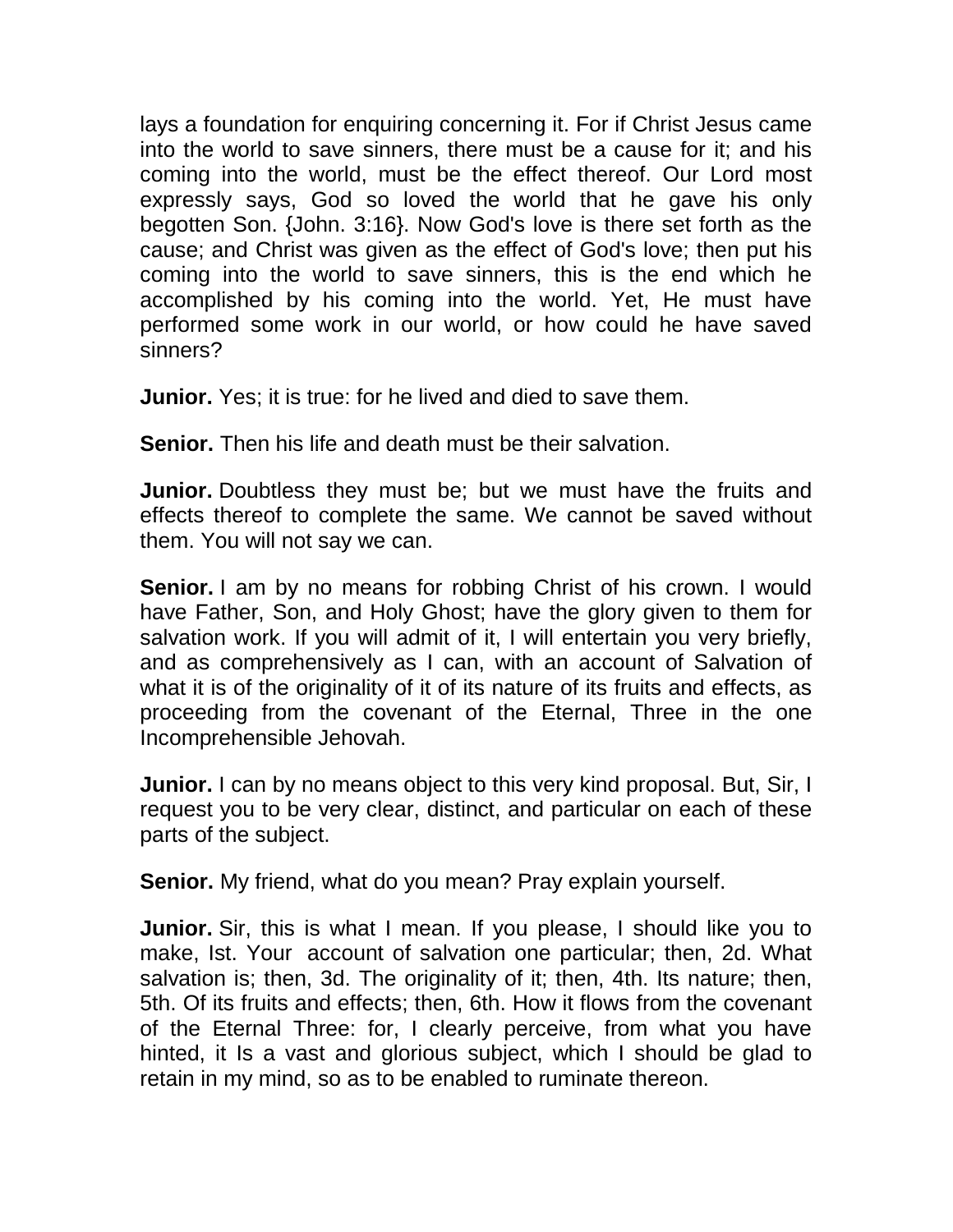lays a foundation for enquiring concerning it. For if Christ Jesus came into the world to save sinners, there must be a cause for it; and his coming into the world, must be the effect thereof. Our Lord most expressly says, God so loved the world that he gave his only begotten Son. {John. 3:16}. Now God's love is there set forth as the cause; and Christ was given as the effect of God's love; then put his coming into the world to save sinners, this is the end which he accomplished by his coming into the world. Yet, He must have performed some work in our world, or how could he have saved sinners?

**Junior.** Yes; it is true: for he lived and died to save them.

**Senior.** Then his life and death must be their salvation.

**Junior.** Doubtless they must be; but we must have the fruits and effects thereof to complete the same. We cannot be saved without them. You will not say we can.

**Senior.** I am by no means for robbing Christ of his crown. I would have Father, Son, and Holy Ghost; have the glory given to them for salvation work. If you will admit of it, I will entertain you very briefly, and as comprehensively as I can, with an account of Salvation of what it is of the originality of it of its nature of its fruits and effects, as proceeding from the covenant of the Eternal, Three in the one Incomprehensible Jehovah.

**Junior.** I can by no means object to this very kind proposal. But, Sir, I request you to be very clear, distinct, and particular on each of these parts of the subject.

**Senior.** My friend, what do you mean? Pray explain yourself.

**Junior.** Sir, this is what I mean. If you please, I should like you to make, Ist. Your account of salvation one particular; then, 2d. What salvation is; then, 3d. The originality of it; then, 4th. Its nature; then, 5th. Of its fruits and effects; then, 6th. How it flows from the covenant of the Eternal Three: for, I clearly perceive, from what you have hinted, it Is a vast and glorious subject, which I should be glad to retain in my mind, so as to be enabled to ruminate thereon.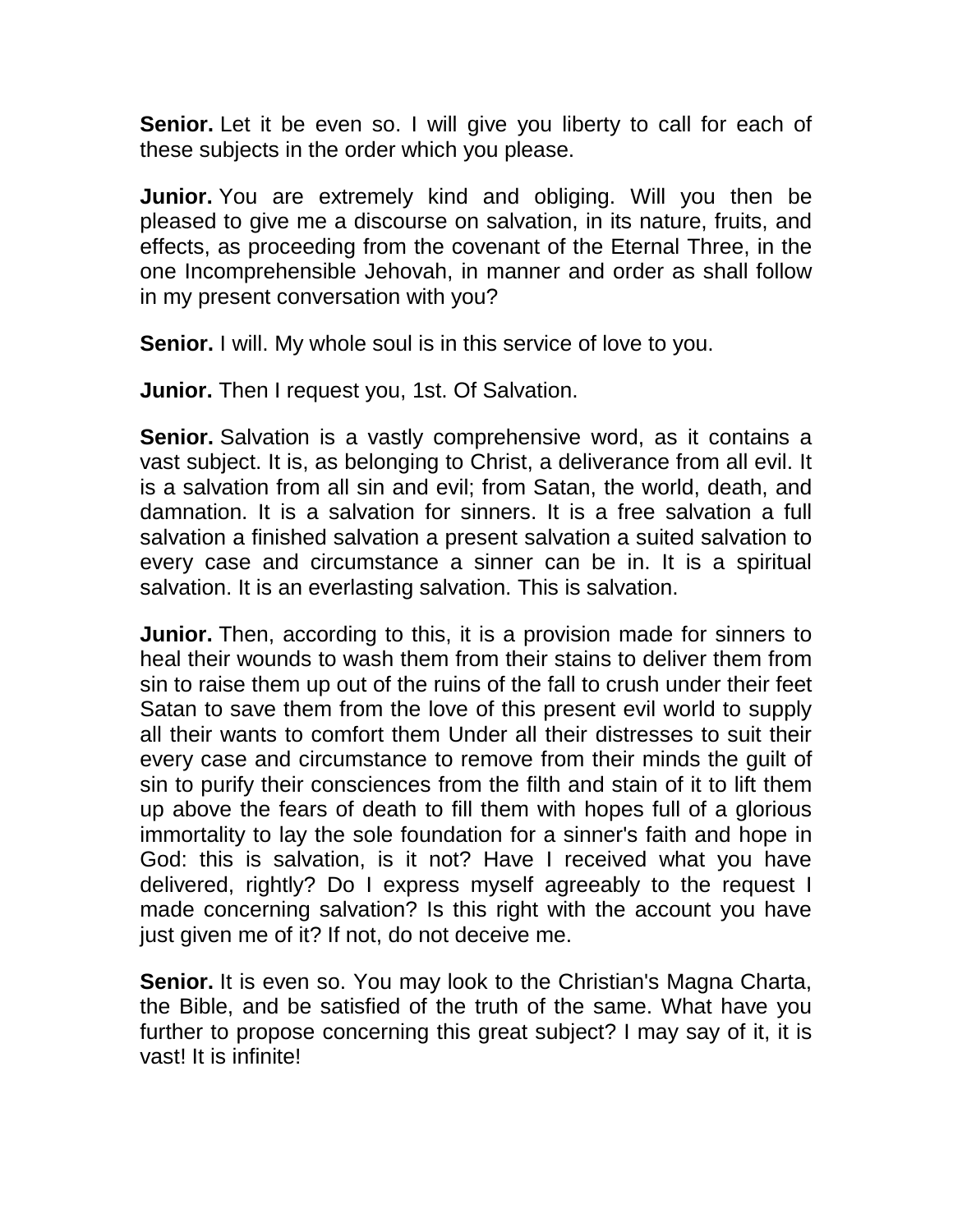**Senior.** Let it be even so. I will give you liberty to call for each of these subjects in the order which you please.

**Junior.** You are extremely kind and obliging. Will you then be pleased to give me a discourse on salvation, in its nature, fruits, and effects, as proceeding from the covenant of the Eternal Three, in the one Incomprehensible Jehovah, in manner and order as shall follow in my present conversation with you?

**Senior.** I will. My whole soul is in this service of love to you.

**Junior.** Then I request you, 1st. Of Salvation.

**Senior.** Salvation is a vastly comprehensive word, as it contains a vast subject. It is, as belonging to Christ, a deliverance from all evil. It is a salvation from all sin and evil; from Satan, the world, death, and damnation. It is a salvation for sinners. It is a free salvation a full salvation a finished salvation a present salvation a suited salvation to every case and circumstance a sinner can be in. It is a spiritual salvation. It is an everlasting salvation. This is salvation.

**Junior.** Then, according to this, it is a provision made for sinners to heal their wounds to wash them from their stains to deliver them from sin to raise them up out of the ruins of the fall to crush under their feet Satan to save them from the love of this present evil world to supply all their wants to comfort them Under all their distresses to suit their every case and circumstance to remove from their minds the guilt of sin to purify their consciences from the filth and stain of it to lift them up above the fears of death to fill them with hopes full of a glorious immortality to lay the sole foundation for a sinner's faith and hope in God: this is salvation, is it not? Have I received what you have delivered, rightly? Do I express myself agreeably to the request I made concerning salvation? Is this right with the account you have just given me of it? If not, do not deceive me.

**Senior.** It is even so. You may look to the Christian's Magna Charta, the Bible, and be satisfied of the truth of the same. What have you further to propose concerning this great subject? I may say of it, it is vast! It is infinite!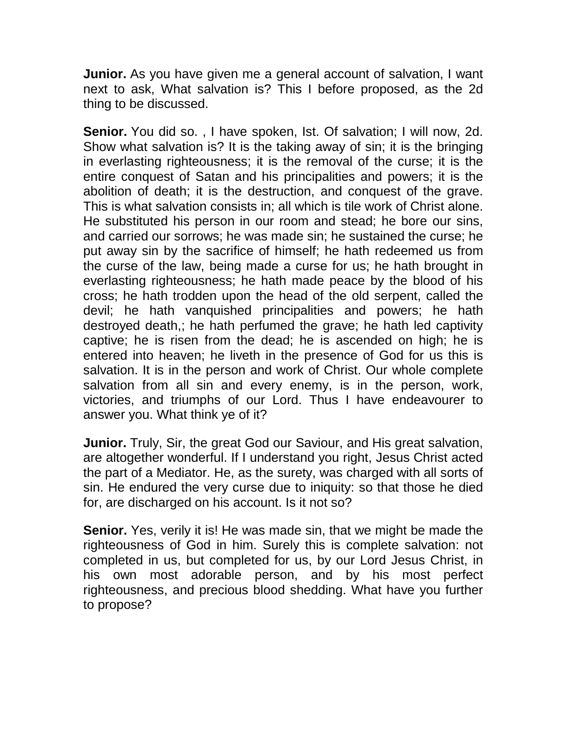**Junior.** As you have given me a general account of salvation, I want next to ask, What salvation is? This I before proposed, as the 2d thing to be discussed.

**Senior.** You did so. , I have spoken, Ist. Of salvation; I will now, 2d. Show what salvation is? It is the taking away of sin; it is the bringing in everlasting righteousness; it is the removal of the curse; it is the entire conquest of Satan and his principalities and powers; it is the abolition of death; it is the destruction, and conquest of the grave. This is what salvation consists in; all which is tile work of Christ alone. He substituted his person in our room and stead; he bore our sins, and carried our sorrows; he was made sin; he sustained the curse; he put away sin by the sacrifice of himself; he hath redeemed us from the curse of the law, being made a curse for us; he hath brought in everlasting righteousness; he hath made peace by the blood of his cross; he hath trodden upon the head of the old serpent, called the devil; he hath vanquished principalities and powers; he hath destroyed death,; he hath perfumed the grave; he hath led captivity captive; he is risen from the dead; he is ascended on high; he is entered into heaven; he liveth in the presence of God for us this is salvation. It is in the person and work of Christ. Our whole complete salvation from all sin and every enemy, is in the person, work, victories, and triumphs of our Lord. Thus I have endeavourer to answer you. What think ye of it?

**Junior.** Truly, Sir, the great God our Saviour, and His great salvation, are altogether wonderful. If I understand you right, Jesus Christ acted the part of a Mediator. He, as the surety, was charged with all sorts of sin. He endured the very curse due to iniquity: so that those he died for, are discharged on his account. Is it not so?

**Senior.** Yes, verily it is! He was made sin, that we might be made the righteousness of God in him. Surely this is complete salvation: not completed in us, but completed for us, by our Lord Jesus Christ, in his own most adorable person, and by his most perfect righteousness, and precious blood shedding. What have you further to propose?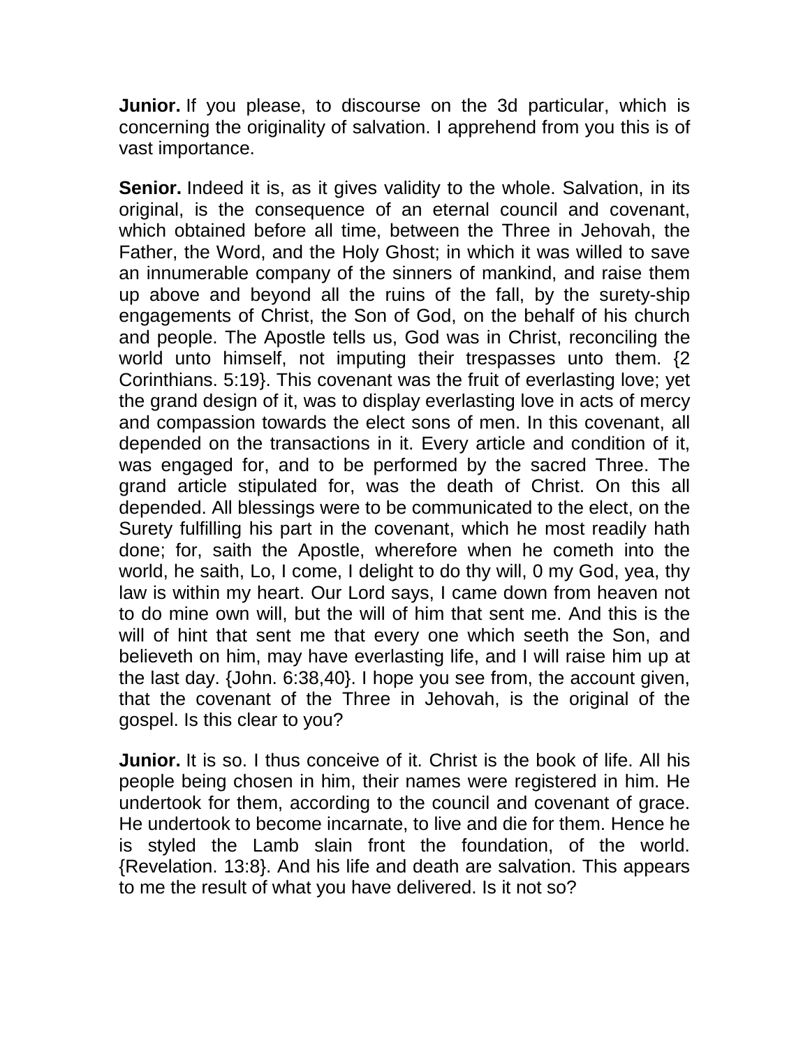**Junior.** If you please, to discourse on the 3d particular, which is concerning the originality of salvation. I apprehend from you this is of vast importance.

**Senior.** Indeed it is, as it gives validity to the whole. Salvation, in its original, is the consequence of an eternal council and covenant, which obtained before all time, between the Three in Jehovah, the Father, the Word, and the Holy Ghost; in which it was willed to save an innumerable company of the sinners of mankind, and raise them up above and beyond all the ruins of the fall, by the surety-ship engagements of Christ, the Son of God, on the behalf of his church and people. The Apostle tells us, God was in Christ, reconciling the world unto himself, not imputing their trespasses unto them. {2 Corinthians. 5:19}. This covenant was the fruit of everlasting love; yet the grand design of it, was to display everlasting love in acts of mercy and compassion towards the elect sons of men. In this covenant, all depended on the transactions in it. Every article and condition of it, was engaged for, and to be performed by the sacred Three. The grand article stipulated for, was the death of Christ. On this all depended. All blessings were to be communicated to the elect, on the Surety fulfilling his part in the covenant, which he most readily hath done; for, saith the Apostle, wherefore when he cometh into the world, he saith, Lo, I come, I delight to do thy will, 0 my God, yea, thy law is within my heart. Our Lord says, I came down from heaven not to do mine own will, but the will of him that sent me. And this is the will of hint that sent me that every one which seeth the Son, and believeth on him, may have everlasting life, and I will raise him up at the last day. {John. 6:38,40}. I hope you see from, the account given, that the covenant of the Three in Jehovah, is the original of the gospel. Is this clear to you?

**Junior.** It is so. I thus conceive of it. Christ is the book of life. All his people being chosen in him, their names were registered in him. He undertook for them, according to the council and covenant of grace. He undertook to become incarnate, to live and die for them. Hence he is styled the Lamb slain front the foundation, of the world. {Revelation. 13:8}. And his life and death are salvation. This appears to me the result of what you have delivered. Is it not so?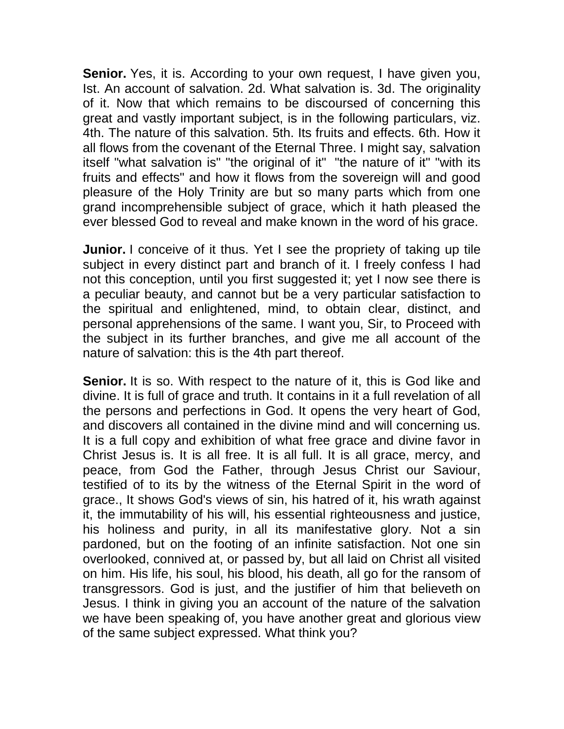**Senior.** Yes, it is. According to your own request, I have given you, Ist. An account of salvation. 2d. What salvation is. 3d. The originality of it. Now that which remains to be discoursed of concerning this great and vastly important subject, is in the following particulars, viz. 4th. The nature of this salvation. 5th. Its fruits and effects. 6th. How it all flows from the covenant of the Eternal Three. I might say, salvation itself "what salvation is" "the original of it" "the nature of it" "with its fruits and effects" and how it flows from the sovereign will and good pleasure of the Holy Trinity are but so many parts which from one grand incomprehensible subject of grace, which it hath pleased the ever blessed God to reveal and make known in the word of his grace.

**Junior.** I conceive of it thus. Yet I see the propriety of taking up tile subject in every distinct part and branch of it. I freely confess I had not this conception, until you first suggested it; yet I now see there is a peculiar beauty, and cannot but be a very particular satisfaction to the spiritual and enlightened, mind, to obtain clear, distinct, and personal apprehensions of the same. I want you, Sir, to Proceed with the subject in its further branches, and give me all account of the nature of salvation: this is the 4th part thereof.

**Senior.** It is so. With respect to the nature of it, this is God like and divine. It is full of grace and truth. It contains in it a full revelation of all the persons and perfections in God. It opens the very heart of God, and discovers all contained in the divine mind and will concerning us. It is a full copy and exhibition of what free grace and divine favor in Christ Jesus is. It is all free. It is all full. It is all grace, mercy, and peace, from God the Father, through Jesus Christ our Saviour, testified of to its by the witness of the Eternal Spirit in the word of grace., It shows God's views of sin, his hatred of it, his wrath against it, the immutability of his will, his essential righteousness and justice, his holiness and purity, in all its manifestative glory. Not a sin pardoned, but on the footing of an infinite satisfaction. Not one sin overlooked, connived at, or passed by, but all laid on Christ all visited on him. His life, his soul, his blood, his death, all go for the ransom of transgressors. God is just, and the justifier of him that believeth on Jesus. I think in giving you an account of the nature of the salvation we have been speaking of, you have another great and glorious view of the same subject expressed. What think you?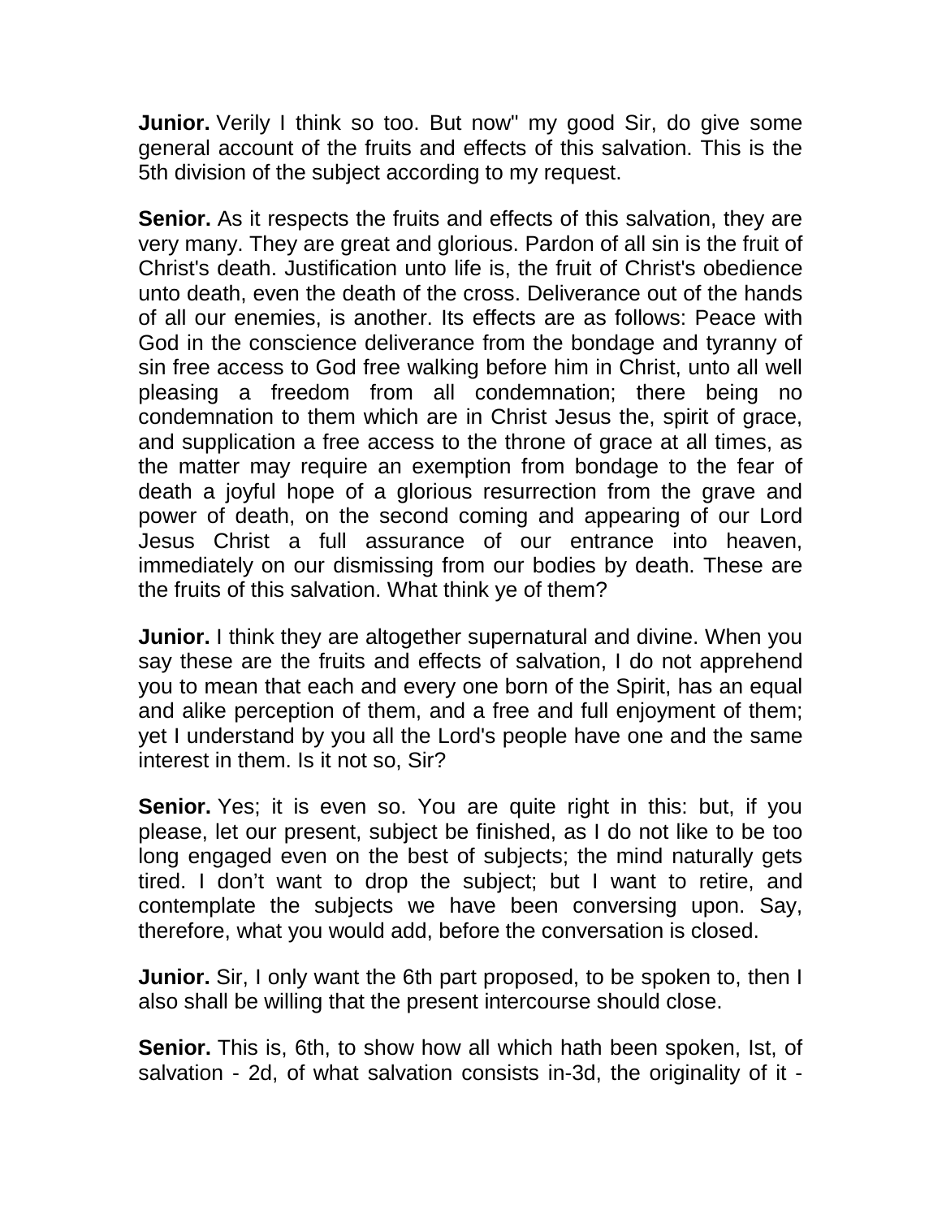**Junior.** Verily I think so too. But now" my good Sir, do give some general account of the fruits and effects of this salvation. This is the 5th division of the subject according to my request.

**Senior.** As it respects the fruits and effects of this salvation, they are very many. They are great and glorious. Pardon of all sin is the fruit of Christ's death. Justification unto life is, the fruit of Christ's obedience unto death, even the death of the cross. Deliverance out of the hands of all our enemies, is another. Its effects are as follows: Peace with God in the conscience deliverance from the bondage and tyranny of sin free access to God free walking before him in Christ, unto all well pleasing a freedom from all condemnation; there being no condemnation to them which are in Christ Jesus the, spirit of grace, and supplication a free access to the throne of grace at all times, as the matter may require an exemption from bondage to the fear of death a joyful hope of a glorious resurrection from the grave and power of death, on the second coming and appearing of our Lord Jesus Christ a full assurance of our entrance into heaven, immediately on our dismissing from our bodies by death. These are the fruits of this salvation. What think ye of them?

**Junior.** I think they are altogether supernatural and divine. When you say these are the fruits and effects of salvation, I do not apprehend you to mean that each and every one born of the Spirit, has an equal and alike perception of them, and a free and full enjoyment of them; yet I understand by you all the Lord's people have one and the same interest in them. Is it not so, Sir?

**Senior.** Yes; it is even so. You are quite right in this: but, if you please, let our present, subject be finished, as I do not like to be too long engaged even on the best of subjects; the mind naturally gets tired. I don't want to drop the subject; but I want to retire, and contemplate the subjects we have been conversing upon. Say, therefore, what you would add, before the conversation is closed.

**Junior.** Sir, I only want the 6th part proposed, to be spoken to, then I also shall be willing that the present intercourse should close.

**Senior.** This is, 6th, to show how all which hath been spoken, Ist, of salvation - 2d, of what salvation consists in-3d, the originality of it -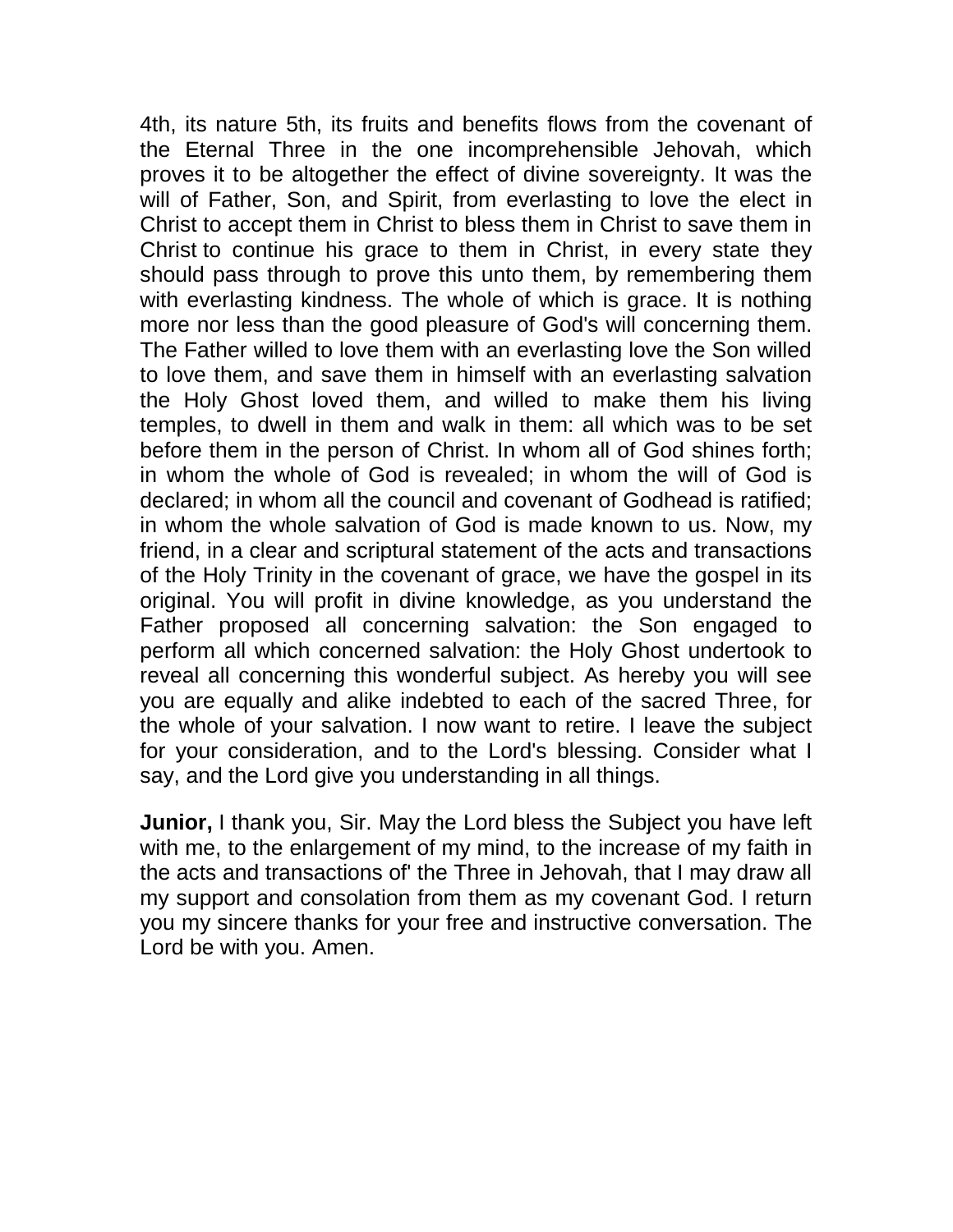4th, its nature 5th, its fruits and benefits flows from the covenant of the Eternal Three in the one incomprehensible Jehovah, which proves it to be altogether the effect of divine sovereignty. It was the will of Father, Son, and Spirit, from everlasting to love the elect in Christ to accept them in Christ to bless them in Christ to save them in Christ to continue his grace to them in Christ, in every state they should pass through to prove this unto them, by remembering them with everlasting kindness. The whole of which is grace. It is nothing more nor less than the good pleasure of God's will concerning them. The Father willed to love them with an everlasting love the Son willed to love them, and save them in himself with an everlasting salvation the Holy Ghost loved them, and willed to make them his living temples, to dwell in them and walk in them: all which was to be set before them in the person of Christ. In whom all of God shines forth; in whom the whole of God is revealed; in whom the will of God is declared; in whom all the council and covenant of Godhead is ratified; in whom the whole salvation of God is made known to us. Now, my friend, in a clear and scriptural statement of the acts and transactions of the Holy Trinity in the covenant of grace, we have the gospel in its original. You will profit in divine knowledge, as you understand the Father proposed all concerning salvation: the Son engaged to perform all which concerned salvation: the Holy Ghost undertook to reveal all concerning this wonderful subject. As hereby you will see you are equally and alike indebted to each of the sacred Three, for the whole of your salvation. I now want to retire. I leave the subject for your consideration, and to the Lord's blessing. Consider what I say, and the Lord give you understanding in all things.

**Junior,** I thank you, Sir. May the Lord bless the Subject you have left with me, to the enlargement of my mind, to the increase of my faith in the acts and transactions of' the Three in Jehovah, that I may draw all my support and consolation from them as my covenant God. I return you my sincere thanks for your free and instructive conversation. The Lord be with you. Amen.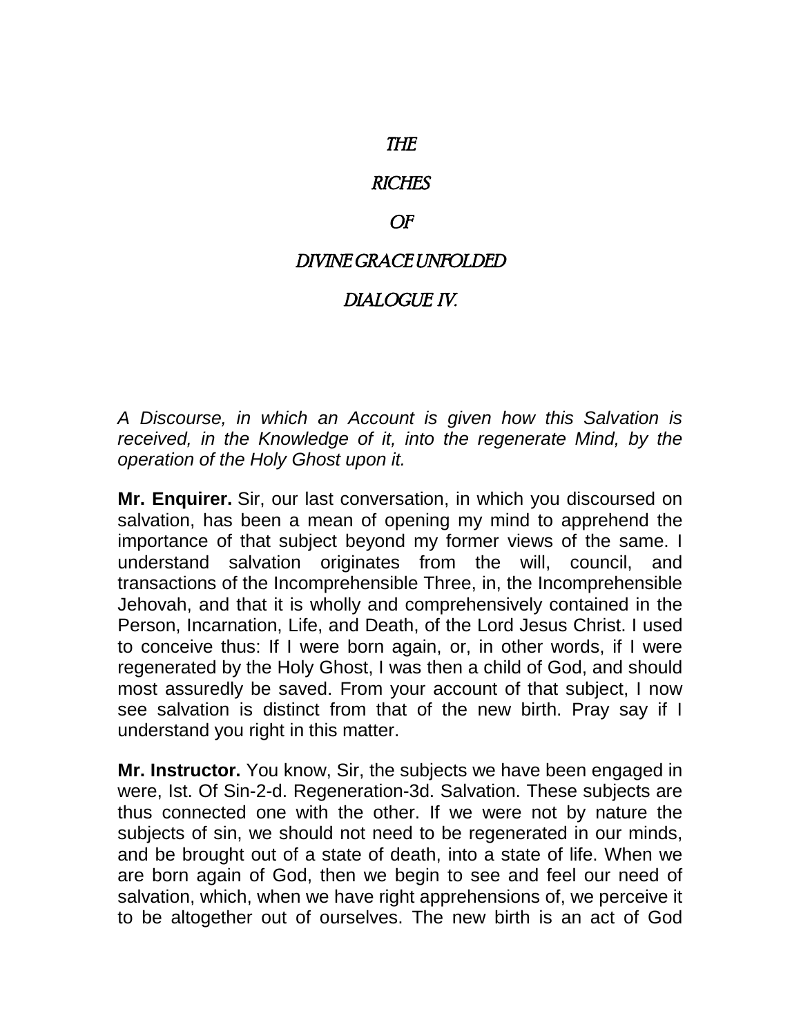# *THE*

# *RICHES*

# *OF*

# *DIVINE GRACE UNFOLDED*

## *DIALOGUE IV.*

*A Discourse, in which an Account is given how this Salvation is received, in the Knowledge of it, into the regenerate Mind, by the operation of the Holy Ghost upon it.*

**Mr. Enquirer.** Sir, our last conversation, in which you discoursed on salvation, has been a mean of opening my mind to apprehend the importance of that subject beyond my former views of the same. I understand salvation originates from the will, council, and transactions of the Incomprehensible Three, in, the Incomprehensible Jehovah, and that it is wholly and comprehensively contained in the Person, Incarnation, Life, and Death, of the Lord Jesus Christ. I used to conceive thus: If I were born again, or, in other words, if I were regenerated by the Holy Ghost, I was then a child of God, and should most assuredly be saved. From your account of that subject, I now see salvation is distinct from that of the new birth. Pray say if I understand you right in this matter.

**Mr. Instructor.** You know, Sir, the subjects we have been engaged in were, Ist. Of Sin-2-d. Regeneration-3d. Salvation. These subjects are thus connected one with the other. If we were not by nature the subjects of sin, we should not need to be regenerated in our minds, and be brought out of a state of death, into a state of life. When we are born again of God, then we begin to see and feel our need of salvation, which, when we have right apprehensions of, we perceive it to be altogether out of ourselves. The new birth is an act of God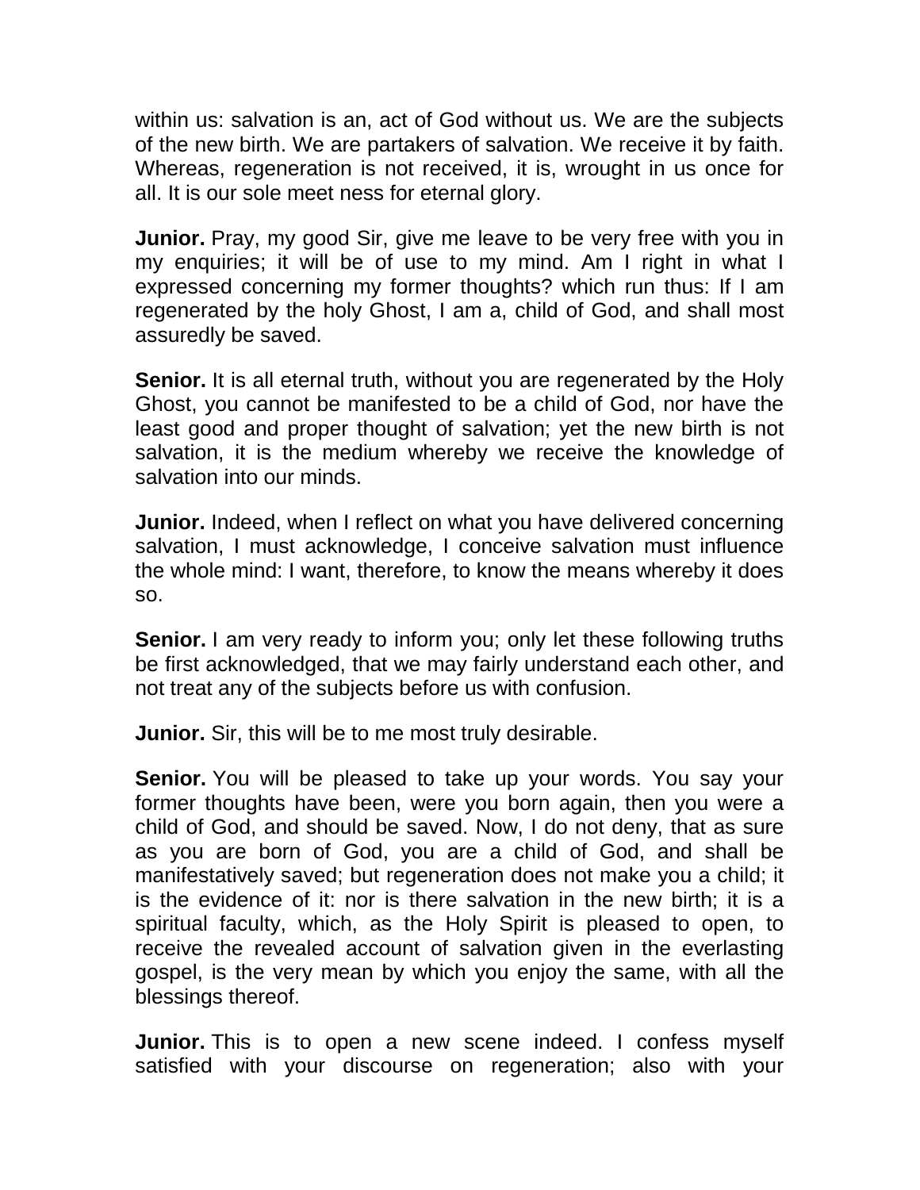within us: salvation is an, act of God without us. We are the subjects of the new birth. We are partakers of salvation. We receive it by faith. Whereas, regeneration is not received, it is, wrought in us once for all. It is our sole meet ness for eternal glory.

**Junior.** Pray, my good Sir, give me leave to be very free with you in my enquiries; it will be of use to my mind. Am I right in what I expressed concerning my former thoughts? which run thus: If I am regenerated by the holy Ghost, I am a, child of God, and shall most assuredly be saved.

**Senior.** It is all eternal truth, without you are regenerated by the Holy Ghost, you cannot be manifested to be a child of God, nor have the least good and proper thought of salvation; yet the new birth is not salvation, it is the medium whereby we receive the knowledge of salvation into our minds.

**Junior.** Indeed, when I reflect on what you have delivered concerning salvation, I must acknowledge, I conceive salvation must influence the whole mind: I want, therefore, to know the means whereby it does so.

**Senior.** I am very ready to inform you; only let these following truths be first acknowledged, that we may fairly understand each other, and not treat any of the subjects before us with confusion.

**Junior.** Sir, this will be to me most truly desirable.

**Senior.** You will be pleased to take up your words. You say your former thoughts have been, were you born again, then you were a child of God, and should be saved. Now, I do not deny, that as sure as you are born of God, you are a child of God, and shall be manifestatively saved; but regeneration does not make you a child; it is the evidence of it: nor is there salvation in the new birth; it is a spiritual faculty, which, as the Holy Spirit is pleased to open, to receive the revealed account of salvation given in the everlasting gospel, is the very mean by which you enjoy the same, with all the blessings thereof.

**Junior.** This is to open a new scene indeed. I confess myself satisfied with your discourse on regeneration; also with your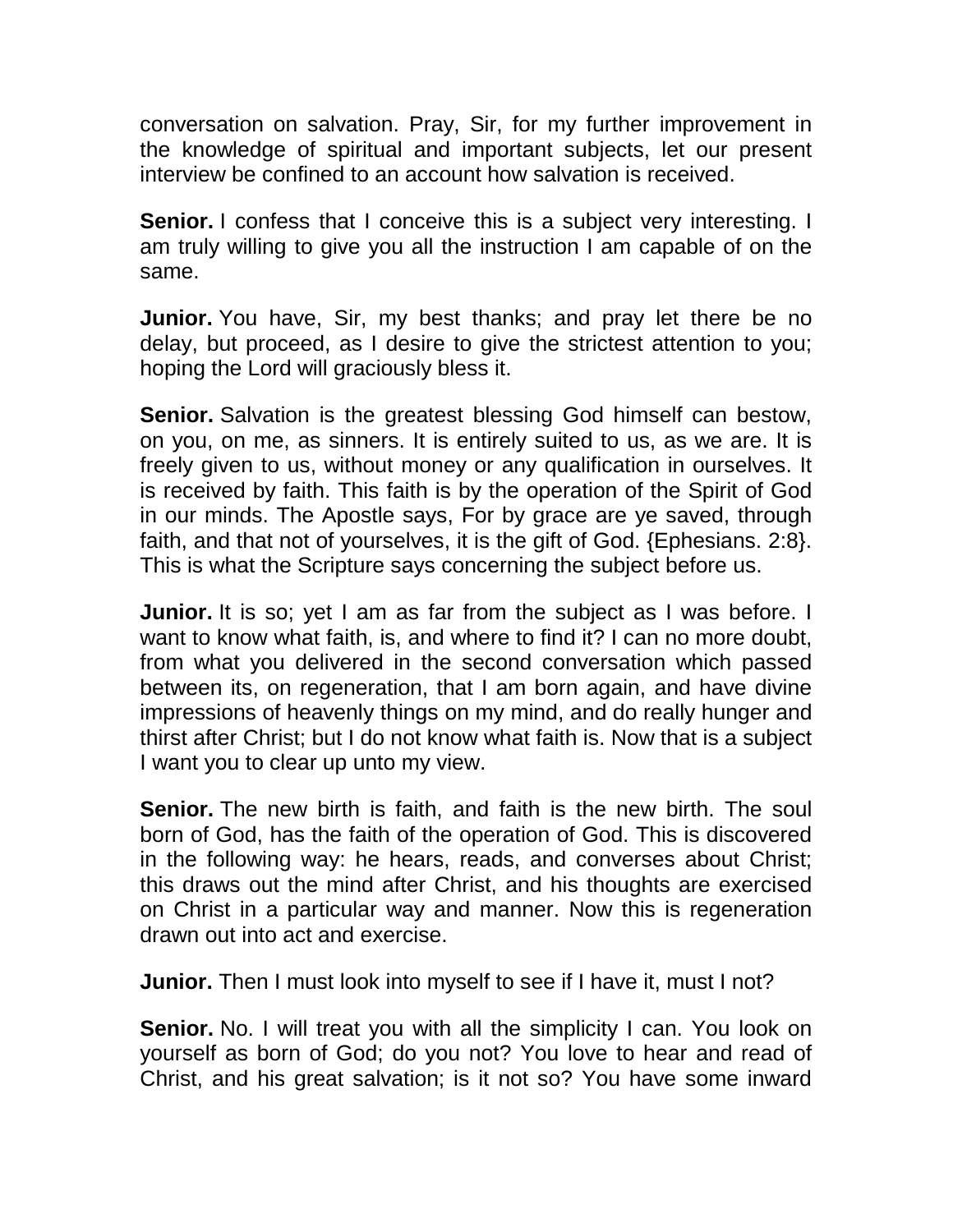conversation on salvation. Pray, Sir, for my further improvement in the knowledge of spiritual and important subjects, let our present interview be confined to an account how salvation is received.

**Senior.** I confess that I conceive this is a subject very interesting. I am truly willing to give you all the instruction I am capable of on the same.

**Junior.** You have, Sir, my best thanks; and pray let there be no delay, but proceed, as I desire to give the strictest attention to you; hoping the Lord will graciously bless it.

**Senior.** Salvation is the greatest blessing God himself can bestow, on you, on me, as sinners. It is entirely suited to us, as we are. It is freely given to us, without money or any qualification in ourselves. It is received by faith. This faith is by the operation of the Spirit of God in our minds. The Apostle says, For by grace are ye saved, through faith, and that not of yourselves, it is the gift of God. {Ephesians. 2:8}. This is what the Scripture says concerning the subject before us.

**Junior.** It is so; yet I am as far from the subject as I was before. I want to know what faith, is, and where to find it? I can no more doubt, from what you delivered in the second conversation which passed between its, on regeneration, that I am born again, and have divine impressions of heavenly things on my mind, and do really hunger and thirst after Christ; but I do not know what faith is. Now that is a subject I want you to clear up unto my view.

**Senior.** The new birth is faith, and faith is the new birth. The soul born of God, has the faith of the operation of God. This is discovered in the following way: he hears, reads, and converses about Christ; this draws out the mind after Christ, and his thoughts are exercised on Christ in a particular way and manner. Now this is regeneration drawn out into act and exercise.

**Junior.** Then I must look into myself to see if I have it, must I not?

**Senior.** No. I will treat you with all the simplicity I can. You look on yourself as born of God; do you not? You love to hear and read of Christ, and his great salvation; is it not so? You have some inward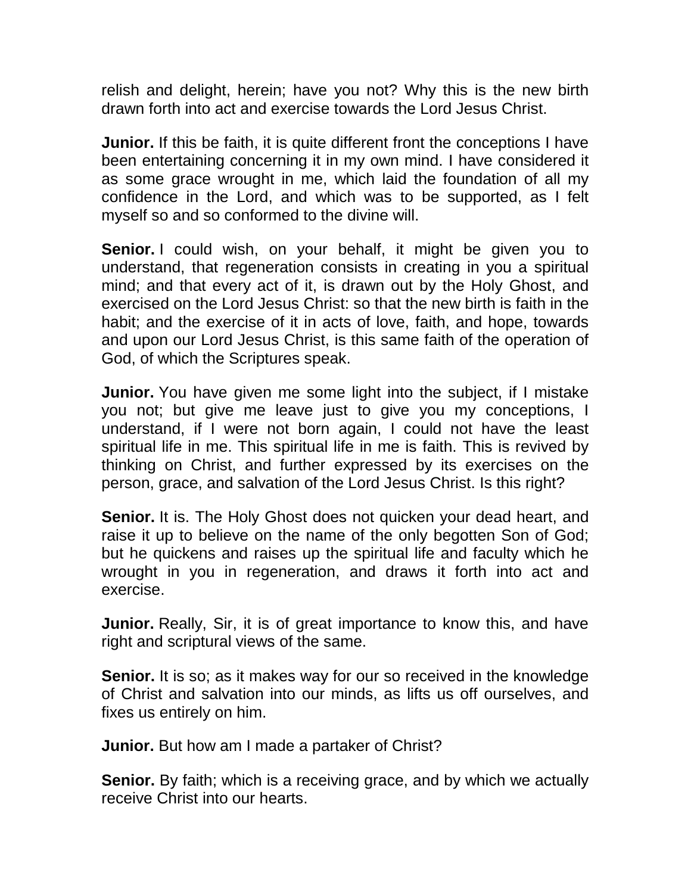relish and delight, herein; have you not? Why this is the new birth drawn forth into act and exercise towards the Lord Jesus Christ.

**Junior.** If this be faith, it is quite different front the conceptions I have been entertaining concerning it in my own mind. I have considered it as some grace wrought in me, which laid the foundation of all my confidence in the Lord, and which was to be supported, as I felt myself so and so conformed to the divine will.

**Senior.** I could wish, on your behalf, it might be given you to understand, that regeneration consists in creating in you a spiritual mind; and that every act of it, is drawn out by the Holy Ghost, and exercised on the Lord Jesus Christ: so that the new birth is faith in the habit; and the exercise of it in acts of love, faith, and hope, towards and upon our Lord Jesus Christ, is this same faith of the operation of God, of which the Scriptures speak.

**Junior.** You have given me some light into the subject, if I mistake you not; but give me leave just to give you my conceptions, I understand, if I were not born again, I could not have the least spiritual life in me. This spiritual life in me is faith. This is revived by thinking on Christ, and further expressed by its exercises on the person, grace, and salvation of the Lord Jesus Christ. Is this right?

**Senior.** It is. The Holy Ghost does not quicken your dead heart, and raise it up to believe on the name of the only begotten Son of God; but he quickens and raises up the spiritual life and faculty which he wrought in you in regeneration, and draws it forth into act and exercise.

**Junior.** Really, Sir, it is of great importance to know this, and have right and scriptural views of the same.

**Senior.** It is so; as it makes way for our so received in the knowledge of Christ and salvation into our minds, as lifts us off ourselves, and fixes us entirely on him.

**Junior.** But how am I made a partaker of Christ?

**Senior.** By faith; which is a receiving grace, and by which we actually receive Christ into our hearts.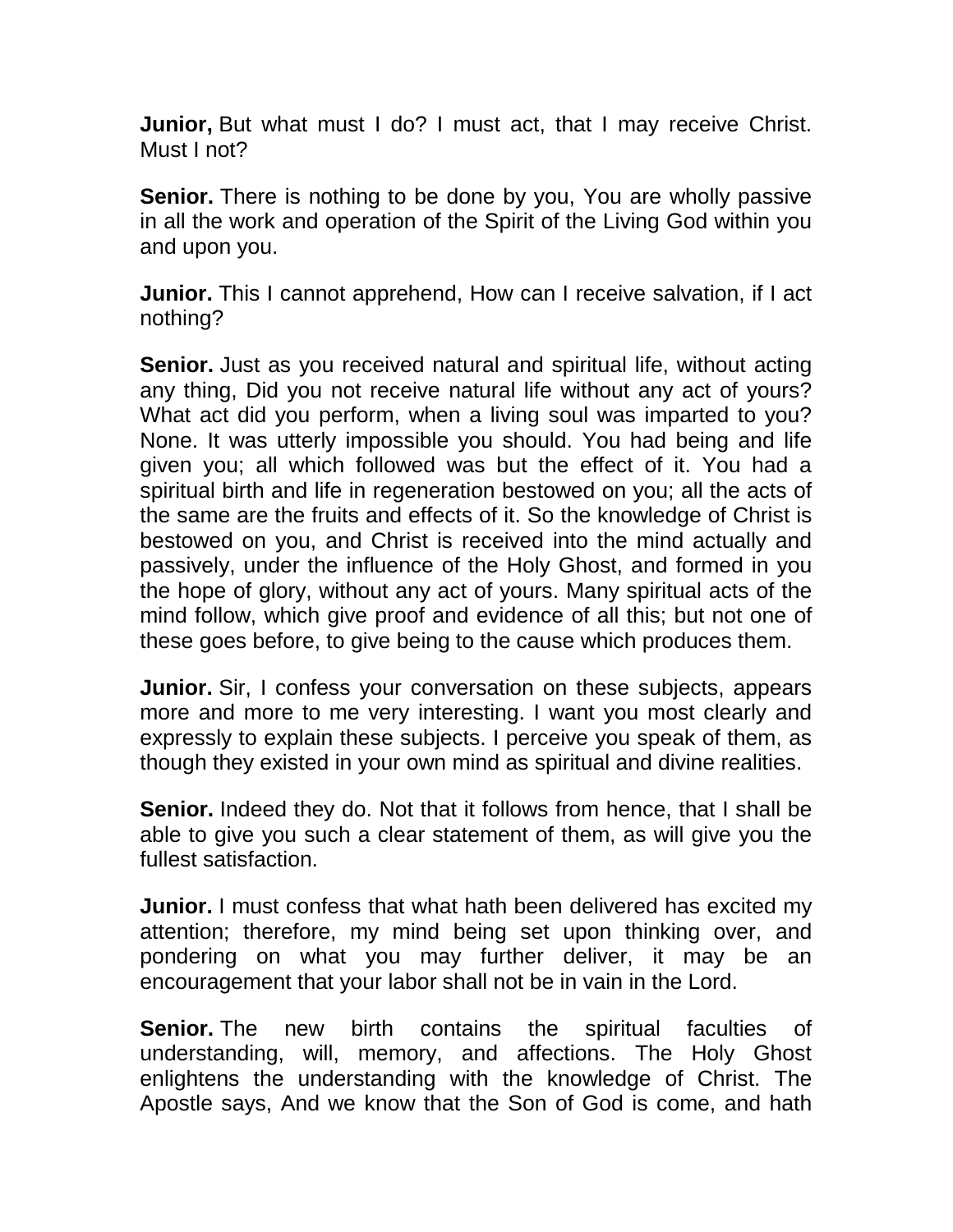**Junior,** But what must I do? I must act, that I may receive Christ. Must I not?

**Senior.** There is nothing to be done by you, You are wholly passive in all the work and operation of the Spirit of the Living God within you and upon you.

**Junior.** This I cannot apprehend, How can I receive salvation, if I act nothing?

**Senior.** Just as you received natural and spiritual life, without acting any thing, Did you not receive natural life without any act of yours? What act did you perform, when a living soul was imparted to you? None. It was utterly impossible you should. You had being and life given you; all which followed was but the effect of it. You had a spiritual birth and life in regeneration bestowed on you; all the acts of the same are the fruits and effects of it. So the knowledge of Christ is bestowed on you, and Christ is received into the mind actually and passively, under the influence of the Holy Ghost, and formed in you the hope of glory, without any act of yours. Many spiritual acts of the mind follow, which give proof and evidence of all this; but not one of these goes before, to give being to the cause which produces them.

**Junior.** Sir, I confess your conversation on these subjects, appears more and more to me very interesting. I want you most clearly and expressly to explain these subjects. I perceive you speak of them, as though they existed in your own mind as spiritual and divine realities.

**Senior.** Indeed they do. Not that it follows from hence, that I shall be able to give you such a clear statement of them, as will give you the fullest satisfaction.

**Junior.** I must confess that what hath been delivered has excited my attention; therefore, my mind being set upon thinking over, and pondering on what you may further deliver, it may be an encouragement that your labor shall not be in vain in the Lord.

**Senior.** The new birth contains the spiritual faculties of understanding, will, memory, and affections. The Holy Ghost enlightens the understanding with the knowledge of Christ. The Apostle says, And we know that the Son of God is come, and hath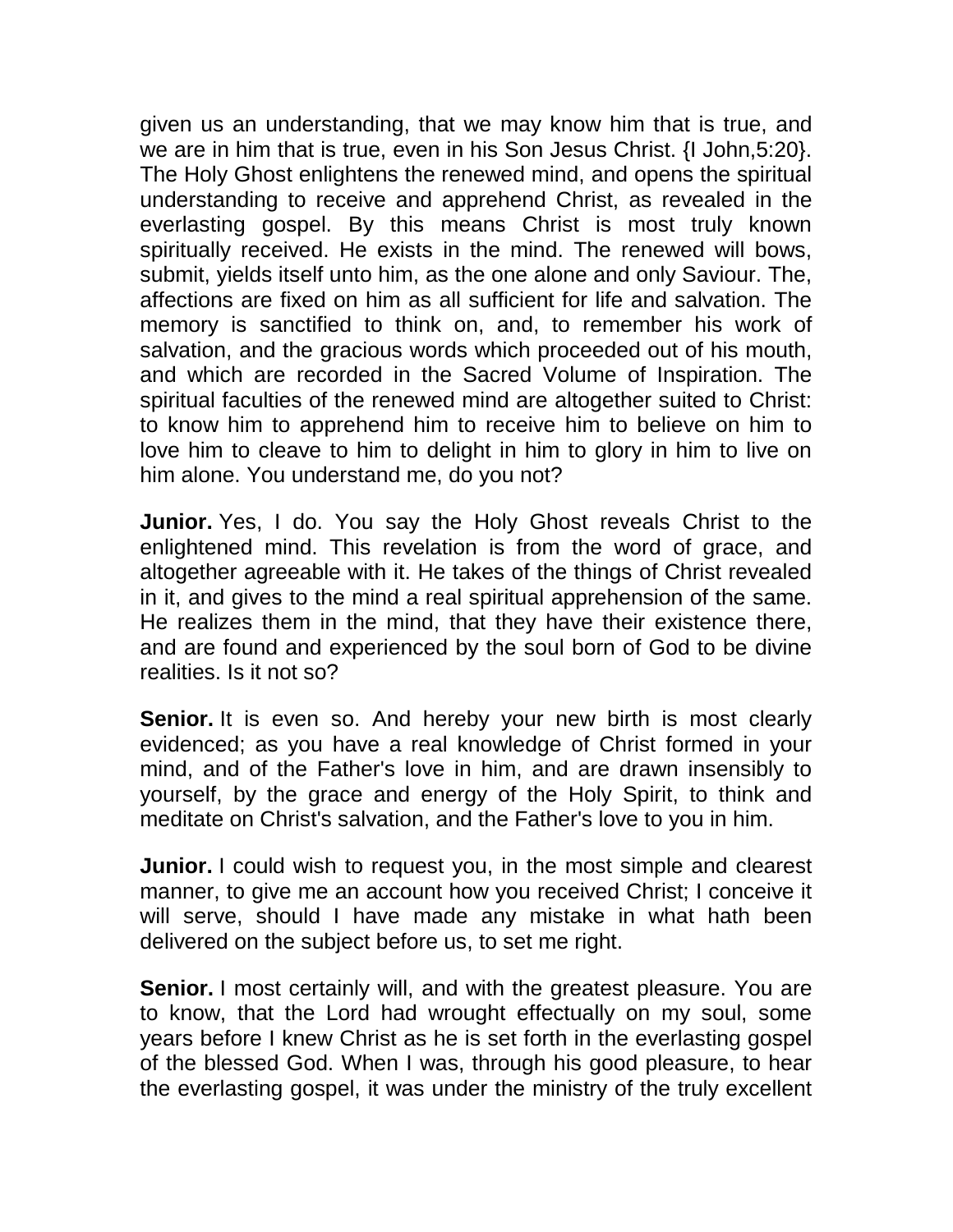given us an understanding, that we may know him that is true, and we are in him that is true, even in his Son Jesus Christ. {I John,5:20}. The Holy Ghost enlightens the renewed mind, and opens the spiritual understanding to receive and apprehend Christ, as revealed in the everlasting gospel. By this means Christ is most truly known spiritually received. He exists in the mind. The renewed will bows, submit, yields itself unto him, as the one alone and only Saviour. The, affections are fixed on him as all sufficient for life and salvation. The memory is sanctified to think on, and, to remember his work of salvation, and the gracious words which proceeded out of his mouth, and which are recorded in the Sacred Volume of Inspiration. The spiritual faculties of the renewed mind are altogether suited to Christ: to know him to apprehend him to receive him to believe on him to love him to cleave to him to delight in him to glory in him to live on him alone. You understand me, do you not?

**Junior.** Yes, I do. You say the Holy Ghost reveals Christ to the enlightened mind. This revelation is from the word of grace, and altogether agreeable with it. He takes of the things of Christ revealed in it, and gives to the mind a real spiritual apprehension of the same. He realizes them in the mind, that they have their existence there, and are found and experienced by the soul born of God to be divine realities. Is it not so?

**Senior.** It is even so. And hereby your new birth is most clearly evidenced; as you have a real knowledge of Christ formed in your mind, and of the Father's love in him, and are drawn insensibly to yourself, by the grace and energy of the Holy Spirit, to think and meditate on Christ's salvation, and the Father's love to you in him.

**Junior.** I could wish to request you, in the most simple and clearest manner, to give me an account how you received Christ; I conceive it will serve, should I have made any mistake in what hath been delivered on the subject before us, to set me right.

**Senior.** I most certainly will, and with the greatest pleasure. You are to know, that the Lord had wrought effectually on my soul, some years before I knew Christ as he is set forth in the everlasting gospel of the blessed God. When I was, through his good pleasure, to hear the everlasting gospel, it was under the ministry of the truly excellent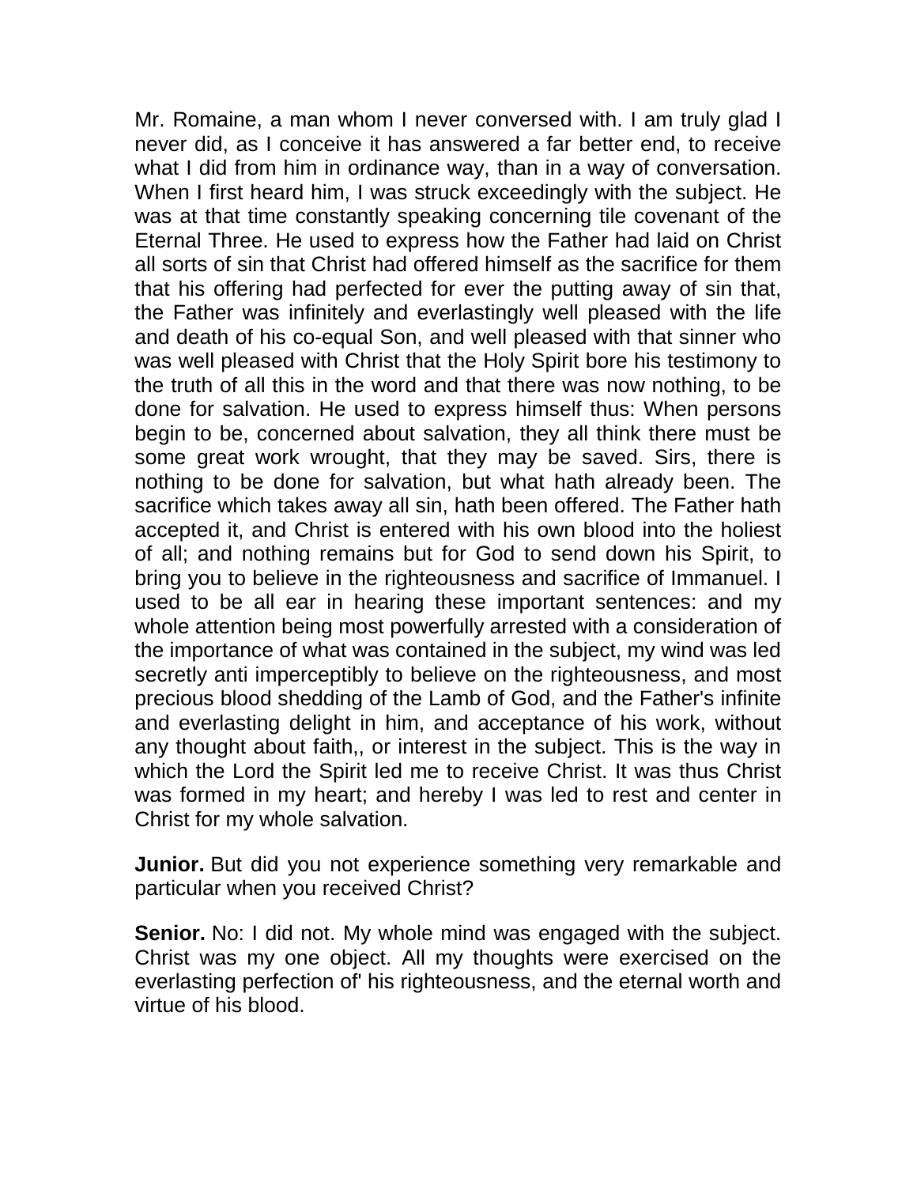Mr. Romaine, a man whom I never conversed with. I am truly glad I never did, as I conceive it has answered a far better end, to receive what I did from him in ordinance way, than in a way of conversation. When I first heard him, I was struck exceedingly with the subject. He was at that time constantly speaking concerning tile covenant of the Eternal Three. He used to express how the Father had laid on Christ all sorts of sin that Christ had offered himself as the sacrifice for them that his offering had perfected for ever the putting away of sin that, the Father was infinitely and everlastingly well pleased with the life and death of his co-equal Son, and well pleased with that sinner who was well pleased with Christ that the Holy Spirit bore his testimony to the truth of all this in the word and that there was now nothing, to be done for salvation. He used to express himself thus: When persons begin to be, concerned about salvation, they all think there must be some great work wrought, that they may be saved. Sirs, there is nothing to be done for salvation, but what hath already been. The sacrifice which takes away all sin, hath been offered. The Father hath accepted it, and Christ is entered with his own blood into the holiest of all; and nothing remains but for God to send down his Spirit, to bring you to believe in the righteousness and sacrifice of Immanuel. I used to be all ear in hearing these important sentences: and my whole attention being most powerfully arrested with a consideration of the importance of what was contained in the subject, my wind was led secretly anti imperceptibly to believe on the righteousness, and most precious blood shedding of the Lamb of God, and the Father's infinite and everlasting delight in him, and acceptance of his work, without any thought about faith,, or interest in the subject. This is the way in which the Lord the Spirit led me to receive Christ. It was thus Christ was formed in my heart; and hereby I was led to rest and center in Christ for my whole salvation.

**Junior.** But did you not experience something very remarkable and particular when you received Christ?

**Senior.** No: I did not. My whole mind was engaged with the subject. Christ was my one object. All my thoughts were exercised on the everlasting perfection of' his righteousness, and the eternal worth and virtue of his blood.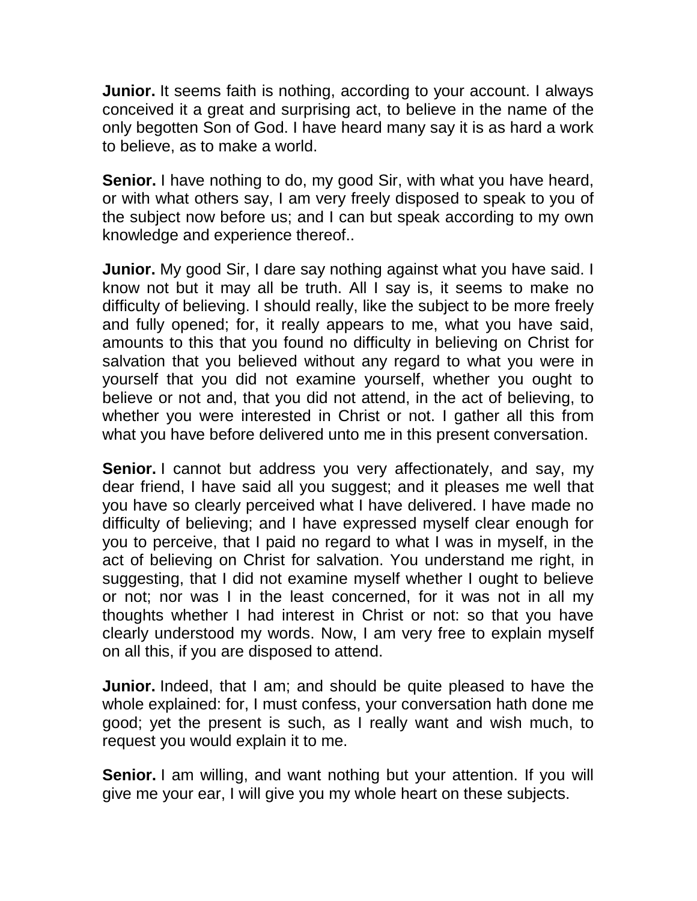**Junior.** It seems faith is nothing, according to your account. I always conceived it a great and surprising act, to believe in the name of the only begotten Son of God. I have heard many say it is as hard a work to believe, as to make a world.

**Senior.** I have nothing to do, my good Sir, with what you have heard, or with what others say, I am very freely disposed to speak to you of the subject now before us; and I can but speak according to my own knowledge and experience thereof..

**Junior.** My good Sir, I dare say nothing against what you have said. I know not but it may all be truth. All I say is, it seems to make no difficulty of believing. I should really, like the subject to be more freely and fully opened; for, it really appears to me, what you have said, amounts to this that you found no difficulty in believing on Christ for salvation that you believed without any regard to what you were in yourself that you did not examine yourself, whether you ought to believe or not and, that you did not attend, in the act of believing, to whether you were interested in Christ or not. I gather all this from what you have before delivered unto me in this present conversation.

**Senior.** I cannot but address you very affectionately, and say, my dear friend, I have said all you suggest; and it pleases me well that you have so clearly perceived what I have delivered. I have made no difficulty of believing; and I have expressed myself clear enough for you to perceive, that I paid no regard to what I was in myself, in the act of believing on Christ for salvation. You understand me right, in suggesting, that I did not examine myself whether I ought to believe or not; nor was I in the least concerned, for it was not in all my thoughts whether I had interest in Christ or not: so that you have clearly understood my words. Now, I am very free to explain myself on all this, if you are disposed to attend.

**Junior.** Indeed, that I am; and should be quite pleased to have the whole explained: for, I must confess, your conversation hath done me good; yet the present is such, as I really want and wish much, to request you would explain it to me.

**Senior.** I am willing, and want nothing but your attention. If you will give me your ear, I will give you my whole heart on these subjects.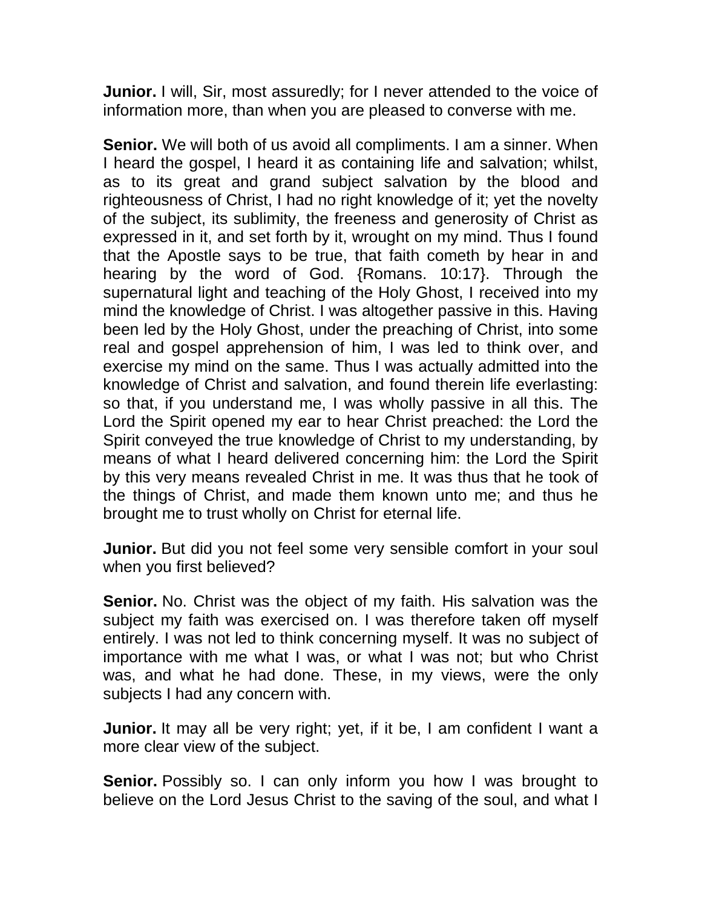**Junior.** I will, Sir, most assuredly; for I never attended to the voice of information more, than when you are pleased to converse with me.

**Senior.** We will both of us avoid all compliments. I am a sinner. When I heard the gospel, I heard it as containing life and salvation; whilst, as to its great and grand subject salvation by the blood and righteousness of Christ, I had no right knowledge of it; yet the novelty of the subject, its sublimity, the freeness and generosity of Christ as expressed in it, and set forth by it, wrought on my mind. Thus I found that the Apostle says to be true, that faith cometh by hear in and hearing by the word of God. {Romans. 10:17}. Through the supernatural light and teaching of the Holy Ghost, I received into my mind the knowledge of Christ. I was altogether passive in this. Having been led by the Holy Ghost, under the preaching of Christ, into some real and gospel apprehension of him, I was led to think over, and exercise my mind on the same. Thus I was actually admitted into the knowledge of Christ and salvation, and found therein life everlasting: so that, if you understand me, I was wholly passive in all this. The Lord the Spirit opened my ear to hear Christ preached: the Lord the Spirit conveyed the true knowledge of Christ to my understanding, by means of what I heard delivered concerning him: the Lord the Spirit by this very means revealed Christ in me. It was thus that he took of the things of Christ, and made them known unto me; and thus he brought me to trust wholly on Christ for eternal life.

**Junior.** But did you not feel some very sensible comfort in your soul when you first believed?

**Senior.** No. Christ was the object of my faith. His salvation was the subject my faith was exercised on. I was therefore taken off myself entirely. I was not led to think concerning myself. It was no subject of importance with me what I was, or what I was not; but who Christ was, and what he had done. These, in my views, were the only subjects I had any concern with.

**Junior.** It may all be very right; yet, if it be, I am confident I want a more clear view of the subject.

**Senior.** Possibly so. I can only inform you how I was brought to believe on the Lord Jesus Christ to the saving of the soul, and what I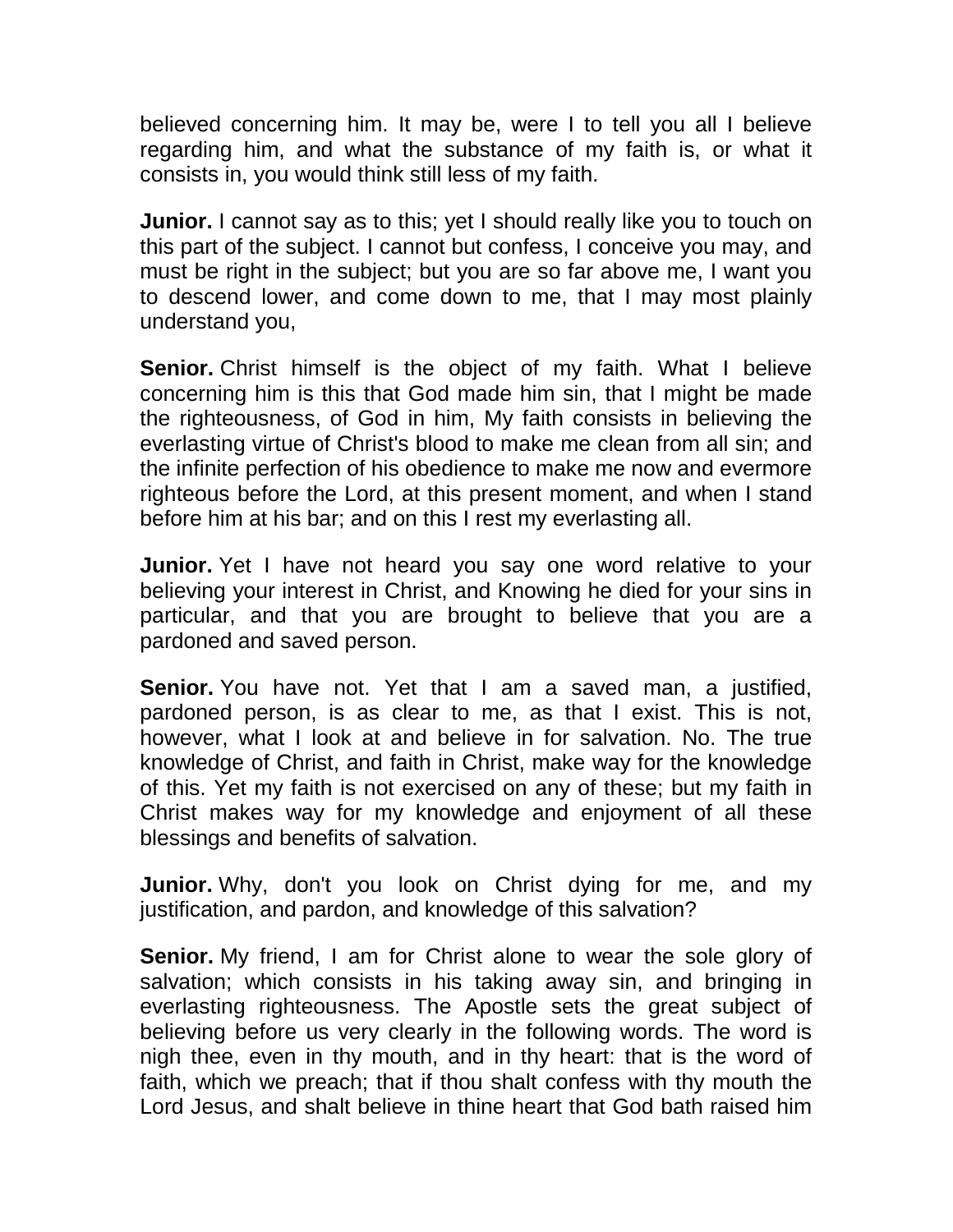believed concerning him. It may be, were I to tell you all I believe regarding him, and what the substance of my faith is, or what it consists in, you would think still less of my faith.

**Junior.** I cannot say as to this; yet I should really like you to touch on this part of the subject. I cannot but confess, I conceive you may, and must be right in the subject; but you are so far above me, I want you to descend lower, and come down to me, that I may most plainly understand you,

**Senior.** Christ himself is the object of my faith. What I believe concerning him is this that God made him sin, that I might be made the righteousness, of God in him, My faith consists in believing the everlasting virtue of Christ's blood to make me clean from all sin; and the infinite perfection of his obedience to make me now and evermore righteous before the Lord, at this present moment, and when I stand before him at his bar; and on this I rest my everlasting all.

**Junior.** Yet I have not heard you say one word relative to your believing your interest in Christ, and Knowing he died for your sins in particular, and that you are brought to believe that you are a pardoned and saved person.

**Senior.** You have not. Yet that I am a saved man, a justified, pardoned person, is as clear to me, as that I exist. This is not, however, what I look at and believe in for salvation. No. The true knowledge of Christ, and faith in Christ, make way for the knowledge of this. Yet my faith is not exercised on any of these; but my faith in Christ makes way for my knowledge and enjoyment of all these blessings and benefits of salvation.

**Junior.** Why, don't you look on Christ dying for me, and my justification, and pardon, and knowledge of this salvation?

**Senior.** My friend, I am for Christ alone to wear the sole glory of salvation; which consists in his taking away sin, and bringing in everlasting righteousness. The Apostle sets the great subject of believing before us very clearly in the following words. The word is nigh thee, even in thy mouth, and in thy heart: that is the word of faith, which we preach; that if thou shalt confess with thy mouth the Lord Jesus, and shalt believe in thine heart that God bath raised him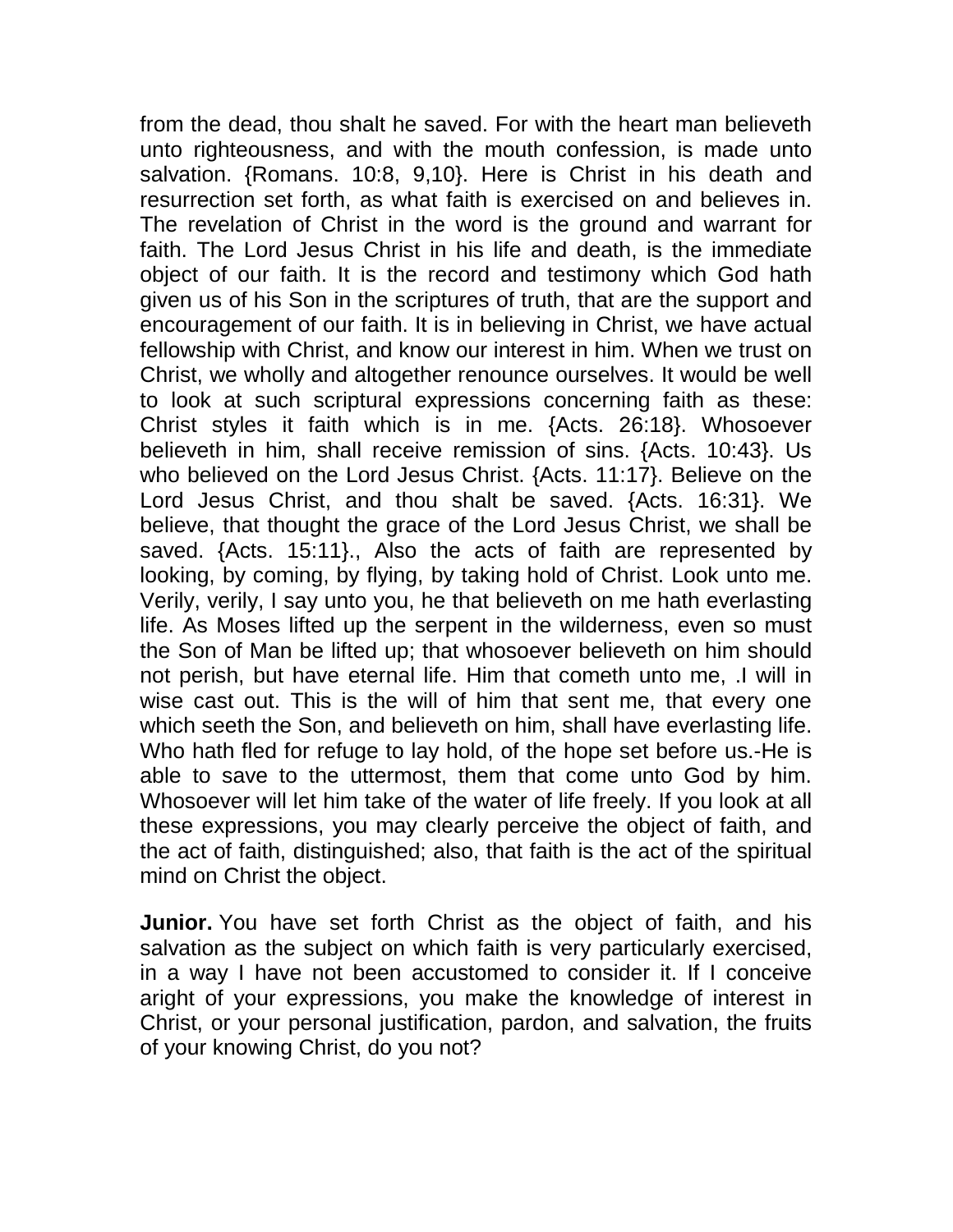from the dead, thou shalt he saved. For with the heart man believeth unto righteousness, and with the mouth confession, is made unto salvation. {Romans. 10:8, 9,10}. Here is Christ in his death and resurrection set forth, as what faith is exercised on and believes in. The revelation of Christ in the word is the ground and warrant for faith. The Lord Jesus Christ in his life and death, is the immediate object of our faith. It is the record and testimony which God hath given us of his Son in the scriptures of truth, that are the support and encouragement of our faith. It is in believing in Christ, we have actual fellowship with Christ, and know our interest in him. When we trust on Christ, we wholly and altogether renounce ourselves. It would be well to look at such scriptural expressions concerning faith as these: Christ styles it faith which is in me. {Acts. 26:18}. Whosoever believeth in him, shall receive remission of sins. {Acts. 10:43}. Us who believed on the Lord Jesus Christ. {Acts. 11:17}. Believe on the Lord Jesus Christ, and thou shalt be saved. {Acts. 16:31}. We believe, that thought the grace of the Lord Jesus Christ, we shall be saved. {Acts. 15:11}., Also the acts of faith are represented by looking, by coming, by flying, by taking hold of Christ. Look unto me. Verily, verily, I say unto you, he that believeth on me hath everlasting life. As Moses lifted up the serpent in the wilderness, even so must the Son of Man be lifted up; that whosoever believeth on him should not perish, but have eternal life. Him that cometh unto me, .I will in wise cast out. This is the will of him that sent me, that every one which seeth the Son, and believeth on him, shall have everlasting life. Who hath fled for refuge to lay hold, of the hope set before us.-He is able to save to the uttermost, them that come unto God by him. Whosoever will let him take of the water of life freely. If you look at all these expressions, you may clearly perceive the object of faith, and the act of faith, distinguished; also, that faith is the act of the spiritual mind on Christ the object.

**Junior.** You have set forth Christ as the object of faith, and his salvation as the subject on which faith is very particularly exercised, in a way I have not been accustomed to consider it. If I conceive aright of your expressions, you make the knowledge of interest in Christ, or your personal justification, pardon, and salvation, the fruits of your knowing Christ, do you not?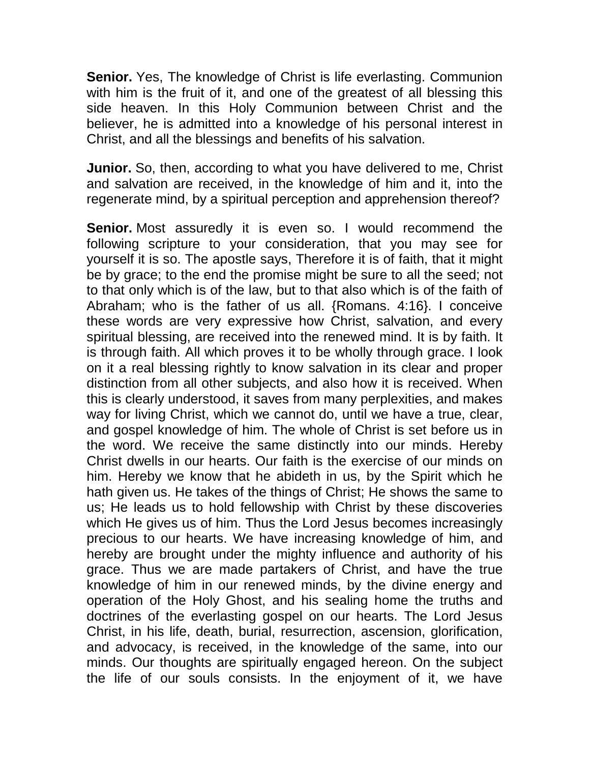**Senior.** Yes, The knowledge of Christ is life everlasting. Communion with him is the fruit of it, and one of the greatest of all blessing this side heaven. In this Holy Communion between Christ and the believer, he is admitted into a knowledge of his personal interest in Christ, and all the blessings and benefits of his salvation.

**Junior.** So, then, according to what you have delivered to me, Christ and salvation are received, in the knowledge of him and it, into the regenerate mind, by a spiritual perception and apprehension thereof?

**Senior.** Most assuredly it is even so. I would recommend the following scripture to your consideration, that you may see for yourself it is so. The apostle says, Therefore it is of faith, that it might be by grace; to the end the promise might be sure to all the seed; not to that only which is of the law, but to that also which is of the faith of Abraham; who is the father of us all. {Romans. 4:16}. I conceive these words are very expressive how Christ, salvation, and every spiritual blessing, are received into the renewed mind. It is by faith. It is through faith. All which proves it to be wholly through grace. I look on it a real blessing rightly to know salvation in its clear and proper distinction from all other subjects, and also how it is received. When this is clearly understood, it saves from many perplexities, and makes way for living Christ, which we cannot do, until we have a true, clear, and gospel knowledge of him. The whole of Christ is set before us in the word. We receive the same distinctly into our minds. Hereby Christ dwells in our hearts. Our faith is the exercise of our minds on him. Hereby we know that he abideth in us, by the Spirit which he hath given us. He takes of the things of Christ; He shows the same to us; He leads us to hold fellowship with Christ by these discoveries which He gives us of him. Thus the Lord Jesus becomes increasingly precious to our hearts. We have increasing knowledge of him, and hereby are brought under the mighty influence and authority of his grace. Thus we are made partakers of Christ, and have the true knowledge of him in our renewed minds, by the divine energy and operation of the Holy Ghost, and his sealing home the truths and doctrines of the everlasting gospel on our hearts. The Lord Jesus Christ, in his life, death, burial, resurrection, ascension, glorification, and advocacy, is received, in the knowledge of the same, into our minds. Our thoughts are spiritually engaged hereon. On the subject the life of our souls consists. In the enjoyment of it, we have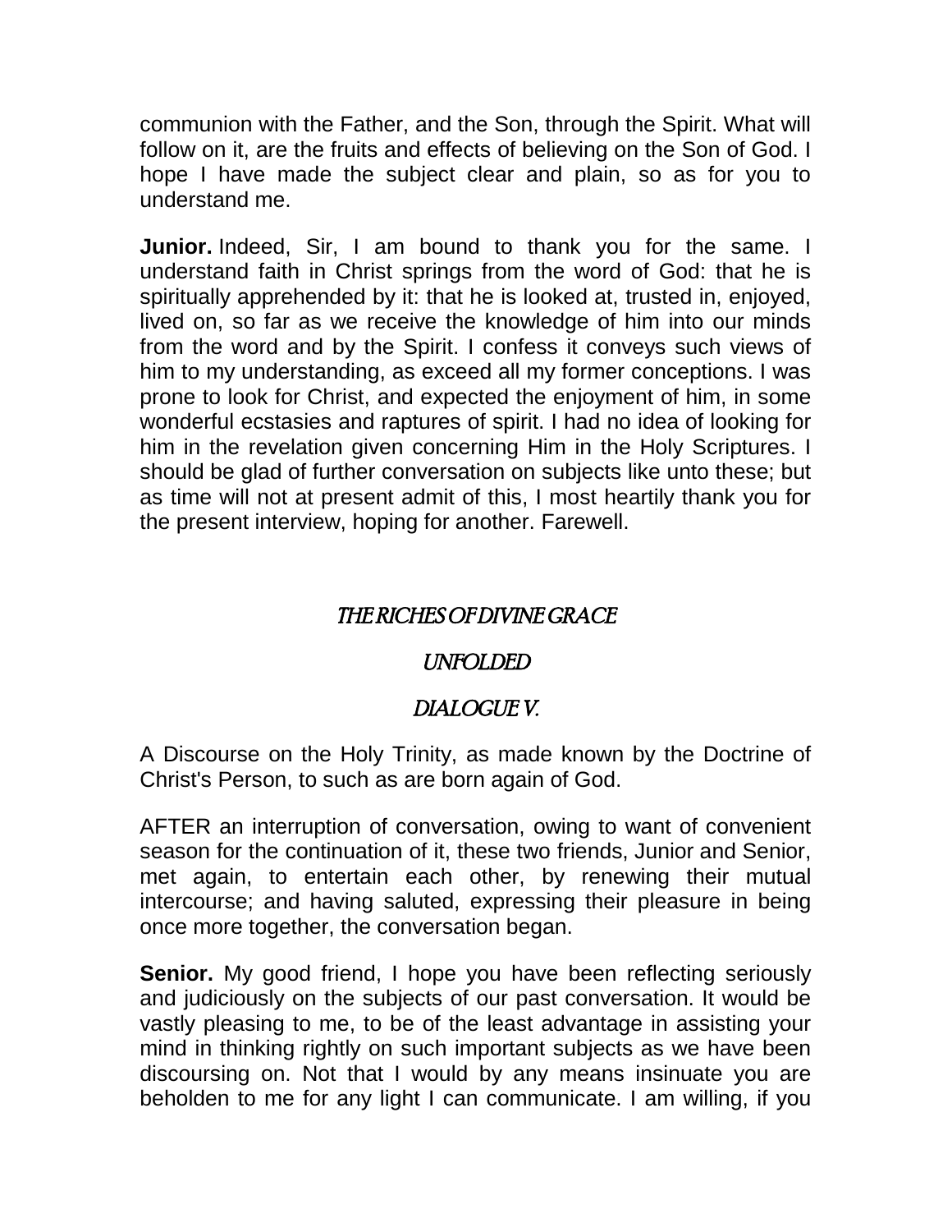communion with the Father, and the Son, through the Spirit. What will follow on it, are the fruits and effects of believing on the Son of God. I hope I have made the subject clear and plain, so as for you to understand me.

**Junior.** Indeed, Sir, I am bound to thank you for the same. I understand faith in Christ springs from the word of God: that he is spiritually apprehended by it: that he is looked at, trusted in, enjoyed, lived on, so far as we receive the knowledge of him into our minds from the word and by the Spirit. I confess it conveys such views of him to my understanding, as exceed all my former conceptions. I was prone to look for Christ, and expected the enjoyment of him, in some wonderful ecstasies and raptures of spirit. I had no idea of looking for him in the revelation given concerning Him in the Holy Scriptures. I should be glad of further conversation on subjects like unto these; but as time will not at present admit of this, I most heartily thank you for the present interview, hoping for another. Farewell.

## *THE RICHES OF DIVINE GRACE*

## *UNFOLDED*

## *DIALOGUE V.*

A Discourse on the Holy Trinity, as made known by the Doctrine of Christ's Person, to such as are born again of God.

AFTER an interruption of conversation, owing to want of convenient season for the continuation of it, these two friends, Junior and Senior, met again, to entertain each other, by renewing their mutual intercourse; and having saluted, expressing their pleasure in being once more together, the conversation began.

**Senior.** My good friend, I hope you have been reflecting seriously and judiciously on the subjects of our past conversation. It would be vastly pleasing to me, to be of the least advantage in assisting your mind in thinking rightly on such important subjects as we have been discoursing on. Not that I would by any means insinuate you are beholden to me for any light I can communicate. I am willing, if you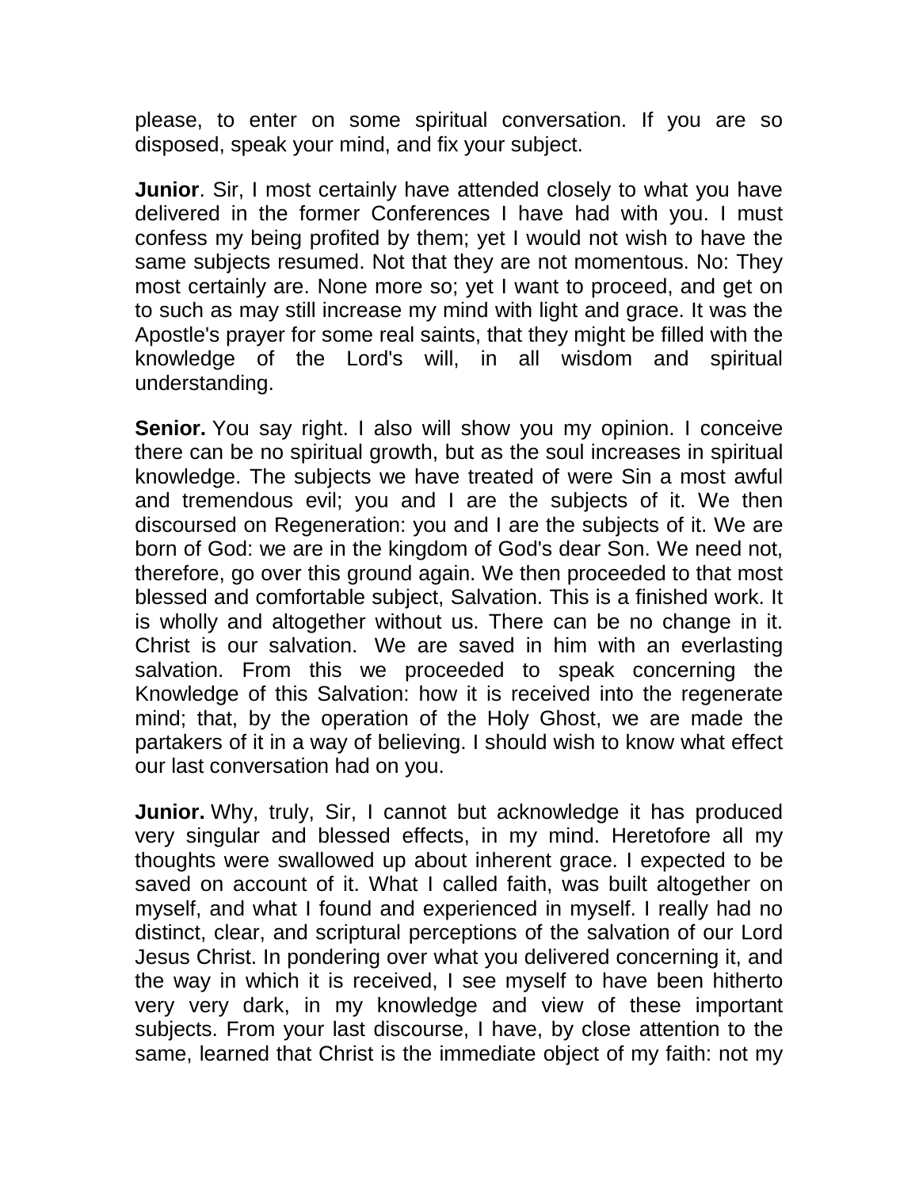please, to enter on some spiritual conversation. If you are so disposed, speak your mind, and fix your subject.

**Junior**. Sir, I most certainly have attended closely to what you have delivered in the former Conferences I have had with you. I must confess my being profited by them; yet I would not wish to have the same subjects resumed. Not that they are not momentous. No: They most certainly are. None more so; yet I want to proceed, and get on to such as may still increase my mind with light and grace. It was the Apostle's prayer for some real saints, that they might be filled with the knowledge of the Lord's will, in all wisdom and spiritual understanding.

**Senior.** You say right. I also will show you my opinion. I conceive there can be no spiritual growth, but as the soul increases in spiritual knowledge. The subjects we have treated of were Sin a most awful and tremendous evil; you and I are the subjects of it. We then discoursed on Regeneration: you and I are the subjects of it. We are born of God: we are in the kingdom of God's dear Son. We need not, therefore, go over this ground again. We then proceeded to that most blessed and comfortable subject, Salvation. This is a finished work. It is wholly and altogether without us. There can be no change in it. Christ is our salvation. We are saved in him with an everlasting salvation. From this we proceeded to speak concerning the Knowledge of this Salvation: how it is received into the regenerate mind; that, by the operation of the Holy Ghost, we are made the partakers of it in a way of believing. I should wish to know what effect our last conversation had on you.

**Junior.** Why, truly, Sir, I cannot but acknowledge it has produced very singular and blessed effects, in my mind. Heretofore all my thoughts were swallowed up about inherent grace. I expected to be saved on account of it. What I called faith, was built altogether on myself, and what I found and experienced in myself. I really had no distinct, clear, and scriptural perceptions of the salvation of our Lord Jesus Christ. In pondering over what you delivered concerning it, and the way in which it is received, I see myself to have been hitherto very very dark, in my knowledge and view of these important subjects. From your last discourse, I have, by close attention to the same, learned that Christ is the immediate object of my faith: not my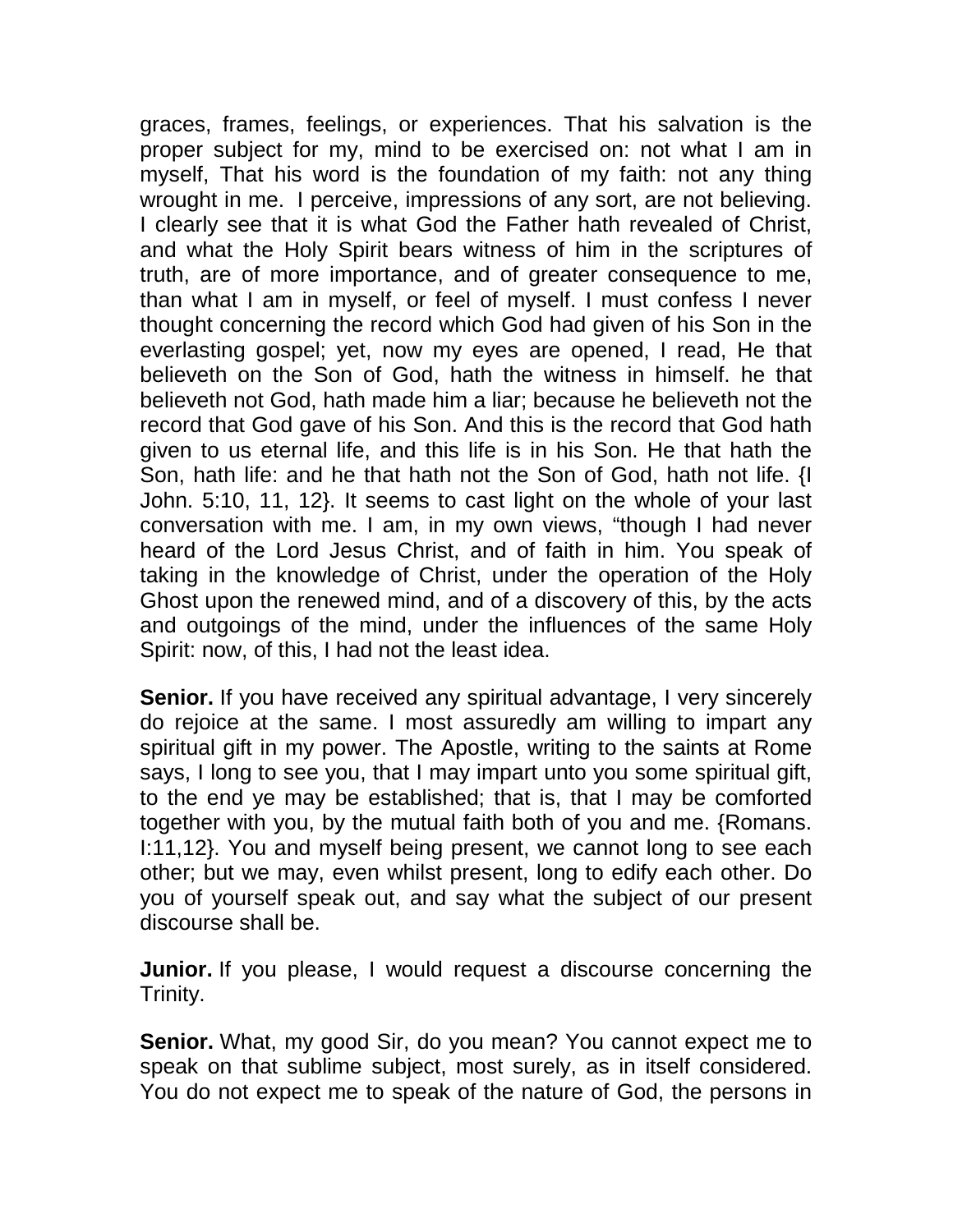graces, frames, feelings, or experiences. That his salvation is the proper subject for my, mind to be exercised on: not what I am in myself, That his word is the foundation of my faith: not any thing wrought in me.  I perceive, impressions of any sort, are not believing. I clearly see that it is what God the Father hath revealed of Christ, and what the Holy Spirit bears witness of him in the scriptures of truth, are of more importance, and of greater consequence to me, than what I am in myself, or feel of myself. I must confess I never thought concerning the record which God had given of his Son in the everlasting gospel; yet, now my eyes are opened, I read, He that believeth on the Son of God, hath the witness in himself. he that believeth not God, hath made him a liar; because he believeth not the record that God gave of his Son. And this is the record that God hath given to us eternal life, and this life is in his Son. He that hath the Son, hath life: and he that hath not the Son of God, hath not life. {I John. 5:10, 11, 12}. It seems to cast light on the whole of your last conversation with me. I am, in my own views, "though I had never heard of the Lord Jesus Christ, and of faith in him. You speak of taking in the knowledge of Christ, under the operation of the Holy Ghost upon the renewed mind, and of a discovery of this, by the acts and outgoings of the mind, under the influences of the same Holy Spirit: now, of this, I had not the least idea.

**Senior.** If you have received any spiritual advantage, I very sincerely do rejoice at the same. I most assuredly am willing to impart any spiritual gift in my power. The Apostle, writing to the saints at Rome says, I long to see you, that I may impart unto you some spiritual gift, to the end ye may be established; that is, that I may be comforted together with you, by the mutual faith both of you and me. {Romans. I:11,12}. You and myself being present, we cannot long to see each other; but we may, even whilst present, long to edify each other. Do you of yourself speak out, and say what the subject of our present discourse shall be.

**Junior.** If you please, I would request a discourse concerning the Trinity.

**Senior.** What, my good Sir, do you mean? You cannot expect me to speak on that sublime subject, most surely, as in itself considered. You do not expect me to speak of the nature of God, the persons in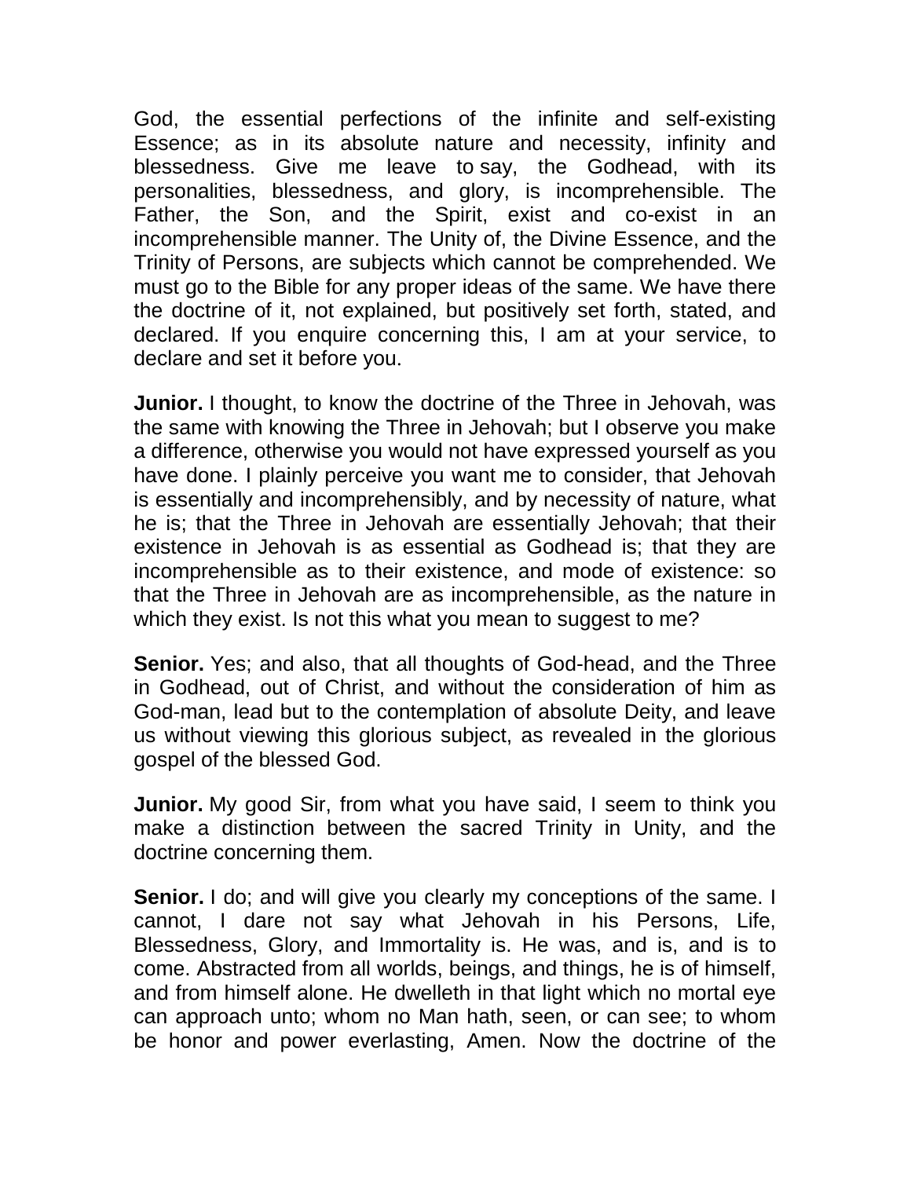God, the essential perfections of the infinite and self-existing Essence; as in its absolute nature and necessity, infinity and blessedness. Give me leave to say, the Godhead, with its personalities, blessedness, and glory, is incomprehensible. The Father, the Son, and the Spirit, exist and co-exist in an incomprehensible manner. The Unity of, the Divine Essence, and the Trinity of Persons, are subjects which cannot be comprehended. We must go to the Bible for any proper ideas of the same. We have there the doctrine of it, not explained, but positively set forth, stated, and declared. If you enquire concerning this, I am at your service, to declare and set it before you.

**Junior.** I thought, to know the doctrine of the Three in Jehovah, was the same with knowing the Three in Jehovah; but I observe you make a difference, otherwise you would not have expressed yourself as you have done. I plainly perceive you want me to consider, that Jehovah is essentially and incomprehensibly, and by necessity of nature, what he is; that the Three in Jehovah are essentially Jehovah; that their existence in Jehovah is as essential as Godhead is; that they are incomprehensible as to their existence, and mode of existence: so that the Three in Jehovah are as incomprehensible, as the nature in which they exist. Is not this what you mean to suggest to me?

**Senior.** Yes; and also, that all thoughts of God-head, and the Three in Godhead, out of Christ, and without the consideration of him as God-man, lead but to the contemplation of absolute Deity, and leave us without viewing this glorious subject, as revealed in the glorious gospel of the blessed God.

**Junior.** My good Sir, from what you have said, I seem to think you make a distinction between the sacred Trinity in Unity, and the doctrine concerning them.

**Senior.** I do; and will give you clearly my conceptions of the same. I cannot, I dare not say what Jehovah in his Persons, Life, Blessedness, Glory, and Immortality is. He was, and is, and is to come. Abstracted from all worlds, beings, and things, he is of himself, and from himself alone. He dwelleth in that light which no mortal eye can approach unto; whom no Man hath, seen, or can see; to whom be honor and power everlasting, Amen. Now the doctrine of the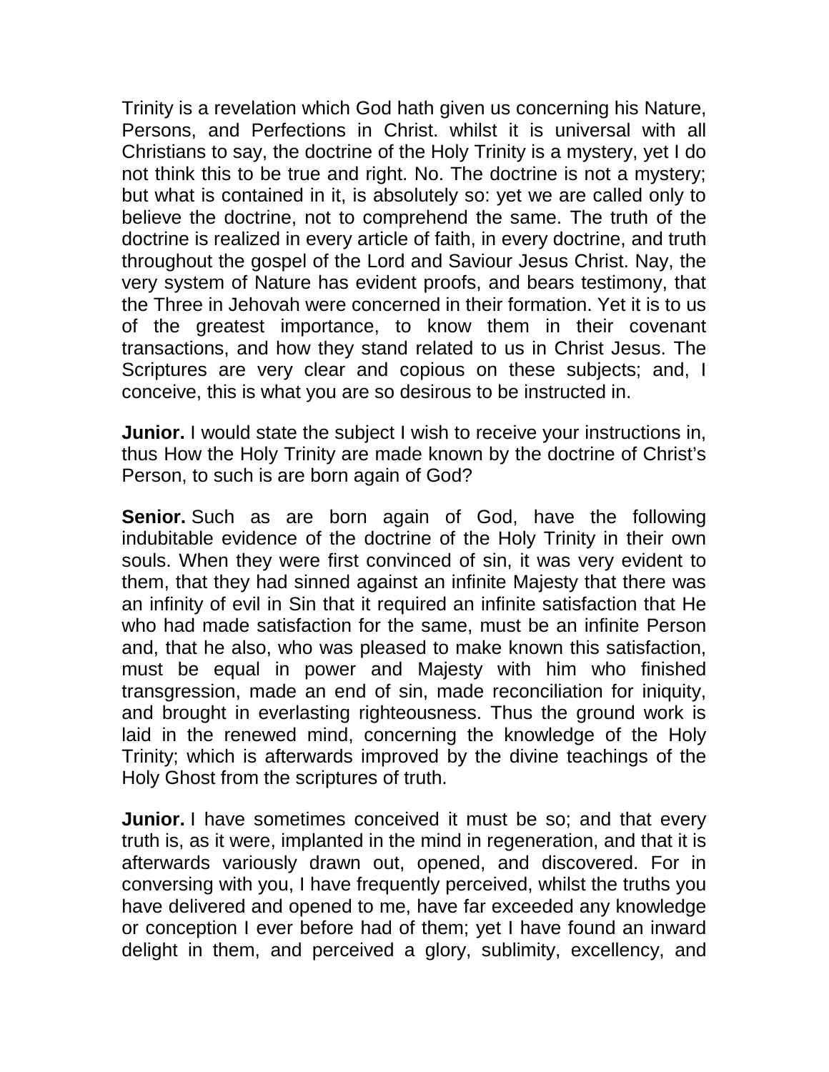Trinity is a revelation which God hath given us concerning his Nature, Persons, and Perfections in Christ. whilst it is universal with all Christians to say, the doctrine of the Holy Trinity is a mystery, yet I do not think this to be true and right. No. The doctrine is not a mystery; but what is contained in it, is absolutely so: yet we are called only to believe the doctrine, not to comprehend the same. The truth of the doctrine is realized in every article of faith, in every doctrine, and truth throughout the gospel of the Lord and Saviour Jesus Christ. Nay, the very system of Nature has evident proofs, and bears testimony, that the Three in Jehovah were concerned in their formation. Yet it is to us of the greatest importance, to know them in their covenant transactions, and how they stand related to us in Christ Jesus. The Scriptures are very clear and copious on these subjects; and, I conceive, this is what you are so desirous to be instructed in.

**Junior.** I would state the subject I wish to receive your instructions in, thus How the Holy Trinity are made known by the doctrine of Christ's Person, to such is are born again of God?

**Senior.** Such as are born again of God, have the following indubitable evidence of the doctrine of the Holy Trinity in their own souls. When they were first convinced of sin, it was very evident to them, that they had sinned against an infinite Majesty that there was an infinity of evil in Sin that it required an infinite satisfaction that He who had made satisfaction for the same, must be an infinite Person and, that he also, who was pleased to make known this satisfaction, must be equal in power and Majesty with him who finished transgression, made an end of sin, made reconciliation for iniquity, and brought in everlasting righteousness. Thus the ground work is laid in the renewed mind, concerning the knowledge of the Holy Trinity; which is afterwards improved by the divine teachings of the Holy Ghost from the scriptures of truth.

**Junior.** I have sometimes conceived it must be so; and that every truth is, as it were, implanted in the mind in regeneration, and that it is afterwards variously drawn out, opened, and discovered. For in conversing with you, I have frequently perceived, whilst the truths you have delivered and opened to me, have far exceeded any knowledge or conception I ever before had of them; yet I have found an inward delight in them, and perceived a glory, sublimity, excellency, and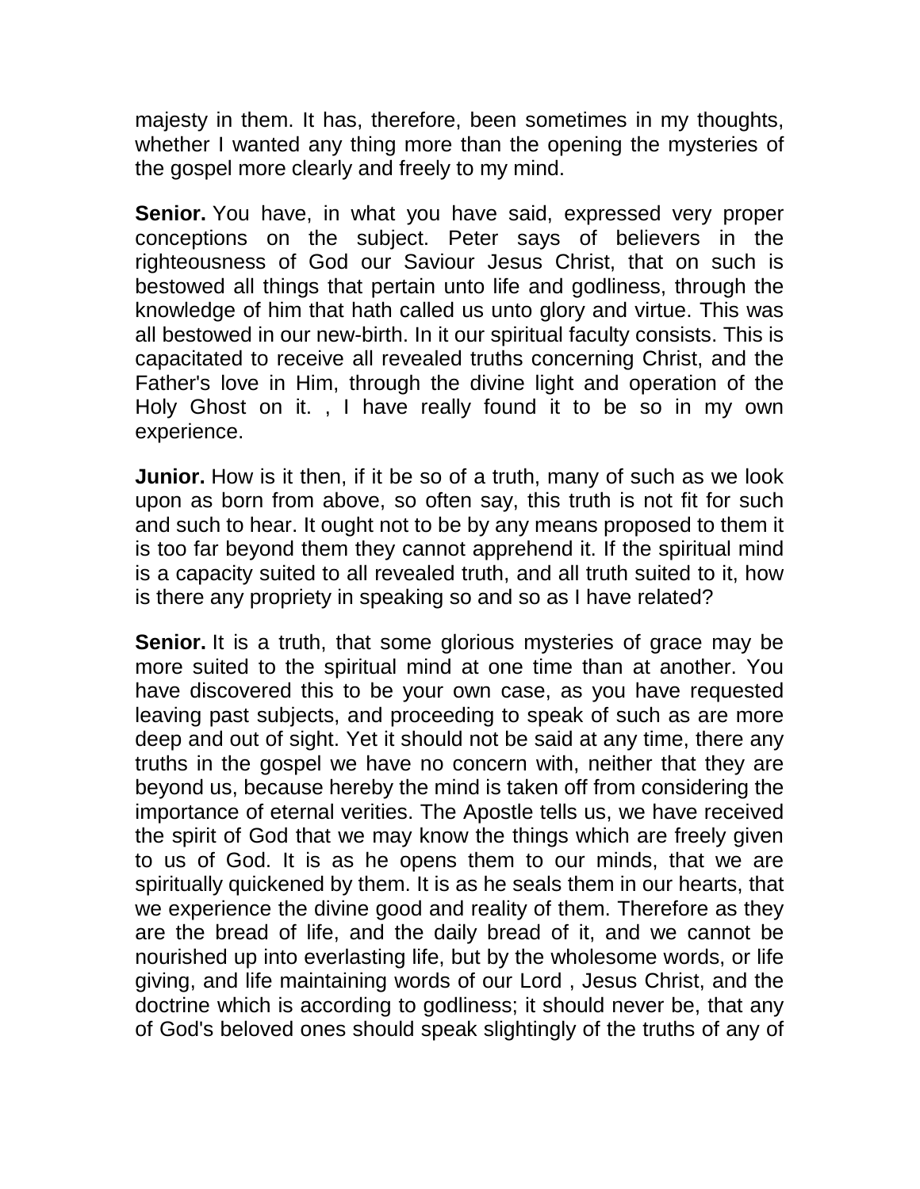majesty in them. It has, therefore, been sometimes in my thoughts, whether I wanted any thing more than the opening the mysteries of the gospel more clearly and freely to my mind.

**Senior.** You have, in what you have said, expressed very proper conceptions on the subject. Peter says of believers in the righteousness of God our Saviour Jesus Christ, that on such is bestowed all things that pertain unto life and godliness, through the knowledge of him that hath called us unto glory and virtue. This was all bestowed in our new-birth. In it our spiritual faculty consists. This is capacitated to receive all revealed truths concerning Christ, and the Father's love in Him, through the divine light and operation of the Holy Ghost on it. , I have really found it to be so in my own experience.

**Junior.** How is it then, if it be so of a truth, many of such as we look upon as born from above, so often say, this truth is not fit for such and such to hear. It ought not to be by any means proposed to them it is too far beyond them they cannot apprehend it. If the spiritual mind is a capacity suited to all revealed truth, and all truth suited to it, how is there any propriety in speaking so and so as I have related?

**Senior.** It is a truth, that some glorious mysteries of grace may be more suited to the spiritual mind at one time than at another. You have discovered this to be your own case, as you have requested leaving past subjects, and proceeding to speak of such as are more deep and out of sight. Yet it should not be said at any time, there any truths in the gospel we have no concern with, neither that they are beyond us, because hereby the mind is taken off from considering the importance of eternal verities. The Apostle tells us, we have received the spirit of God that we may know the things which are freely given to us of God. It is as he opens them to our minds, that we are spiritually quickened by them. It is as he seals them in our hearts, that we experience the divine good and reality of them. Therefore as they are the bread of life, and the daily bread of it, and we cannot be nourished up into everlasting life, but by the wholesome words, or life giving, and life maintaining words of our Lord , Jesus Christ, and the doctrine which is according to godliness; it should never be, that any of God's beloved ones should speak slightingly of the truths of any of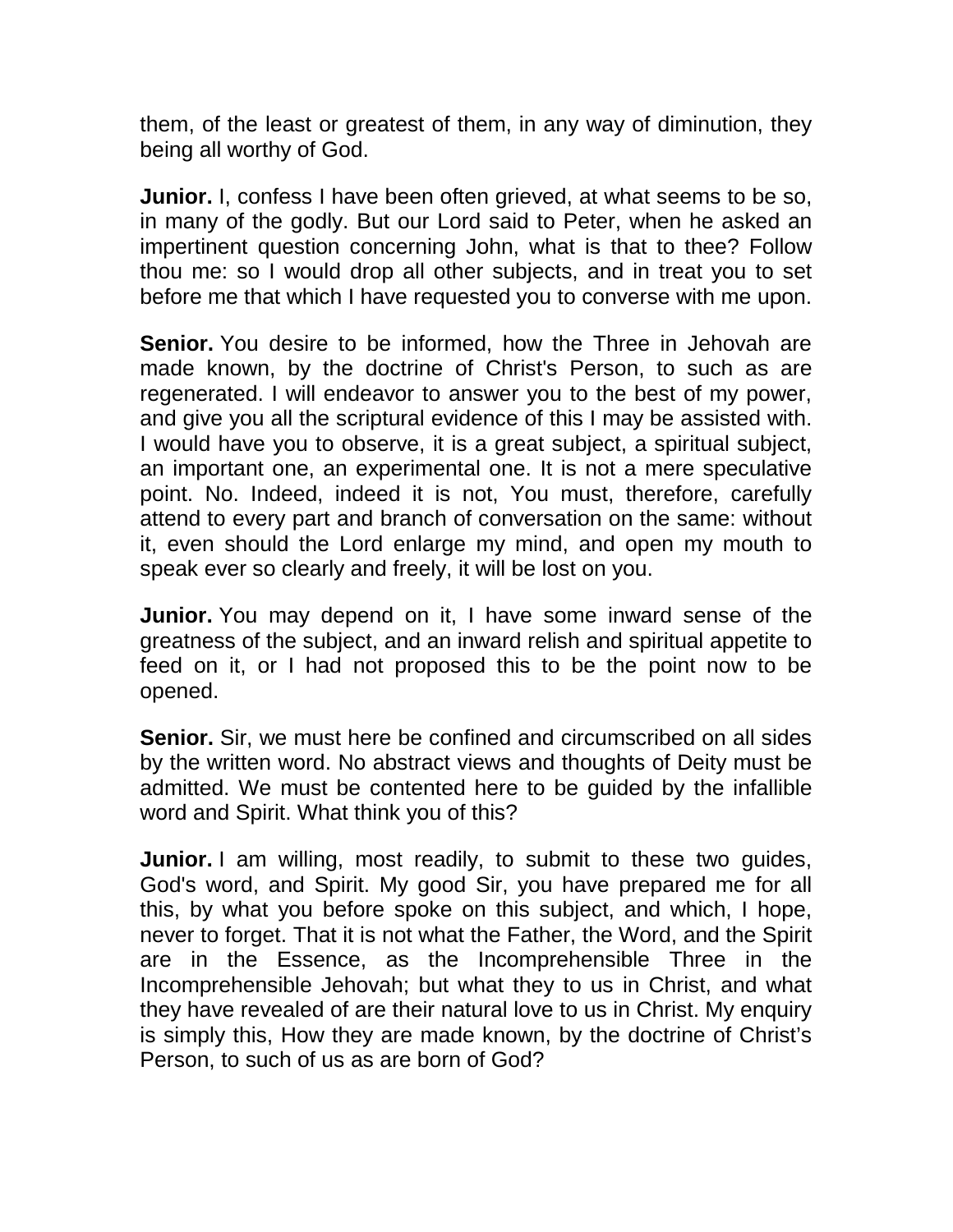them, of the least or greatest of them, in any way of diminution, they being all worthy of God.

**Junior.** I, confess I have been often grieved, at what seems to be so, in many of the godly. But our Lord said to Peter, when he asked an impertinent question concerning John, what is that to thee? Follow thou me: so I would drop all other subjects, and in treat you to set before me that which I have requested you to converse with me upon.

**Senior.** You desire to be informed, how the Three in Jehovah are made known, by the doctrine of Christ's Person, to such as are regenerated. I will endeavor to answer you to the best of my power, and give you all the scriptural evidence of this I may be assisted with. I would have you to observe, it is a great subject, a spiritual subject, an important one, an experimental one. It is not a mere speculative point. No. Indeed, indeed it is not, You must, therefore, carefully attend to every part and branch of conversation on the same: without it, even should the Lord enlarge my mind, and open my mouth to speak ever so clearly and freely, it will be lost on you.

**Junior.** You may depend on it, I have some inward sense of the greatness of the subject, and an inward relish and spiritual appetite to feed on it, or I had not proposed this to be the point now to be opened.

**Senior.** Sir, we must here be confined and circumscribed on all sides by the written word. No abstract views and thoughts of Deity must be admitted. We must be contented here to be guided by the infallible word and Spirit. What think you of this?

**Junior.** I am willing, most readily, to submit to these two guides, God's word, and Spirit. My good Sir, you have prepared me for all this, by what you before spoke on this subject, and which, I hope, never to forget. That it is not what the Father, the Word, and the Spirit are in the Essence, as the Incomprehensible Three in the Incomprehensible Jehovah; but what they to us in Christ, and what they have revealed of are their natural love to us in Christ. My enquiry is simply this, How they are made known, by the doctrine of Christ's Person, to such of us as are born of God?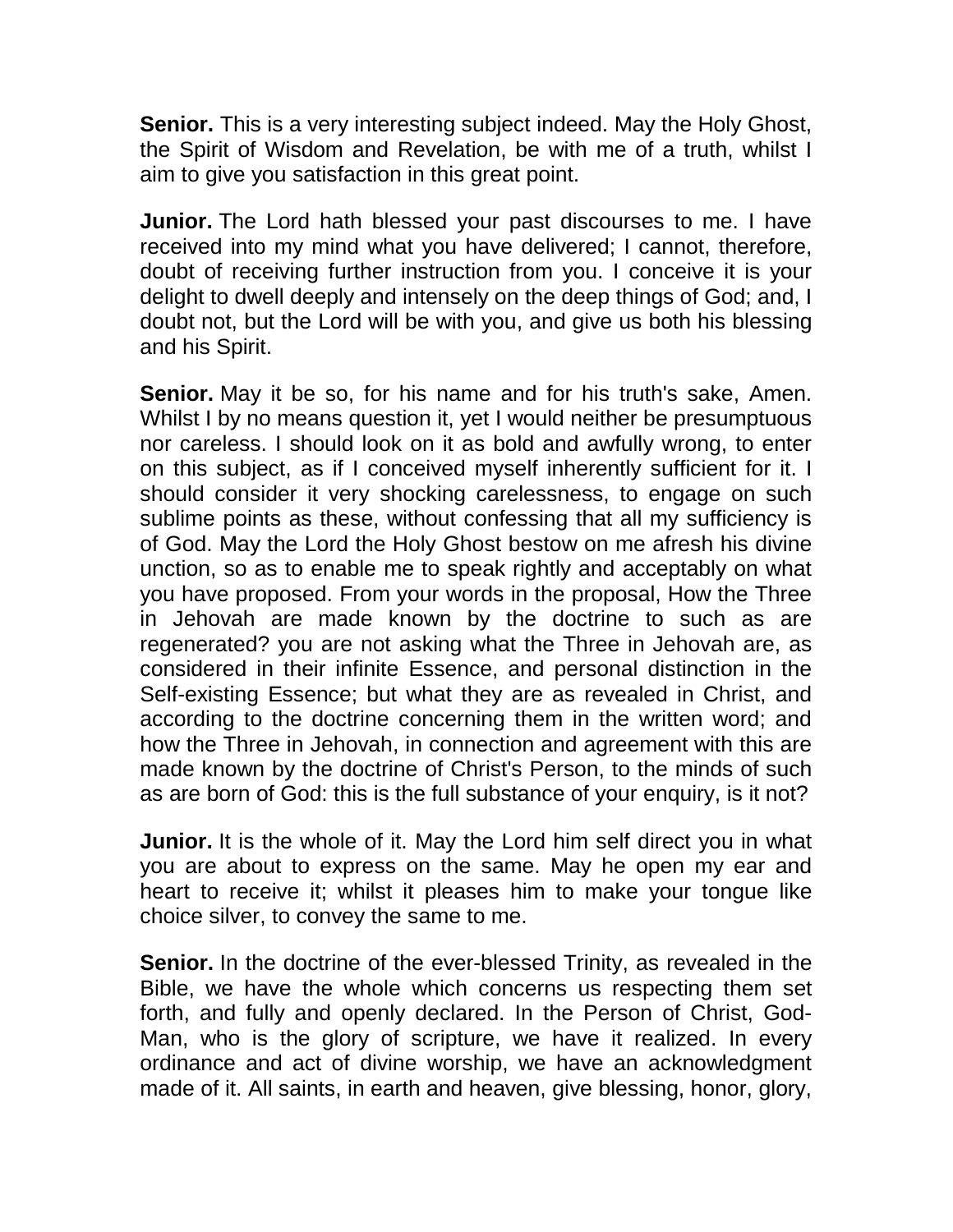**Senior.** This is a very interesting subject indeed. May the Holy Ghost, the Spirit of Wisdom and Revelation, be with me of a truth, whilst I aim to give you satisfaction in this great point.

**Junior.** The Lord hath blessed your past discourses to me. I have received into my mind what you have delivered; I cannot, therefore, doubt of receiving further instruction from you. I conceive it is your delight to dwell deeply and intensely on the deep things of God; and, I doubt not, but the Lord will be with you, and give us both his blessing and his Spirit.

**Senior.** May it be so, for his name and for his truth's sake, Amen. Whilst I by no means question it, yet I would neither be presumptuous nor careless. I should look on it as bold and awfully wrong, to enter on this subject, as if I conceived myself inherently sufficient for it. I should consider it very shocking carelessness, to engage on such sublime points as these, without confessing that all my sufficiency is of God. May the Lord the Holy Ghost bestow on me afresh his divine unction, so as to enable me to speak rightly and acceptably on what you have proposed. From your words in the proposal, How the Three in Jehovah are made known by the doctrine to such as are regenerated? you are not asking what the Three in Jehovah are, as considered in their infinite Essence, and personal distinction in the Self-existing Essence; but what they are as revealed in Christ, and according to the doctrine concerning them in the written word; and how the Three in Jehovah, in connection and agreement with this are made known by the doctrine of Christ's Person, to the minds of such as are born of God: this is the full substance of your enquiry, is it not?

**Junior.** It is the whole of it. May the Lord him self direct you in what you are about to express on the same. May he open my ear and heart to receive it; whilst it pleases him to make your tongue like choice silver, to convey the same to me.

**Senior.** In the doctrine of the ever-blessed Trinity, as revealed in the Bible, we have the whole which concerns us respecting them set forth, and fully and openly declared. In the Person of Christ, God-Man, who is the glory of scripture, we have it realized. In every ordinance and act of divine worship, we have an acknowledgment made of it. All saints, in earth and heaven, give blessing, honor, glory,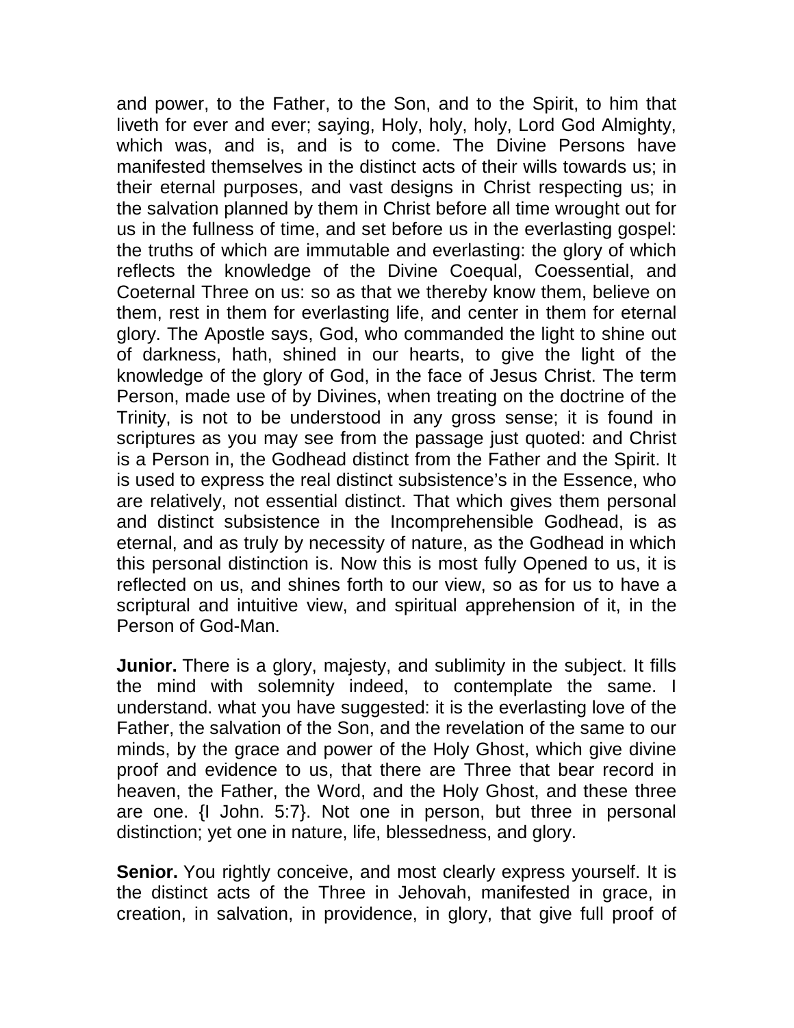and power, to the Father, to the Son, and to the Spirit, to him that liveth for ever and ever; saying, Holy, holy, holy, Lord God Almighty, which was, and is, and is to come. The Divine Persons have manifested themselves in the distinct acts of their wills towards us; in their eternal purposes, and vast designs in Christ respecting us; in the salvation planned by them in Christ before all time wrought out for us in the fullness of time, and set before us in the everlasting gospel: the truths of which are immutable and everlasting: the glory of which reflects the knowledge of the Divine Coequal, Coessential, and Coeternal Three on us: so as that we thereby know them, believe on them, rest in them for everlasting life, and center in them for eternal glory. The Apostle says, God, who commanded the light to shine out of darkness, hath, shined in our hearts, to give the light of the knowledge of the glory of God, in the face of Jesus Christ. The term Person, made use of by Divines, when treating on the doctrine of the Trinity, is not to be understood in any gross sense; it is found in scriptures as you may see from the passage just quoted: and Christ is a Person in, the Godhead distinct from the Father and the Spirit. It is used to express the real distinct subsistence's in the Essence, who are relatively, not essential distinct. That which gives them personal and distinct subsistence in the Incomprehensible Godhead, is as eternal, and as truly by necessity of nature, as the Godhead in which this personal distinction is. Now this is most fully Opened to us, it is reflected on us, and shines forth to our view, so as for us to have a scriptural and intuitive view, and spiritual apprehension of it, in the Person of God-Man.

**Junior.** There is a glory, majesty, and sublimity in the subject. It fills the mind with solemnity indeed, to contemplate the same. I understand. what you have suggested: it is the everlasting love of the Father, the salvation of the Son, and the revelation of the same to our minds, by the grace and power of the Holy Ghost, which give divine proof and evidence to us, that there are Three that bear record in heaven, the Father, the Word, and the Holy Ghost, and these three are one. {I John. 5:7}. Not one in person, but three in personal distinction; yet one in nature, life, blessedness, and glory.

**Senior.** You rightly conceive, and most clearly express yourself. It is the distinct acts of the Three in Jehovah, manifested in grace, in creation, in salvation, in providence, in glory, that give full proof of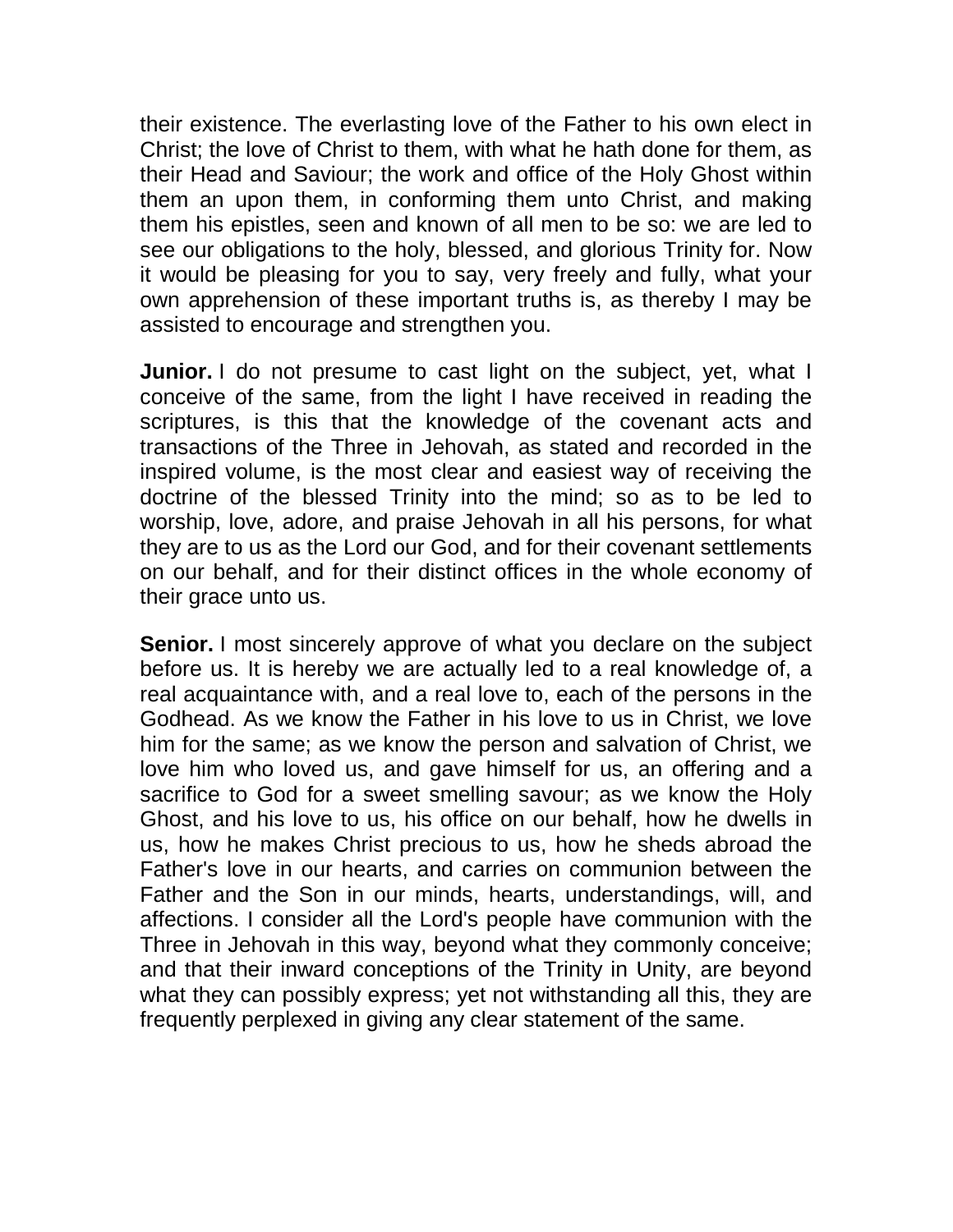their existence. The everlasting love of the Father to his own elect in Christ; the love of Christ to them, with what he hath done for them, as their Head and Saviour; the work and office of the Holy Ghost within them an upon them, in conforming them unto Christ, and making them his epistles, seen and known of all men to be so: we are led to see our obligations to the holy, blessed, and glorious Trinity for. Now it would be pleasing for you to say, very freely and fully, what your own apprehension of these important truths is, as thereby I may be assisted to encourage and strengthen you.

**Junior.** I do not presume to cast light on the subject, yet, what I conceive of the same, from the light I have received in reading the scriptures, is this that the knowledge of the covenant acts and transactions of the Three in Jehovah, as stated and recorded in the inspired volume, is the most clear and easiest way of receiving the doctrine of the blessed Trinity into the mind; so as to be led to worship, love, adore, and praise Jehovah in all his persons, for what they are to us as the Lord our God, and for their covenant settlements on our behalf, and for their distinct offices in the whole economy of their grace unto us.

**Senior.** I most sincerely approve of what you declare on the subject before us. It is hereby we are actually led to a real knowledge of, a real acquaintance with, and a real love to, each of the persons in the Godhead. As we know the Father in his love to us in Christ, we love him for the same; as we know the person and salvation of Christ, we love him who loved us, and gave himself for us, an offering and a sacrifice to God for a sweet smelling savour; as we know the Holy Ghost, and his love to us, his office on our behalf, how he dwells in us, how he makes Christ precious to us, how he sheds abroad the Father's love in our hearts, and carries on communion between the Father and the Son in our minds, hearts, understandings, will, and affections. I consider all the Lord's people have communion with the Three in Jehovah in this way, beyond what they commonly conceive; and that their inward conceptions of the Trinity in Unity, are beyond what they can possibly express; yet not withstanding all this, they are frequently perplexed in giving any clear statement of the same.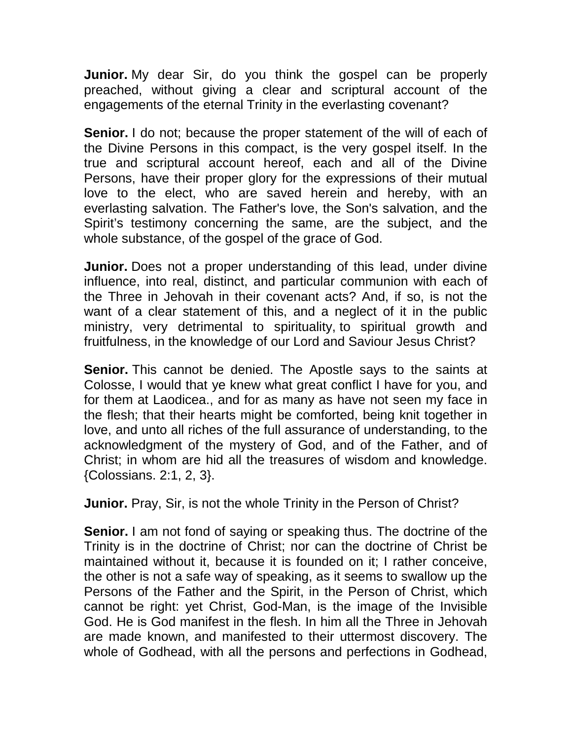**Junior.** My dear Sir, do you think the gospel can be properly preached, without giving a clear and scriptural account of the engagements of the eternal Trinity in the everlasting covenant?

**Senior.** I do not; because the proper statement of the will of each of the Divine Persons in this compact, is the very gospel itself. In the true and scriptural account hereof, each and all of the Divine Persons, have their proper glory for the expressions of their mutual love to the elect, who are saved herein and hereby, with an everlasting salvation. The Father's love, the Son's salvation, and the Spirit's testimony concerning the same, are the subject, and the whole substance, of the gospel of the grace of God.

**Junior.** Does not a proper understanding of this lead, under divine influence, into real, distinct, and particular communion with each of the Three in Jehovah in their covenant acts? And, if so, is not the want of a clear statement of this, and a neglect of it in the public ministry, very detrimental to spirituality, to spiritual growth and fruitfulness, in the knowledge of our Lord and Saviour Jesus Christ?

**Senior.** This cannot be denied. The Apostle says to the saints at Colosse, I would that ye knew what great conflict I have for you, and for them at Laodicea., and for as many as have not seen my face in the flesh; that their hearts might be comforted, being knit together in love, and unto all riches of the full assurance of understanding, to the acknowledgment of the mystery of God, and of the Father, and of Christ; in whom are hid all the treasures of wisdom and knowledge. {Colossians. 2:1, 2, 3}.

**Junior.** Pray, Sir, is not the whole Trinity in the Person of Christ?

**Senior.** I am not fond of saying or speaking thus. The doctrine of the Trinity is in the doctrine of Christ; nor can the doctrine of Christ be maintained without it, because it is founded on it; I rather conceive, the other is not a safe way of speaking, as it seems to swallow up the Persons of the Father and the Spirit, in the Person of Christ, which cannot be right: yet Christ, God-Man, is the image of the Invisible God. He is God manifest in the flesh. In him all the Three in Jehovah are made known, and manifested to their uttermost discovery. The whole of Godhead, with all the persons and perfections in Godhead,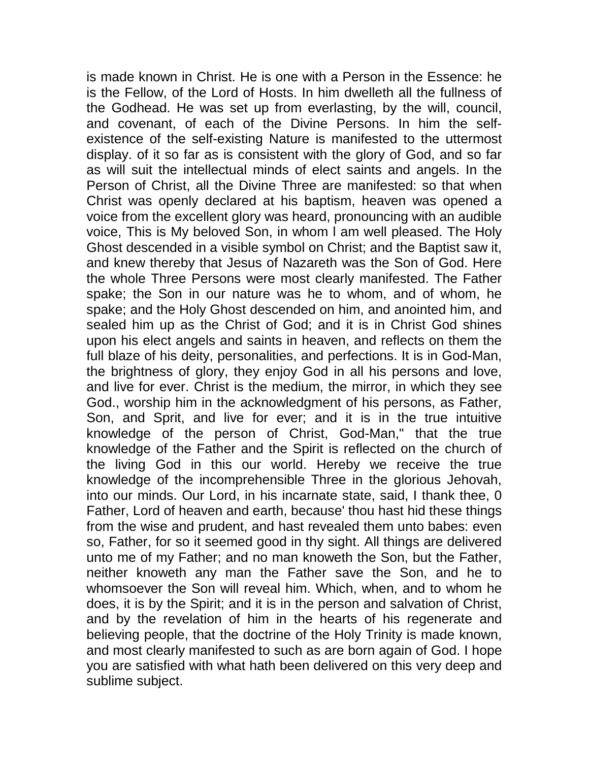is made known in Christ. He is one with a Person in the Essence: he is the Fellow, of the Lord of Hosts. In him dwelleth all the fullness of the Godhead. He was set up from everlasting, by the will, council, and covenant, of each of the Divine Persons. In him the self-existence of the self-existing Nature is manifested to the uttermost display. of it so far as is consistent with the glory of God, and so far as will suit the intellectual minds of elect saints and angels. In the Person of Christ, all the Divine Three are manifested: so that when Christ was openly declared at his baptism, heaven was opened a voice from the excellent glory was heard, pronouncing with an audible voice, This is My beloved Son, in whom I am well pleased. The Holy Ghost descended in a visible symbol on Christ; and the Baptist saw it, and knew thereby that Jesus of Nazareth was the Son of God. Here the whole Three Persons were most clearly manifested. The Father spake; the Son in our nature was he to whom, and of whom, he spake; and the Holy Ghost descended on him, and anointed him, and sealed him up as the Christ of God; and it is in Christ God shines upon his elect angels and saints in heaven, and reflects on them the full blaze of his deity, personalities, and perfections. It is in God-Man, the brightness of glory, they enjoy God in all his persons and love, and live for ever. Christ is the medium, the mirror, in which they see God., worship him in the acknowledgment of his persons, as Father, Son, and Sprit, and live for ever; and it is in the true intuitive knowledge of the person of Christ, God-Man," that the true knowledge of the Father and the Spirit is reflected on the church of the living God in this our world. Hereby we receive the true knowledge of the incomprehensible Three in the glorious Jehovah, into our minds. Our Lord, in his incarnate state, said, I thank thee, 0 Father, Lord of heaven and earth, because' thou hast hid these things from the wise and prudent, and hast revealed them unto babes: even so, Father, for so it seemed good in thy sight. All things are delivered unto me of my Father; and no man knoweth the Son, but the Father, neither knoweth any man the Father save the Son, and he to whomsoever the Son will reveal him. Which, when, and to whom he does, it is by the Spirit; and it is in the person and salvation of Christ, and by the revelation of him in the hearts of his regenerate and believing people, that the doctrine of the Holy Trinity is made known, and most clearly manifested to such as are born again of God. I hope you are satisfied with what hath been delivered on this very deep and sublime subject.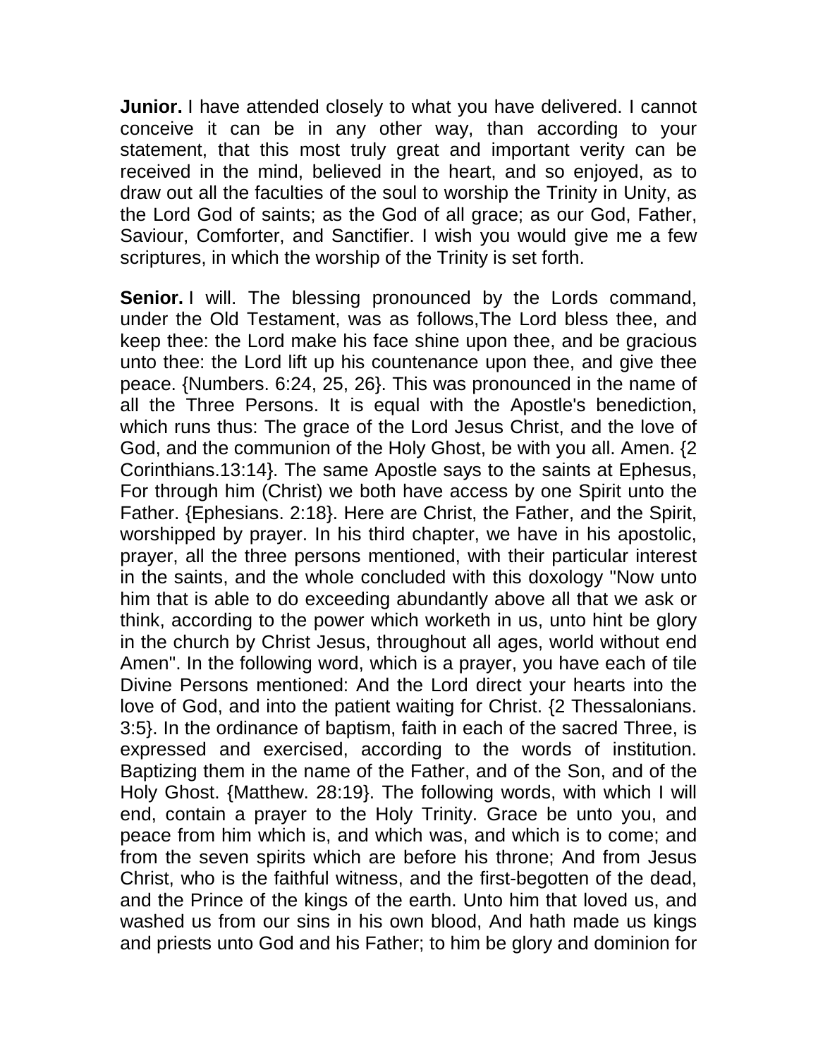**Junior.** I have attended closely to what you have delivered. I cannot conceive it can be in any other way, than according to your statement, that this most truly great and important verity can be received in the mind, believed in the heart, and so enjoyed, as to draw out all the faculties of the soul to worship the Trinity in Unity, as the Lord God of saints; as the God of all grace; as our God, Father, Saviour, Comforter, and Sanctifier. I wish you would give me a few scriptures, in which the worship of the Trinity is set forth.

**Senior.** I will. The blessing pronounced by the Lords command, under the Old Testament, was as follows,The Lord bless thee, and keep thee: the Lord make his face shine upon thee, and be gracious unto thee: the Lord lift up his countenance upon thee, and give thee peace. {Numbers. 6:24, 25, 26}. This was pronounced in the name of all the Three Persons. It is equal with the Apostle's benediction, which runs thus: The grace of the Lord Jesus Christ, and the love of God, and the communion of the Holy Ghost, be with you all. Amen. {2 Corinthians.13:14}. The same Apostle says to the saints at Ephesus, For through him (Christ) we both have access by one Spirit unto the Father. {Ephesians. 2:18}. Here are Christ, the Father, and the Spirit, worshipped by prayer. In his third chapter, we have in his apostolic, prayer, all the three persons mentioned, with their particular interest in the saints, and the whole concluded with this doxology "Now unto him that is able to do exceeding abundantly above all that we ask or think, according to the power which worketh in us, unto hint be glory in the church by Christ Jesus, throughout all ages, world without end Amen". In the following word, which is a prayer, you have each of tile Divine Persons mentioned: And the Lord direct your hearts into the love of God, and into the patient waiting for Christ. {2 Thessalonians. 3:5}. In the ordinance of baptism, faith in each of the sacred Three, is expressed and exercised, according to the words of institution. Baptizing them in the name of the Father, and of the Son, and of the Holy Ghost. {Matthew. 28:19}. The following words, with which I will end, contain a prayer to the Holy Trinity. Grace be unto you, and peace from him which is, and which was, and which is to come; and from the seven spirits which are before his throne; And from Jesus Christ, who is the faithful witness, and the first-begotten of the dead, and the Prince of the kings of the earth. Unto him that loved us, and washed us from our sins in his own blood, And hath made us kings and priests unto God and his Father; to him be glory and dominion for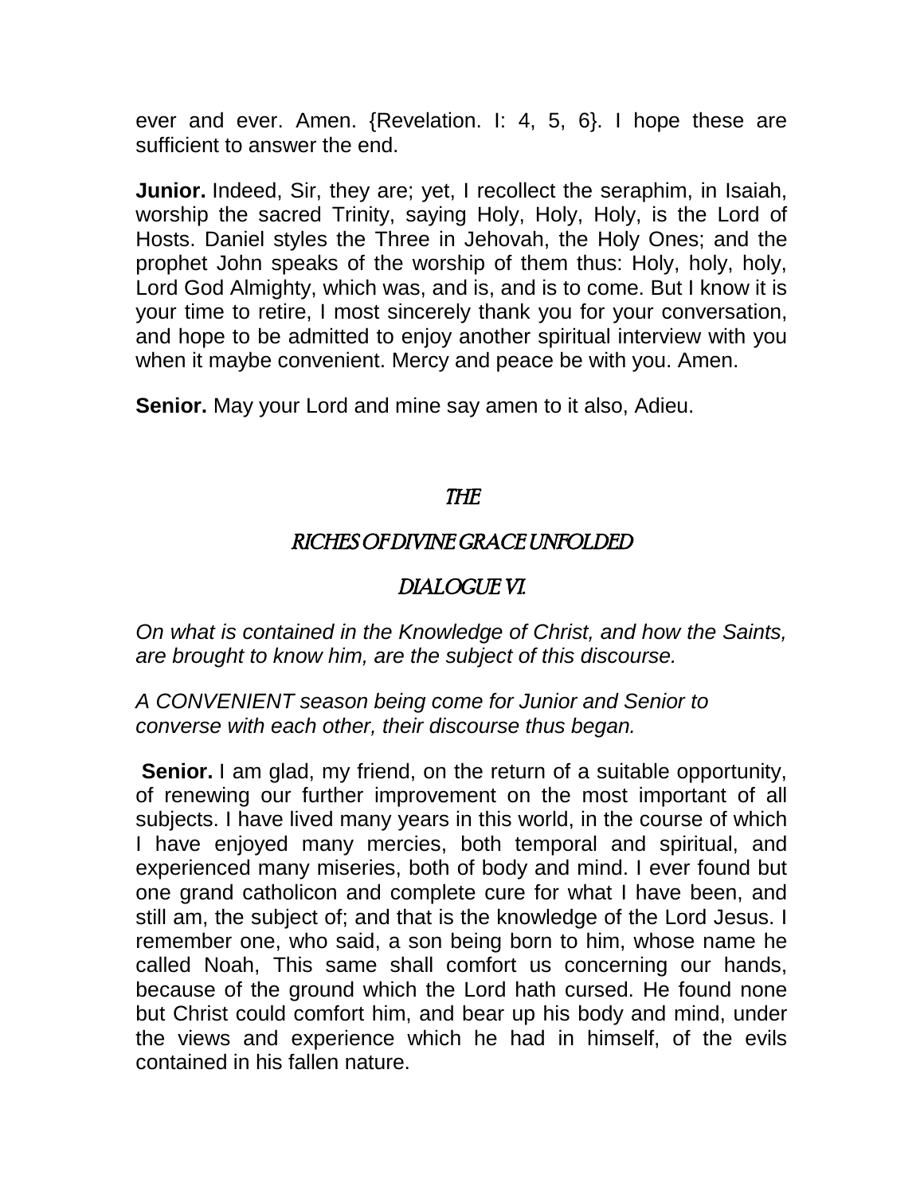ever and ever. Amen. {Revelation. I: 4, 5, 6}. I hope these are sufficient to answer the end.

**Junior.** Indeed, Sir, they are; yet, I recollect the seraphim, in Isaiah, worship the sacred Trinity, saying Holy, Holy, Holy, is the Lord of Hosts. Daniel styles the Three in Jehovah, the Holy Ones; and the prophet John speaks of the worship of them thus: Holy, holy, holy, Lord God Almighty, which was, and is, and is to come. But I know it is your time to retire, I most sincerely thank you for your conversation, and hope to be admitted to enjoy another spiritual interview with you when it maybe convenient. Mercy and peace be with you. Amen.

**Senior.** May your Lord and mine say amen to it also, Adieu.

## *THE*

## *RICHES OF DIVINE GRACE UNFOLDED*

## *DIALOGUE VI.*

*On what is contained in the Knowledge of Christ, and how the Saints, are brought to know him, are the subject of this discourse.*

*A CONVENIENT season being come for Junior and Senior to converse with each other, their discourse thus began.*

**Senior.** I am glad, my friend, on the return of a suitable opportunity, of renewing our further improvement on the most important of all subjects. I have lived many years in this world, in the course of which I have enjoyed many mercies, both temporal and spiritual, and experienced many miseries, both of body and mind. I ever found but one grand catholicon and complete cure for what I have been, and still am, the subject of; and that is the knowledge of the Lord Jesus. I remember one, who said, a son being born to him, whose name he called Noah, This same shall comfort us concerning our hands, because of the ground which the Lord hath cursed. He found none but Christ could comfort him, and bear up his body and mind, under the views and experience which he had in himself, of the evils contained in his fallen nature.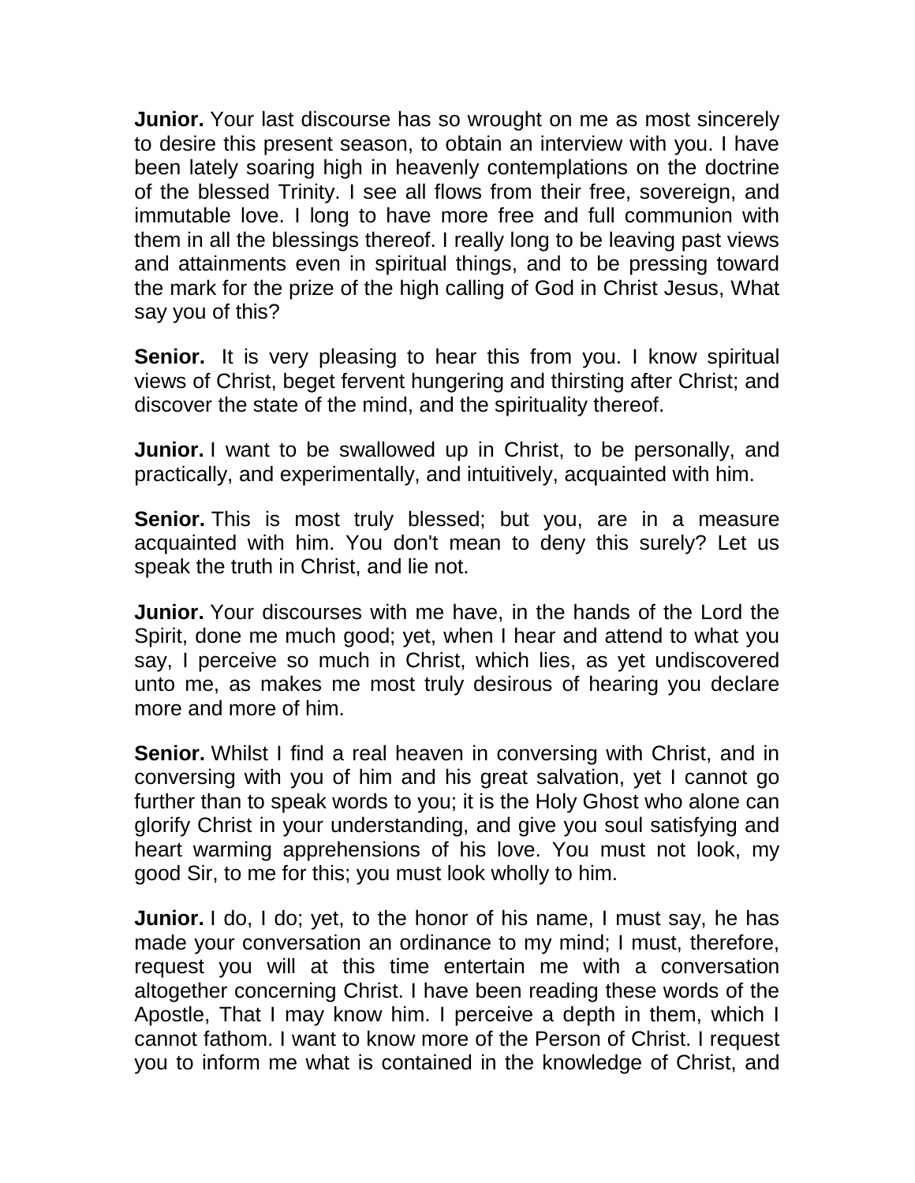**Junior.** Your last discourse has so wrought on me as most sincerely to desire this present season, to obtain an interview with you. I have been lately soaring high in heavenly contemplations on the doctrine of the blessed Trinity. I see all flows from their free, sovereign, and immutable love. I long to have more free and full communion with them in all the blessings thereof. I really long to be leaving past views and attainments even in spiritual things, and to be pressing toward the mark for the prize of the high calling of God in Christ Jesus, What say you of this?

**Senior.** It is very pleasing to hear this from you. I know spiritual views of Christ, beget fervent hungering and thirsting after Christ; and discover the state of the mind, and the spirituality thereof.

**Junior.** I want to be swallowed up in Christ, to be personally, and practically, and experimentally, and intuitively, acquainted with him.

**Senior.** This is most truly blessed; but you, are in a measure acquainted with him. You don't mean to deny this surely? Let us speak the truth in Christ, and lie not.

**Junior.** Your discourses with me have, in the hands of the Lord the Spirit, done me much good; yet, when I hear and attend to what you say, I perceive so much in Christ, which lies, as yet undiscovered unto me, as makes me most truly desirous of hearing you declare more and more of him.

**Senior.** Whilst I find a real heaven in conversing with Christ, and in conversing with you of him and his great salvation, yet I cannot go further than to speak words to you; it is the Holy Ghost who alone can glorify Christ in your understanding, and give you soul satisfying and heart warming apprehensions of his love. You must not look, my good Sir, to me for this; you must look wholly to him.

**Junior.** I do, I do; yet, to the honor of his name, I must say, he has made your conversation an ordinance to my mind; I must, therefore, request you will at this time entertain me with a conversation altogether concerning Christ. I have been reading these words of the Apostle, That I may know him. I perceive a depth in them, which I cannot fathom. I want to know more of the Person of Christ. I request you to inform me what is contained in the knowledge of Christ, and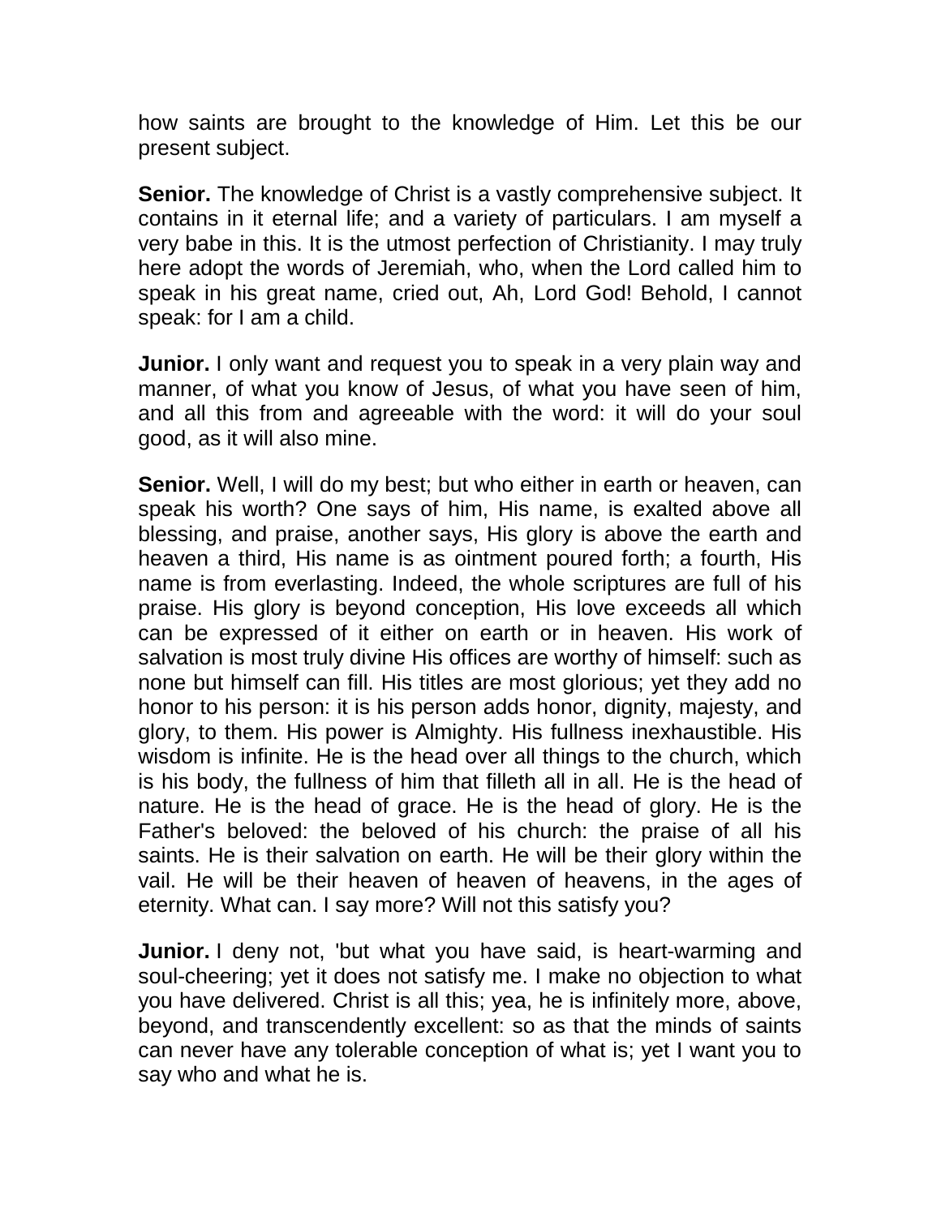how saints are brought to the knowledge of Him. Let this be our present subject.

**Senior.** The knowledge of Christ is a vastly comprehensive subject. It contains in it eternal life; and a variety of particulars. I am myself a very babe in this. It is the utmost perfection of Christianity. I may truly here adopt the words of Jeremiah, who, when the Lord called him to speak in his great name, cried out, Ah, Lord God! Behold, I cannot speak: for I am a child.

**Junior.** I only want and request you to speak in a very plain way and manner, of what you know of Jesus, of what you have seen of him, and all this from and agreeable with the word: it will do your soul good, as it will also mine.

**Senior.** Well, I will do my best; but who either in earth or heaven, can speak his worth? One says of him, His name, is exalted above all blessing, and praise, another says, His glory is above the earth and heaven a third, His name is as ointment poured forth; a fourth, His name is from everlasting. Indeed, the whole scriptures are full of his praise. His glory is beyond conception, His love exceeds all which can be expressed of it either on earth or in heaven. His work of salvation is most truly divine His offices are worthy of himself: such as none but himself can fill. His titles are most glorious; yet they add no honor to his person: it is his person adds honor, dignity, majesty, and glory, to them. His power is Almighty. His fullness inexhaustible. His wisdom is infinite. He is the head over all things to the church, which is his body, the fullness of him that filleth all in all. He is the head of nature. He is the head of grace. He is the head of glory. He is the Father's beloved: the beloved of his church: the praise of all his saints. He is their salvation on earth. He will be their glory within the vail. He will be their heaven of heaven of heavens, in the ages of eternity. What can. I say more? Will not this satisfy you?

**Junior.** I deny not, 'but what you have said, is heart-warming and soul-cheering; yet it does not satisfy me. I make no objection to what you have delivered. Christ is all this; yea, he is infinitely more, above, beyond, and transcendently excellent: so as that the minds of saints can never have any tolerable conception of what is; yet I want you to say who and what he is.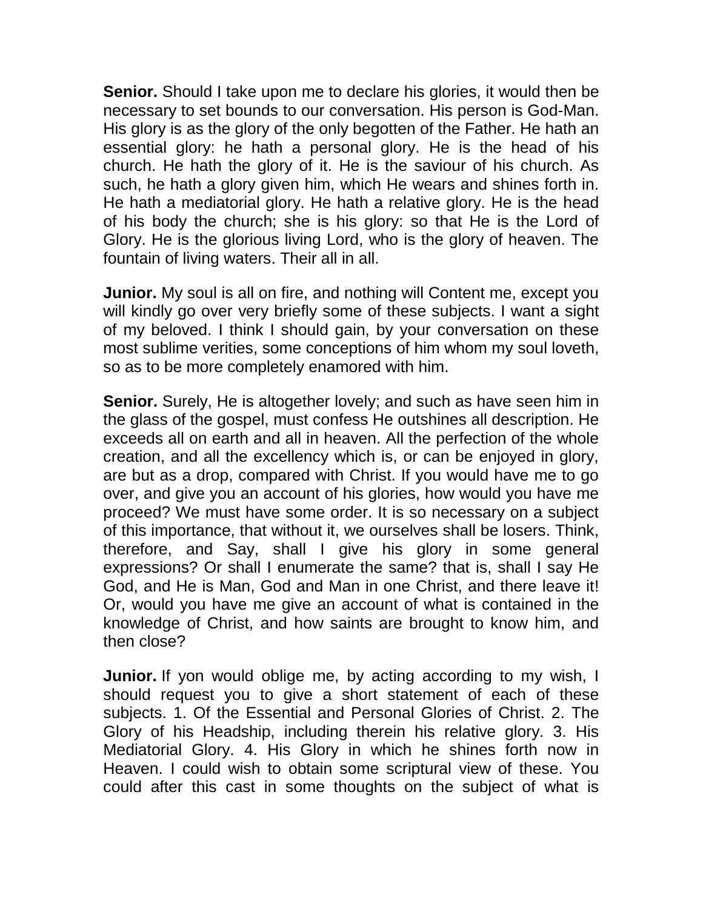**Senior.** Should I take upon me to declare his glories, it would then be necessary to set bounds to our conversation. His person is God-Man. His glory is as the glory of the only begotten of the Father. He hath an essential glory: he hath a personal glory. He is the head of his church. He hath the glory of it. He is the saviour of his church. As such, he hath a glory given him, which He wears and shines forth in. He hath a mediatorial glory. He hath a relative glory. He is the head of his body the church; she is his glory: so that He is the Lord of Glory. He is the glorious living Lord, who is the glory of heaven. The fountain of living waters. Their all in all.

**Junior.** My soul is all on fire, and nothing will Content me, except you will kindly go over very briefly some of these subjects. I want a sight of my beloved. I think I should gain, by your conversation on these most sublime verities, some conceptions of him whom my soul loveth, so as to be more completely enamored with him.

**Senior.** Surely, He is altogether lovely; and such as have seen him in the glass of the gospel, must confess He outshines all description. He exceeds all on earth and all in heaven. All the perfection of the whole creation, and all the excellency which is, or can be enjoyed in glory, are but as a drop, compared with Christ. If you would have me to go over, and give you an account of his glories, how would you have me proceed? We must have some order. It is so necessary on a subject of this importance, that without it, we ourselves shall be losers. Think, therefore, and Say, shall I give his glory in some general expressions? Or shall I enumerate the same? that is, shall I say He God, and He is Man, God and Man in one Christ, and there leave it! Or, would you have me give an account of what is contained in the knowledge of Christ, and how saints are brought to know him, and then close?

**Junior.** If yon would oblige me, by acting according to my wish, I should request you to give a short statement of each of these subjects. 1. Of the Essential and Personal Glories of Christ. 2. The Glory of his Headship, including therein his relative glory. 3. His Mediatorial Glory. 4. His Glory in which he shines forth now in Heaven. I could wish to obtain some scriptural view of these. You could after this cast in some thoughts on the subject of what is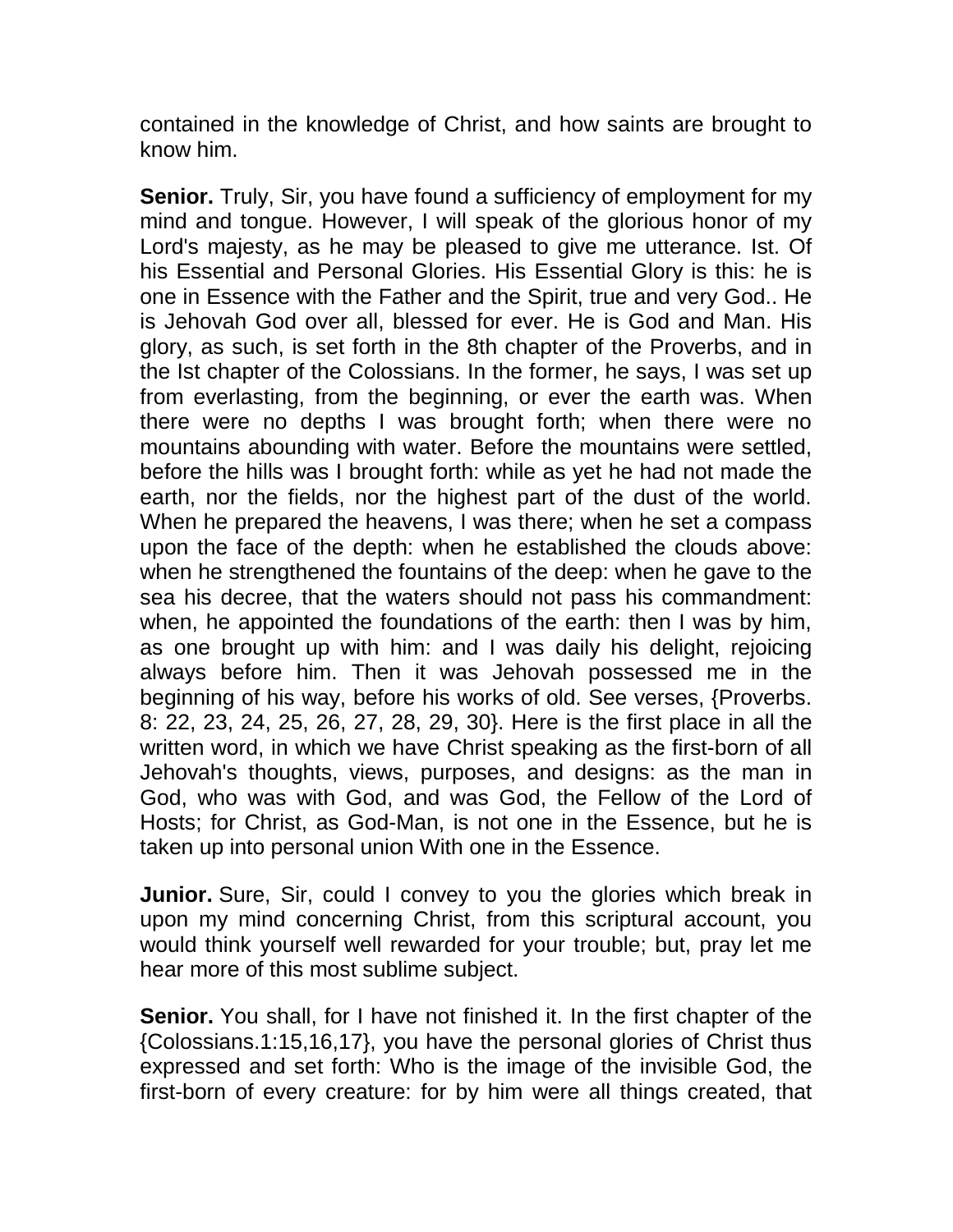contained in the knowledge of Christ, and how saints are brought to know him.

**Senior.** Truly, Sir, you have found a sufficiency of employment for my mind and tongue. However, I will speak of the glorious honor of my Lord's majesty, as he may be pleased to give me utterance. Ist. Of his Essential and Personal Glories. His Essential Glory is this: he is one in Essence with the Father and the Spirit, true and very God.. He is Jehovah God over all, blessed for ever. He is God and Man. His glory, as such, is set forth in the 8th chapter of the Proverbs, and in the Ist chapter of the Colossians. In the former, he says, I was set up from everlasting, from the beginning, or ever the earth was. When there were no depths I was brought forth; when there were no mountains abounding with water. Before the mountains were settled, before the hills was I brought forth: while as yet he had not made the earth, nor the fields, nor the highest part of the dust of the world. When he prepared the heavens, I was there; when he set a compass upon the face of the depth: when he established the clouds above: when he strengthened the fountains of the deep: when he gave to the sea his decree, that the waters should not pass his commandment: when, he appointed the foundations of the earth: then I was by him, as one brought up with him: and I was daily his delight, rejoicing always before him. Then it was Jehovah possessed me in the beginning of his way, before his works of old. See verses, {Proverbs. 8: 22, 23, 24, 25, 26, 27, 28, 29, 30}. Here is the first place in all the written word, in which we have Christ speaking as the first-born of all Jehovah's thoughts, views, purposes, and designs: as the man in God, who was with God, and was God, the Fellow of the Lord of Hosts; for Christ, as God-Man, is not one in the Essence, but he is taken up into personal union With one in the Essence.

**Junior.** Sure, Sir, could I convey to you the glories which break in upon my mind concerning Christ, from this scriptural account, you would think yourself well rewarded for your trouble; but, pray let me hear more of this most sublime subject.

**Senior.** You shall, for I have not finished it. In the first chapter of the {Colossians.1:15,16,17}, you have the personal glories of Christ thus expressed and set forth: Who is the image of the invisible God, the first-born of every creature: for by him were all things created, that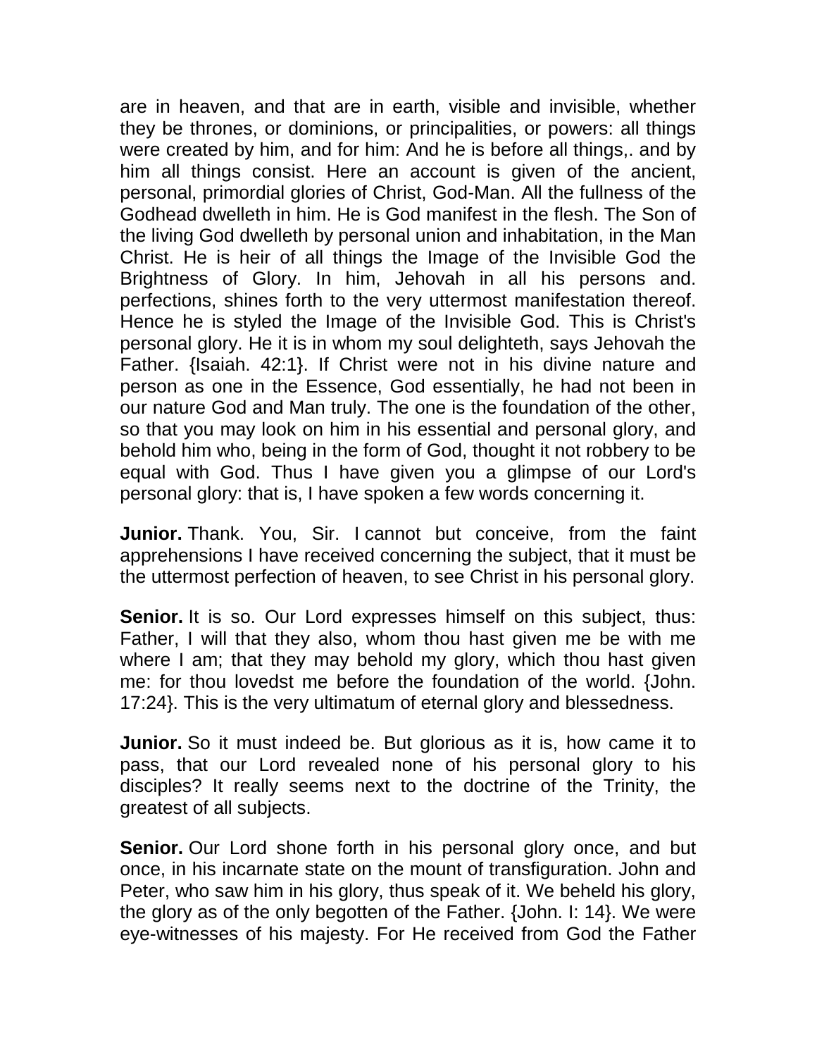are in heaven, and that are in earth, visible and invisible, whether they be thrones, or dominions, or principalities, or powers: all things were created by him, and for him: And he is before all things,. and by him all things consist. Here an account is given of the ancient, personal, primordial glories of Christ, God-Man. All the fullness of the Godhead dwelleth in him. He is God manifest in the flesh. The Son of the living God dwelleth by personal union and inhabitation, in the Man Christ. He is heir of all things the Image of the Invisible God the Brightness of Glory. In him, Jehovah in all his persons and. perfections, shines forth to the very uttermost manifestation thereof. Hence he is styled the Image of the Invisible God. This is Christ's personal glory. He it is in whom my soul delighteth, says Jehovah the Father. {Isaiah. 42:1}. If Christ were not in his divine nature and person as one in the Essence, God essentially, he had not been in our nature God and Man truly. The one is the foundation of the other, so that you may look on him in his essential and personal glory, and behold him who, being in the form of God, thought it not robbery to be equal with God. Thus I have given you a glimpse of our Lord's personal glory: that is, I have spoken a few words concerning it.

**Junior.** Thank. You, Sir. I cannot but conceive, from the faint apprehensions I have received concerning the subject, that it must be the uttermost perfection of heaven, to see Christ in his personal glory.

**Senior.** It is so. Our Lord expresses himself on this subject, thus: Father, I will that they also, whom thou hast given me be with me where I am; that they may behold my glory, which thou hast given me: for thou lovedst me before the foundation of the world. {John. 17:24}. This is the very ultimatum of eternal glory and blessedness.

**Junior.** So it must indeed be. But glorious as it is, how came it to pass, that our Lord revealed none of his personal glory to his disciples? It really seems next to the doctrine of the Trinity, the greatest of all subjects.

**Senior.** Our Lord shone forth in his personal glory once, and but once, in his incarnate state on the mount of transfiguration. John and Peter, who saw him in his glory, thus speak of it. We beheld his glory, the glory as of the only begotten of the Father. {John. I: 14}. We were eye-witnesses of his majesty. For He received from God the Father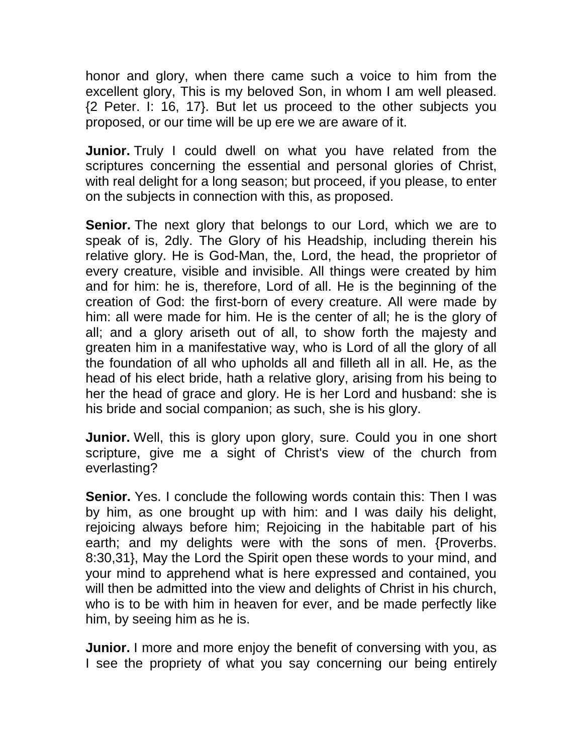honor and glory, when there came such a voice to him from the excellent glory, This is my beloved Son, in whom I am well pleased. {2 Peter. I: 16, 17}. But let us proceed to the other subjects you proposed, or our time will be up ere we are aware of it.

**Junior.** Truly I could dwell on what you have related from the scriptures concerning the essential and personal glories of Christ, with real delight for a long season; but proceed, if you please, to enter on the subjects in connection with this, as proposed.

**Senior.** The next glory that belongs to our Lord, which we are to speak of is, 2dly. The Glory of his Headship, including therein his relative glory. He is God-Man, the, Lord, the head, the proprietor of every creature, visible and invisible. All things were created by him and for him: he is, therefore, Lord of all. He is the beginning of the creation of God: the first-born of every creature. All were made by him: all were made for him. He is the center of all; he is the glory of all; and a glory ariseth out of all, to show forth the majesty and greaten him in a manifestative way, who is Lord of all the glory of all the foundation of all who upholds all and filleth all in all. He, as the head of his elect bride, hath a relative glory, arising from his being to her the head of grace and glory. He is her Lord and husband: she is his bride and social companion; as such, she is his glory.

**Junior.** Well, this is glory upon glory, sure. Could you in one short scripture, give me a sight of Christ's view of the church from everlasting?

**Senior.** Yes. I conclude the following words contain this: Then I was by him, as one brought up with him: and I was daily his delight, rejoicing always before him; Rejoicing in the habitable part of his earth; and my delights were with the sons of men. {Proverbs. 8:30,31}, May the Lord the Spirit open these words to your mind, and your mind to apprehend what is here expressed and contained, you will then be admitted into the view and delights of Christ in his church, who is to be with him in heaven for ever, and be made perfectly like him, by seeing him as he is.

**Junior.** I more and more enjoy the benefit of conversing with you, as I see the propriety of what you say concerning our being entirely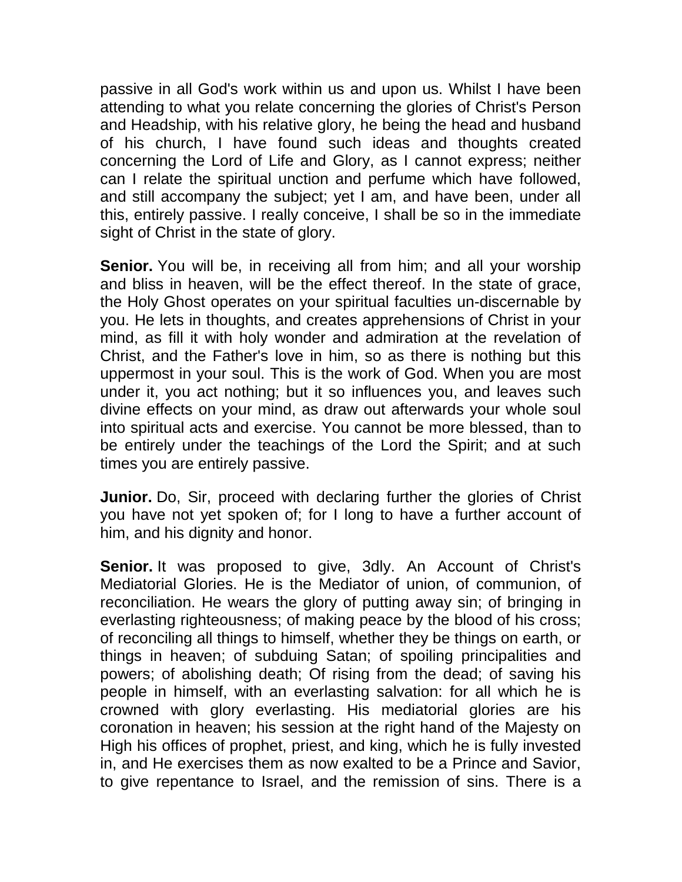passive in all God's work within us and upon us. Whilst I have been attending to what you relate concerning the glories of Christ's Person and Headship, with his relative glory, he being the head and husband of his church, I have found such ideas and thoughts created concerning the Lord of Life and Glory, as I cannot express; neither can I relate the spiritual unction and perfume which have followed, and still accompany the subject; yet I am, and have been, under all this, entirely passive. I really conceive, I shall be so in the immediate sight of Christ in the state of glory.

**Senior.** You will be, in receiving all from him; and all your worship and bliss in heaven, will be the effect thereof. In the state of grace, the Holy Ghost operates on your spiritual faculties un-discernable by you. He lets in thoughts, and creates apprehensions of Christ in your mind, as fill it with holy wonder and admiration at the revelation of Christ, and the Father's love in him, so as there is nothing but this uppermost in your soul. This is the work of God. When you are most under it, you act nothing; but it so influences you, and leaves such divine effects on your mind, as draw out afterwards your whole soul into spiritual acts and exercise. You cannot be more blessed, than to be entirely under the teachings of the Lord the Spirit; and at such times you are entirely passive.

**Junior.** Do, Sir, proceed with declaring further the glories of Christ you have not yet spoken of; for I long to have a further account of him, and his dignity and honor.

**Senior.** It was proposed to give, 3dly. An Account of Christ's Mediatorial Glories. He is the Mediator of union, of communion, of reconciliation. He wears the glory of putting away sin; of bringing in everlasting righteousness; of making peace by the blood of his cross; of reconciling all things to himself, whether they be things on earth, or things in heaven; of subduing Satan; of spoiling principalities and powers; of abolishing death; Of rising from the dead; of saving his people in himself, with an everlasting salvation: for all which he is crowned with glory everlasting. His mediatorial glories are his coronation in heaven; his session at the right hand of the Majesty on High his offices of prophet, priest, and king, which he is fully invested in, and He exercises them as now exalted to be a Prince and Savior, to give repentance to Israel, and the remission of sins. There is a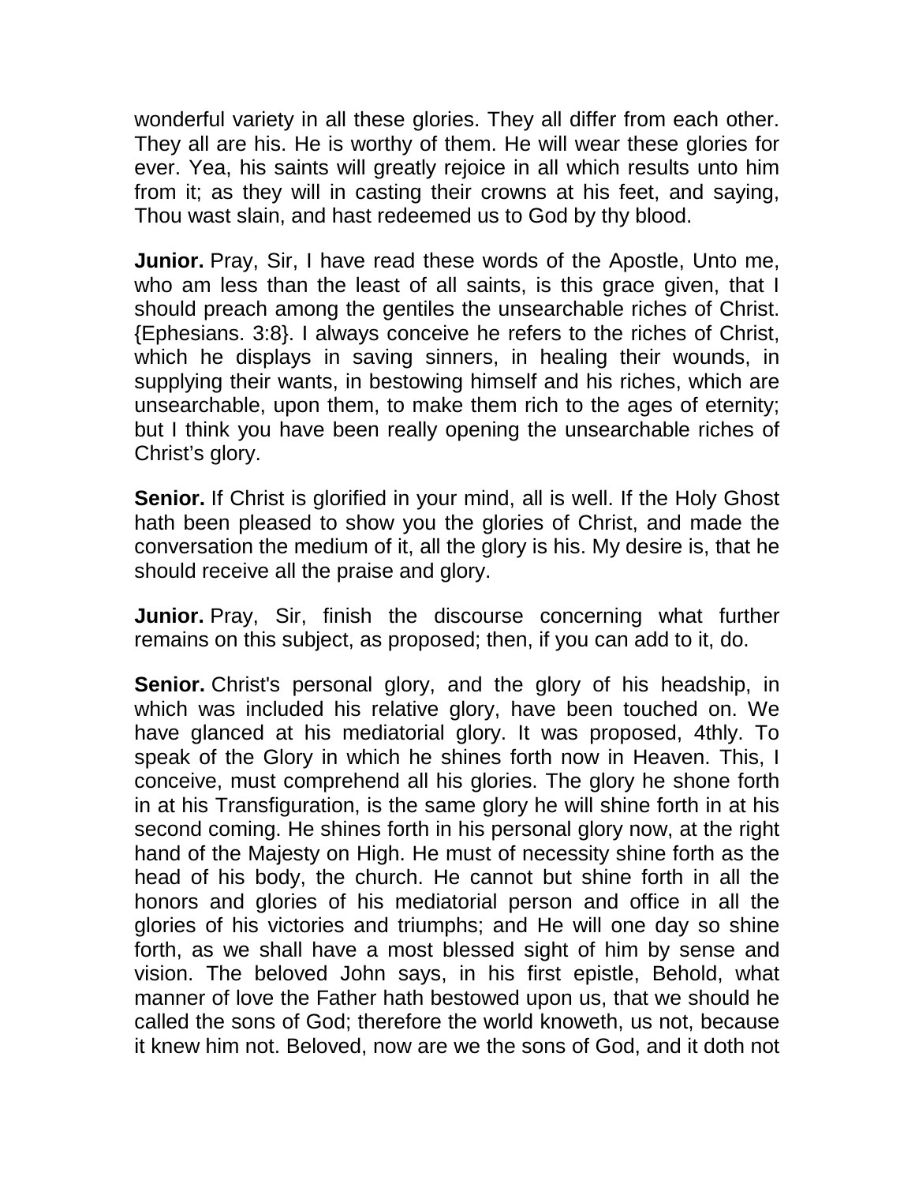wonderful variety in all these glories. They all differ from each other. They all are his. He is worthy of them. He will wear these glories for ever. Yea, his saints will greatly rejoice in all which results unto him from it; as they will in casting their crowns at his feet, and saying, Thou wast slain, and hast redeemed us to God by thy blood.

**Junior.** Pray, Sir, I have read these words of the Apostle, Unto me, who am less than the least of all saints, is this grace given, that I should preach among the gentiles the unsearchable riches of Christ. {Ephesians. 3:8}. I always conceive he refers to the riches of Christ, which he displays in saving sinners, in healing their wounds, in supplying their wants, in bestowing himself and his riches, which are unsearchable, upon them, to make them rich to the ages of eternity; but I think you have been really opening the unsearchable riches of Christ's glory.

**Senior.** If Christ is glorified in your mind, all is well. If the Holy Ghost hath been pleased to show you the glories of Christ, and made the conversation the medium of it, all the glory is his. My desire is, that he should receive all the praise and glory.

**Junior.** Pray, Sir, finish the discourse concerning what further remains on this subject, as proposed; then, if you can add to it, do.

**Senior.** Christ's personal glory, and the glory of his headship, in which was included his relative glory, have been touched on. We have glanced at his mediatorial glory. It was proposed, 4thly. To speak of the Glory in which he shines forth now in Heaven. This, I conceive, must comprehend all his glories. The glory he shone forth in at his Transfiguration, is the same glory he will shine forth in at his second coming. He shines forth in his personal glory now, at the right hand of the Majesty on High. He must of necessity shine forth as the head of his body, the church. He cannot but shine forth in all the honors and glories of his mediatorial person and office in all the glories of his victories and triumphs; and He will one day so shine forth, as we shall have a most blessed sight of him by sense and vision. The beloved John says, in his first epistle, Behold, what manner of love the Father hath bestowed upon us, that we should he called the sons of God; therefore the world knoweth, us not, because it knew him not. Beloved, now are we the sons of God, and it doth not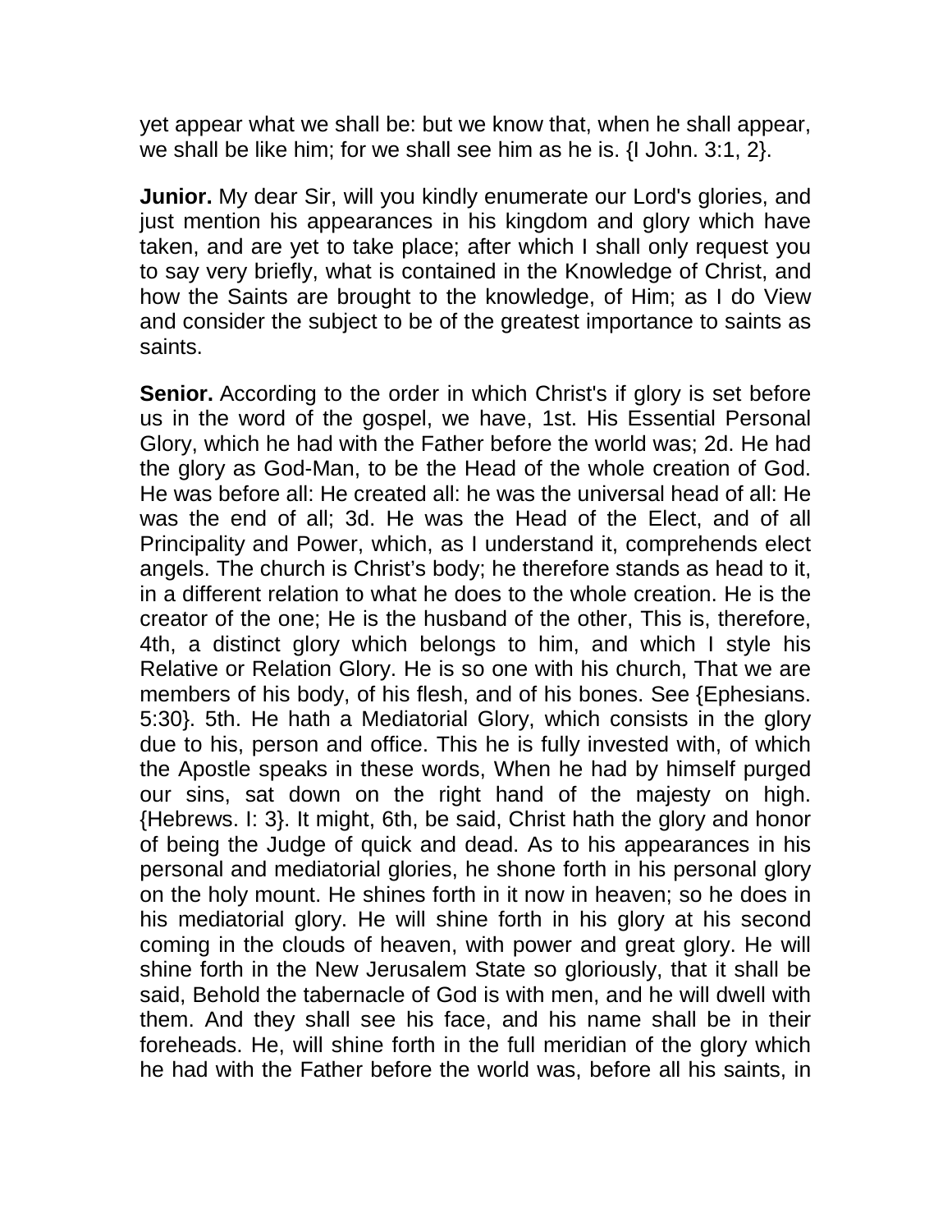yet appear what we shall be: but we know that, when he shall appear, we shall be like him; for we shall see him as he is. {I John. 3:1, 2}.

**Junior.** My dear Sir, will you kindly enumerate our Lord's glories, and just mention his appearances in his kingdom and glory which have taken, and are yet to take place; after which I shall only request you to say very briefly, what is contained in the Knowledge of Christ, and how the Saints are brought to the knowledge, of Him; as I do View and consider the subject to be of the greatest importance to saints as saints.

**Senior.** According to the order in which Christ's if glory is set before us in the word of the gospel, we have, 1st. His Essential Personal Glory, which he had with the Father before the world was; 2d. He had the glory as God-Man, to be the Head of the whole creation of God. He was before all: He created all: he was the universal head of all: He was the end of all; 3d. He was the Head of the Elect, and of all Principality and Power, which, as I understand it, comprehends elect angels. The church is Christ's body; he therefore stands as head to it, in a different relation to what he does to the whole creation. He is the creator of the one; He is the husband of the other, This is, therefore, 4th, a distinct glory which belongs to him, and which I style his Relative or Relation Glory. He is so one with his church, That we are members of his body, of his flesh, and of his bones. See {Ephesians. 5:30}. 5th. He hath a Mediatorial Glory, which consists in the glory due to his, person and office. This he is fully invested with, of which the Apostle speaks in these words, When he had by himself purged our sins, sat down on the right hand of the majesty on high. {Hebrews. I: 3}. It might, 6th, be said, Christ hath the glory and honor of being the Judge of quick and dead. As to his appearances in his personal and mediatorial glories, he shone forth in his personal glory on the holy mount. He shines forth in it now in heaven; so he does in his mediatorial glory. He will shine forth in his glory at his second coming in the clouds of heaven, with power and great glory. He will shine forth in the New Jerusalem State so gloriously, that it shall be said, Behold the tabernacle of God is with men, and he will dwell with them. And they shall see his face, and his name shall be in their foreheads. He, will shine forth in the full meridian of the glory which he had with the Father before the world was, before all his saints, in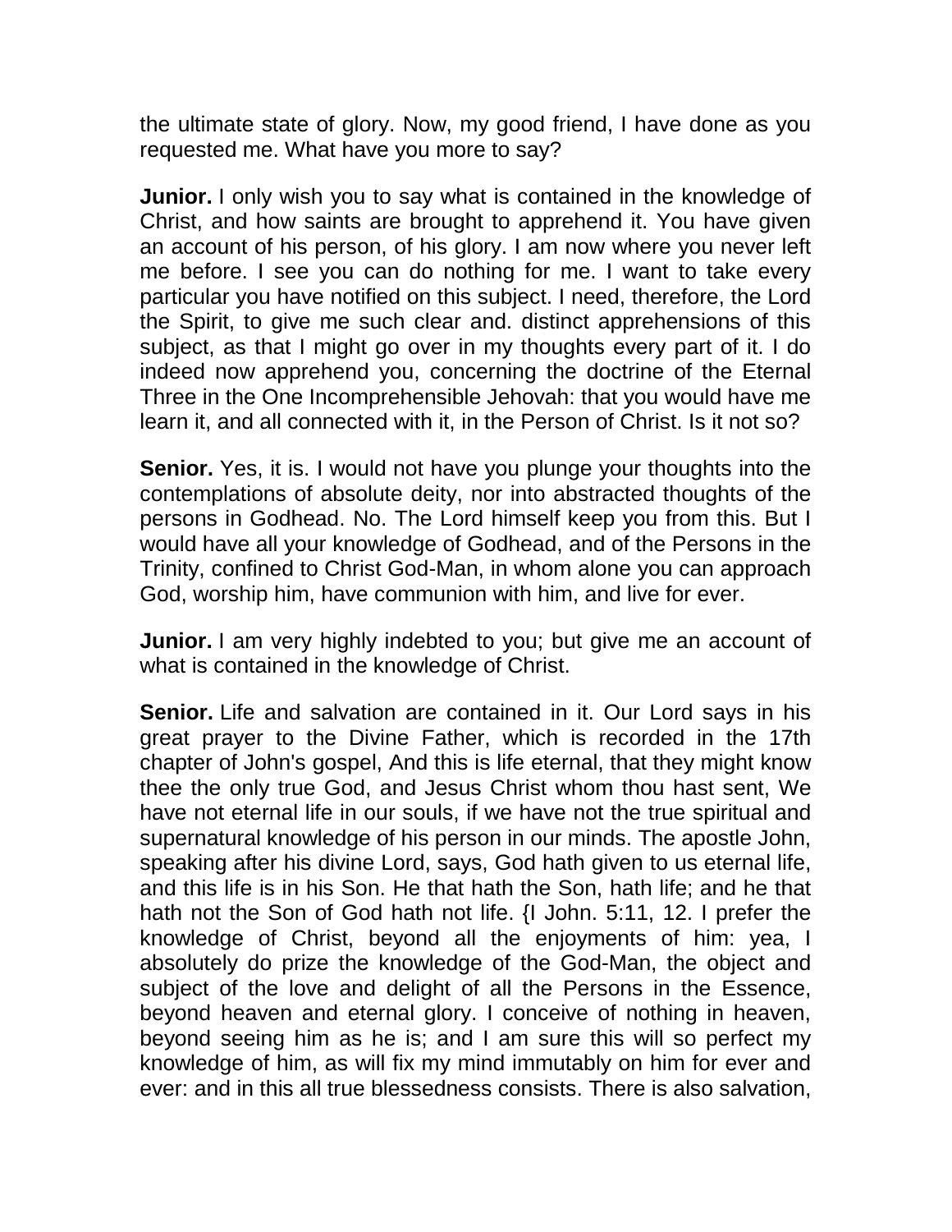the ultimate state of glory. Now, my good friend, I have done as you requested me. What have you more to say?

**Junior.** I only wish you to say what is contained in the knowledge of Christ, and how saints are brought to apprehend it. You have given an account of his person, of his glory. I am now where you never left me before. I see you can do nothing for me. I want to take every particular you have notified on this subject. I need, therefore, the Lord the Spirit, to give me such clear and. distinct apprehensions of this subject, as that I might go over in my thoughts every part of it. I do indeed now apprehend you, concerning the doctrine of the Eternal Three in the One Incomprehensible Jehovah: that you would have me learn it, and all connected with it, in the Person of Christ. Is it not so?

**Senior.** Yes, it is. I would not have you plunge your thoughts into the contemplations of absolute deity, nor into abstracted thoughts of the persons in Godhead. No. The Lord himself keep you from this. But I would have all your knowledge of Godhead, and of the Persons in the Trinity, confined to Christ God-Man, in whom alone you can approach God, worship him, have communion with him, and live for ever.

**Junior.** I am very highly indebted to you; but give me an account of what is contained in the knowledge of Christ.

**Senior.** Life and salvation are contained in it. Our Lord says in his great prayer to the Divine Father, which is recorded in the 17th chapter of John's gospel, And this is life eternal, that they might know thee the only true God, and Jesus Christ whom thou hast sent, We have not eternal life in our souls, if we have not the true spiritual and supernatural knowledge of his person in our minds. The apostle John, speaking after his divine Lord, says, God hath given to us eternal life, and this life is in his Son. He that hath the Son, hath life; and he that hath not the Son of God hath not life. {I John. 5:11, 12. I prefer the knowledge of Christ, beyond all the enjoyments of him: yea, I absolutely do prize the knowledge of the God-Man, the object and subject of the love and delight of all the Persons in the Essence, beyond heaven and eternal glory. I conceive of nothing in heaven, beyond seeing him as he is; and I am sure this will so perfect my knowledge of him, as will fix my mind immutably on him for ever and ever: and in this all true blessedness consists. There is also salvation,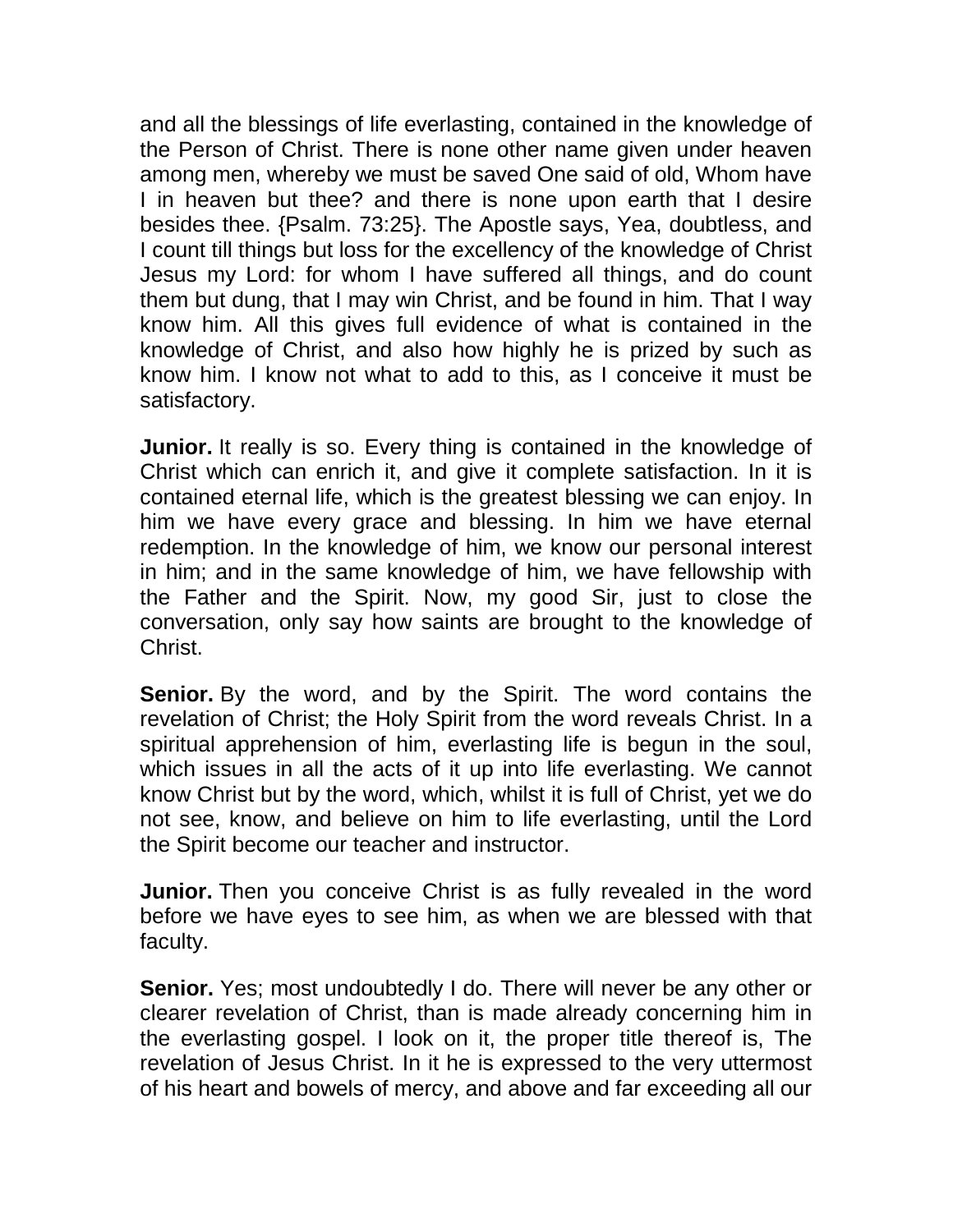and all the blessings of life everlasting, contained in the knowledge of the Person of Christ. There is none other name given under heaven among men, whereby we must be saved One said of old, Whom have I in heaven but thee? and there is none upon earth that I desire besides thee. {Psalm. 73:25}. The Apostle says, Yea, doubtless, and I count till things but loss for the excellency of the knowledge of Christ Jesus my Lord: for whom I have suffered all things, and do count them but dung, that I may win Christ, and be found in him. That I way know him. All this gives full evidence of what is contained in the knowledge of Christ, and also how highly he is prized by such as know him. I know not what to add to this, as I conceive it must be satisfactory.

**Junior.** It really is so. Every thing is contained in the knowledge of Christ which can enrich it, and give it complete satisfaction. In it is contained eternal life, which is the greatest blessing we can enjoy. In him we have every grace and blessing. In him we have eternal redemption. In the knowledge of him, we know our personal interest in him; and in the same knowledge of him, we have fellowship with the Father and the Spirit. Now, my good Sir, just to close the conversation, only say how saints are brought to the knowledge of Christ.

**Senior.** By the word, and by the Spirit. The word contains the revelation of Christ; the Holy Spirit from the word reveals Christ. In a spiritual apprehension of him, everlasting life is begun in the soul, which issues in all the acts of it up into life everlasting. We cannot know Christ but by the word, which, whilst it is full of Christ, yet we do not see, know, and believe on him to life everlasting, until the Lord the Spirit become our teacher and instructor.

**Junior.** Then you conceive Christ is as fully revealed in the word before we have eyes to see him, as when we are blessed with that faculty.

**Senior.** Yes; most undoubtedly I do. There will never be any other or clearer revelation of Christ, than is made already concerning him in the everlasting gospel. I look on it, the proper title thereof is, The revelation of Jesus Christ. In it he is expressed to the very uttermost of his heart and bowels of mercy, and above and far exceeding all our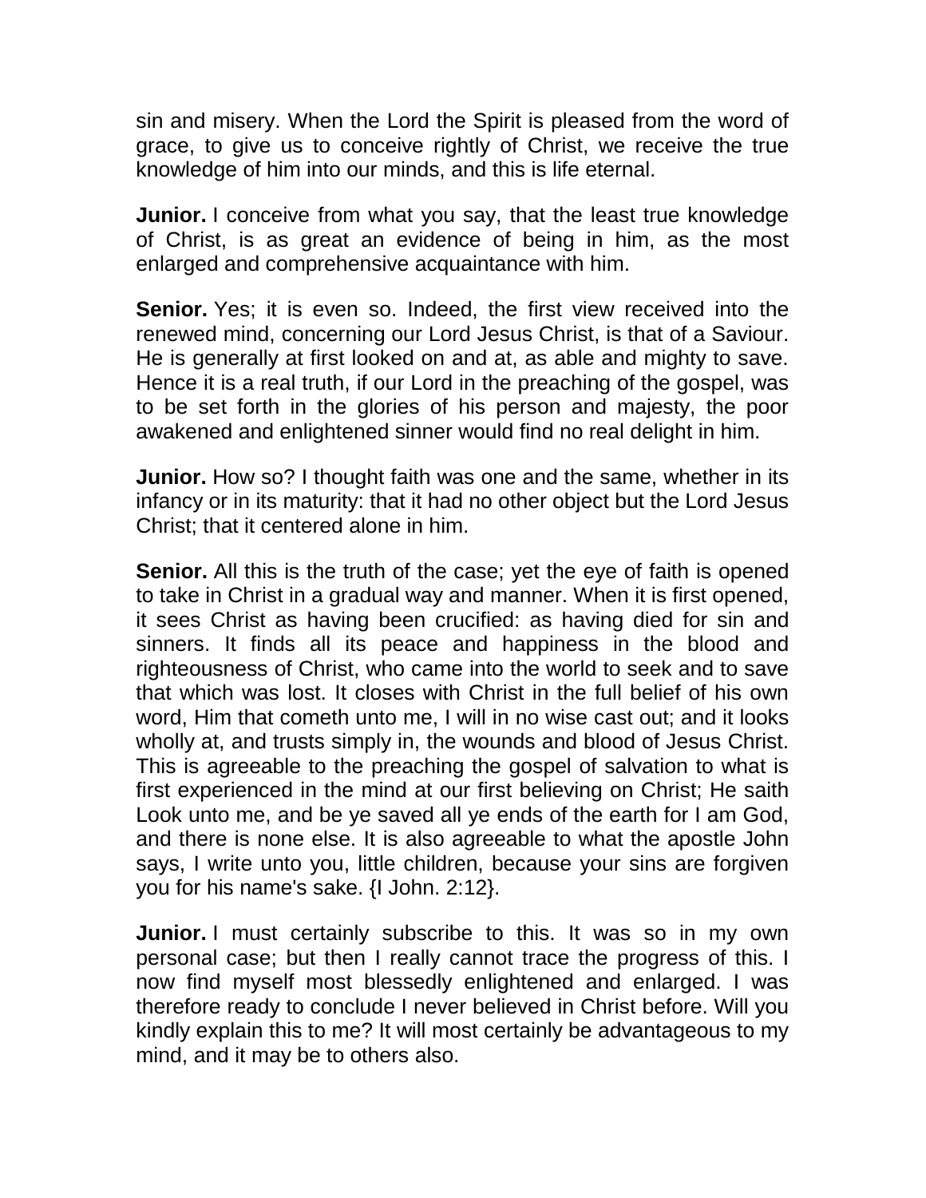sin and misery. When the Lord the Spirit is pleased from the word of grace, to give us to conceive rightly of Christ, we receive the true knowledge of him into our minds, and this is life eternal.

**Junior.** I conceive from what you say, that the least true knowledge of Christ, is as great an evidence of being in him, as the most enlarged and comprehensive acquaintance with him.

**Senior.** Yes; it is even so. Indeed, the first view received into the renewed mind, concerning our Lord Jesus Christ, is that of a Saviour. He is generally at first looked on and at, as able and mighty to save. Hence it is a real truth, if our Lord in the preaching of the gospel, was to be set forth in the glories of his person and majesty, the poor awakened and enlightened sinner would find no real delight in him.

**Junior.** How so? I thought faith was one and the same, whether in its infancy or in its maturity: that it had no other object but the Lord Jesus Christ; that it centered alone in him.

**Senior.** All this is the truth of the case; yet the eye of faith is opened to take in Christ in a gradual way and manner. When it is first opened, it sees Christ as having been crucified: as having died for sin and sinners. It finds all its peace and happiness in the blood and righteousness of Christ, who came into the world to seek and to save that which was lost. It closes with Christ in the full belief of his own word, Him that cometh unto me, I will in no wise cast out; and it looks wholly at, and trusts simply in, the wounds and blood of Jesus Christ. This is agreeable to the preaching the gospel of salvation to what is first experienced in the mind at our first believing on Christ; He saith Look unto me, and be ye saved all ye ends of the earth for I am God, and there is none else. It is also agreeable to what the apostle John says, I write unto you, little children, because your sins are forgiven you for his name's sake. {I John. 2:12}.

**Junior.** I must certainly subscribe to this. It was so in my own personal case; but then I really cannot trace the progress of this. I now find myself most blessedly enlightened and enlarged. I was therefore ready to conclude I never believed in Christ before. Will you kindly explain this to me? It will most certainly be advantageous to my mind, and it may be to others also.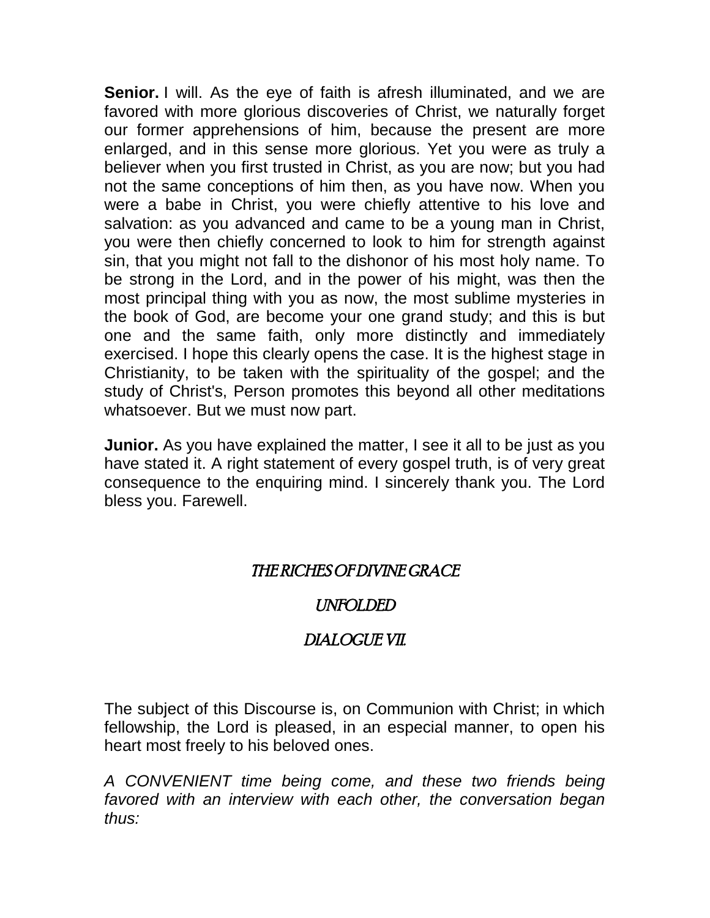**Senior.** I will. As the eye of faith is afresh illuminated, and we are favored with more glorious discoveries of Christ, we naturally forget our former apprehensions of him, because the present are more enlarged, and in this sense more glorious. Yet you were as truly a believer when you first trusted in Christ, as you are now; but you had not the same conceptions of him then, as you have now. When you were a babe in Christ, you were chiefly attentive to his love and salvation: as you advanced and came to be a young man in Christ, you were then chiefly concerned to look to him for strength against sin, that you might not fall to the dishonor of his most holy name. To be strong in the Lord, and in the power of his might, was then the most principal thing with you as now, the most sublime mysteries in the book of God, are become your one grand study; and this is but one and the same faith, only more distinctly and immediately exercised. I hope this clearly opens the case. It is the highest stage in Christianity, to be taken with the spirituality of the gospel; and the study of Christ's, Person promotes this beyond all other meditations whatsoever. But we must now part.

**Junior.** As you have explained the matter, I see it all to be just as you have stated it. A right statement of every gospel truth, is of very great consequence to the enquiring mind. I sincerely thank you. The Lord bless you. Farewell.

## *THE RICHES OF DIVINE GRACE*

## *UNFOLDED*

## *DIALOGUE VII.*

The subject of this Discourse is, on Communion with Christ; in which fellowship, the Lord is pleased, in an especial manner, to open his heart most freely to his beloved ones.

*A CONVENIENT time being come, and these two friends being favored with an interview with each other, the conversation began thus:*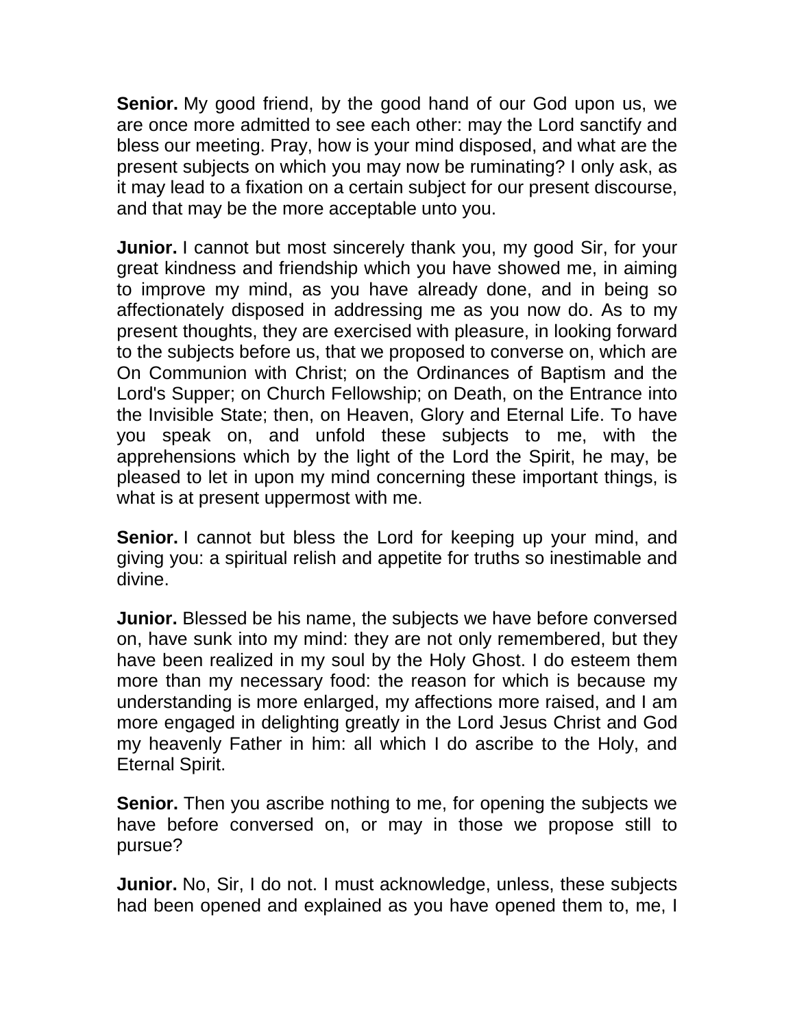**Senior.** My good friend, by the good hand of our God upon us, we are once more admitted to see each other: may the Lord sanctify and bless our meeting. Pray, how is your mind disposed, and what are the present subjects on which you may now be ruminating? I only ask, as it may lead to a fixation on a certain subject for our present discourse, and that may be the more acceptable unto you.

**Junior.** I cannot but most sincerely thank you, my good Sir, for your great kindness and friendship which you have showed me, in aiming to improve my mind, as you have already done, and in being so affectionately disposed in addressing me as you now do. As to my present thoughts, they are exercised with pleasure, in looking forward to the subjects before us, that we proposed to converse on, which are On Communion with Christ; on the Ordinances of Baptism and the Lord's Supper; on Church Fellowship; on Death, on the Entrance into the Invisible State; then, on Heaven, Glory and Eternal Life. To have you speak on, and unfold these subjects to me, with the apprehensions which by the light of the Lord the Spirit, he may, be pleased to let in upon my mind concerning these important things, is what is at present uppermost with me.

**Senior.** I cannot but bless the Lord for keeping up your mind, and giving you: a spiritual relish and appetite for truths so inestimable and divine.

**Junior.** Blessed be his name, the subjects we have before conversed on, have sunk into my mind: they are not only remembered, but they have been realized in my soul by the Holy Ghost. I do esteem them more than my necessary food: the reason for which is because my understanding is more enlarged, my affections more raised, and I am more engaged in delighting greatly in the Lord Jesus Christ and God my heavenly Father in him: all which I do ascribe to the Holy, and Eternal Spirit.

**Senior.** Then you ascribe nothing to me, for opening the subjects we have before conversed on, or may in those we propose still to pursue?

**Junior.** No, Sir, I do not. I must acknowledge, unless, these subjects had been opened and explained as you have opened them to, me, I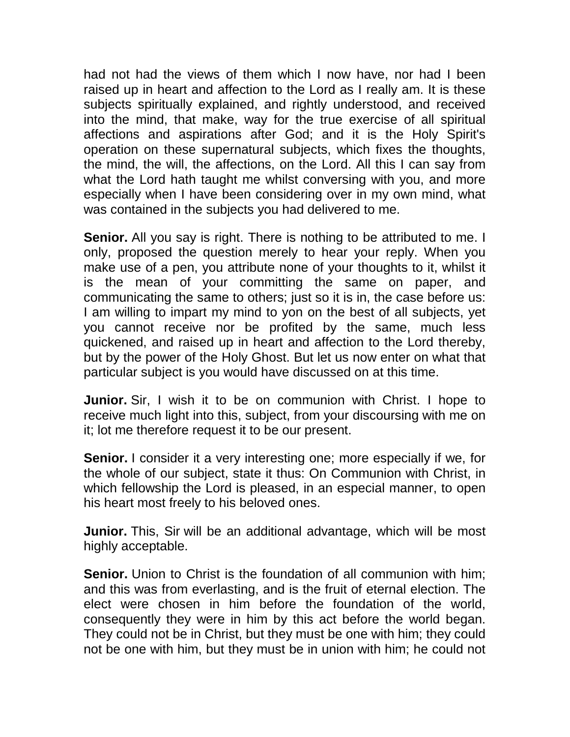had not had the views of them which I now have, nor had I been raised up in heart and affection to the Lord as I really am. It is these subjects spiritually explained, and rightly understood, and received into the mind, that make, way for the true exercise of all spiritual affections and aspirations after God; and it is the Holy Spirit's operation on these supernatural subjects, which fixes the thoughts, the mind, the will, the affections, on the Lord. All this I can say from what the Lord hath taught me whilst conversing with you, and more especially when I have been considering over in my own mind, what was contained in the subjects you had delivered to me.

**Senior.** All you say is right. There is nothing to be attributed to me. I only, proposed the question merely to hear your reply. When you make use of a pen, you attribute none of your thoughts to it, whilst it is the mean of your committing the same on paper, and communicating the same to others; just so it is in, the case before us: I am willing to impart my mind to yon on the best of all subjects, yet you cannot receive nor be profited by the same, much less quickened, and raised up in heart and affection to the Lord thereby, but by the power of the Holy Ghost. But let us now enter on what that particular subject is you would have discussed on at this time.

**Junior.** Sir, I wish it to be on communion with Christ. I hope to receive much light into this, subject, from your discoursing with me on it; lot me therefore request it to be our present.

**Senior.** I consider it a very interesting one; more especially if we, for the whole of our subject, state it thus: On Communion with Christ, in which fellowship the Lord is pleased, in an especial manner, to open his heart most freely to his beloved ones.

**Junior.** This, Sir will be an additional advantage, which will be most highly acceptable.

**Senior.** Union to Christ is the foundation of all communion with him; and this was from everlasting, and is the fruit of eternal election. The elect were chosen in him before the foundation of the world, consequently they were in him by this act before the world began. They could not be in Christ, but they must be one with him; they could not be one with him, but they must be in union with him; he could not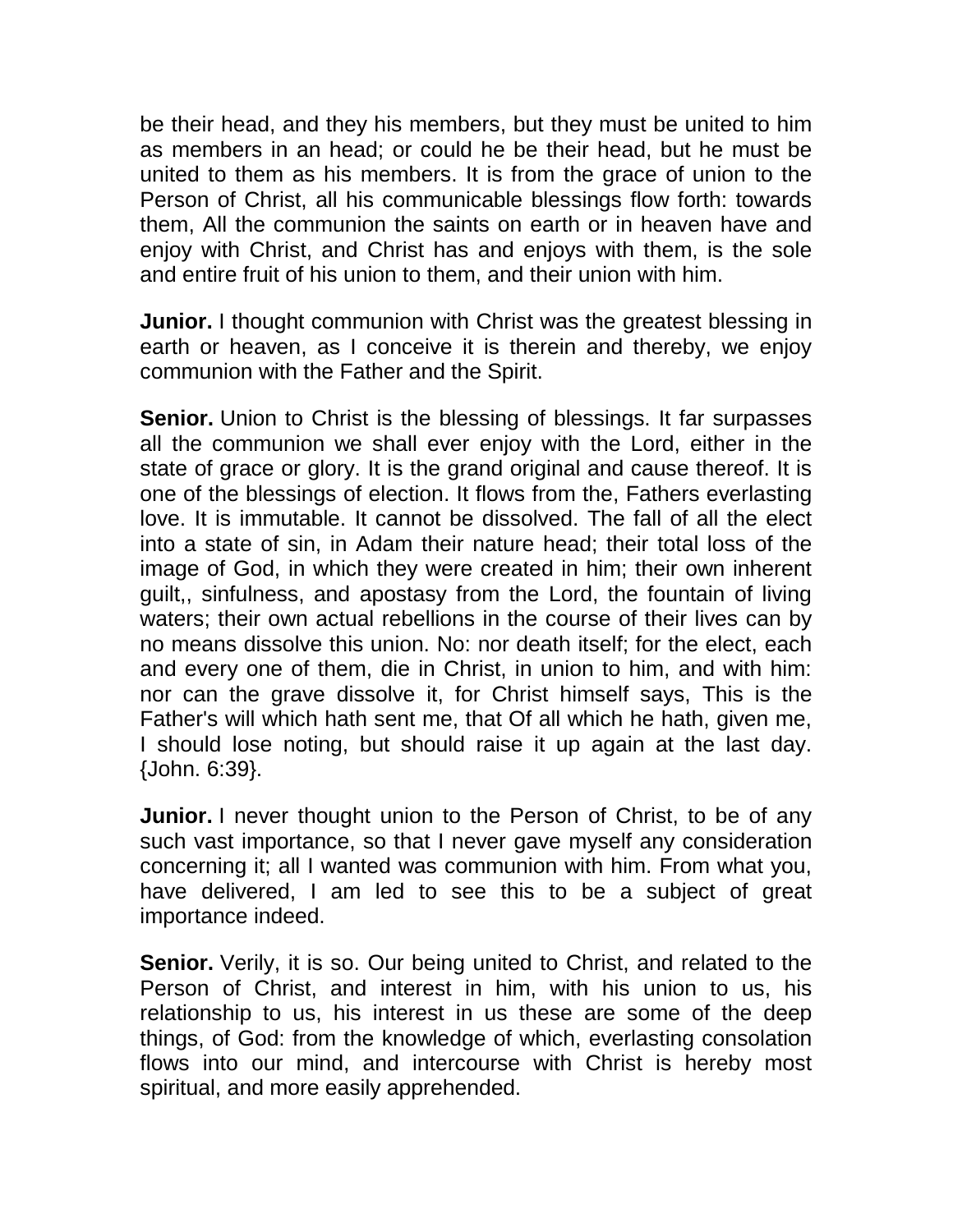be their head, and they his members, but they must be united to him as members in an head; or could he be their head, but he must be united to them as his members. It is from the grace of union to the Person of Christ, all his communicable blessings flow forth: towards them, All the communion the saints on earth or in heaven have and enjoy with Christ, and Christ has and enjoys with them, is the sole and entire fruit of his union to them, and their union with him.

**Junior.** I thought communion with Christ was the greatest blessing in earth or heaven, as I conceive it is therein and thereby, we enjoy communion with the Father and the Spirit.

**Senior.** Union to Christ is the blessing of blessings. It far surpasses all the communion we shall ever enjoy with the Lord, either in the state of grace or glory. It is the grand original and cause thereof. It is one of the blessings of election. It flows from the, Fathers everlasting love. It is immutable. It cannot be dissolved. The fall of all the elect into a state of sin, in Adam their nature head; their total loss of the image of God, in which they were created in him; their own inherent guilt,, sinfulness, and apostasy from the Lord, the fountain of living waters; their own actual rebellions in the course of their lives can by no means dissolve this union. No: nor death itself; for the elect, each and every one of them, die in Christ, in union to him, and with him: nor can the grave dissolve it, for Christ himself says, This is the Father's will which hath sent me, that Of all which he hath, given me, I should lose noting, but should raise it up again at the last day. {John. 6:39}.

**Junior.** I never thought union to the Person of Christ, to be of any such vast importance, so that I never gave myself any consideration concerning it; all I wanted was communion with him. From what you, have delivered, I am led to see this to be a subject of great importance indeed.

**Senior.** Verily, it is so. Our being united to Christ, and related to the Person of Christ, and interest in him, with his union to us, his relationship to us, his interest in us these are some of the deep things, of God: from the knowledge of which, everlasting consolation flows into our mind, and intercourse with Christ is hereby most spiritual, and more easily apprehended.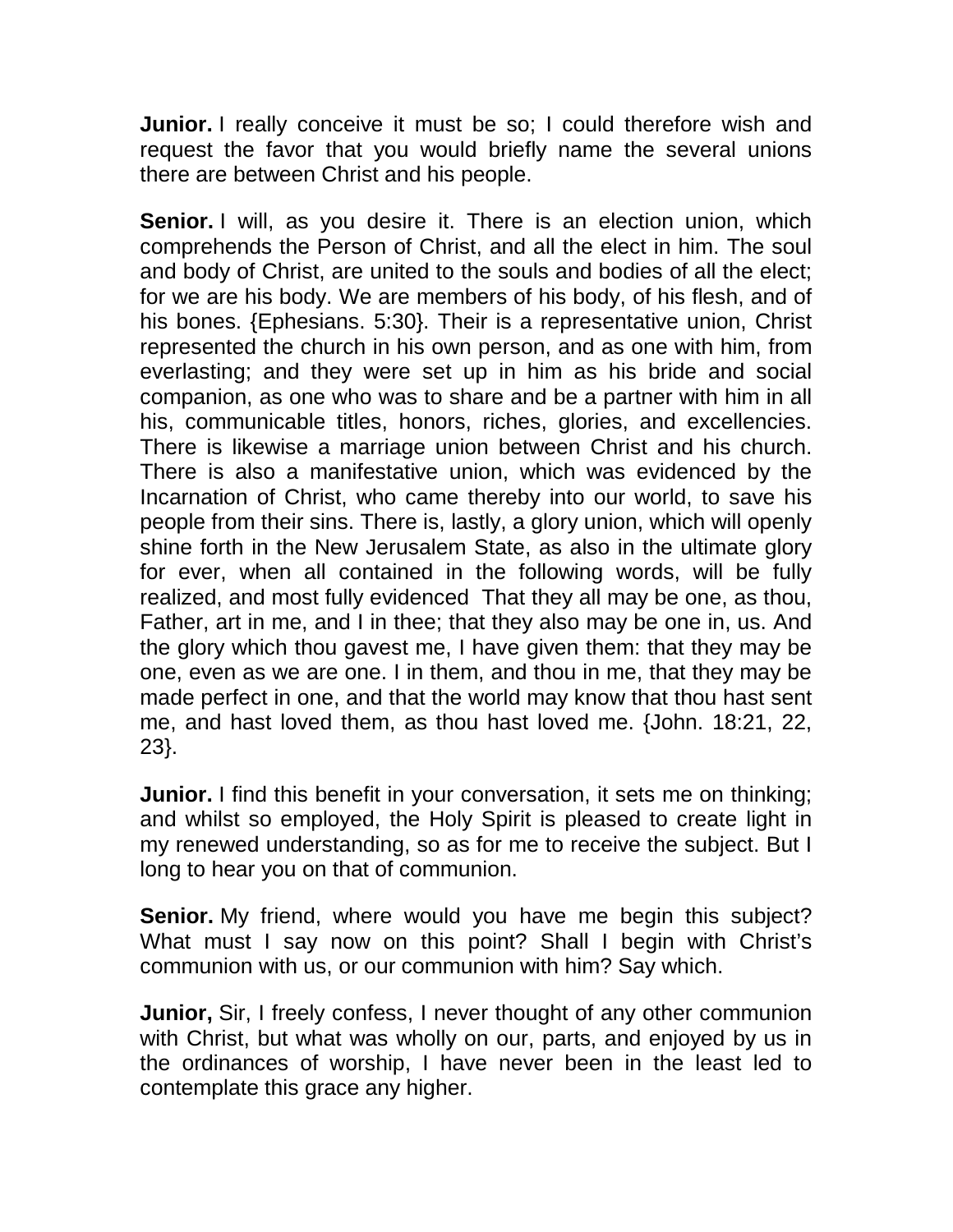**Junior.** I really conceive it must be so; I could therefore wish and request the favor that you would briefly name the several unions there are between Christ and his people.

**Senior.** I will, as you desire it. There is an election union, which comprehends the Person of Christ, and all the elect in him. The soul and body of Christ, are united to the souls and bodies of all the elect; for we are his body. We are members of his body, of his flesh, and of his bones. {Ephesians. 5:30}. Their is a representative union, Christ represented the church in his own person, and as one with him, from everlasting; and they were set up in him as his bride and social companion, as one who was to share and be a partner with him in all his, communicable titles, honors, riches, glories, and excellencies. There is likewise a marriage union between Christ and his church. There is also a manifestative union, which was evidenced by the Incarnation of Christ, who came thereby into our world, to save his people from their sins. There is, lastly, a glory union, which will openly shine forth in the New Jerusalem State, as also in the ultimate glory for ever, when all contained in the following words, will be fully realized, and most fully evidenced That they all may be one, as thou, Father, art in me, and I in thee; that they also may be one in, us. And the glory which thou gavest me, I have given them: that they may be one, even as we are one. I in them, and thou in me, that they may be made perfect in one, and that the world may know that thou hast sent me, and hast loved them, as thou hast loved me. {John. 18:21, 22, 23}.

**Junior.** I find this benefit in your conversation, it sets me on thinking; and whilst so employed, the Holy Spirit is pleased to create light in my renewed understanding, so as for me to receive the subject. But I long to hear you on that of communion.

**Senior.** My friend, where would you have me begin this subject? What must I say now on this point? Shall I begin with Christ's communion with us, or our communion with him? Say which.

**Junior,** Sir, I freely confess, I never thought of any other communion with Christ, but what was wholly on our, parts, and enjoyed by us in the ordinances of worship, I have never been in the least led to contemplate this grace any higher.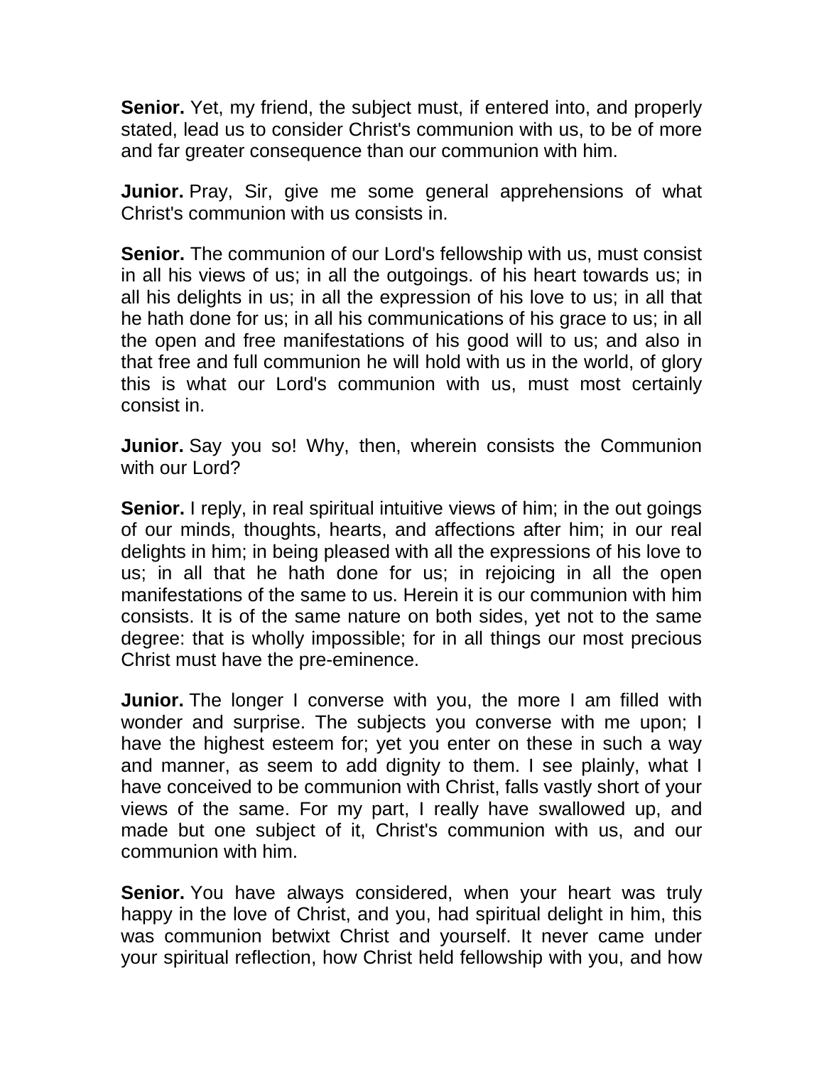**Senior.** Yet, my friend, the subject must, if entered into, and properly stated, lead us to consider Christ's communion with us, to be of more and far greater consequence than our communion with him.

**Junior.** Pray, Sir, give me some general apprehensions of what Christ's communion with us consists in.

**Senior.** The communion of our Lord's fellowship with us, must consist in all his views of us; in all the outgoings. of his heart towards us; in all his delights in us; in all the expression of his love to us; in all that he hath done for us; in all his communications of his grace to us; in all the open and free manifestations of his good will to us; and also in that free and full communion he will hold with us in the world, of glory this is what our Lord's communion with us, must most certainly consist in.

**Junior.** Say you so! Why, then, wherein consists the Communion with our Lord?

**Senior.** I reply, in real spiritual intuitive views of him; in the out goings of our minds, thoughts, hearts, and affections after him; in our real delights in him; in being pleased with all the expressions of his love to us; in all that he hath done for us; in rejoicing in all the open manifestations of the same to us. Herein it is our communion with him consists. It is of the same nature on both sides, yet not to the same degree: that is wholly impossible; for in all things our most precious Christ must have the pre-eminence.

**Junior.** The longer I converse with you, the more I am filled with wonder and surprise. The subjects you converse with me upon; I have the highest esteem for; yet you enter on these in such a way and manner, as seem to add dignity to them. I see plainly, what I have conceived to be communion with Christ, falls vastly short of your views of the same. For my part, I really have swallowed up, and made but one subject of it, Christ's communion with us, and our communion with him.

**Senior.** You have always considered, when your heart was truly happy in the love of Christ, and you, had spiritual delight in him, this was communion betwixt Christ and yourself. It never came under your spiritual reflection, how Christ held fellowship with you, and how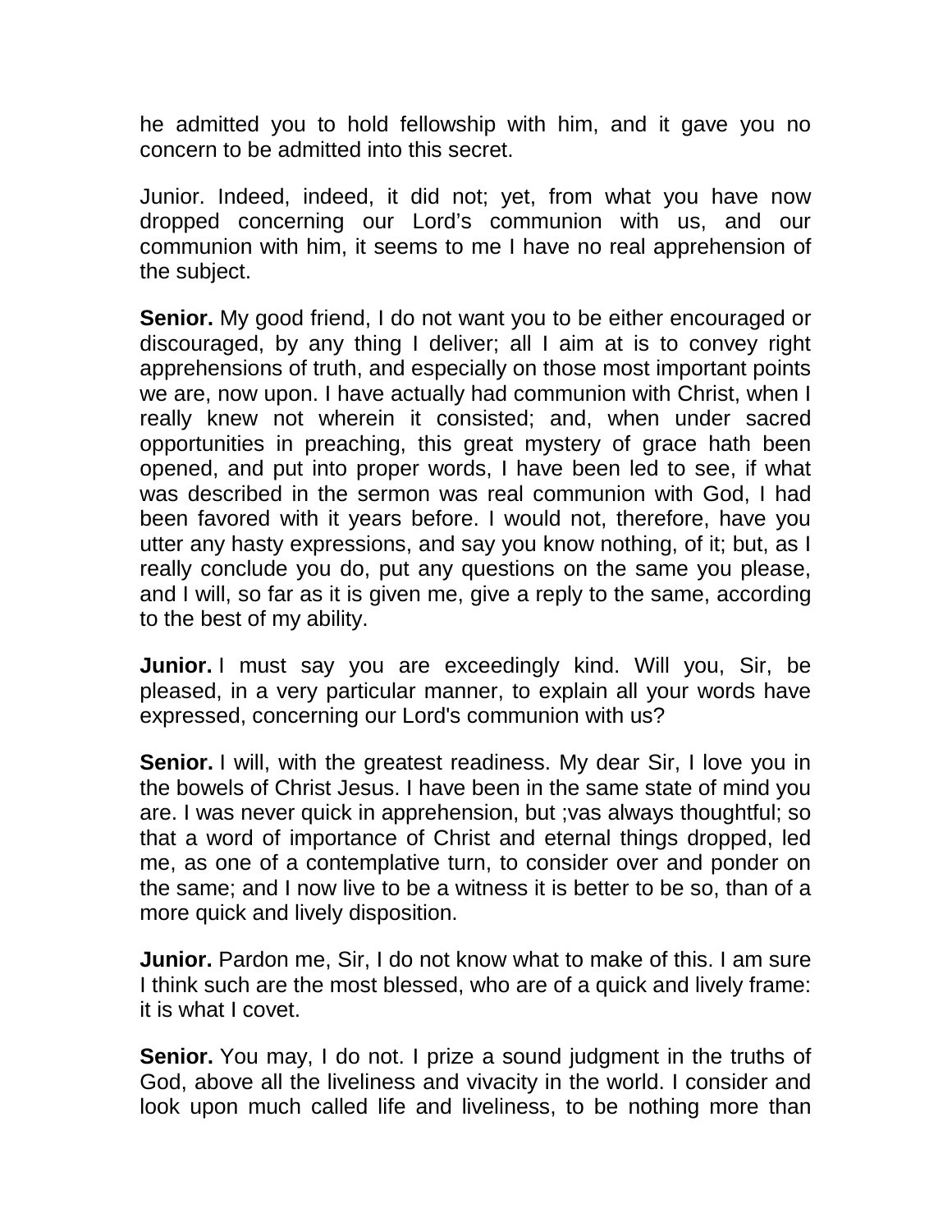he admitted you to hold fellowship with him, and it gave you no concern to be admitted into this secret.

Junior. Indeed, indeed, it did not; yet, from what you have now dropped concerning our Lord's communion with us, and our communion with him, it seems to me I have no real apprehension of the subject.

**Senior.** My good friend, I do not want you to be either encouraged or discouraged, by any thing I deliver; all I aim at is to convey right apprehensions of truth, and especially on those most important points we are, now upon. I have actually had communion with Christ, when I really knew not wherein it consisted; and, when under sacred opportunities in preaching, this great mystery of grace hath been opened, and put into proper words, I have been led to see, if what was described in the sermon was real communion with God, I had been favored with it years before. I would not, therefore, have you utter any hasty expressions, and say you know nothing, of it; but, as I really conclude you do, put any questions on the same you please, and I will, so far as it is given me, give a reply to the same, according to the best of my ability.

**Junior.** I must say you are exceedingly kind. Will you, Sir, be pleased, in a very particular manner, to explain all your words have expressed, concerning our Lord's communion with us?

**Senior.** I will, with the greatest readiness. My dear Sir, I love you in the bowels of Christ Jesus. I have been in the same state of mind you are. I was never quick in apprehension, but ;vas always thoughtful; so that a word of importance of Christ and eternal things dropped, led me, as one of a contemplative turn, to consider over and ponder on the same; and I now live to be a witness it is better to be so, than of a more quick and lively disposition.

**Junior.** Pardon me, Sir, I do not know what to make of this. I am sure I think such are the most blessed, who are of a quick and lively frame: it is what I covet.

**Senior.** You may, I do not. I prize a sound judgment in the truths of God, above all the liveliness and vivacity in the world. I consider and look upon much called life and liveliness, to be nothing more than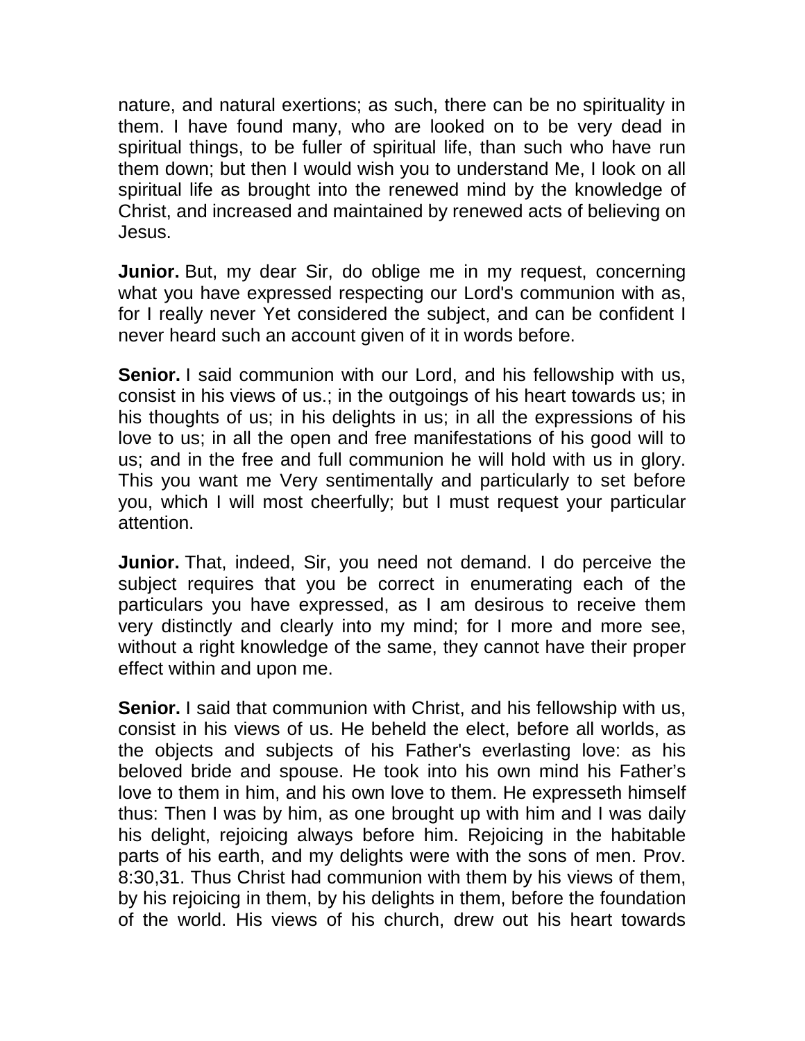nature, and natural exertions; as such, there can be no spirituality in them. I have found many, who are looked on to be very dead in spiritual things, to be fuller of spiritual life, than such who have run them down; but then I would wish you to understand Me, I look on all spiritual life as brought into the renewed mind by the knowledge of Christ, and increased and maintained by renewed acts of believing on Jesus.

**Junior.** But, my dear Sir, do oblige me in my request, concerning what you have expressed respecting our Lord's communion with as, for I really never Yet considered the subject, and can be confident I never heard such an account given of it in words before.

**Senior.** I said communion with our Lord, and his fellowship with us, consist in his views of us.; in the outgoings of his heart towards us; in his thoughts of us; in his delights in us; in all the expressions of his love to us; in all the open and free manifestations of his good will to us; and in the free and full communion he will hold with us in glory. This you want me Very sentimentally and particularly to set before you, which I will most cheerfully; but I must request your particular attention.

**Junior.** That, indeed, Sir, you need not demand. I do perceive the subject requires that you be correct in enumerating each of the particulars you have expressed, as I am desirous to receive them very distinctly and clearly into my mind; for I more and more see, without a right knowledge of the same, they cannot have their proper effect within and upon me.

**Senior.** I said that communion with Christ, and his fellowship with us, consist in his views of us. He beheld the elect, before all worlds, as the objects and subjects of his Father's everlasting love: as his beloved bride and spouse. He took into his own mind his Father’s love to them in him, and his own love to them. He expresseth himself thus: Then I was by him, as one brought up with him and I was daily his delight, rejoicing always before him. Rejoicing in the habitable parts of his earth, and my delights were with the sons of men. Prov. 8:30,31. Thus Christ had communion with them by his views of them, by his rejoicing in them, by his delights in them, before the foundation of the world. His views of his church, drew out his heart towards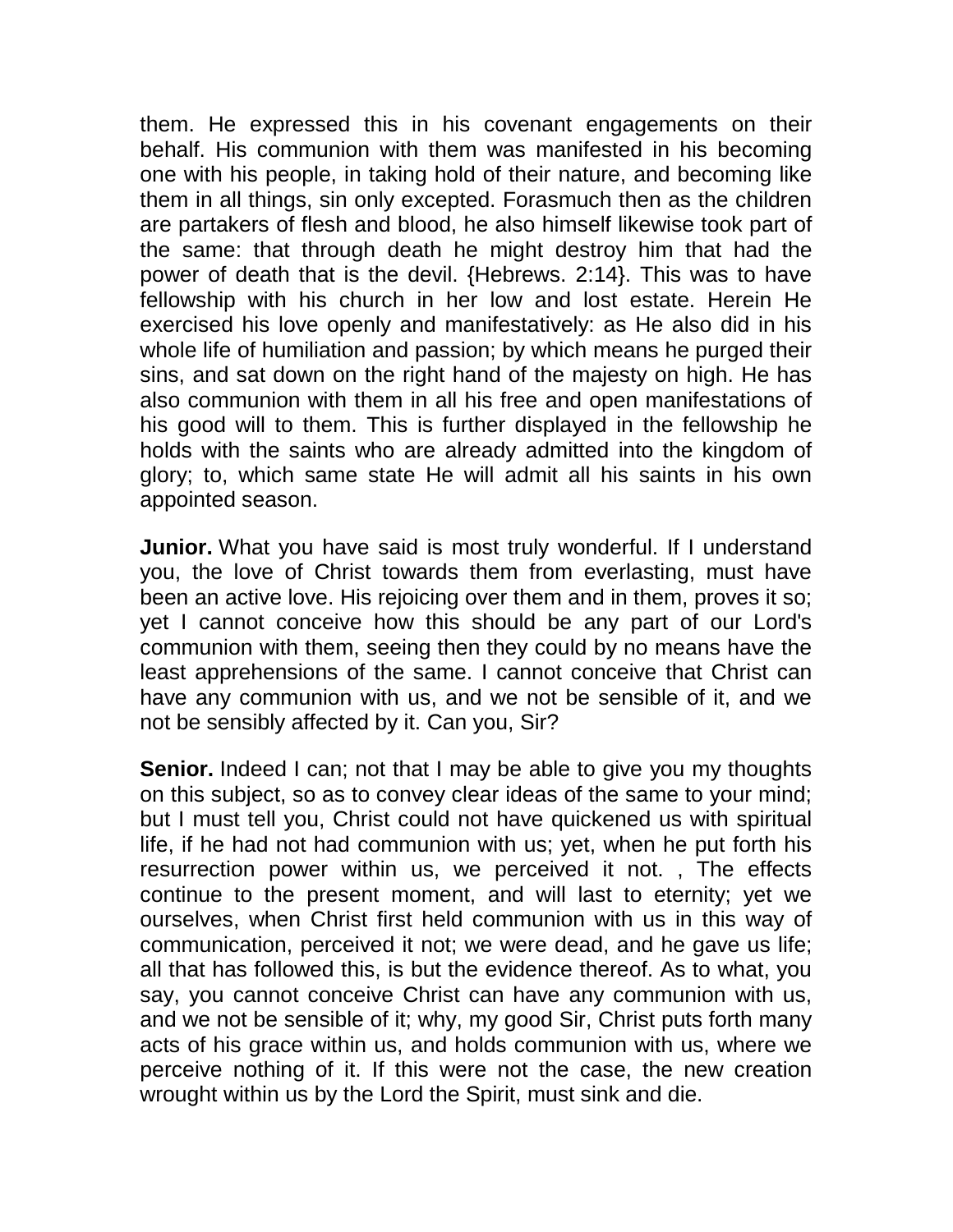them. He expressed this in his covenant engagements on their behalf. His communion with them was manifested in his becoming one with his people, in taking hold of their nature, and becoming like them in all things, sin only excepted. Forasmuch then as the children are partakers of flesh and blood, he also himself likewise took part of the same: that through death he might destroy him that had the power of death that is the devil. {Hebrews. 2:14}. This was to have fellowship with his church in her low and lost estate. Herein He exercised his love openly and manifestatively: as He also did in his whole life of humiliation and passion; by which means he purged their sins, and sat down on the right hand of the majesty on high. He has also communion with them in all his free and open manifestations of his good will to them. This is further displayed in the fellowship he holds with the saints who are already admitted into the kingdom of glory; to, which same state He will admit all his saints in his own appointed season.

**Junior.** What you have said is most truly wonderful. If I understand you, the love of Christ towards them from everlasting, must have been an active love. His rejoicing over them and in them, proves it so; yet I cannot conceive how this should be any part of our Lord's communion with them, seeing then they could by no means have the least apprehensions of the same. I cannot conceive that Christ can have any communion with us, and we not be sensible of it, and we not be sensibly affected by it. Can you, Sir?

**Senior.** Indeed I can; not that I may be able to give you my thoughts on this subject, so as to convey clear ideas of the same to your mind; but I must tell you, Christ could not have quickened us with spiritual life, if he had not had communion with us; yet, when he put forth his resurrection power within us, we perceived it not. , The effects continue to the present moment, and will last to eternity; yet we ourselves, when Christ first held communion with us in this way of communication, perceived it not; we were dead, and he gave us life; all that has followed this, is but the evidence thereof. As to what, you say, you cannot conceive Christ can have any communion with us, and we not be sensible of it; why, my good Sir, Christ puts forth many acts of his grace within us, and holds communion with us, where we perceive nothing of it. If this were not the case, the new creation wrought within us by the Lord the Spirit, must sink and die.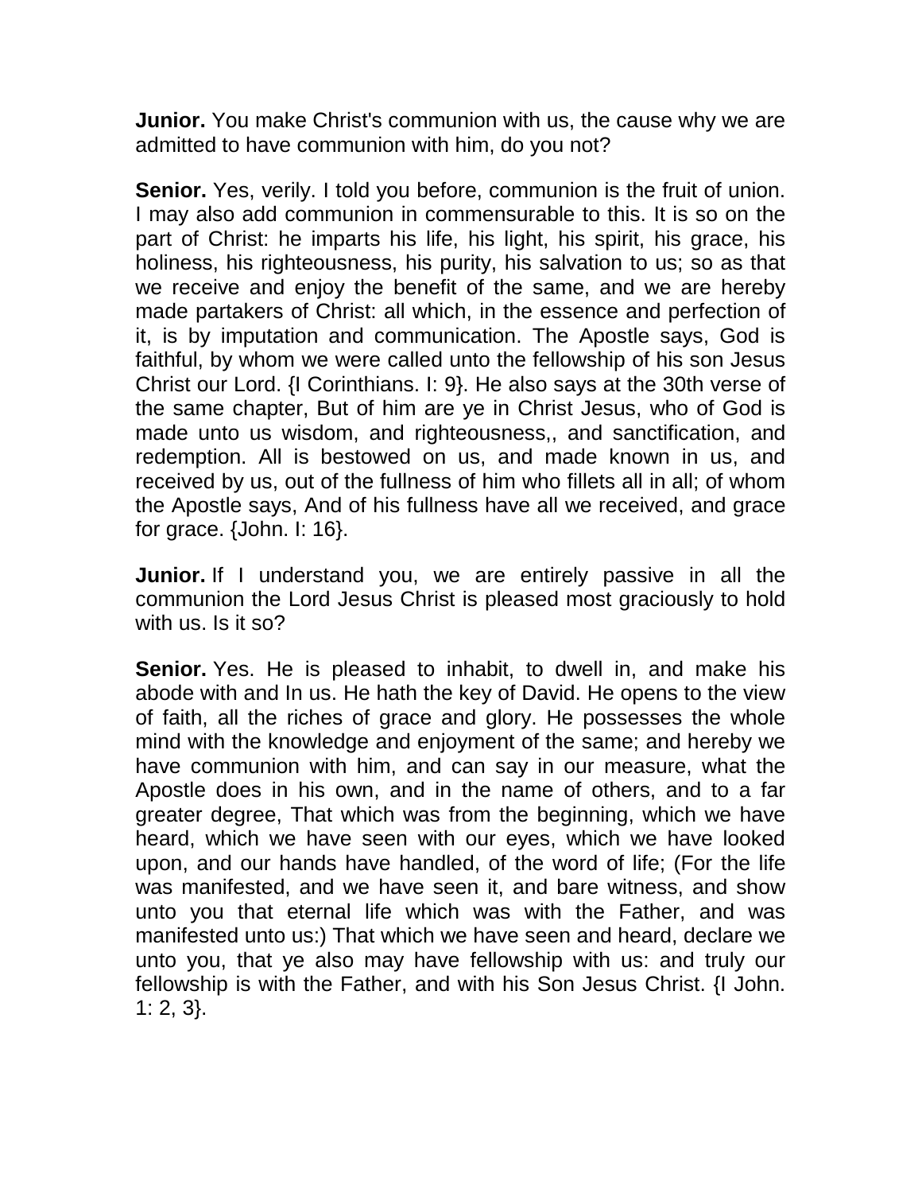**Junior.** You make Christ's communion with us, the cause why we are admitted to have communion with him, do you not?

**Senior.** Yes, verily. I told you before, communion is the fruit of union. I may also add communion in commensurable to this. It is so on the part of Christ: he imparts his life, his light, his spirit, his grace, his holiness, his righteousness, his purity, his salvation to us; so as that we receive and enjoy the benefit of the same, and we are hereby made partakers of Christ: all which, in the essence and perfection of it, is by imputation and communication. The Apostle says, God is faithful, by whom we were called unto the fellowship of his son Jesus Christ our Lord. {I Corinthians. I: 9}. He also says at the 30th verse of the same chapter, But of him are ye in Christ Jesus, who of God is made unto us wisdom, and righteousness,, and sanctification, and redemption. All is bestowed on us, and made known in us, and received by us, out of the fullness of him who fillets all in all; of whom the Apostle says, And of his fullness have all we received, and grace for grace. {John. I: 16}.

**Junior.** If I understand you, we are entirely passive in all the communion the Lord Jesus Christ is pleased most graciously to hold with us. Is it so?

**Senior.** Yes. He is pleased to inhabit, to dwell in, and make his abode with and In us. He hath the key of David. He opens to the view of faith, all the riches of grace and glory. He possesses the whole mind with the knowledge and enjoyment of the same; and hereby we have communion with him, and can say in our measure, what the Apostle does in his own, and in the name of others, and to a far greater degree, That which was from the beginning, which we have heard, which we have seen with our eyes, which we have looked upon, and our hands have handled, of the word of life; (For the life was manifested, and we have seen it, and bare witness, and show unto you that eternal life which was with the Father, and was manifested unto us:) That which we have seen and heard, declare we unto you, that ye also may have fellowship with us: and truly our fellowship is with the Father, and with his Son Jesus Christ. {I John. 1: 2, 3}.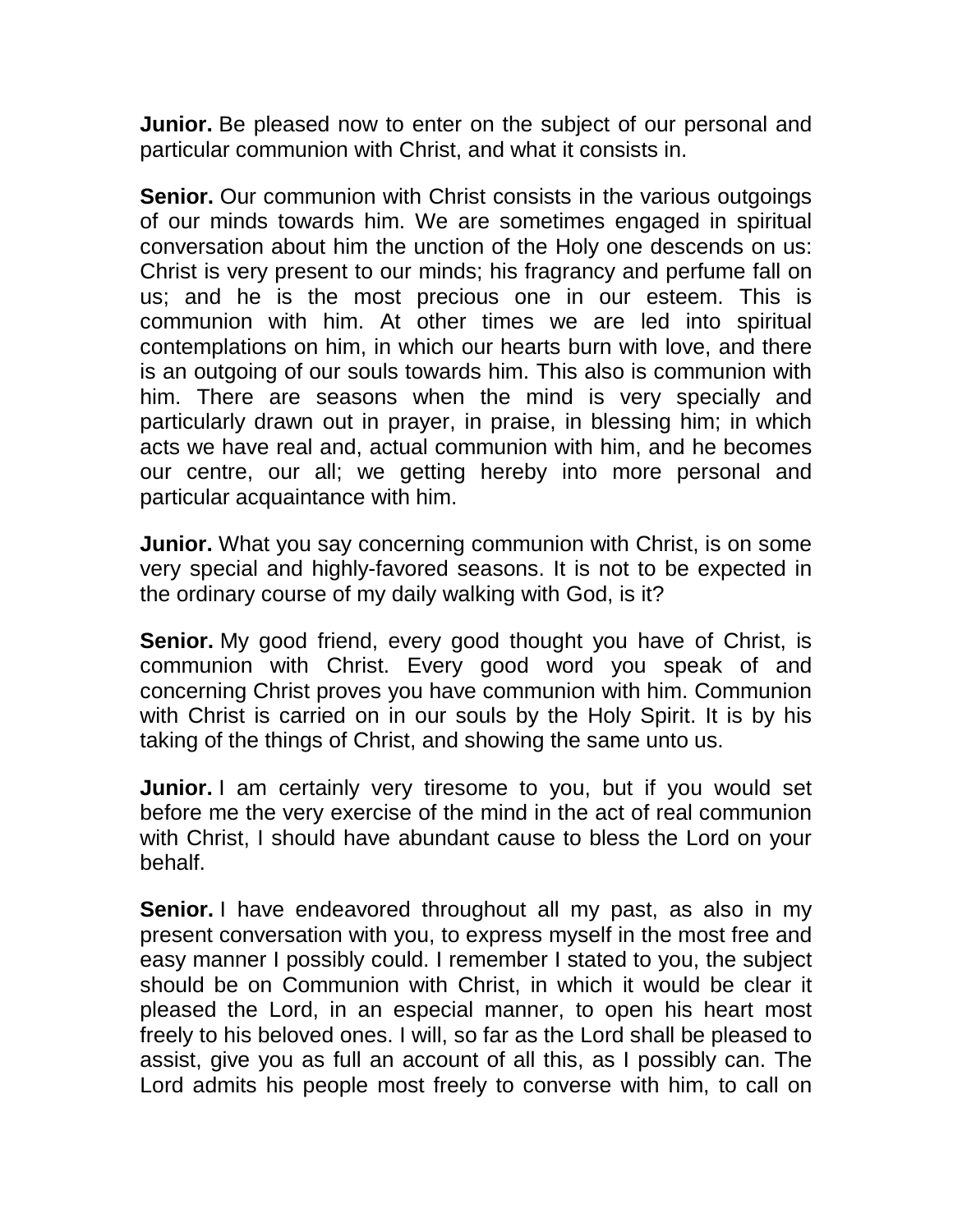**Junior.** Be pleased now to enter on the subject of our personal and particular communion with Christ, and what it consists in.

**Senior.** Our communion with Christ consists in the various outgoings of our minds towards him. We are sometimes engaged in spiritual conversation about him the unction of the Holy one descends on us: Christ is very present to our minds; his fragrancy and perfume fall on us; and he is the most precious one in our esteem. This is communion with him. At other times we are led into spiritual contemplations on him, in which our hearts burn with love, and there is an outgoing of our souls towards him. This also is communion with him. There are seasons when the mind is very specially and particularly drawn out in prayer, in praise, in blessing him; in which acts we have real and, actual communion with him, and he becomes our centre, our all; we getting hereby into more personal and particular acquaintance with him.

**Junior.** What you say concerning communion with Christ, is on some very special and highly-favored seasons. It is not to be expected in the ordinary course of my daily walking with God, is it?

**Senior.** My good friend, every good thought you have of Christ, is communion with Christ. Every good word you speak of and concerning Christ proves you have communion with him. Communion with Christ is carried on in our souls by the Holy Spirit. It is by his taking of the things of Christ, and showing the same unto us.

**Junior.** I am certainly very tiresome to you, but if you would set before me the very exercise of the mind in the act of real communion with Christ, I should have abundant cause to bless the Lord on your behalf.

**Senior.** I have endeavored throughout all my past, as also in my present conversation with you, to express myself in the most free and easy manner I possibly could. I remember I stated to you, the subject should be on Communion with Christ, in which it would be clear it pleased the Lord, in an especial manner, to open his heart most freely to his beloved ones. I will, so far as the Lord shall be pleased to assist, give you as full an account of all this, as I possibly can. The Lord admits his people most freely to converse with him, to call on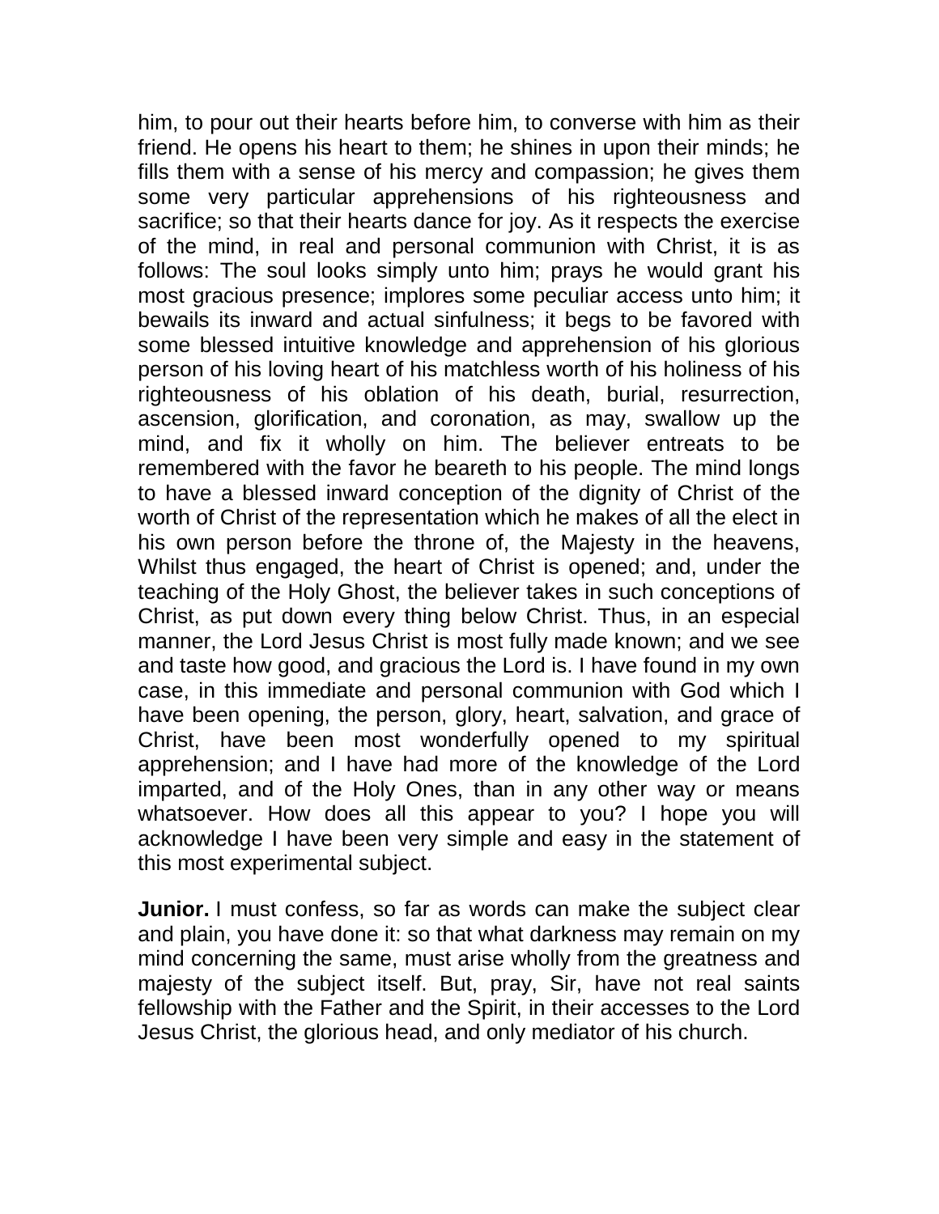him, to pour out their hearts before him, to converse with him as their friend. He opens his heart to them; he shines in upon their minds; he fills them with a sense of his mercy and compassion; he gives them some very particular apprehensions of his righteousness and sacrifice; so that their hearts dance for joy. As it respects the exercise of the mind, in real and personal communion with Christ, it is as follows: The soul looks simply unto him; prays he would grant his most gracious presence; implores some peculiar access unto him; it bewails its inward and actual sinfulness; it begs to be favored with some blessed intuitive knowledge and apprehension of his glorious person of his loving heart of his matchless worth of his holiness of his righteousness of his oblation of his death, burial, resurrection, ascension, glorification, and coronation, as may, swallow up the mind, and fix it wholly on him. The believer entreats to be remembered with the favor he beareth to his people. The mind longs to have a blessed inward conception of the dignity of Christ of the worth of Christ of the representation which he makes of all the elect in his own person before the throne of, the Majesty in the heavens, Whilst thus engaged, the heart of Christ is opened; and, under the teaching of the Holy Ghost, the believer takes in such conceptions of Christ, as put down every thing below Christ. Thus, in an especial manner, the Lord Jesus Christ is most fully made known; and we see and taste how good, and gracious the Lord is. I have found in my own case, in this immediate and personal communion with God which I have been opening, the person, glory, heart, salvation, and grace of Christ, have been most wonderfully opened to my spiritual apprehension; and I have had more of the knowledge of the Lord imparted, and of the Holy Ones, than in any other way or means whatsoever. How does all this appear to you? I hope you will acknowledge I have been very simple and easy in the statement of this most experimental subject.

**Junior.** I must confess, so far as words can make the subject clear and plain, you have done it: so that what darkness may remain on my mind concerning the same, must arise wholly from the greatness and majesty of the subject itself. But, pray, Sir, have not real saints fellowship with the Father and the Spirit, in their accesses to the Lord Jesus Christ, the glorious head, and only mediator of his church.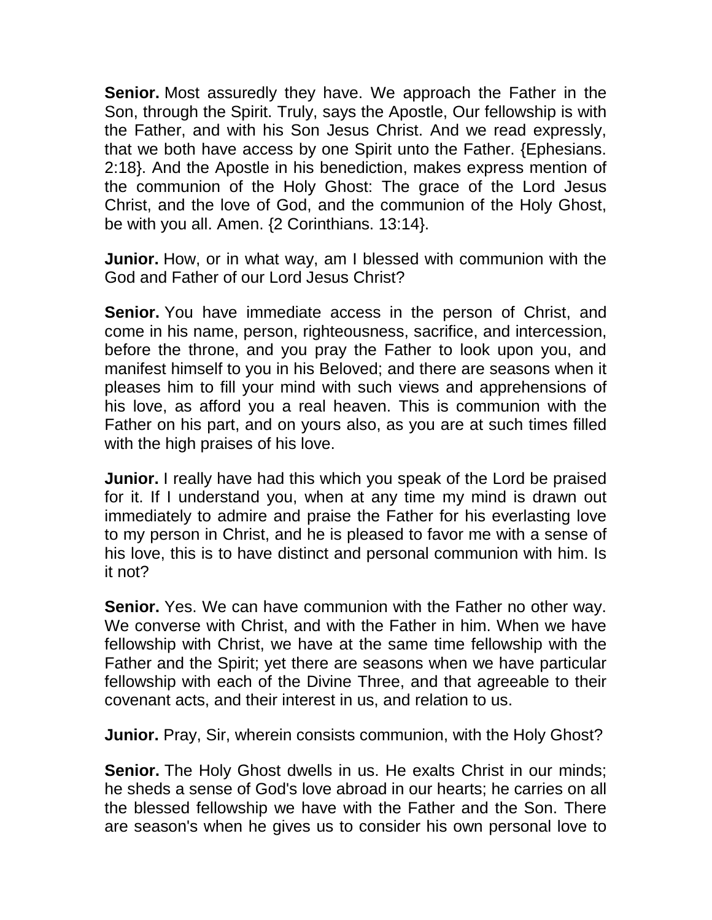**Senior.** Most assuredly they have. We approach the Father in the Son, through the Spirit. Truly, says the Apostle, Our fellowship is with the Father, and with his Son Jesus Christ. And we read expressly, that we both have access by one Spirit unto the Father. {Ephesians. 2:18}. And the Apostle in his benediction, makes express mention of the communion of the Holy Ghost: The grace of the Lord Jesus Christ, and the love of God, and the communion of the Holy Ghost, be with you all. Amen. {2 Corinthians. 13:14}.

**Junior.** How, or in what way, am I blessed with communion with the God and Father of our Lord Jesus Christ?

**Senior.** You have immediate access in the person of Christ, and come in his name, person, righteousness, sacrifice, and intercession, before the throne, and you pray the Father to look upon you, and manifest himself to you in his Beloved; and there are seasons when it pleases him to fill your mind with such views and apprehensions of his love, as afford you a real heaven. This is communion with the Father on his part, and on yours also, as you are at such times filled with the high praises of his love.

**Junior.** I really have had this which you speak of the Lord be praised for it. If I understand you, when at any time my mind is drawn out immediately to admire and praise the Father for his everlasting love to my person in Christ, and he is pleased to favor me with a sense of his love, this is to have distinct and personal communion with him. Is it not?

**Senior.** Yes. We can have communion with the Father no other way. We converse with Christ, and with the Father in him. When we have fellowship with Christ, we have at the same time fellowship with the Father and the Spirit; yet there are seasons when we have particular fellowship with each of the Divine Three, and that agreeable to their covenant acts, and their interest in us, and relation to us.

**Junior.** Pray, Sir, wherein consists communion, with the Holy Ghost?

**Senior.** The Holy Ghost dwells in us. He exalts Christ in our minds; he sheds a sense of God's love abroad in our hearts; he carries on all the blessed fellowship we have with the Father and the Son. There are season's when he gives us to consider his own personal love to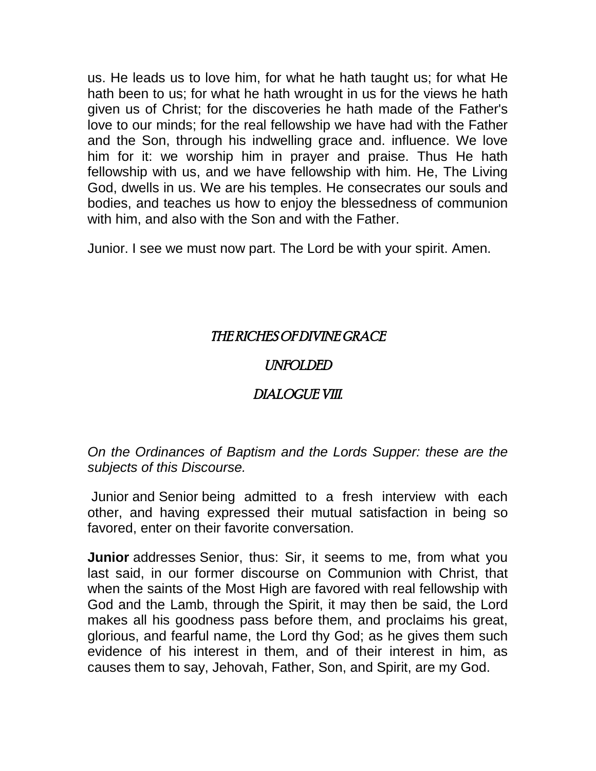us. He leads us to love him, for what he hath taught us; for what He hath been to us; for what he hath wrought in us for the views he hath given us of Christ; for the discoveries he hath made of the Father's love to our minds; for the real fellowship we have had with the Father and the Son, through his indwelling grace and. influence. We love him for it: we worship him in prayer and praise. Thus He hath fellowship with us, and we have fellowship with him. He, The Living God, dwells in us. We are his temples. He consecrates our souls and bodies, and teaches us how to enjoy the blessedness of communion with him, and also with the Son and with the Father.

Junior. I see we must now part. The Lord be with your spirit. Amen.

## *THE RICHES OF DIVINE GRACE*

## *UNFOLDED*

## *DIALOGUE VIII.*

*On the Ordinances of Baptism and the Lords Supper: these are the subjects of this Discourse.*

Junior and Senior being admitted to a fresh interview with each other, and having expressed their mutual satisfaction in being so favored, enter on their favorite conversation.

**Junior** addresses Senior, thus: Sir, it seems to me, from what you last said, in our former discourse on Communion with Christ, that when the saints of the Most High are favored with real fellowship with God and the Lamb, through the Spirit, it may then be said, the Lord makes all his goodness pass before them, and proclaims his great, glorious, and fearful name, the Lord thy God; as he gives them such evidence of his interest in them, and of their interest in him, as causes them to say, Jehovah, Father, Son, and Spirit, are my God.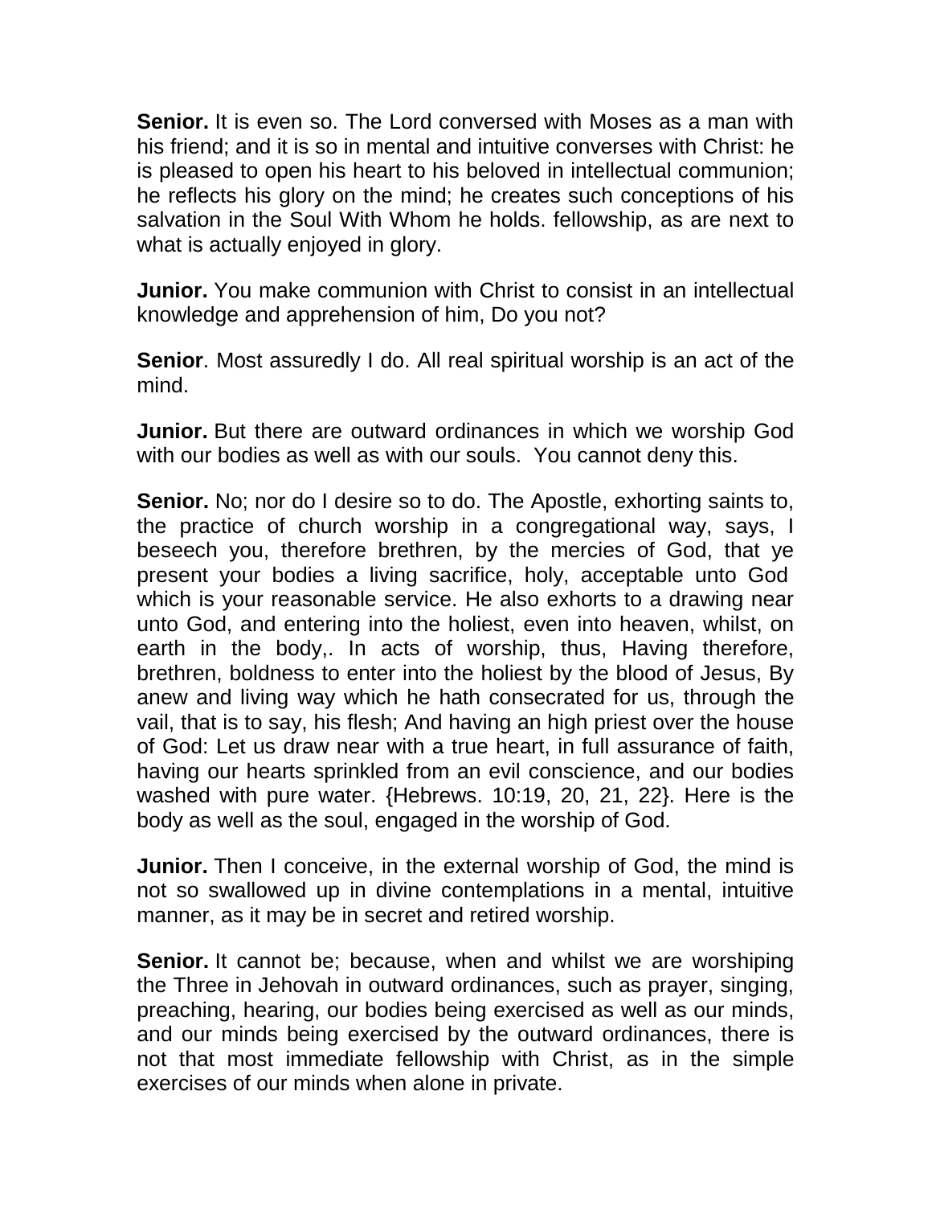**Senior.** It is even so. The Lord conversed with Moses as a man with his friend; and it is so in mental and intuitive converses with Christ: he is pleased to open his heart to his beloved in intellectual communion; he reflects his glory on the mind; he creates such conceptions of his salvation in the Soul With Whom he holds. fellowship, as are next to what is actually enjoyed in glory.

**Junior.** You make communion with Christ to consist in an intellectual knowledge and apprehension of him, Do you not?

**Senior**. Most assuredly I do. All real spiritual worship is an act of the mind.

**Junior.** But there are outward ordinances in which we worship God with our bodies as well as with our souls. You cannot deny this.

**Senior.** No; nor do I desire so to do. The Apostle, exhorting saints to, the practice of church worship in a congregational way, says, I beseech you, therefore brethren, by the mercies of God, that ye present your bodies a living sacrifice, holy, acceptable unto God which is your reasonable service. He also exhorts to a drawing near unto God, and entering into the holiest, even into heaven, whilst, on earth in the body,. In acts of worship, thus, Having therefore, brethren, boldness to enter into the holiest by the blood of Jesus, By anew and living way which he hath consecrated for us, through the vail, that is to say, his flesh; And having an high priest over the house of God: Let us draw near with a true heart, in full assurance of faith, having our hearts sprinkled from an evil conscience, and our bodies washed with pure water. {Hebrews. 10:19, 20, 21, 22}. Here is the body as well as the soul, engaged in the worship of God.

**Junior.** Then I conceive, in the external worship of God, the mind is not so swallowed up in divine contemplations in a mental, intuitive manner, as it may be in secret and retired worship.

**Senior.** It cannot be; because, when and whilst we are worshiping the Three in Jehovah in outward ordinances, such as prayer, singing, preaching, hearing, our bodies being exercised as well as our minds, and our minds being exercised by the outward ordinances, there is not that most immediate fellowship with Christ, as in the simple exercises of our minds when alone in private.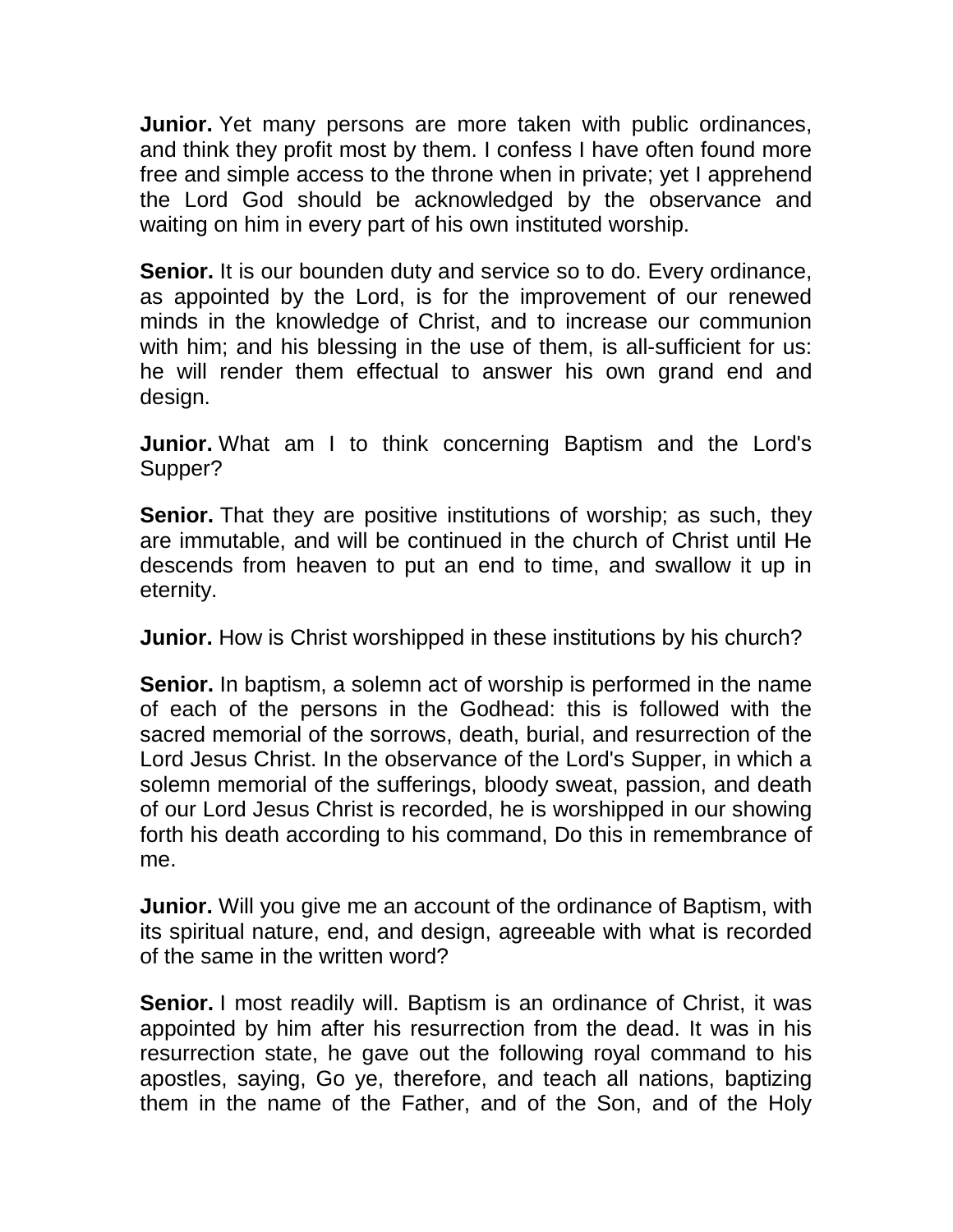**Junior.** Yet many persons are more taken with public ordinances, and think they profit most by them. I confess I have often found more free and simple access to the throne when in private; yet I apprehend the Lord God should be acknowledged by the observance and waiting on him in every part of his own instituted worship.

**Senior.** It is our bounden duty and service so to do. Every ordinance, as appointed by the Lord, is for the improvement of our renewed minds in the knowledge of Christ, and to increase our communion with him; and his blessing in the use of them, is all-sufficient for us: he will render them effectual to answer his own grand end and design.

**Junior.** What am I to think concerning Baptism and the Lord's Supper?

**Senior.** That they are positive institutions of worship; as such, they are immutable, and will be continued in the church of Christ until He descends from heaven to put an end to time, and swallow it up in eternity.

**Junior.** How is Christ worshipped in these institutions by his church?

**Senior.** In baptism, a solemn act of worship is performed in the name of each of the persons in the Godhead: this is followed with the sacred memorial of the sorrows, death, burial, and resurrection of the Lord Jesus Christ. In the observance of the Lord's Supper, in which a solemn memorial of the sufferings, bloody sweat, passion, and death of our Lord Jesus Christ is recorded, he is worshipped in our showing forth his death according to his command, Do this in remembrance of me.

**Junior.** Will you give me an account of the ordinance of Baptism, with its spiritual nature, end, and design, agreeable with what is recorded of the same in the written word?

**Senior.** I most readily will. Baptism is an ordinance of Christ, it was appointed by him after his resurrection from the dead. It was in his resurrection state, he gave out the following royal command to his apostles, saying, Go ye, therefore, and teach all nations, baptizing them in the name of the Father, and of the Son, and of the Holy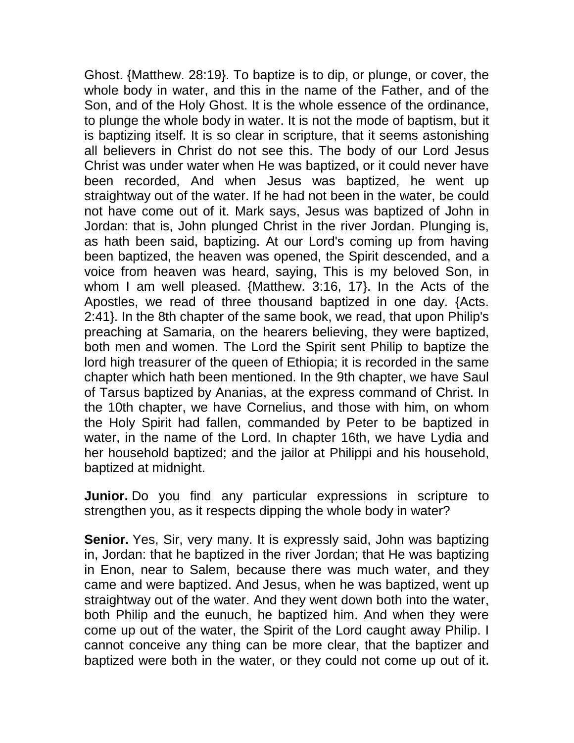Ghost. {Matthew. 28:19}. To baptize is to dip, or plunge, or cover, the whole body in water, and this in the name of the Father, and of the Son, and of the Holy Ghost. It is the whole essence of the ordinance, to plunge the whole body in water. It is not the mode of baptism, but it is baptizing itself. It is so clear in scripture, that it seems astonishing all believers in Christ do not see this. The body of our Lord Jesus Christ was under water when He was baptized, or it could never have been recorded, And when Jesus was baptized, he went up straightway out of the water. If he had not been in the water, be could not have come out of it. Mark says, Jesus was baptized of John in Jordan: that is, John plunged Christ in the river Jordan. Plunging is, as hath been said, baptizing. At our Lord's coming up from having been baptized, the heaven was opened, the Spirit descended, and a voice from heaven was heard, saying, This is my beloved Son, in whom I am well pleased. {Matthew. 3:16, 17}. In the Acts of the Apostles, we read of three thousand baptized in one day. {Acts. 2:41}. In the 8th chapter of the same book, we read, that upon Philip's preaching at Samaria, on the hearers believing, they were baptized, both men and women. The Lord the Spirit sent Philip to baptize the lord high treasurer of the queen of Ethiopia; it is recorded in the same chapter which hath been mentioned. In the 9th chapter, we have Saul of Tarsus baptized by Ananias, at the express command of Christ. In the 10th chapter, we have Cornelius, and those with him, on whom the Holy Spirit had fallen, commanded by Peter to be baptized in water, in the name of the Lord. In chapter 16th, we have Lydia and her household baptized; and the jailor at Philippi and his household, baptized at midnight.

**Junior.** Do you find any particular expressions in scripture to strengthen you, as it respects dipping the whole body in water?

**Senior.** Yes, Sir, very many. It is expressly said, John was baptizing in, Jordan: that he baptized in the river Jordan; that He was baptizing in Enon, near to Salem, because there was much water, and they came and were baptized. And Jesus, when he was baptized, went up straightway out of the water. And they went down both into the water, both Philip and the eunuch, he baptized him. And when they were come up out of the water, the Spirit of the Lord caught away Philip. I cannot conceive any thing can be more clear, that the baptizer and baptized were both in the water, or they could not come up out of it.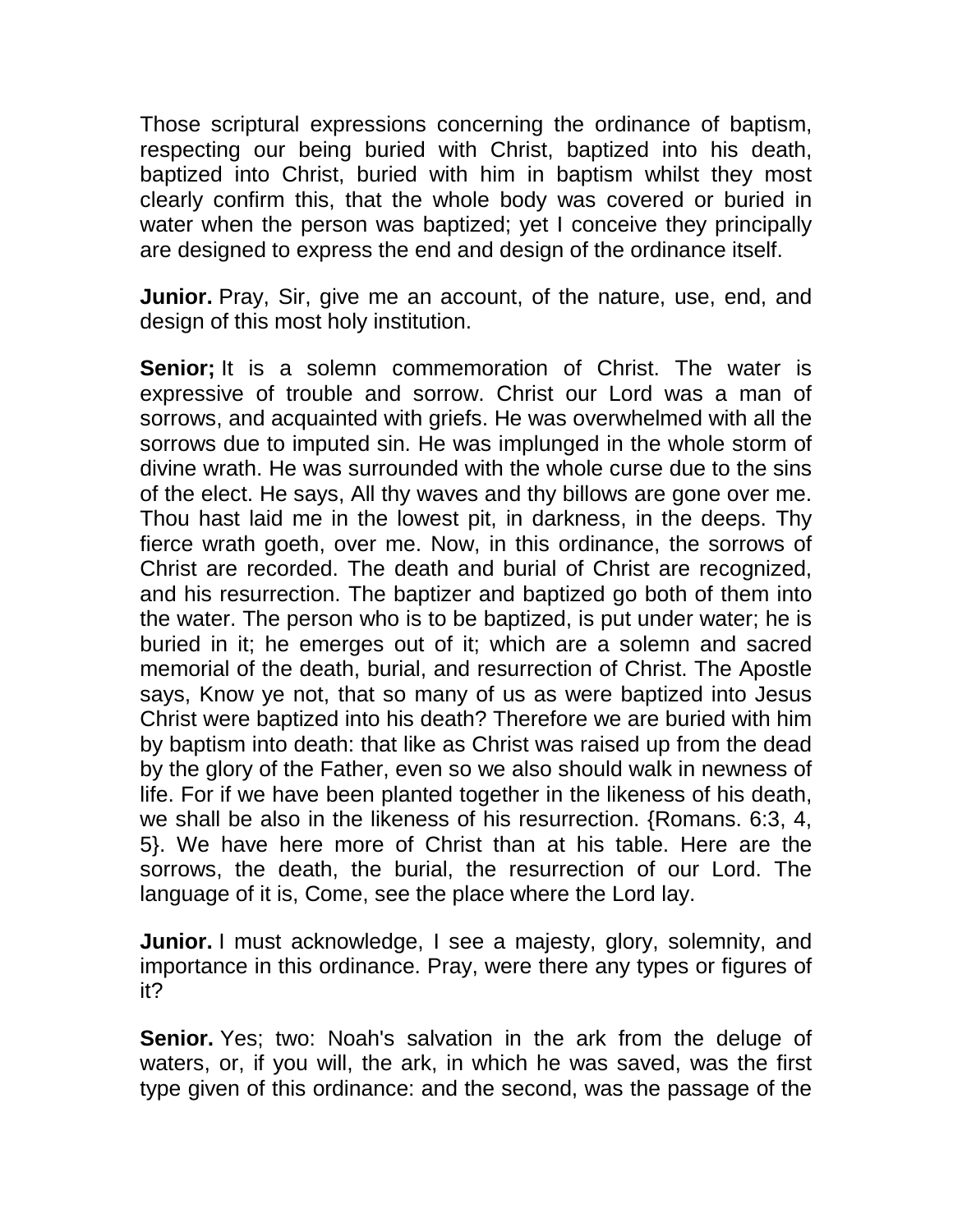Those scriptural expressions concerning the ordinance of baptism, respecting our being buried with Christ, baptized into his death, baptized into Christ, buried with him in baptism whilst they most clearly confirm this, that the whole body was covered or buried in water when the person was baptized; yet I conceive they principally are designed to express the end and design of the ordinance itself.

**Junior.** Pray, Sir, give me an account, of the nature, use, end, and design of this most holy institution.

**Senior;** It is a solemn commemoration of Christ. The water is expressive of trouble and sorrow. Christ our Lord was a man of sorrows, and acquainted with griefs. He was overwhelmed with all the sorrows due to imputed sin. He was implunged in the whole storm of divine wrath. He was surrounded with the whole curse due to the sins of the elect. He says, All thy waves and thy billows are gone over me. Thou hast laid me in the lowest pit, in darkness, in the deeps. Thy fierce wrath goeth, over me. Now, in this ordinance, the sorrows of Christ are recorded. The death and burial of Christ are recognized, and his resurrection. The baptizer and baptized go both of them into the water. The person who is to be baptized, is put under water; he is buried in it; he emerges out of it; which are a solemn and sacred memorial of the death, burial, and resurrection of Christ. The Apostle says, Know ye not, that so many of us as were baptized into Jesus Christ were baptized into his death? Therefore we are buried with him by baptism into death: that like as Christ was raised up from the dead by the glory of the Father, even so we also should walk in newness of life. For if we have been planted together in the likeness of his death, we shall be also in the likeness of his resurrection. {Romans. 6:3, 4, 5}. We have here more of Christ than at his table. Here are the sorrows, the death, the burial, the resurrection of our Lord. The language of it is, Come, see the place where the Lord lay.

**Junior.** I must acknowledge, I see a majesty, glory, solemnity, and importance in this ordinance. Pray, were there any types or figures of it?

**Senior.** Yes; two: Noah's salvation in the ark from the deluge of waters, or, if you will, the ark, in which he was saved, was the first type given of this ordinance: and the second, was the passage of the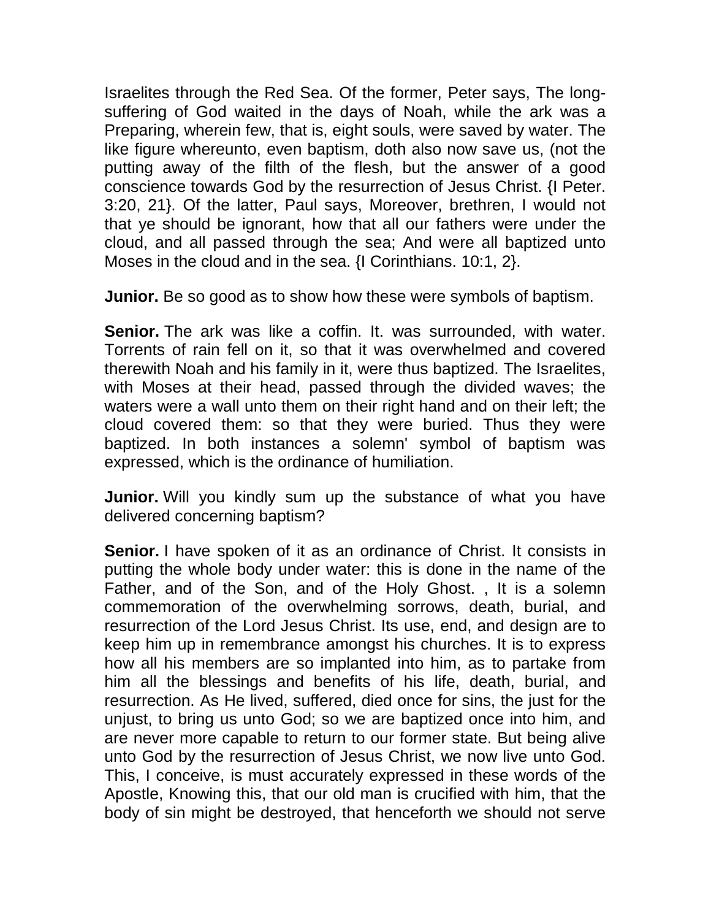Israelites through the Red Sea. Of the former, Peter says, The long-suffering of God waited in the days of Noah, while the ark was a Preparing, wherein few, that is, eight souls, were saved by water. The like figure whereunto, even baptism, doth also now save us, (not the putting away of the filth of the flesh, but the answer of a good conscience towards God by the resurrection of Jesus Christ. {I Peter. 3:20, 21}. Of the latter, Paul says, Moreover, brethren, I would not that ye should be ignorant, how that all our fathers were under the cloud, and all passed through the sea; And were all baptized unto Moses in the cloud and in the sea. {I Corinthians. 10:1, 2}.

**Junior.** Be so good as to show how these were symbols of baptism.

**Senior.** The ark was like a coffin. It. was surrounded, with water. Torrents of rain fell on it, so that it was overwhelmed and covered therewith Noah and his family in it, were thus baptized. The Israelites, with Moses at their head, passed through the divided waves; the waters were a wall unto them on their right hand and on their left; the cloud covered them: so that they were buried. Thus they were baptized. In both instances a solemn' symbol of baptism was expressed, which is the ordinance of humiliation.

**Junior.** Will you kindly sum up the substance of what you have delivered concerning baptism?

**Senior.** I have spoken of it as an ordinance of Christ. It consists in putting the whole body under water: this is done in the name of the Father, and of the Son, and of the Holy Ghost. , It is a solemn commemoration of the overwhelming sorrows, death, burial, and resurrection of the Lord Jesus Christ. Its use, end, and design are to keep him up in remembrance amongst his churches. It is to express how all his members are so implanted into him, as to partake from him all the blessings and benefits of his life, death, burial, and resurrection. As He lived, suffered, died once for sins, the just for the unjust, to bring us unto God; so we are baptized once into him, and are never more capable to return to our former state. But being alive unto God by the resurrection of Jesus Christ, we now live unto God. This, I conceive, is must accurately expressed in these words of the Apostle, Knowing this, that our old man is crucified with him, that the body of sin might be destroyed, that henceforth we should not serve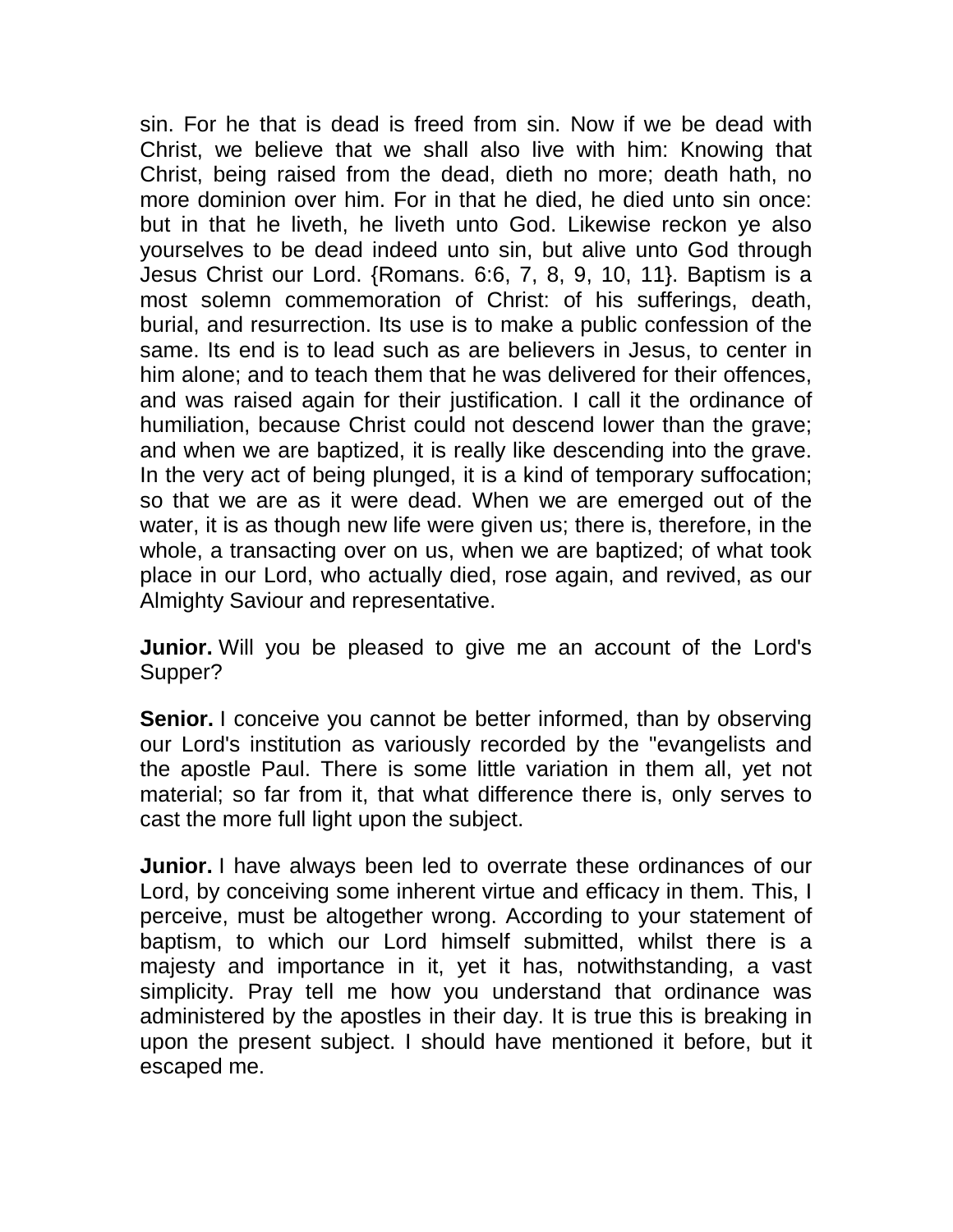sin. For he that is dead is freed from sin. Now if we be dead with Christ, we believe that we shall also live with him: Knowing that Christ, being raised from the dead, dieth no more; death hath, no more dominion over him. For in that he died, he died unto sin once: but in that he liveth, he liveth unto God. Likewise reckon ye also yourselves to be dead indeed unto sin, but alive unto God through Jesus Christ our Lord. {Romans. 6:6, 7, 8, 9, 10, 11}. Baptism is a most solemn commemoration of Christ: of his sufferings, death, burial, and resurrection. Its use is to make a public confession of the same. Its end is to lead such as are believers in Jesus, to center in him alone; and to teach them that he was delivered for their offences, and was raised again for their justification. I call it the ordinance of humiliation, because Christ could not descend lower than the grave; and when we are baptized, it is really like descending into the grave. In the very act of being plunged, it is a kind of temporary suffocation; so that we are as it were dead. When we are emerged out of the water, it is as though new life were given us; there is, therefore, in the whole, a transacting over on us, when we are baptized; of what took place in our Lord, who actually died, rose again, and revived, as our Almighty Saviour and representative.

**Junior.** Will you be pleased to give me an account of the Lord's Supper?

**Senior.** I conceive you cannot be better informed, than by observing our Lord's institution as variously recorded by the "evangelists and the apostle Paul. There is some little variation in them all, yet not material; so far from it, that what difference there is, only serves to cast the more full light upon the subject.

**Junior.** I have always been led to overrate these ordinances of our Lord, by conceiving some inherent virtue and efficacy in them. This, I perceive, must be altogether wrong. According to your statement of baptism, to which our Lord himself submitted, whilst there is a majesty and importance in it, yet it has, notwithstanding, a vast simplicity. Pray tell me how you understand that ordinance was administered by the apostles in their day. It is true this is breaking in upon the present subject. I should have mentioned it before, but it escaped me.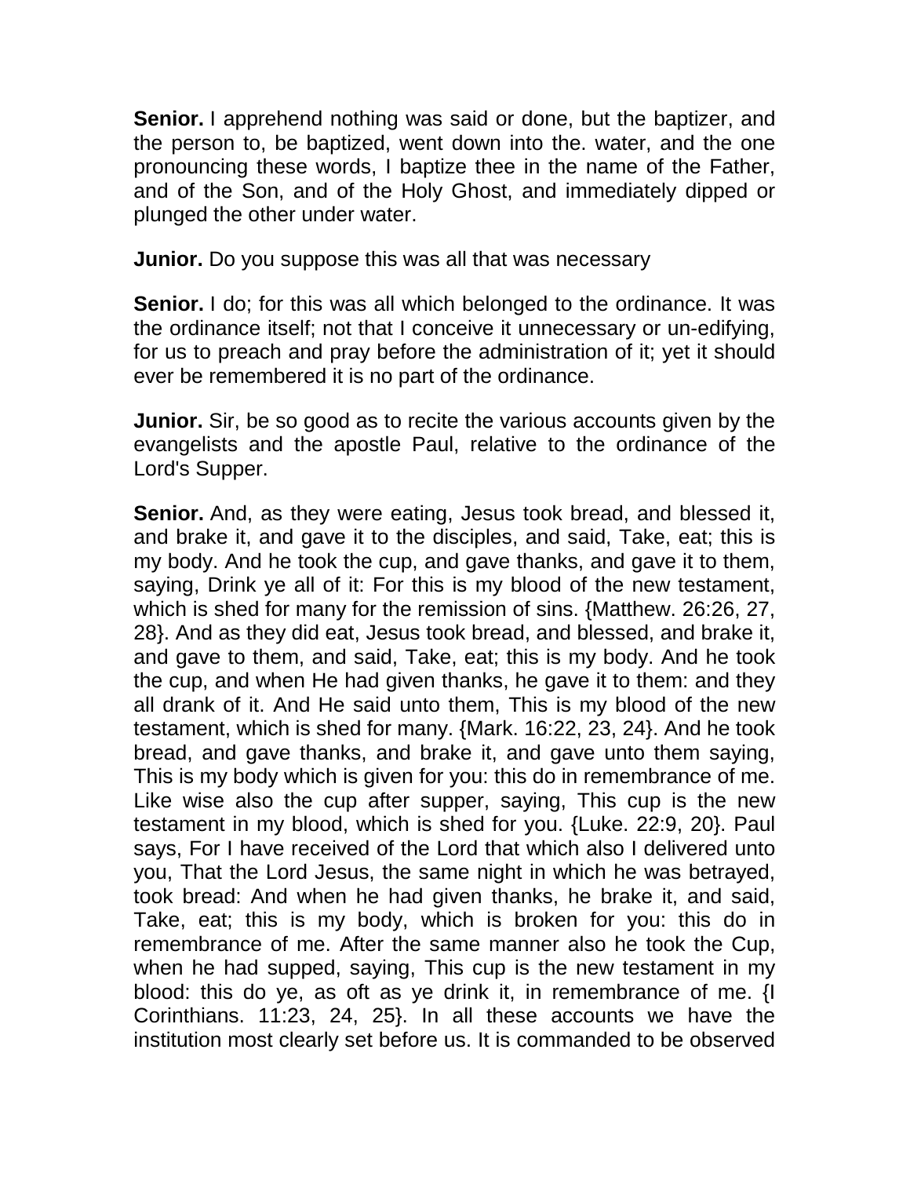**Senior.** I apprehend nothing was said or done, but the baptizer, and the person to, be baptized, went down into the. water, and the one pronouncing these words, I baptize thee in the name of the Father, and of the Son, and of the Holy Ghost, and immediately dipped or plunged the other under water.

**Junior.** Do you suppose this was all that was necessary

**Senior.** I do; for this was all which belonged to the ordinance. It was the ordinance itself; not that I conceive it unnecessary or un-edifying, for us to preach and pray before the administration of it; yet it should ever be remembered it is no part of the ordinance.

**Junior.** Sir, be so good as to recite the various accounts given by the evangelists and the apostle Paul, relative to the ordinance of the Lord's Supper.

**Senior.** And, as they were eating, Jesus took bread, and blessed it, and brake it, and gave it to the disciples, and said, Take, eat; this is my body. And he took the cup, and gave thanks, and gave it to them, saying, Drink ye all of it: For this is my blood of the new testament, which is shed for many for the remission of sins. {Matthew. 26:26, 27, 28}. And as they did eat, Jesus took bread, and blessed, and brake it, and gave to them, and said, Take, eat; this is my body. And he took the cup, and when He had given thanks, he gave it to them: and they all drank of it. And He said unto them, This is my blood of the new testament, which is shed for many. {Mark. 16:22, 23, 24}. And he took bread, and gave thanks, and brake it, and gave unto them saying, This is my body which is given for you: this do in remembrance of me. Like wise also the cup after supper, saying, This cup is the new testament in my blood, which is shed for you. {Luke. 22:9, 20}. Paul says, For I have received of the Lord that which also I delivered unto you, That the Lord Jesus, the same night in which he was betrayed, took bread: And when he had given thanks, he brake it, and said, Take, eat; this is my body, which is broken for you: this do in remembrance of me. After the same manner also he took the Cup, when he had supped, saying, This cup is the new testament in my blood: this do ye, as oft as ye drink it, in remembrance of me. {I Corinthians. 11:23, 24, 25}. In all these accounts we have the institution most clearly set before us. It is commanded to be observed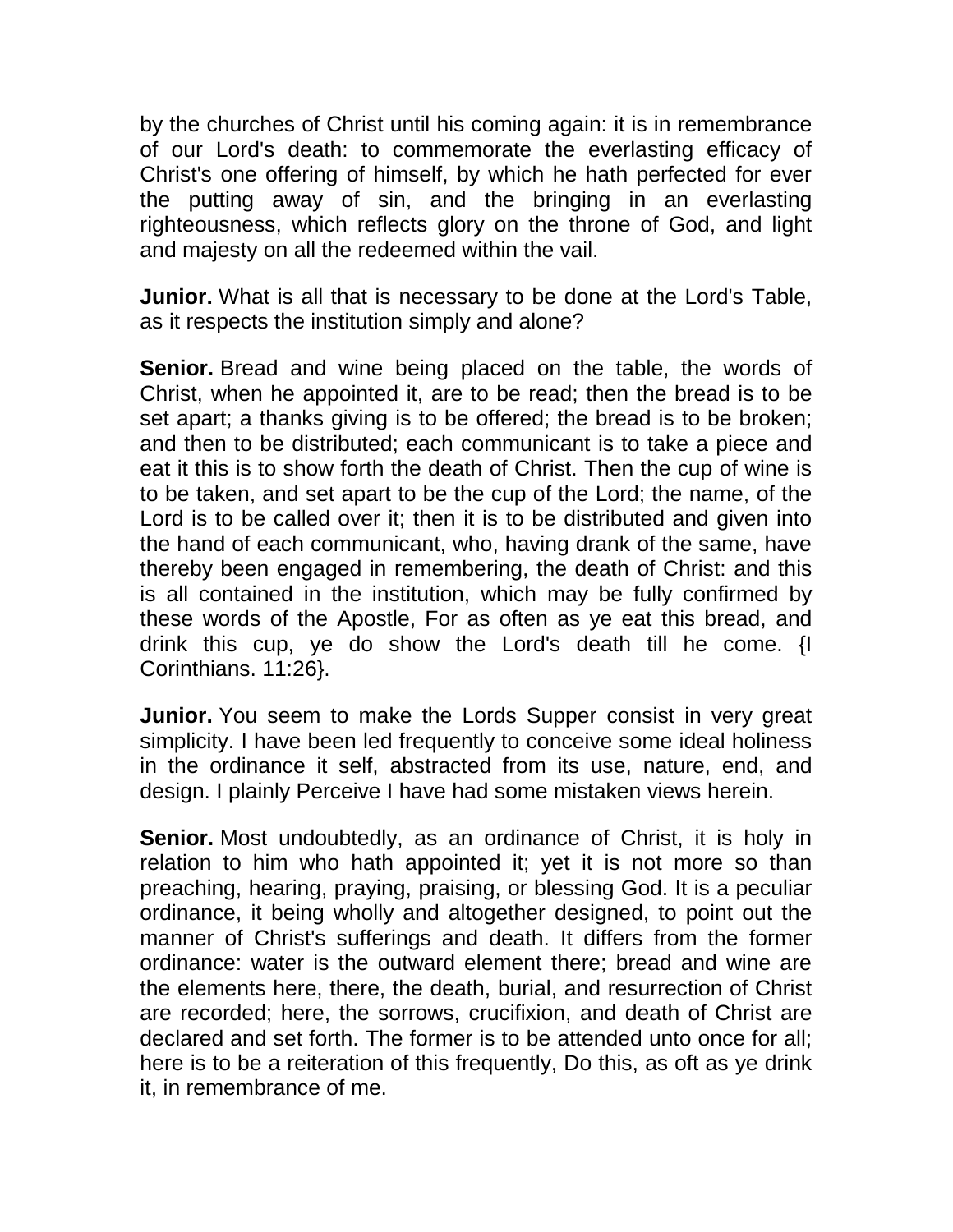by the churches of Christ until his coming again: it is in remembrance of our Lord's death: to commemorate the everlasting efficacy of Christ's one offering of himself, by which he hath perfected for ever the putting away of sin, and the bringing in an everlasting righteousness, which reflects glory on the throne of God, and light and majesty on all the redeemed within the vail.

**Junior.** What is all that is necessary to be done at the Lord's Table, as it respects the institution simply and alone?

**Senior.** Bread and wine being placed on the table, the words of Christ, when he appointed it, are to be read; then the bread is to be set apart; a thanks giving is to be offered; the bread is to be broken; and then to be distributed; each communicant is to take a piece and eat it this is to show forth the death of Christ. Then the cup of wine is to be taken, and set apart to be the cup of the Lord; the name, of the Lord is to be called over it; then it is to be distributed and given into the hand of each communicant, who, having drank of the same, have thereby been engaged in remembering, the death of Christ: and this is all contained in the institution, which may be fully confirmed by these words of the Apostle, For as often as ye eat this bread, and drink this cup, ye do show the Lord's death till he come. {I Corinthians. 11:26}.

**Junior.** You seem to make the Lords Supper consist in very great simplicity. I have been led frequently to conceive some ideal holiness in the ordinance it self, abstracted from its use, nature, end, and design. I plainly Perceive I have had some mistaken views herein.

**Senior.** Most undoubtedly, as an ordinance of Christ, it is holy in relation to him who hath appointed it; yet it is not more so than preaching, hearing, praying, praising, or blessing God. It is a peculiar ordinance, it being wholly and altogether designed, to point out the manner of Christ's sufferings and death. It differs from the former ordinance: water is the outward element there; bread and wine are the elements here, there, the death, burial, and resurrection of Christ are recorded; here, the sorrows, crucifixion, and death of Christ are declared and set forth. The former is to be attended unto once for all; here is to be a reiteration of this frequently, Do this, as oft as ye drink it, in remembrance of me.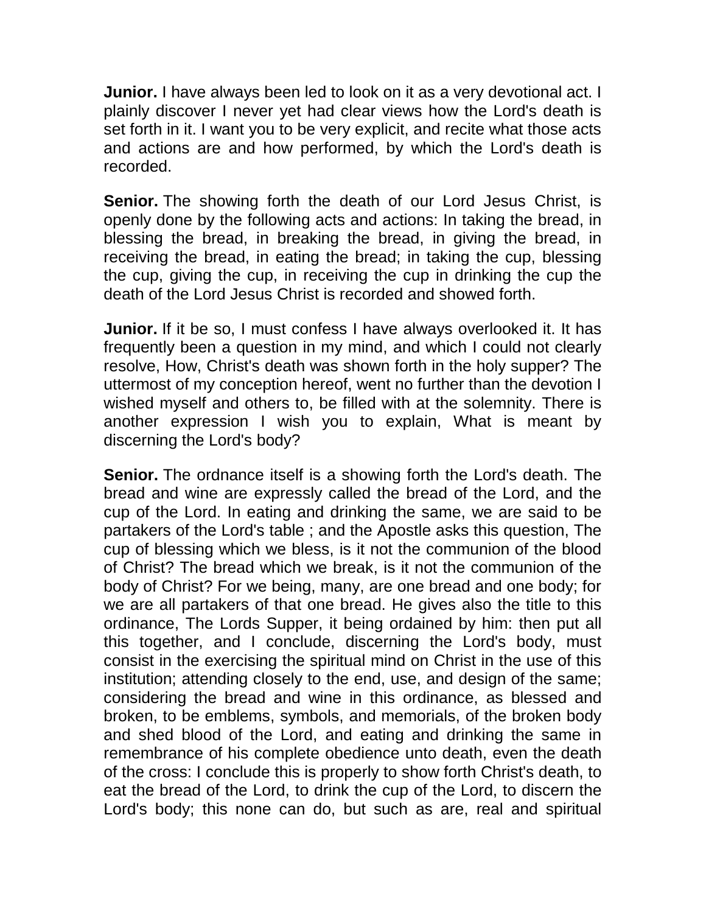**Junior.** I have always been led to look on it as a very devotional act. I plainly discover I never yet had clear views how the Lord's death is set forth in it. I want you to be very explicit, and recite what those acts and actions are and how performed, by which the Lord's death is recorded.

**Senior.** The showing forth the death of our Lord Jesus Christ, is openly done by the following acts and actions: In taking the bread, in blessing the bread, in breaking the bread, in giving the bread, in receiving the bread, in eating the bread; in taking the cup, blessing the cup, giving the cup, in receiving the cup in drinking the cup the death of the Lord Jesus Christ is recorded and showed forth.

**Junior.** If it be so, I must confess I have always overlooked it. It has frequently been a question in my mind, and which I could not clearly resolve, How, Christ's death was shown forth in the holy supper? The uttermost of my conception hereof, went no further than the devotion I wished myself and others to, be filled with at the solemnity. There is another expression I wish you to explain, What is meant by discerning the Lord's body?

**Senior.** The ordnance itself is a showing forth the Lord's death. The bread and wine are expressly called the bread of the Lord, and the cup of the Lord. In eating and drinking the same, we are said to be partakers of the Lord's table ; and the Apostle asks this question, The cup of blessing which we bless, is it not the communion of the blood of Christ? The bread which we break, is it not the communion of the body of Christ? For we being, many, are one bread and one body; for we are all partakers of that one bread. He gives also the title to this ordinance, The Lords Supper, it being ordained by him: then put all this together, and I conclude, discerning the Lord's body, must consist in the exercising the spiritual mind on Christ in the use of this institution; attending closely to the end, use, and design of the same; considering the bread and wine in this ordinance, as blessed and broken, to be emblems, symbols, and memorials, of the broken body and shed blood of the Lord, and eating and drinking the same in remembrance of his complete obedience unto death, even the death of the cross: I conclude this is properly to show forth Christ's death, to eat the bread of the Lord, to drink the cup of the Lord, to discern the Lord's body; this none can do, but such as are, real and spiritual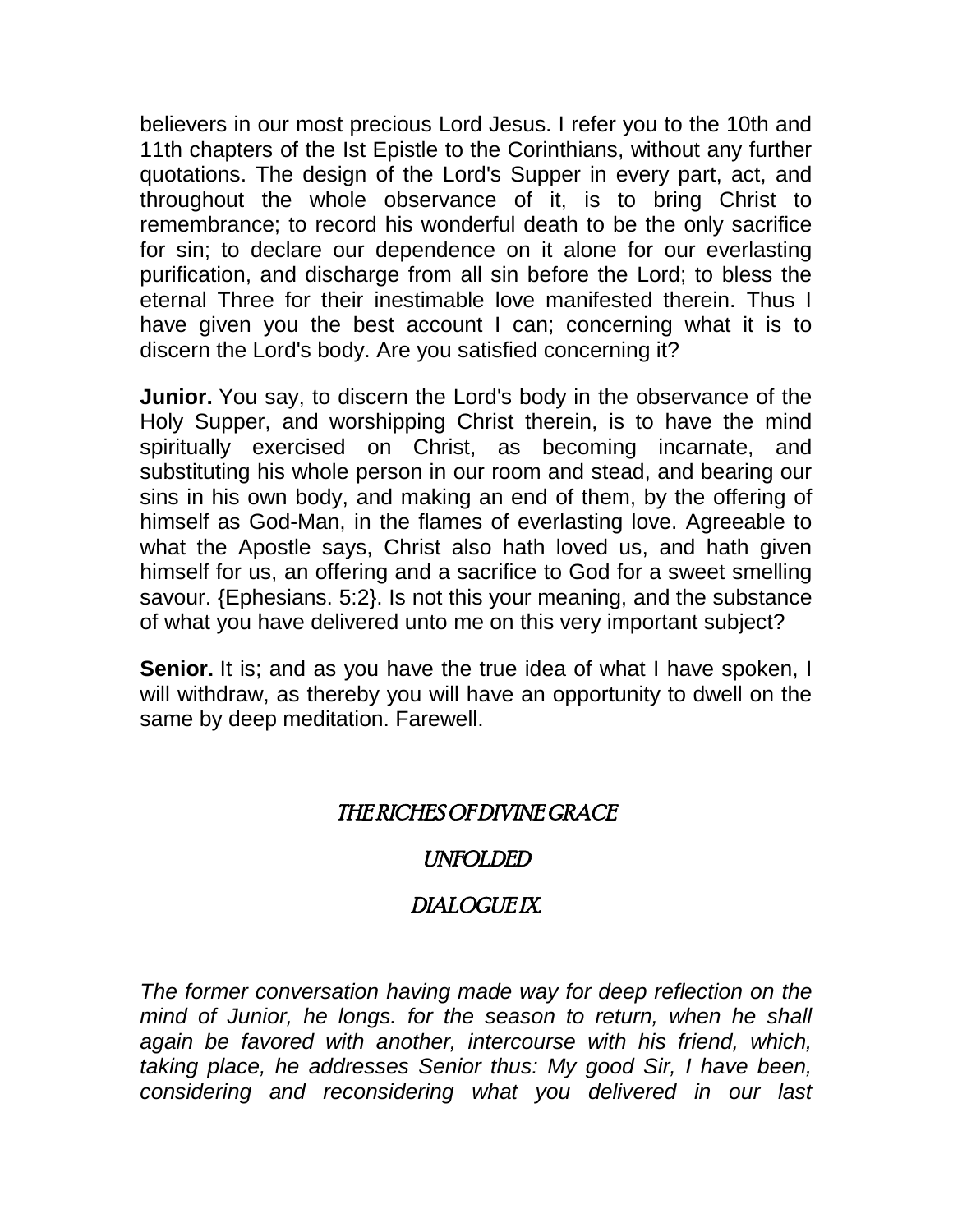believers in our most precious Lord Jesus. I refer you to the 10th and 11th chapters of the Ist Epistle to the Corinthians, without any further quotations. The design of the Lord's Supper in every part, act, and throughout the whole observance of it, is to bring Christ to remembrance; to record his wonderful death to be the only sacrifice for sin; to declare our dependence on it alone for our everlasting purification, and discharge from all sin before the Lord; to bless the eternal Three for their inestimable love manifested therein. Thus I have given you the best account I can; concerning what it is to discern the Lord's body. Are you satisfied concerning it?

**Junior.** You say, to discern the Lord's body in the observance of the Holy Supper, and worshipping Christ therein, is to have the mind spiritually exercised on Christ, as becoming incarnate, and substituting his whole person in our room and stead, and bearing our sins in his own body, and making an end of them, by the offering of himself as God-Man, in the flames of everlasting love. Agreeable to what the Apostle says, Christ also hath loved us, and hath given himself for us, an offering and a sacrifice to God for a sweet smelling savour. {Ephesians. 5:2}. Is not this your meaning, and the substance of what you have delivered unto me on this very important subject?

**Senior.** It is; and as you have the true idea of what I have spoken, I will withdraw, as thereby you will have an opportunity to dwell on the same by deep meditation. Farewell.

## *THE RICHES OF DIVINE GRACE*

## *UNFOLDED*

## *DIALOGUE IX.*

*The former conversation having made way for deep reflection on the mind of Junior, he longs. for the season to return, when he shall again be favored with another, intercourse with his friend, which, taking place, he addresses Senior thus: My good Sir, I have been, considering and reconsidering what you delivered in our last*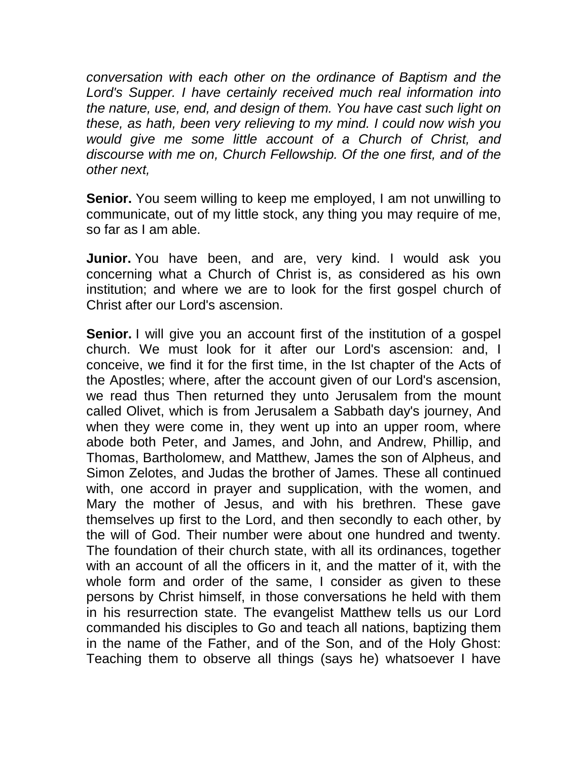*conversation with each other on the ordinance of Baptism and the Lord's Supper. I have certainly received much real information into the nature, use, end, and design of them. You have cast such light on these, as hath, been very relieving to my mind. I could now wish you would give me some little account of a Church of Christ, and discourse with me on, Church Fellowship. Of the one first, and of the other next,*

**Senior.** You seem willing to keep me employed, I am not unwilling to communicate, out of my little stock, any thing you may require of me, so far as I am able.

**Junior.** You have been, and are, very kind. I would ask you concerning what a Church of Christ is, as considered as his own institution; and where we are to look for the first gospel church of Christ after our Lord's ascension.

**Senior.** I will give you an account first of the institution of a gospel church. We must look for it after our Lord's ascension: and, I conceive, we find it for the first time, in the Ist chapter of the Acts of the Apostles; where, after the account given of our Lord's ascension, we read thus Then returned they unto Jerusalem from the mount called Olivet, which is from Jerusalem a Sabbath day's journey, And when they were come in, they went up into an upper room, where abode both Peter, and James, and John, and Andrew, Phillip, and Thomas, Bartholomew, and Matthew, James the son of Alpheus, and Simon Zelotes, and Judas the brother of James. These all continued with, one accord in prayer and supplication, with the women, and Mary the mother of Jesus, and with his brethren. These gave themselves up first to the Lord, and then secondly to each other, by the will of God. Their number were about one hundred and twenty. The foundation of their church state, with all its ordinances, together with an account of all the officers in it, and the matter of it, with the whole form and order of the same, I consider as given to these persons by Christ himself, in those conversations he held with them in his resurrection state. The evangelist Matthew tells us our Lord commanded his disciples to Go and teach all nations, baptizing them in the name of the Father, and of the Son, and of the Holy Ghost: Teaching them to observe all things (says he) whatsoever I have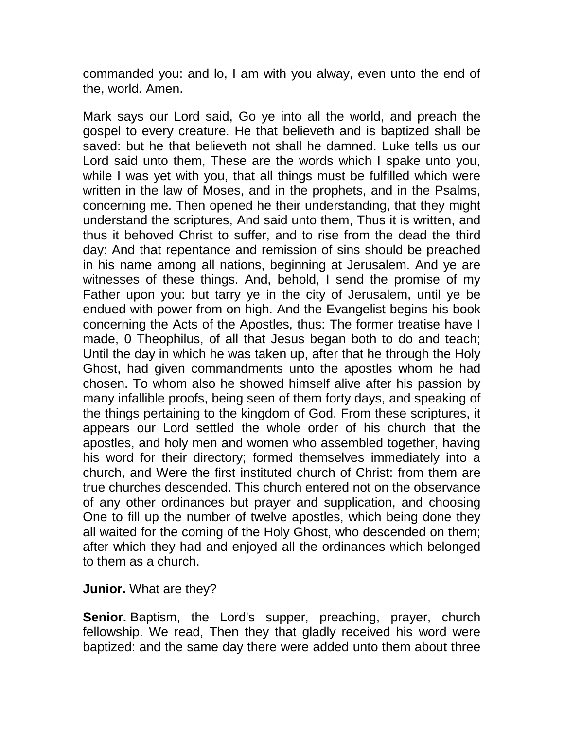commanded you: and lo, I am with you alway, even unto the end of the, world. Amen.

Mark says our Lord said, Go ye into all the world, and preach the gospel to every creature. He that believeth and is baptized shall be saved: but he that believeth not shall he damned. Luke tells us our Lord said unto them, These are the words which I spake unto you, while I was yet with you, that all things must be fulfilled which were written in the law of Moses, and in the prophets, and in the Psalms, concerning me. Then opened he their understanding, that they might understand the scriptures, And said unto them, Thus it is written, and thus it behoved Christ to suffer, and to rise from the dead the third day: And that repentance and remission of sins should be preached in his name among all nations, beginning at Jerusalem. And ye are witnesses of these things. And, behold, I send the promise of my Father upon you: but tarry ye in the city of Jerusalem, until ye be endued with power from on high. And the Evangelist begins his book concerning the Acts of the Apostles, thus: The former treatise have I made, 0 Theophilus, of all that Jesus began both to do and teach; Until the day in which he was taken up, after that he through the Holy Ghost, had given commandments unto the apostles whom he had chosen. To whom also he showed himself alive after his passion by many infallible proofs, being seen of them forty days, and speaking of the things pertaining to the kingdom of God. From these scriptures, it appears our Lord settled the whole order of his church that the apostles, and holy men and women who assembled together, having his word for their directory; formed themselves immediately into a church, and Were the first instituted church of Christ: from them are true churches descended. This church entered not on the observance of any other ordinances but prayer and supplication, and choosing One to fill up the number of twelve apostles, which being done they all waited for the coming of the Holy Ghost, who descended on them; after which they had and enjoyed all the ordinances which belonged to them as a church.

**Junior.** What are they?

**Senior.** Baptism, the Lord's supper, preaching, prayer, church fellowship. We read, Then they that gladly received his word were baptized: and the same day there were added unto them about three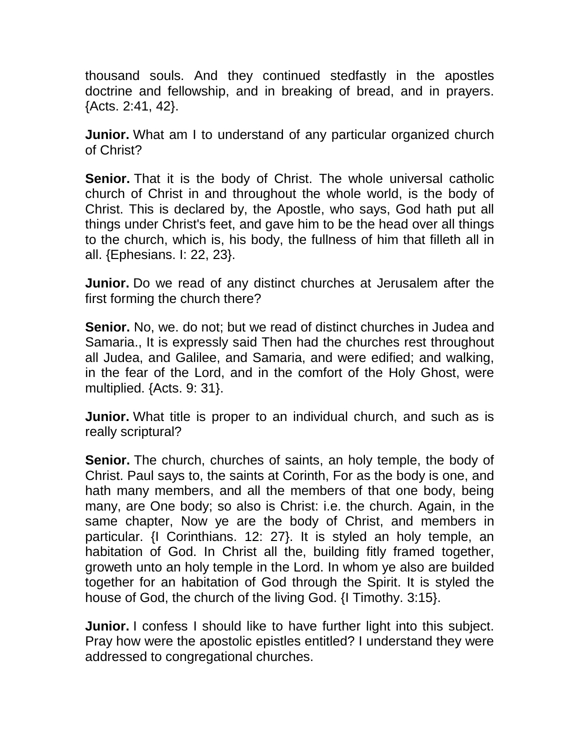thousand souls. And they continued stedfastly in the apostles doctrine and fellowship, and in breaking of bread, and in prayers. {Acts. 2:41, 42}.

**Junior.** What am I to understand of any particular organized church of Christ?

**Senior.** That it is the body of Christ. The whole universal catholic church of Christ in and throughout the whole world, is the body of Christ. This is declared by, the Apostle, who says, God hath put all things under Christ's feet, and gave him to be the head over all things to the church, which is, his body, the fullness of him that filleth all in all. {Ephesians. I: 22, 23}.

**Junior.** Do we read of any distinct churches at Jerusalem after the first forming the church there?

**Senior.** No, we. do not; but we read of distinct churches in Judea and Samaria., It is expressly said Then had the churches rest throughout all Judea, and Galilee, and Samaria, and were edified; and walking, in the fear of the Lord, and in the comfort of the Holy Ghost, were multiplied. {Acts. 9: 31}.

**Junior.** What title is proper to an individual church, and such as is really scriptural?

**Senior.** The church, churches of saints, an holy temple, the body of Christ. Paul says to, the saints at Corinth, For as the body is one, and hath many members, and all the members of that one body, being many, are One body; so also is Christ: i.e. the church. Again, in the same chapter, Now ye are the body of Christ, and members in particular. {I Corinthians. 12: 27}. It is styled an holy temple, an habitation of God. In Christ all the, building fitly framed together, groweth unto an holy temple in the Lord. In whom ye also are builded together for an habitation of God through the Spirit. It is styled the house of God, the church of the living God. {I Timothy. 3:15}.

**Junior.** I confess I should like to have further light into this subject. Pray how were the apostolic epistles entitled? I understand they were addressed to congregational churches.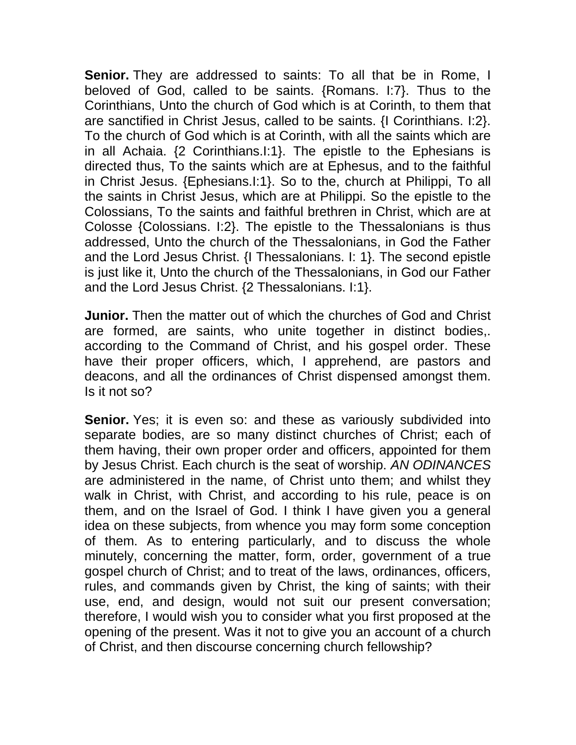**Senior.** They are addressed to saints: To all that be in Rome, I beloved of God, called to be saints. {Romans. I:7}. Thus to the Corinthians, Unto the church of God which is at Corinth, to them that are sanctified in Christ Jesus, called to be saints. {I Corinthians. I:2}. To the church of God which is at Corinth, with all the saints which are in all Achaia. {2 Corinthians.I:1}. The epistle to the Ephesians is directed thus, To the saints which are at Ephesus, and to the faithful in Christ Jesus. {Ephesians.I:1}. So to the, church at Philippi, To all the saints in Christ Jesus, which are at Philippi. So the epistle to the Colossians, To the saints and faithful brethren in Christ, which are at Colosse {Colossians. I:2}. The epistle to the Thessalonians is thus addressed, Unto the church of the Thessalonians, in God the Father and the Lord Jesus Christ. {I Thessalonians. I: 1}. The second epistle is just like it, Unto the church of the Thessalonians, in God our Father and the Lord Jesus Christ. {2 Thessalonians. I:1}.

**Junior.** Then the matter out of which the churches of God and Christ are formed, are saints, who unite together in distinct bodies,. according to the Command of Christ, and his gospel order. These have their proper officers, which, I apprehend, are pastors and deacons, and all the ordinances of Christ dispensed amongst them. Is it not so?

**Senior.** Yes; it is even so: and these as variously subdivided into separate bodies, are so many distinct churches of Christ; each of them having, their own proper order and officers, appointed for them by Jesus Christ. Each church is the seat of worship. *AN ODINANCES* are administered in the name, of Christ unto them; and whilst they walk in Christ, with Christ, and according to his rule, peace is on them, and on the Israel of God. I think I have given you a general idea on these subjects, from whence you may form some conception of them. As to entering particularly, and to discuss the whole minutely, concerning the matter, form, order, government of a true gospel church of Christ; and to treat of the laws, ordinances, officers, rules, and commands given by Christ, the king of saints; with their use, end, and design, would not suit our present conversation; therefore, I would wish you to consider what you first proposed at the opening of the present. Was it not to give you an account of a church of Christ, and then discourse concerning church fellowship?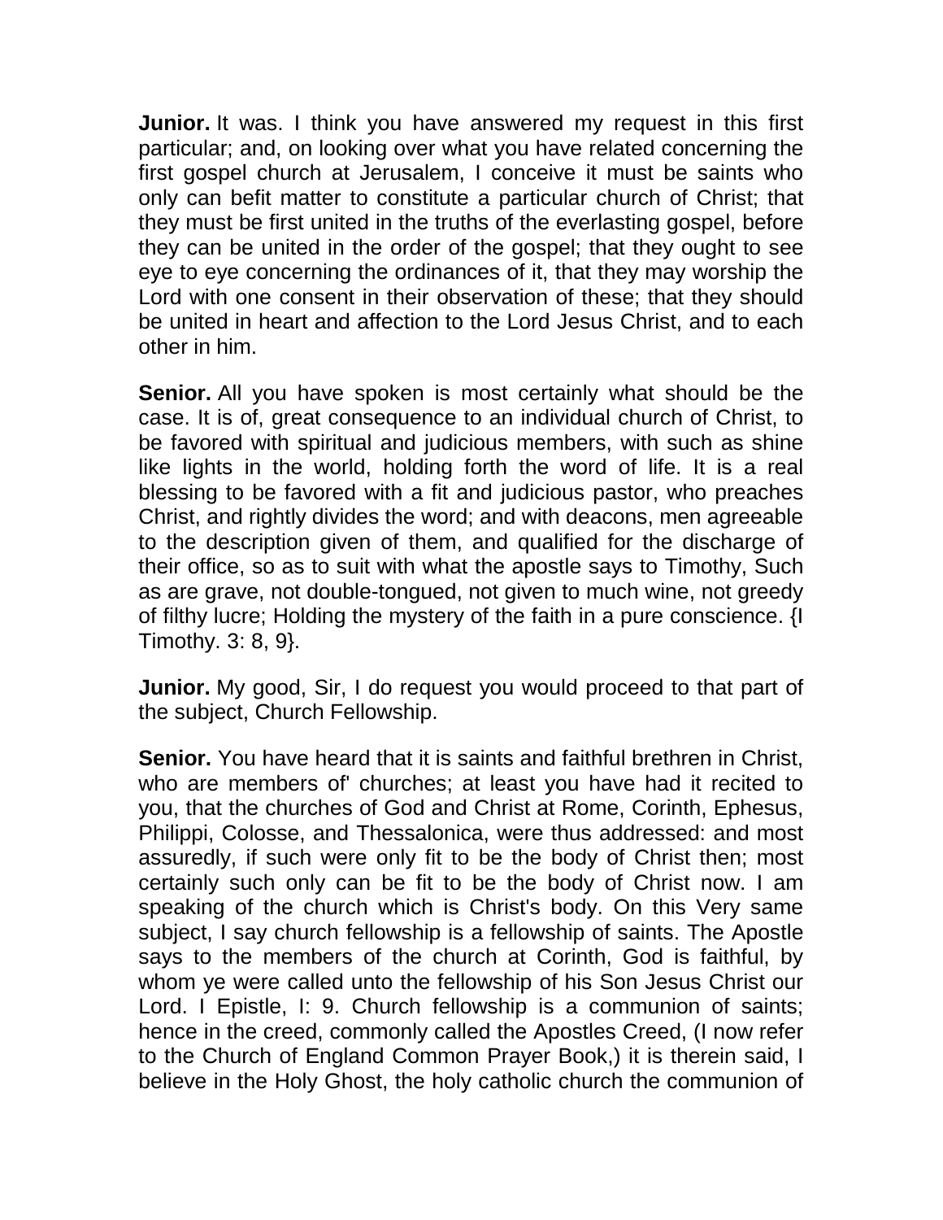**Junior.** It was. I think you have answered my request in this first particular; and, on looking over what you have related concerning the first gospel church at Jerusalem, I conceive it must be saints who only can befit matter to constitute a particular church of Christ; that they must be first united in the truths of the everlasting gospel, before they can be united in the order of the gospel; that they ought to see eye to eye concerning the ordinances of it, that they may worship the Lord with one consent in their observation of these; that they should be united in heart and affection to the Lord Jesus Christ, and to each other in him.

**Senior.** All you have spoken is most certainly what should be the case. It is of, great consequence to an individual church of Christ, to be favored with spiritual and judicious members, with such as shine like lights in the world, holding forth the word of life. It is a real blessing to be favored with a fit and judicious pastor, who preaches Christ, and rightly divides the word; and with deacons, men agreeable to the description given of them, and qualified for the discharge of their office, so as to suit with what the apostle says to Timothy, Such as are grave, not double-tongued, not given to much wine, not greedy of filthy lucre; Holding the mystery of the faith in a pure conscience. {I Timothy. 3: 8, 9}.

**Junior.** My good, Sir, I do request you would proceed to that part of the subject, Church Fellowship.

**Senior.** You have heard that it is saints and faithful brethren in Christ, who are members of' churches; at least you have had it recited to you, that the churches of God and Christ at Rome, Corinth, Ephesus, Philippi, Colosse, and Thessalonica, were thus addressed: and most assuredly, if such were only fit to be the body of Christ then; most certainly such only can be fit to be the body of Christ now. I am speaking of the church which is Christ's body. On this Very same subject, I say church fellowship is a fellowship of saints. The Apostle says to the members of the church at Corinth, God is faithful, by whom ye were called unto the fellowship of his Son Jesus Christ our Lord. I Epistle, I: 9. Church fellowship is a communion of saints; hence in the creed, commonly called the Apostles Creed, (I now refer to the Church of England Common Prayer Book,) it is therein said, I believe in the Holy Ghost, the holy catholic church the communion of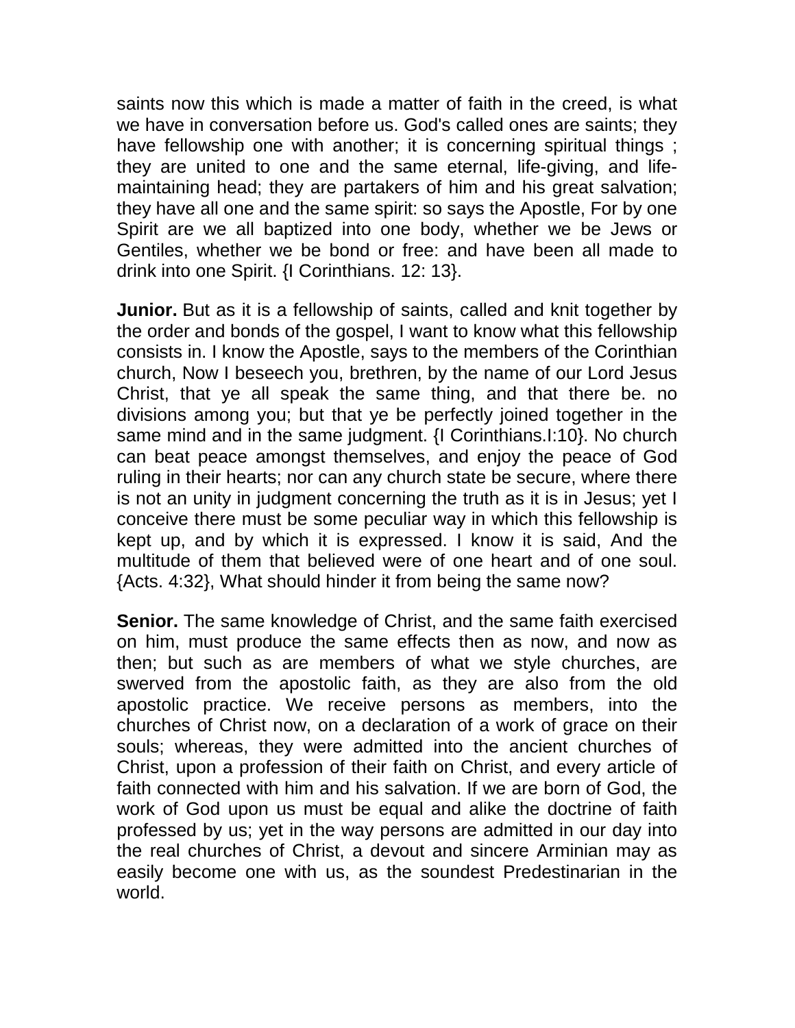saints now this which is made a matter of faith in the creed, is what we have in conversation before us. God's called ones are saints; they have fellowship one with another; it is concerning spiritual things ; they are united to one and the same eternal, life-giving, and life-maintaining head; they are partakers of him and his great salvation; they have all one and the same spirit: so says the Apostle, For by one Spirit are we all baptized into one body, whether we be Jews or Gentiles, whether we be bond or free: and have been all made to drink into one Spirit. {I Corinthians. 12: 13}.

**Junior.** But as it is a fellowship of saints, called and knit together by the order and bonds of the gospel, I want to know what this fellowship consists in. I know the Apostle, says to the members of the Corinthian church, Now I beseech you, brethren, by the name of our Lord Jesus Christ, that ye all speak the same thing, and that there be. no divisions among you; but that ye be perfectly joined together in the same mind and in the same judgment. {I Corinthians.I:10}. No church can beat peace amongst themselves, and enjoy the peace of God ruling in their hearts; nor can any church state be secure, where there is not an unity in judgment concerning the truth as it is in Jesus; yet I conceive there must be some peculiar way in which this fellowship is kept up, and by which it is expressed. I know it is said, And the multitude of them that believed were of one heart and of one soul. {Acts. 4:32}, What should hinder it from being the same now?

**Senior.** The same knowledge of Christ, and the same faith exercised on him, must produce the same effects then as now, and now as then; but such as are members of what we style churches, are swerved from the apostolic faith, as they are also from the old apostolic practice. We receive persons as members, into the churches of Christ now, on a declaration of a work of grace on their souls; whereas, they were admitted into the ancient churches of Christ, upon a profession of their faith on Christ, and every article of faith connected with him and his salvation. If we are born of God, the work of God upon us must be equal and alike the doctrine of faith professed by us; yet in the way persons are admitted in our day into the real churches of Christ, a devout and sincere Arminian may as easily become one with us, as the soundest Predestinarian in the world.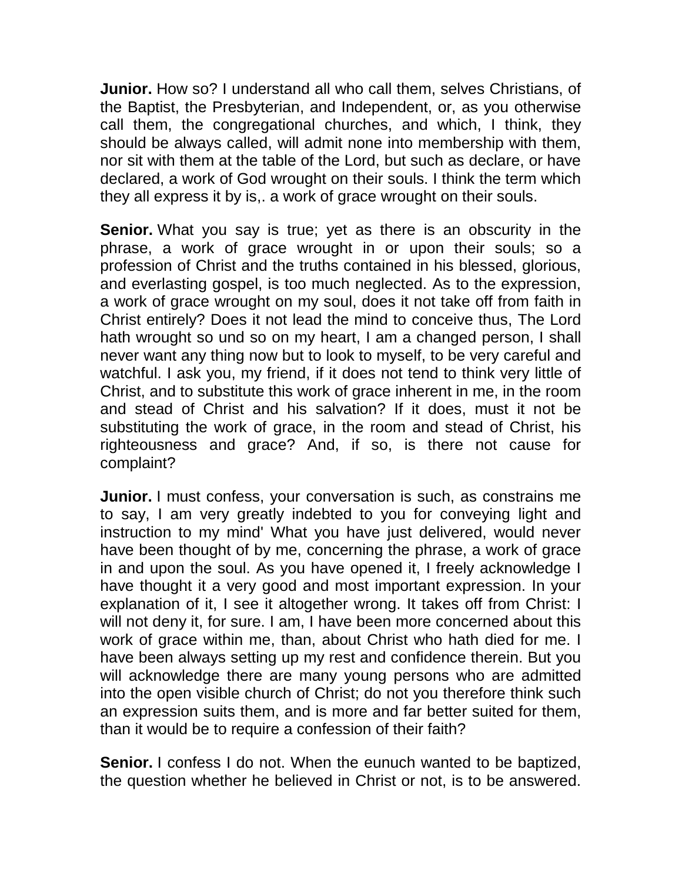**Junior.** How so? I understand all who call them, selves Christians, of the Baptist, the Presbyterian, and Independent, or, as you otherwise call them, the congregational churches, and which, I think, they should be always called, will admit none into membership with them, nor sit with them at the table of the Lord, but such as declare, or have declared, a work of God wrought on their souls. I think the term which they all express it by is,. a work of grace wrought on their souls.

**Senior.** What you say is true; yet as there is an obscurity in the phrase, a work of grace wrought in or upon their souls; so a profession of Christ and the truths contained in his blessed, glorious, and everlasting gospel, is too much neglected. As to the expression, a work of grace wrought on my soul, does it not take off from faith in Christ entirely? Does it not lead the mind to conceive thus, The Lord hath wrought so und so on my heart, I am a changed person, I shall never want any thing now but to look to myself, to be very careful and watchful. I ask you, my friend, if it does not tend to think very little of Christ, and to substitute this work of grace inherent in me, in the room and stead of Christ and his salvation? If it does, must it not be substituting the work of grace, in the room and stead of Christ, his righteousness and grace? And, if so, is there not cause for complaint?

**Junior.** I must confess, your conversation is such, as constrains me to say, I am very greatly indebted to you for conveying light and instruction to my mind' What you have just delivered, would never have been thought of by me, concerning the phrase, a work of grace in and upon the soul. As you have opened it, I freely acknowledge I have thought it a very good and most important expression. In your explanation of it, I see it altogether wrong. It takes off from Christ: I will not deny it, for sure. I am, I have been more concerned about this work of grace within me, than, about Christ who hath died for me. I have been always setting up my rest and confidence therein. But you will acknowledge there are many young persons who are admitted into the open visible church of Christ; do not you therefore think such an expression suits them, and is more and far better suited for them, than it would be to require a confession of their faith?

**Senior.** I confess I do not. When the eunuch wanted to be baptized, the question whether he believed in Christ or not, is to be answered.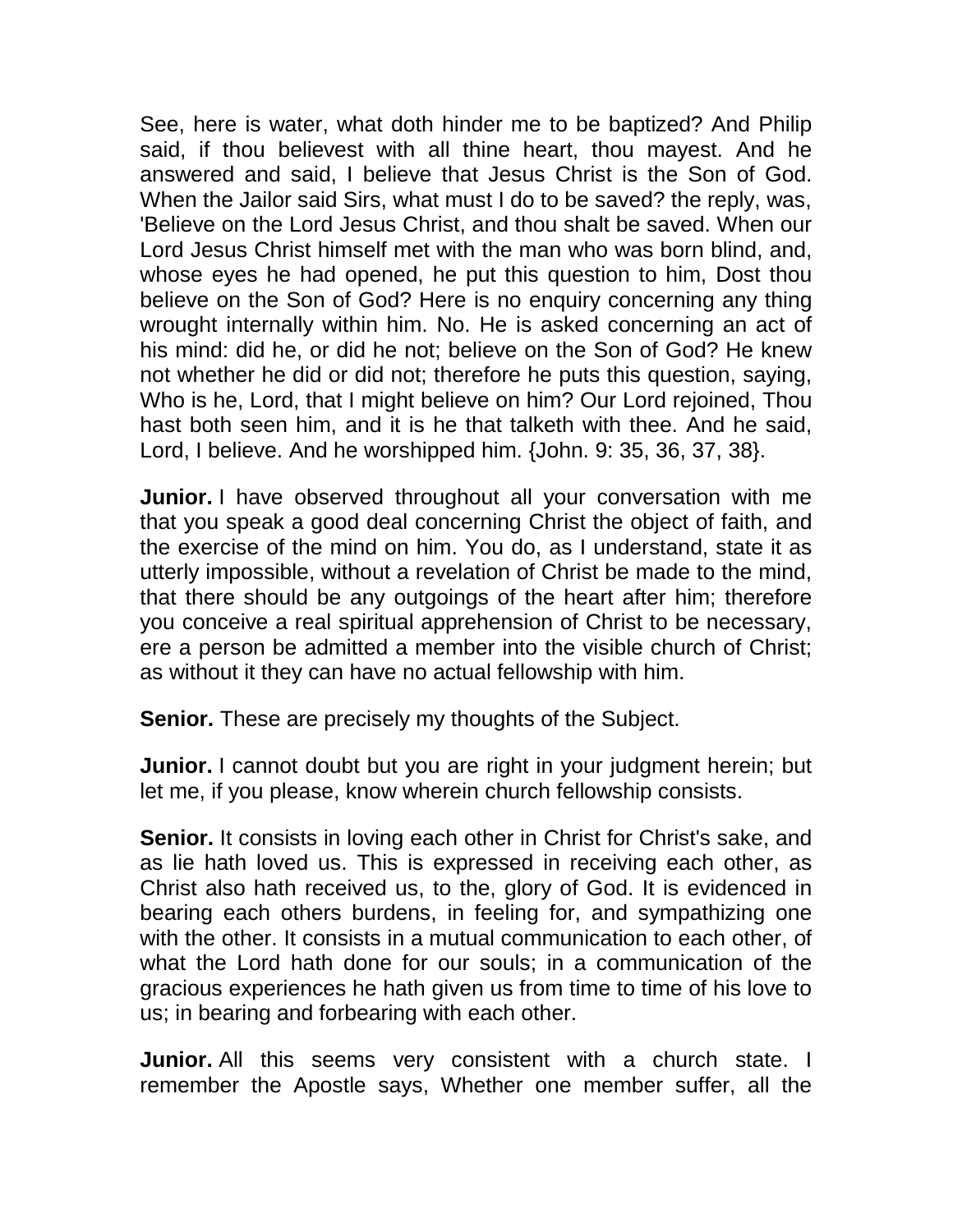See, here is water, what doth hinder me to be baptized? And Philip said, if thou believest with all thine heart, thou mayest. And he answered and said, I believe that Jesus Christ is the Son of God. When the Jailor said Sirs, what must I do to be saved? the reply, was, 'Believe on the Lord Jesus Christ, and thou shalt be saved. When our Lord Jesus Christ himself met with the man who was born blind, and, whose eyes he had opened, he put this question to him, Dost thou believe on the Son of God? Here is no enquiry concerning any thing wrought internally within him. No. He is asked concerning an act of his mind: did he, or did he not; believe on the Son of God? He knew not whether he did or did not; therefore he puts this question, saying, Who is he, Lord, that I might believe on him? Our Lord rejoined, Thou hast both seen him, and it is he that talketh with thee. And he said, Lord, I believe. And he worshipped him. {John. 9: 35, 36, 37, 38}.

**Junior.** I have observed throughout all your conversation with me that you speak a good deal concerning Christ the object of faith, and the exercise of the mind on him. You do, as I understand, state it as utterly impossible, without a revelation of Christ be made to the mind, that there should be any outgoings of the heart after him; therefore you conceive a real spiritual apprehension of Christ to be necessary, ere a person be admitted a member into the visible church of Christ; as without it they can have no actual fellowship with him.

**Senior.** These are precisely my thoughts of the Subject.

**Junior.** I cannot doubt but you are right in your judgment herein; but let me, if you please, know wherein church fellowship consists.

**Senior.** It consists in loving each other in Christ for Christ's sake, and as lie hath loved us. This is expressed in receiving each other, as Christ also hath received us, to the, glory of God. It is evidenced in bearing each others burdens, in feeling for, and sympathizing one with the other. It consists in a mutual communication to each other, of what the Lord hath done for our souls; in a communication of the gracious experiences he hath given us from time to time of his love to us; in bearing and forbearing with each other.

**Junior.** All this seems very consistent with a church state. I remember the Apostle says, Whether one member suffer, all the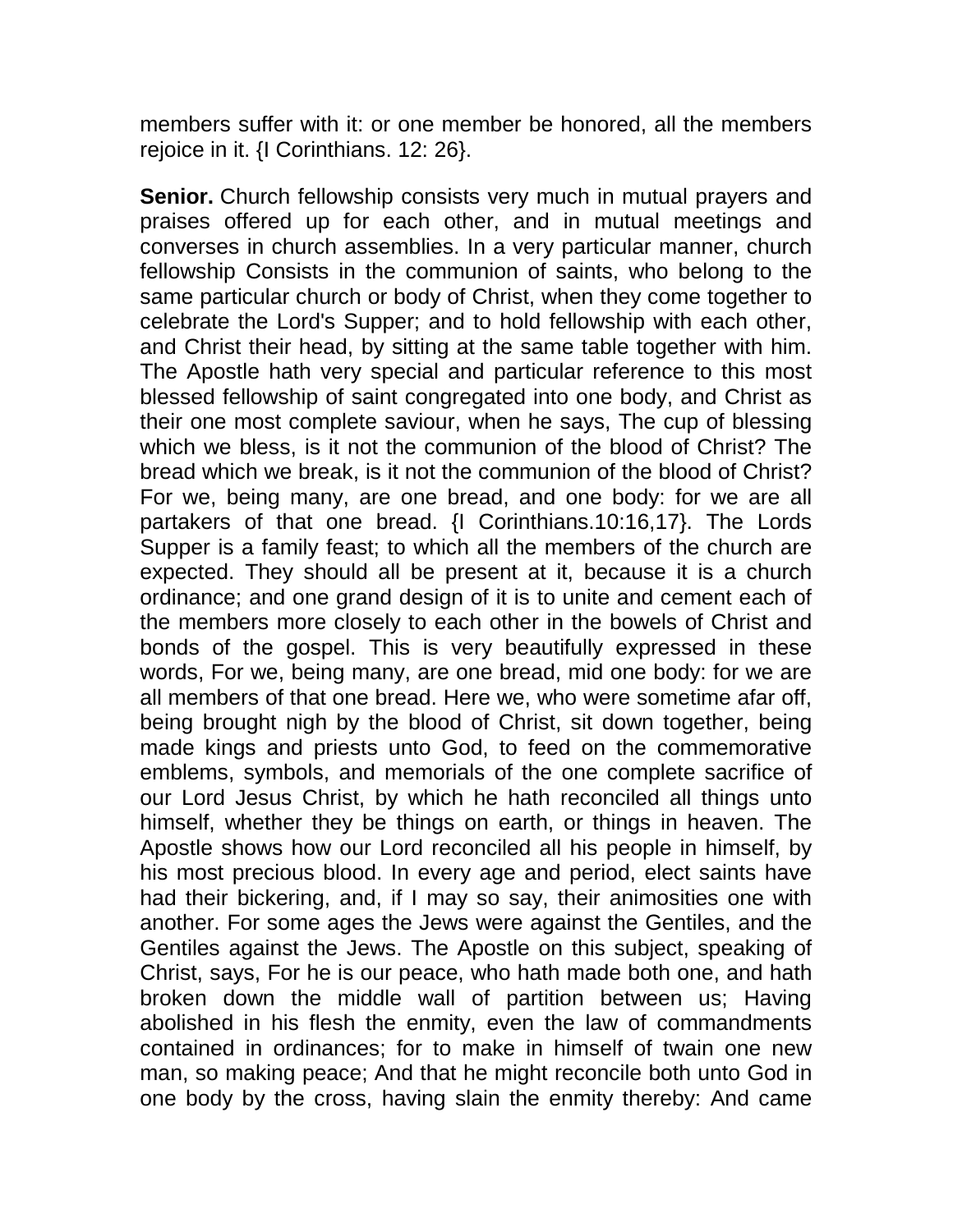members suffer with it: or one member be honored, all the members rejoice in it. {I Corinthians. 12: 26}.

**Senior.** Church fellowship consists very much in mutual prayers and praises offered up for each other, and in mutual meetings and converses in church assemblies. In a very particular manner, church fellowship Consists in the communion of saints, who belong to the same particular church or body of Christ, when they come together to celebrate the Lord's Supper; and to hold fellowship with each other, and Christ their head, by sitting at the same table together with him. The Apostle hath very special and particular reference to this most blessed fellowship of saint congregated into one body, and Christ as their one most complete saviour, when he says, The cup of blessing which we bless, is it not the communion of the blood of Christ? The bread which we break, is it not the communion of the blood of Christ? For we, being many, are one bread, and one body: for we are all partakers of that one bread. {I Corinthians.10:16,17}. The Lords Supper is a family feast; to which all the members of the church are expected. They should all be present at it, because it is a church ordinance; and one grand design of it is to unite and cement each of the members more closely to each other in the bowels of Christ and bonds of the gospel. This is very beautifully expressed in these words, For we, being many, are one bread, mid one body: for we are all members of that one bread. Here we, who were sometime afar off, being brought nigh by the blood of Christ, sit down together, being made kings and priests unto God, to feed on the commemorative emblems, symbols, and memorials of the one complete sacrifice of our Lord Jesus Christ, by which he hath reconciled all things unto himself, whether they be things on earth, or things in heaven. The Apostle shows how our Lord reconciled all his people in himself, by his most precious blood. In every age and period, elect saints have had their bickering, and, if I may so say, their animosities one with another. For some ages the Jews were against the Gentiles, and the Gentiles against the Jews. The Apostle on this subject, speaking of Christ, says, For he is our peace, who hath made both one, and hath broken down the middle wall of partition between us; Having abolished in his flesh the enmity, even the law of commandments contained in ordinances; for to make in himself of twain one new man, so making peace; And that he might reconcile both unto God in one body by the cross, having slain the enmity thereby: And came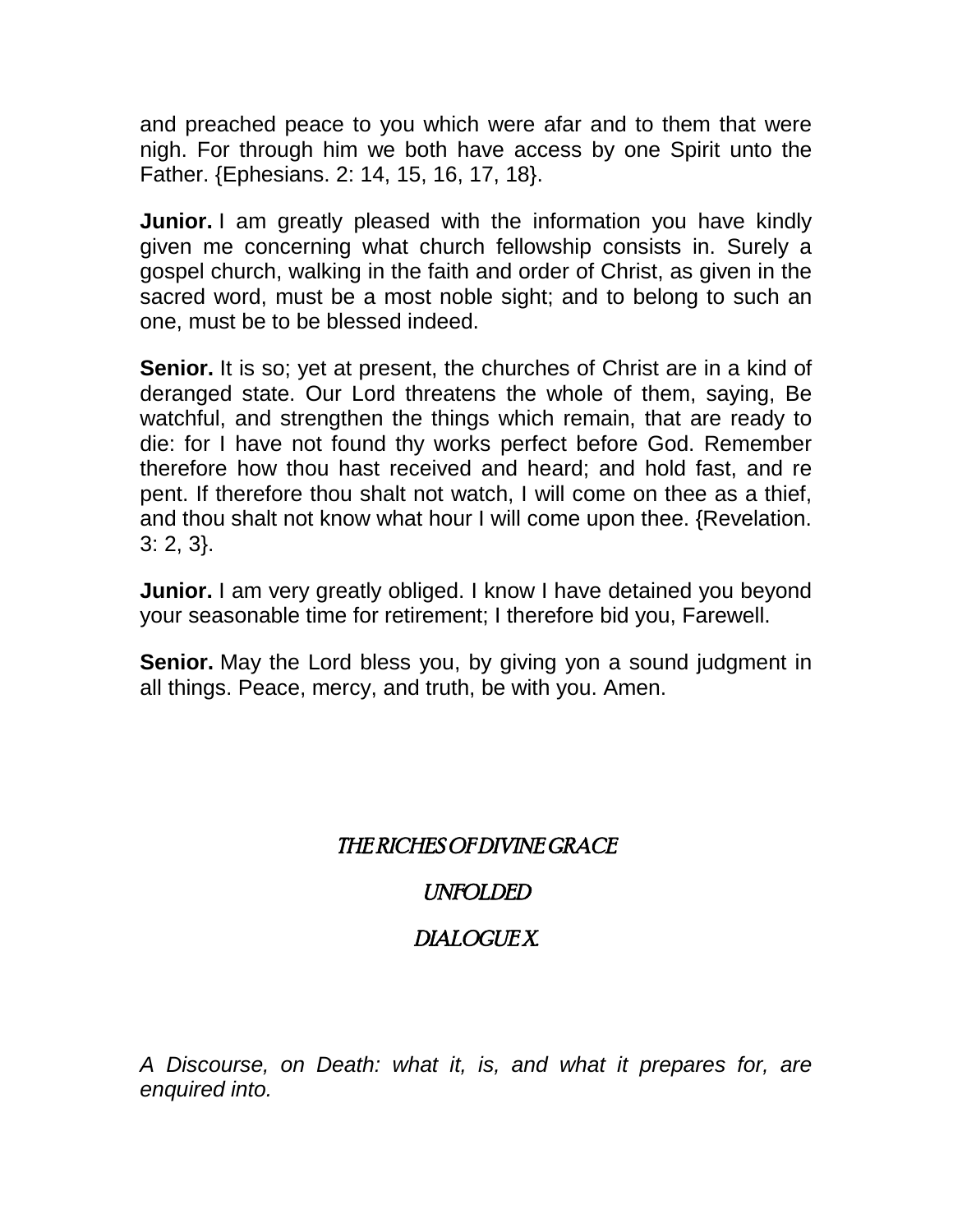and preached peace to you which were afar and to them that were nigh. For through him we both have access by one Spirit unto the Father. {Ephesians. 2: 14, 15, 16, 17, 18}.

**Junior.** I am greatly pleased with the information you have kindly given me concerning what church fellowship consists in. Surely a gospel church, walking in the faith and order of Christ, as given in the sacred word, must be a most noble sight; and to belong to such an one, must be to be blessed indeed.

**Senior.** It is so; yet at present, the churches of Christ are in a kind of deranged state. Our Lord threatens the whole of them, saying, Be watchful, and strengthen the things which remain, that are ready to die: for I have not found thy works perfect before God. Remember therefore how thou hast received and heard; and hold fast, and re pent. If therefore thou shalt not watch, I will come on thee as a thief, and thou shalt not know what hour I will come upon thee. {Revelation. 3: 2, 3}.

**Junior.** I am very greatly obliged. I know I have detained you beyond your seasonable time for retirement; I therefore bid you, Farewell.

**Senior.** May the Lord bless you, by giving yon a sound judgment in all things. Peace, mercy, and truth, be with you. Amen.

## *THE RICHES OF DIVINE GRACE*

## *UNFOLDED*

## *DIALOGUE X.*

*A Discourse, on Death: what it, is, and what it prepares for, are enquired into.*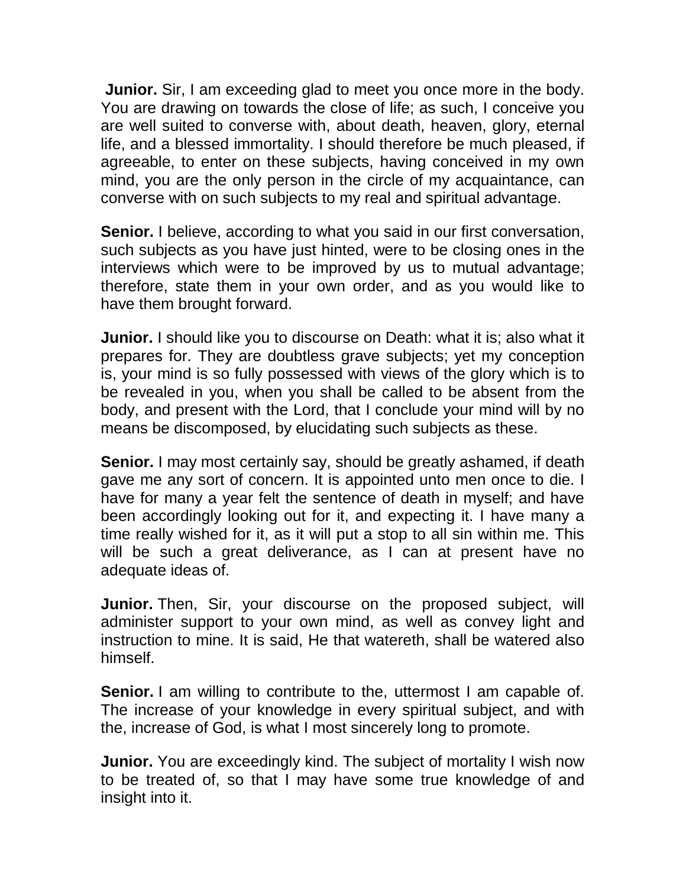**Junior.** Sir, I am exceeding glad to meet you once more in the body. You are drawing on towards the close of life; as such, I conceive you are well suited to converse with, about death, heaven, glory, eternal life, and a blessed immortality. I should therefore be much pleased, if agreeable, to enter on these subjects, having conceived in my own mind, you are the only person in the circle of my acquaintance, can converse with on such subjects to my real and spiritual advantage.

**Senior.** I believe, according to what you said in our first conversation, such subjects as you have just hinted, were to be closing ones in the interviews which were to be improved by us to mutual advantage; therefore, state them in your own order, and as you would like to have them brought forward.

**Junior.** I should like you to discourse on Death: what it is; also what it prepares for. They are doubtless grave subjects; yet my conception is, your mind is so fully possessed with views of the glory which is to be revealed in you, when you shall be called to be absent from the body, and present with the Lord, that I conclude your mind will by no means be discomposed, by elucidating such subjects as these.

**Senior.** I may most certainly say, should be greatly ashamed, if death gave me any sort of concern. It is appointed unto men once to die. I have for many a year felt the sentence of death in myself; and have been accordingly looking out for it, and expecting it. I have many a time really wished for it, as it will put a stop to all sin within me. This will be such a great deliverance, as I can at present have no adequate ideas of.

**Junior.** Then, Sir, your discourse on the proposed subject, will administer support to your own mind, as well as convey light and instruction to mine. It is said, He that watereth, shall be watered also himself.

**Senior.** I am willing to contribute to the, uttermost I am capable of. The increase of your knowledge in every spiritual subject, and with the, increase of God, is what I most sincerely long to promote.

**Junior.** You are exceedingly kind. The subject of mortality I wish now to be treated of, so that I may have some true knowledge of and insight into it.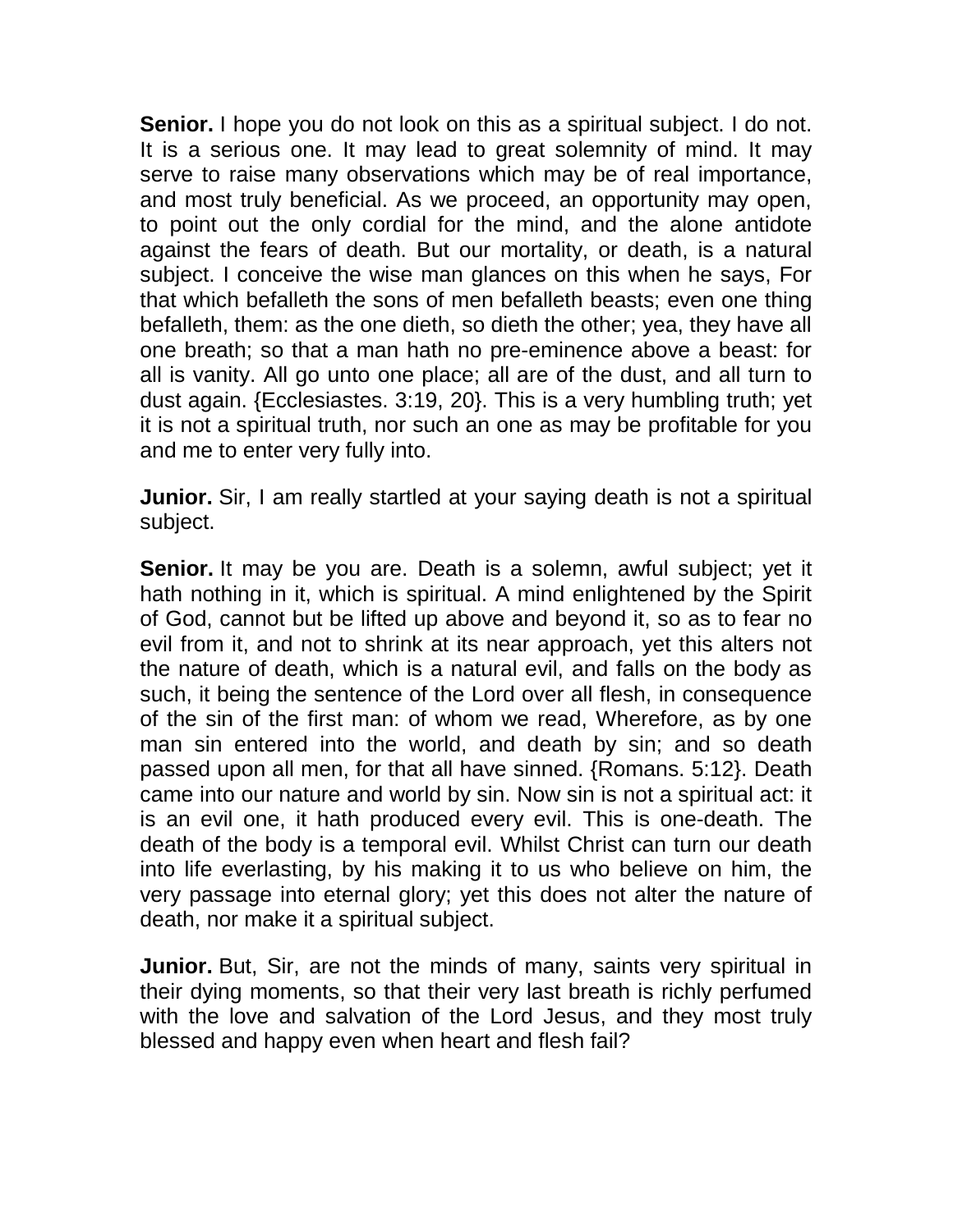**Senior.** I hope you do not look on this as a spiritual subject. I do not. It is a serious one. It may lead to great solemnity of mind. It may serve to raise many observations which may be of real importance, and most truly beneficial. As we proceed, an opportunity may open, to point out the only cordial for the mind, and the alone antidote against the fears of death. But our mortality, or death, is a natural subject. I conceive the wise man glances on this when he says, For that which befalleth the sons of men befalleth beasts; even one thing befalleth, them: as the one dieth, so dieth the other; yea, they have all one breath; so that a man hath no pre-eminence above a beast: for all is vanity. All go unto one place; all are of the dust, and all turn to dust again. {Ecclesiastes. 3:19, 20}. This is a very humbling truth; yet it is not a spiritual truth, nor such an one as may be profitable for you and me to enter very fully into.

**Junior.** Sir, I am really startled at your saying death is not a spiritual subject.

**Senior.** It may be you are. Death is a solemn, awful subject; yet it hath nothing in it, which is spiritual. A mind enlightened by the Spirit of God, cannot but be lifted up above and beyond it, so as to fear no evil from it, and not to shrink at its near approach, yet this alters not the nature of death, which is a natural evil, and falls on the body as such, it being the sentence of the Lord over all flesh, in consequence of the sin of the first man: of whom we read, Wherefore, as by one man sin entered into the world, and death by sin; and so death passed upon all men, for that all have sinned. {Romans. 5:12}. Death came into our nature and world by sin. Now sin is not a spiritual act: it is an evil one, it hath produced every evil. This is one-death. The death of the body is a temporal evil. Whilst Christ can turn our death into life everlasting, by his making it to us who believe on him, the very passage into eternal glory; yet this does not alter the nature of death, nor make it a spiritual subject.

**Junior.** But, Sir, are not the minds of many, saints very spiritual in their dying moments, so that their very last breath is richly perfumed with the love and salvation of the Lord Jesus, and they most truly blessed and happy even when heart and flesh fail?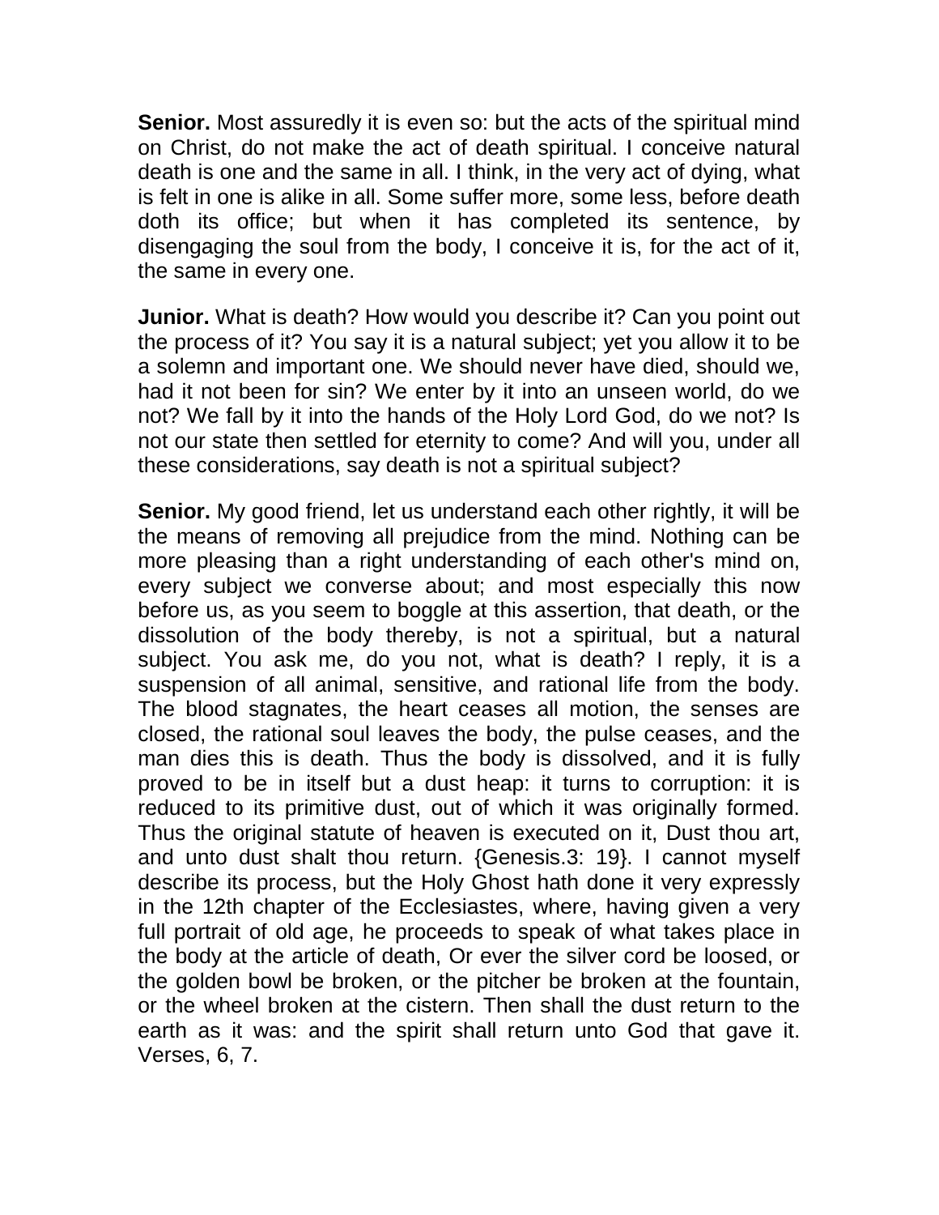**Senior.** Most assuredly it is even so: but the acts of the spiritual mind on Christ, do not make the act of death spiritual. I conceive natural death is one and the same in all. I think, in the very act of dying, what is felt in one is alike in all. Some suffer more, some less, before death doth its office; but when it has completed its sentence, by disengaging the soul from the body, I conceive it is, for the act of it, the same in every one.

**Junior.** What is death? How would you describe it? Can you point out the process of it? You say it is a natural subject; yet you allow it to be a solemn and important one. We should never have died, should we, had it not been for sin? We enter by it into an unseen world, do we not? We fall by it into the hands of the Holy Lord God, do we not? Is not our state then settled for eternity to come? And will you, under all these considerations, say death is not a spiritual subject?

**Senior.** My good friend, let us understand each other rightly, it will be the means of removing all prejudice from the mind. Nothing can be more pleasing than a right understanding of each other's mind on, every subject we converse about; and most especially this now before us, as you seem to boggle at this assertion, that death, or the dissolution of the body thereby, is not a spiritual, but a natural subject. You ask me, do you not, what is death? I reply, it is a suspension of all animal, sensitive, and rational life from the body. The blood stagnates, the heart ceases all motion, the senses are closed, the rational soul leaves the body, the pulse ceases, and the man dies this is death. Thus the body is dissolved, and it is fully proved to be in itself but a dust heap: it turns to corruption: it is reduced to its primitive dust, out of which it was originally formed. Thus the original statute of heaven is executed on it, Dust thou art, and unto dust shalt thou return. {Genesis.3: 19}. I cannot myself describe its process, but the Holy Ghost hath done it very expressly in the 12th chapter of the Ecclesiastes, where, having given a very full portrait of old age, he proceeds to speak of what takes place in the body at the article of death, Or ever the silver cord be loosed, or the golden bowl be broken, or the pitcher be broken at the fountain, or the wheel broken at the cistern. Then shall the dust return to the earth as it was: and the spirit shall return unto God that gave it. Verses, 6, 7.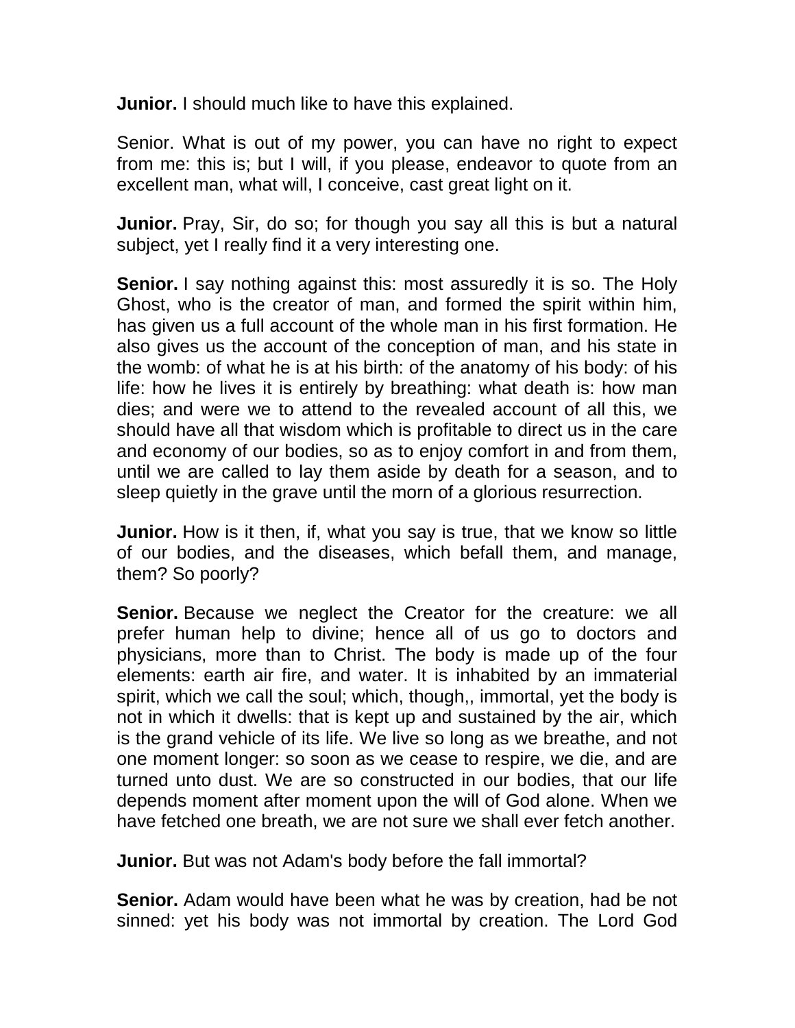**Junior.** I should much like to have this explained.

Senior. What is out of my power, you can have no right to expect from me: this is; but I will, if you please, endeavor to quote from an excellent man, what will, I conceive, cast great light on it.

**Junior.** Pray, Sir, do so; for though you say all this is but a natural subject, yet I really find it a very interesting one.

**Senior.** I say nothing against this: most assuredly it is so. The Holy Ghost, who is the creator of man, and formed the spirit within him, has given us a full account of the whole man in his first formation. He also gives us the account of the conception of man, and his state in the womb: of what he is at his birth: of the anatomy of his body: of his life: how he lives it is entirely by breathing: what death is: how man dies; and were we to attend to the revealed account of all this, we should have all that wisdom which is profitable to direct us in the care and economy of our bodies, so as to enjoy comfort in and from them, until we are called to lay them aside by death for a season, and to sleep quietly in the grave until the morn of a glorious resurrection.

**Junior.** How is it then, if, what you say is true, that we know so little of our bodies, and the diseases, which befall them, and manage, them? So poorly?

**Senior.** Because we neglect the Creator for the creature: we all prefer human help to divine; hence all of us go to doctors and physicians, more than to Christ. The body is made up of the four elements: earth air fire, and water. It is inhabited by an immaterial spirit, which we call the soul; which, though,, immortal, yet the body is not in which it dwells: that is kept up and sustained by the air, which is the grand vehicle of its life. We live so long as we breathe, and not one moment longer: so soon as we cease to respire, we die, and are turned unto dust. We are so constructed in our bodies, that our life depends moment after moment upon the will of God alone. When we have fetched one breath, we are not sure we shall ever fetch another.

**Junior.** But was not Adam's body before the fall immortal?

**Senior.** Adam would have been what he was by creation, had be not sinned: yet his body was not immortal by creation. The Lord God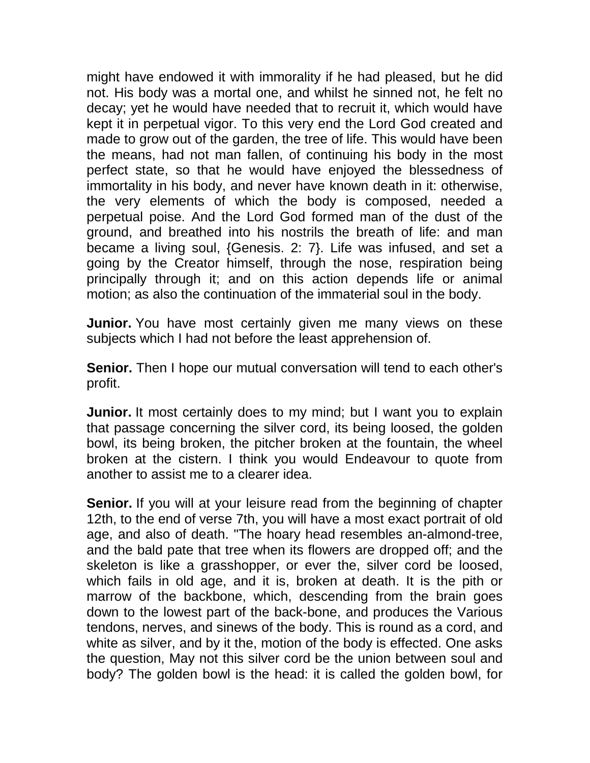might have endowed it with immorality if he had pleased, but he did not. His body was a mortal one, and whilst he sinned not, he felt no decay; yet he would have needed that to recruit it, which would have kept it in perpetual vigor. To this very end the Lord God created and made to grow out of the garden, the tree of life. This would have been the means, had not man fallen, of continuing his body in the most perfect state, so that he would have enjoyed the blessedness of immortality in his body, and never have known death in it: otherwise, the very elements of which the body is composed, needed a perpetual poise. And the Lord God formed man of the dust of the ground, and breathed into his nostrils the breath of life: and man became a living soul, {Genesis. 2: 7}. Life was infused, and set a going by the Creator himself, through the nose, respiration being principally through it; and on this action depends life or animal motion; as also the continuation of the immaterial soul in the body.

**Junior.** You have most certainly given me many views on these subjects which I had not before the least apprehension of.

**Senior.** Then I hope our mutual conversation will tend to each other's profit.

**Junior.** It most certainly does to my mind; but I want you to explain that passage concerning the silver cord, its being loosed, the golden bowl, its being broken, the pitcher broken at the fountain, the wheel broken at the cistern. I think you would Endeavour to quote from another to assist me to a clearer idea.

**Senior.** If you will at your leisure read from the beginning of chapter 12th, to the end of verse 7th, you will have a most exact portrait of old age, and also of death. "The hoary head resembles an-almond-tree, and the bald pate that tree when its flowers are dropped off; and the skeleton is like a grasshopper, or ever the, silver cord be loosed, which fails in old age, and it is, broken at death. It is the pith or marrow of the backbone, which, descending from the brain goes down to the lowest part of the back-bone, and produces the Various tendons, nerves, and sinews of the body. This is round as a cord, and white as silver, and by it the, motion of the body is effected. One asks the question, May not this silver cord be the union between soul and body? The golden bowl is the head: it is called the golden bowl, for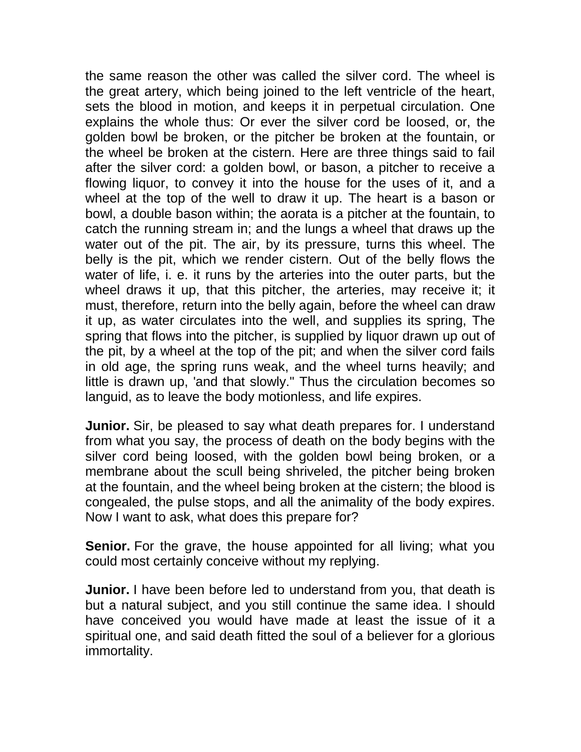the same reason the other was called the silver cord. The wheel is the great artery, which being joined to the left ventricle of the heart, sets the blood in motion, and keeps it in perpetual circulation. One explains the whole thus: Or ever the silver cord be loosed, or, the golden bowl be broken, or the pitcher be broken at the fountain, or the wheel be broken at the cistern. Here are three things said to fail after the silver cord: a golden bowl, or bason, a pitcher to receive a flowing liquor, to convey it into the house for the uses of it, and a wheel at the top of the well to draw it up. The heart is a bason or bowl, a double bason within; the aorata is a pitcher at the fountain, to catch the running stream in; and the lungs a wheel that draws up the water out of the pit. The air, by its pressure, turns this wheel. The belly is the pit, which we render cistern. Out of the belly flows the water of life, i. e. it runs by the arteries into the outer parts, but the wheel draws it up, that this pitcher, the arteries, may receive it; it must, therefore, return into the belly again, before the wheel can draw it up, as water circulates into the well, and supplies its spring, The spring that flows into the pitcher, is supplied by liquor drawn up out of the pit, by a wheel at the top of the pit; and when the silver cord fails in old age, the spring runs weak, and the wheel turns heavily; and little is drawn up, 'and that slowly." Thus the circulation becomes so languid, as to leave the body motionless, and life expires.

**Junior.** Sir, be pleased to say what death prepares for. I understand from what you say, the process of death on the body begins with the silver cord being loosed, with the golden bowl being broken, or a membrane about the scull being shriveled, the pitcher being broken at the fountain, and the wheel being broken at the cistern; the blood is congealed, the pulse stops, and all the animality of the body expires. Now I want to ask, what does this prepare for?

**Senior.** For the grave, the house appointed for all living; what you could most certainly conceive without my replying.

**Junior.** I have been before led to understand from you, that death is but a natural subject, and you still continue the same idea. I should have conceived you would have made at least the issue of it a spiritual one, and said death fitted the soul of a believer for a glorious immortality.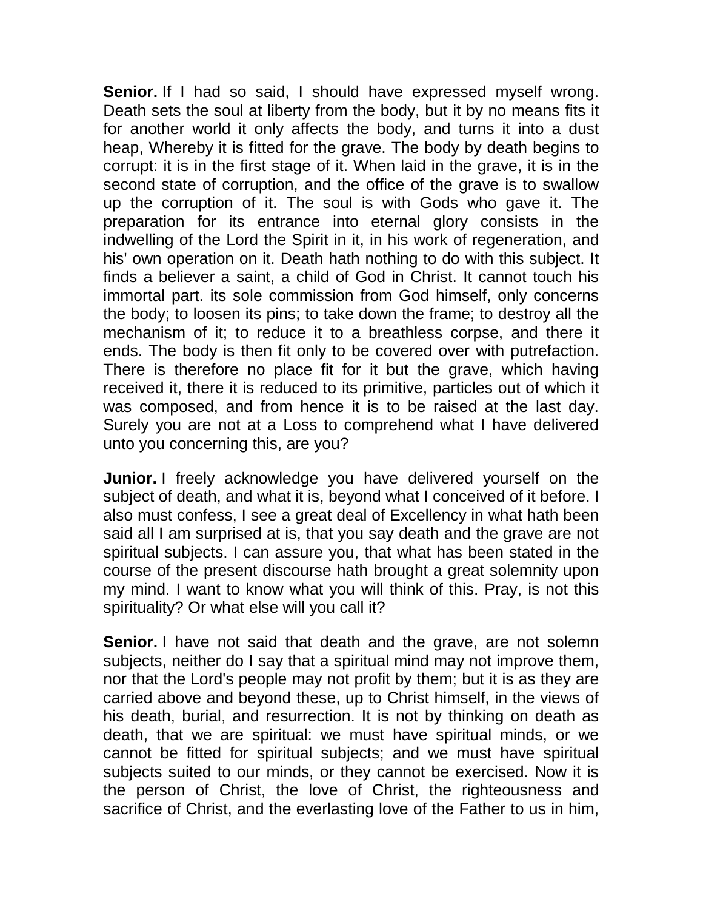**Senior.** If I had so said, I should have expressed myself wrong. Death sets the soul at liberty from the body, but it by no means fits it for another world it only affects the body, and turns it into a dust heap, Whereby it is fitted for the grave. The body by death begins to corrupt: it is in the first stage of it. When laid in the grave, it is in the second state of corruption, and the office of the grave is to swallow up the corruption of it. The soul is with Gods who gave it. The preparation for its entrance into eternal glory consists in the indwelling of the Lord the Spirit in it, in his work of regeneration, and his' own operation on it. Death hath nothing to do with this subject. It finds a believer a saint, a child of God in Christ. It cannot touch his immortal part. its sole commission from God himself, only concerns the body; to loosen its pins; to take down the frame; to destroy all the mechanism of it; to reduce it to a breathless corpse, and there it ends. The body is then fit only to be covered over with putrefaction. There is therefore no place fit for it but the grave, which having received it, there it is reduced to its primitive, particles out of which it was composed, and from hence it is to be raised at the last day. Surely you are not at a Loss to comprehend what I have delivered unto you concerning this, are you?

**Junior.** I freely acknowledge you have delivered yourself on the subject of death, and what it is, beyond what I conceived of it before. I also must confess, I see a great deal of Excellency in what hath been said all I am surprised at is, that you say death and the grave are not spiritual subjects. I can assure you, that what has been stated in the course of the present discourse hath brought a great solemnity upon my mind. I want to know what you will think of this. Pray, is not this spirituality? Or what else will you call it?

**Senior.** I have not said that death and the grave, are not solemn subjects, neither do I say that a spiritual mind may not improve them, nor that the Lord's people may not profit by them; but it is as they are carried above and beyond these, up to Christ himself, in the views of his death, burial, and resurrection. It is not by thinking on death as death, that we are spiritual: we must have spiritual minds, or we cannot be fitted for spiritual subjects; and we must have spiritual subjects suited to our minds, or they cannot be exercised. Now it is the person of Christ, the love of Christ, the righteousness and sacrifice of Christ, and the everlasting love of the Father to us in him,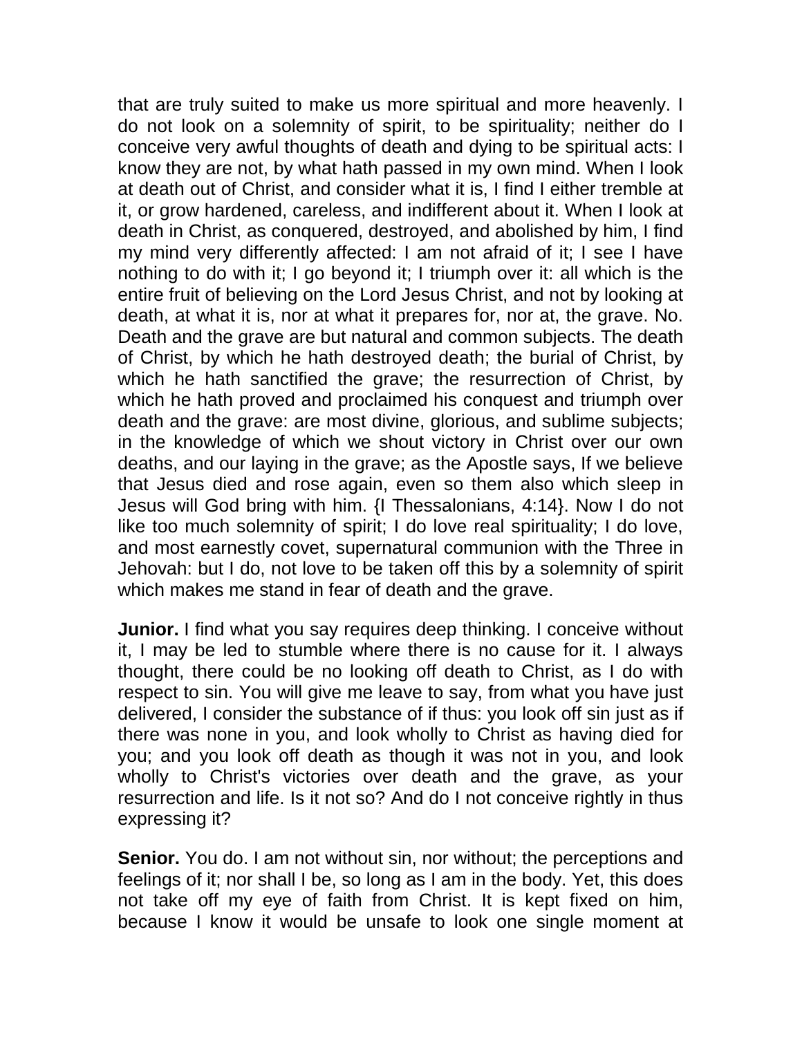that are truly suited to make us more spiritual and more heavenly. I do not look on a solemnity of spirit, to be spirituality; neither do I conceive very awful thoughts of death and dying to be spiritual acts: I know they are not, by what hath passed in my own mind. When I look at death out of Christ, and consider what it is, I find I either tremble at it, or grow hardened, careless, and indifferent about it. When I look at death in Christ, as conquered, destroyed, and abolished by him, I find my mind very differently affected: I am not afraid of it; I see I have nothing to do with it; I go beyond it; I triumph over it: all which is the entire fruit of believing on the Lord Jesus Christ, and not by looking at death, at what it is, nor at what it prepares for, nor at, the grave. No. Death and the grave are but natural and common subjects. The death of Christ, by which he hath destroyed death; the burial of Christ, by which he hath sanctified the grave; the resurrection of Christ, by which he hath proved and proclaimed his conquest and triumph over death and the grave: are most divine, glorious, and sublime subjects; in the knowledge of which we shout victory in Christ over our own deaths, and our laying in the grave; as the Apostle says, If we believe that Jesus died and rose again, even so them also which sleep in Jesus will God bring with him. {I Thessalonians, 4:14}. Now I do not like too much solemnity of spirit; I do love real spirituality; I do love, and most earnestly covet, supernatural communion with the Three in Jehovah: but I do, not love to be taken off this by a solemnity of spirit which makes me stand in fear of death and the grave.

**Junior.** I find what you say requires deep thinking. I conceive without it, I may be led to stumble where there is no cause for it. I always thought, there could be no looking off death to Christ, as I do with respect to sin. You will give me leave to say, from what you have just delivered, I consider the substance of if thus: you look off sin just as if there was none in you, and look wholly to Christ as having died for you; and you look off death as though it was not in you, and look wholly to Christ's victories over death and the grave, as your resurrection and life. Is it not so? And do I not conceive rightly in thus expressing it?

**Senior.** You do. I am not without sin, nor without; the perceptions and feelings of it; nor shall I be, so long as I am in the body. Yet, this does not take off my eye of faith from Christ. It is kept fixed on him, because I know it would be unsafe to look one single moment at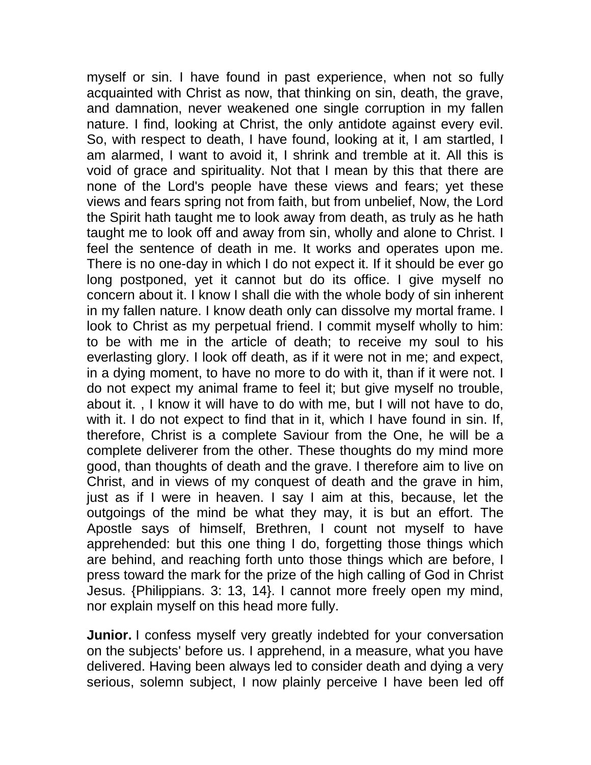myself or sin. I have found in past experience, when not so fully acquainted with Christ as now, that thinking on sin, death, the grave, and damnation, never weakened one single corruption in my fallen nature. I find, looking at Christ, the only antidote against every evil. So, with respect to death, I have found, looking at it, I am startled, I am alarmed, I want to avoid it, I shrink and tremble at it. All this is void of grace and spirituality. Not that I mean by this that there are none of the Lord's people have these views and fears; yet these views and fears spring not from faith, but from unbelief, Now, the Lord the Spirit hath taught me to look away from death, as truly as he hath taught me to look off and away from sin, wholly and alone to Christ. I feel the sentence of death in me. It works and operates upon me. There is no one-day in which I do not expect it. If it should be ever go long postponed, yet it cannot but do its office. I give myself no concern about it. I know I shall die with the whole body of sin inherent in my fallen nature. I know death only can dissolve my mortal frame. I look to Christ as my perpetual friend. I commit myself wholly to him: to be with me in the article of death; to receive my soul to his everlasting glory. I look off death, as if it were not in me; and expect, in a dying moment, to have no more to do with it, than if it were not. I do not expect my animal frame to feel it; but give myself no trouble, about it. , I know it will have to do with me, but I will not have to do, with it. I do not expect to find that in it, which I have found in sin. If, therefore, Christ is a complete Saviour from the One, he will be a complete deliverer from the other. These thoughts do my mind more good, than thoughts of death and the grave. I therefore aim to live on Christ, and in views of my conquest of death and the grave in him, just as if I were in heaven. I say I aim at this, because, let the outgoings of the mind be what they may, it is but an effort. The Apostle says of himself, Brethren, I count not myself to have apprehended: but this one thing I do, forgetting those things which are behind, and reaching forth unto those things which are before, I press toward the mark for the prize of the high calling of God in Christ Jesus. {Philippians. 3: 13, 14}. I cannot more freely open my mind, nor explain myself on this head more fully.

**Junior.** I confess myself very greatly indebted for your conversation on the subjects' before us. I apprehend, in a measure, what you have delivered. Having been always led to consider death and dying a very serious, solemn subject, I now plainly perceive I have been led off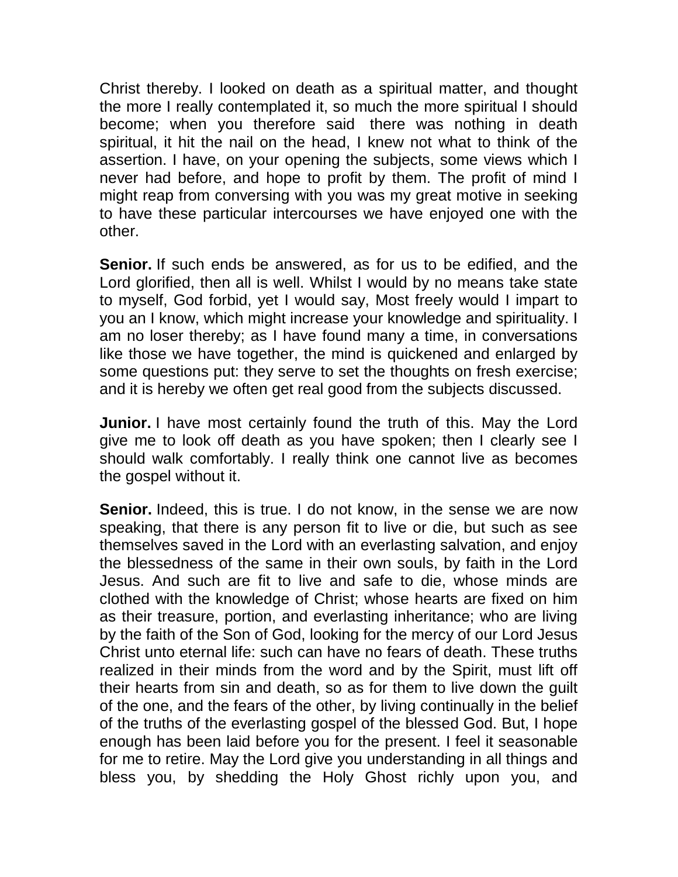Christ thereby. I looked on death as a spiritual matter, and thought the more I really contemplated it, so much the more spiritual I should become; when you therefore said there was nothing in death spiritual, it hit the nail on the head, I knew not what to think of the assertion. I have, on your opening the subjects, some views which I never had before, and hope to profit by them. The profit of mind I might reap from conversing with you was my great motive in seeking to have these particular intercourses we have enjoyed one with the other.

**Senior.** If such ends be answered, as for us to be edified, and the Lord glorified, then all is well. Whilst I would by no means take state to myself, God forbid, yet I would say, Most freely would I impart to you an I know, which might increase your knowledge and spirituality. I am no loser thereby; as I have found many a time, in conversations like those we have together, the mind is quickened and enlarged by some questions put: they serve to set the thoughts on fresh exercise; and it is hereby we often get real good from the subjects discussed.

**Junior.** I have most certainly found the truth of this. May the Lord give me to look off death as you have spoken; then I clearly see I should walk comfortably. I really think one cannot live as becomes the gospel without it.

**Senior.** Indeed, this is true. I do not know, in the sense we are now speaking, that there is any person fit to live or die, but such as see themselves saved in the Lord with an everlasting salvation, and enjoy the blessedness of the same in their own souls, by faith in the Lord Jesus. And such are fit to live and safe to die, whose minds are clothed with the knowledge of Christ; whose hearts are fixed on him as their treasure, portion, and everlasting inheritance; who are living by the faith of the Son of God, looking for the mercy of our Lord Jesus Christ unto eternal life: such can have no fears of death. These truths realized in their minds from the word and by the Spirit, must lift off their hearts from sin and death, so as for them to live down the guilt of the one, and the fears of the other, by living continually in the belief of the truths of the everlasting gospel of the blessed God. But, I hope enough has been laid before you for the present. I feel it seasonable for me to retire. May the Lord give you understanding in all things and bless you, by shedding the Holy Ghost richly upon you, and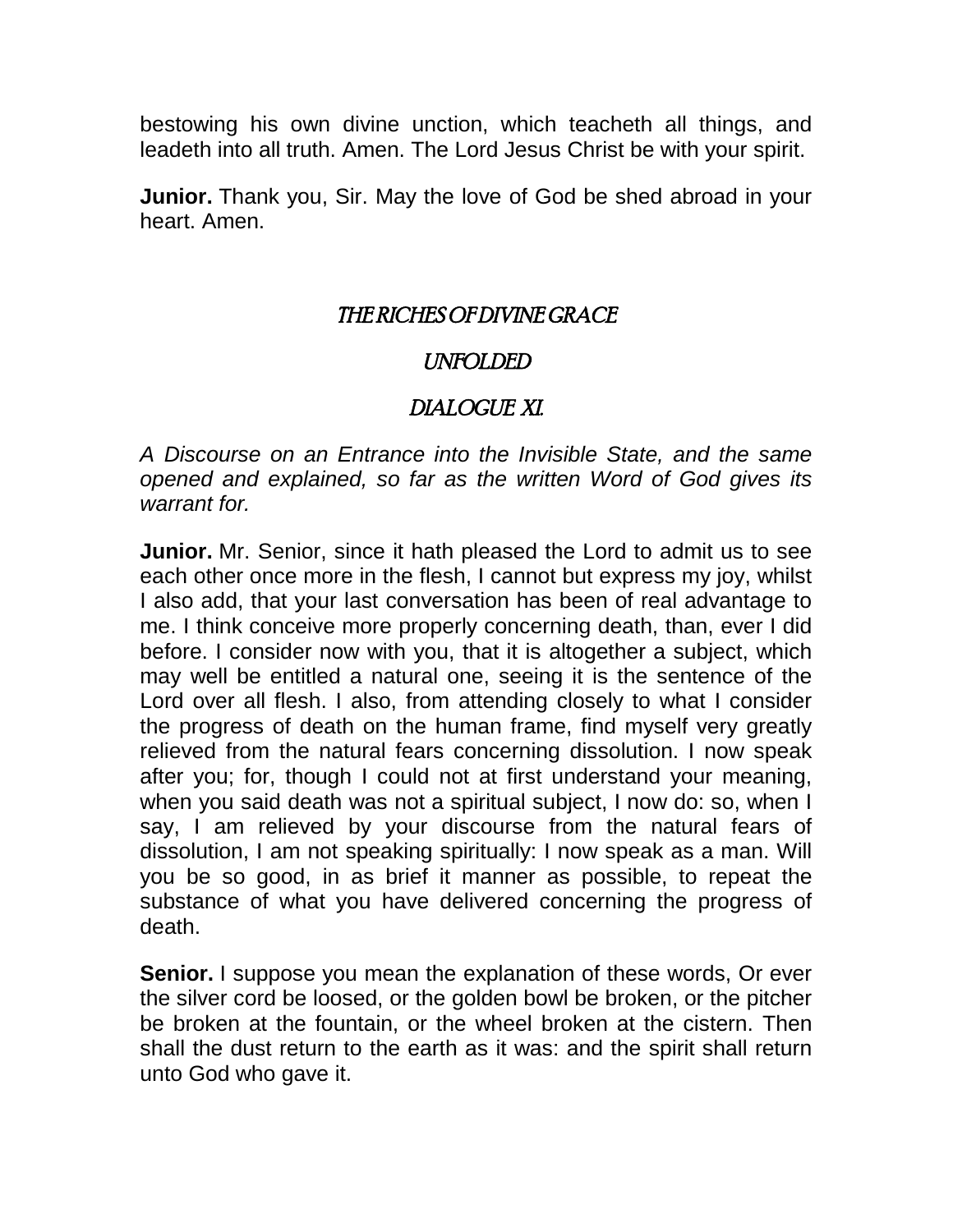bestowing his own divine unction, which teacheth all things, and leadeth into all truth. Amen. The Lord Jesus Christ be with your spirit.

**Junior.** Thank you, Sir. May the love of God be shed abroad in your heart. Amen.

## *THE RICHES OF DIVINE GRACE*

## *UNFOLDED*

## *DIALOGUE XI.*

*A Discourse on an Entrance into the Invisible State, and the same opened and explained, so far as the written Word of God gives its warrant for.*

**Junior.** Mr. Senior, since it hath pleased the Lord to admit us to see each other once more in the flesh, I cannot but express my joy, whilst I also add, that your last conversation has been of real advantage to me. I think conceive more properly concerning death, than, ever I did before. I consider now with you, that it is altogether a subject, which may well be entitled a natural one, seeing it is the sentence of the Lord over all flesh. I also, from attending closely to what I consider the progress of death on the human frame, find myself very greatly relieved from the natural fears concerning dissolution. I now speak after you; for, though I could not at first understand your meaning, when you said death was not a spiritual subject, I now do: so, when I say, I am relieved by your discourse from the natural fears of dissolution, I am not speaking spiritually: I now speak as a man. Will you be so good, in as brief it manner as possible, to repeat the substance of what you have delivered concerning the progress of death.

**Senior.** I suppose you mean the explanation of these words, Or ever the silver cord be loosed, or the golden bowl be broken, or the pitcher be broken at the fountain, or the wheel broken at the cistern. Then shall the dust return to the earth as it was: and the spirit shall return unto God who gave it.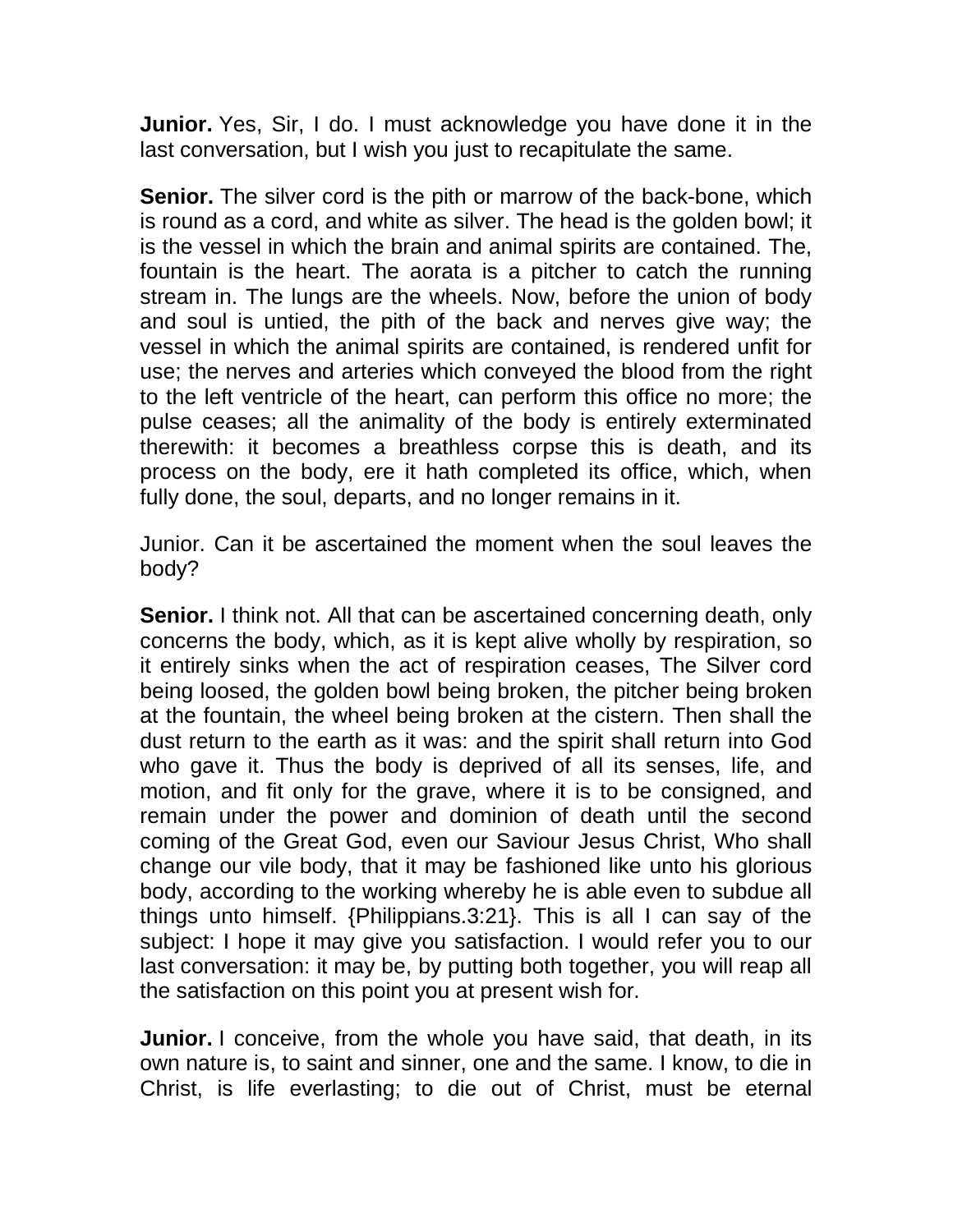**Junior.** Yes, Sir, I do. I must acknowledge you have done it in the last conversation, but I wish you just to recapitulate the same.

**Senior.** The silver cord is the pith or marrow of the back-bone, which is round as a cord, and white as silver. The head is the golden bowl; it is the vessel in which the brain and animal spirits are contained. The, fountain is the heart. The aorata is a pitcher to catch the running stream in. The lungs are the wheels. Now, before the union of body and soul is untied, the pith of the back and nerves give way; the vessel in which the animal spirits are contained, is rendered unfit for use; the nerves and arteries which conveyed the blood from the right to the left ventricle of the heart, can perform this office no more; the pulse ceases; all the animality of the body is entirely exterminated therewith: it becomes a breathless corpse this is death, and its process on the body, ere it hath completed its office, which, when fully done, the soul, departs, and no longer remains in it.

Junior. Can it be ascertained the moment when the soul leaves the body?

**Senior.** I think not. All that can be ascertained concerning death, only concerns the body, which, as it is kept alive wholly by respiration, so it entirely sinks when the act of respiration ceases, The Silver cord being loosed, the golden bowl being broken, the pitcher being broken at the fountain, the wheel being broken at the cistern. Then shall the dust return to the earth as it was: and the spirit shall return into God who gave it. Thus the body is deprived of all its senses, life, and motion, and fit only for the grave, where it is to be consigned, and remain under the power and dominion of death until the second coming of the Great God, even our Saviour Jesus Christ, Who shall change our vile body, that it may be fashioned like unto his glorious body, according to the working whereby he is able even to subdue all things unto himself. {Philippians.3:21}. This is all I can say of the subject: I hope it may give you satisfaction. I would refer you to our last conversation: it may be, by putting both together, you will reap all the satisfaction on this point you at present wish for.

**Junior.** I conceive, from the whole you have said, that death, in its own nature is, to saint and sinner, one and the same. I know, to die in Christ, is life everlasting; to die out of Christ, must be eternal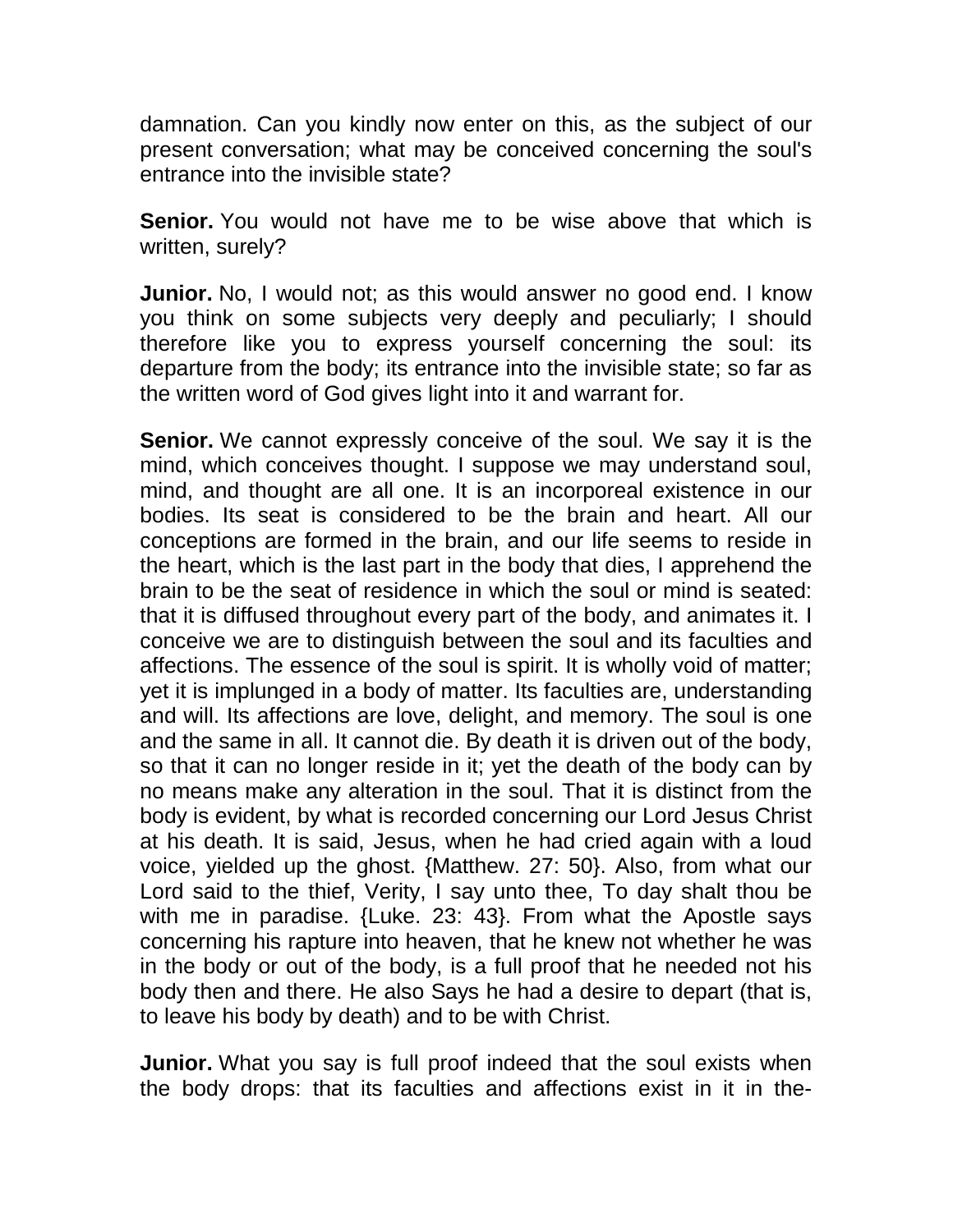damnation. Can you kindly now enter on this, as the subject of our present conversation; what may be conceived concerning the soul's entrance into the invisible state?

**Senior.** You would not have me to be wise above that which is written, surely?

**Junior.** No, I would not; as this would answer no good end. I know you think on some subjects very deeply and peculiarly; I should therefore like you to express yourself concerning the soul: its departure from the body; its entrance into the invisible state; so far as the written word of God gives light into it and warrant for.

**Senior.** We cannot expressly conceive of the soul. We say it is the mind, which conceives thought. I suppose we may understand soul, mind, and thought are all one. It is an incorporeal existence in our bodies. Its seat is considered to be the brain and heart. All our conceptions are formed in the brain, and our life seems to reside in the heart, which is the last part in the body that dies, I apprehend the brain to be the seat of residence in which the soul or mind is seated: that it is diffused throughout every part of the body, and animates it. I conceive we are to distinguish between the soul and its faculties and affections. The essence of the soul is spirit. It is wholly void of matter; yet it is implunged in a body of matter. Its faculties are, understanding and will. Its affections are love, delight, and memory. The soul is one and the same in all. It cannot die. By death it is driven out of the body, so that it can no longer reside in it; yet the death of the body can by no means make any alteration in the soul. That it is distinct from the body is evident, by what is recorded concerning our Lord Jesus Christ at his death. It is said, Jesus, when he had cried again with a loud voice, yielded up the ghost. {Matthew. 27: 50}. Also, from what our Lord said to the thief, Verity, I say unto thee, To day shalt thou be with me in paradise. {Luke. 23: 43}. From what the Apostle says concerning his rapture into heaven, that he knew not whether he was in the body or out of the body, is a full proof that he needed not his body then and there. He also Says he had a desire to depart (that is, to leave his body by death) and to be with Christ.

**Junior.** What you say is full proof indeed that the soul exists when the body drops: that its faculties and affections exist in it in the-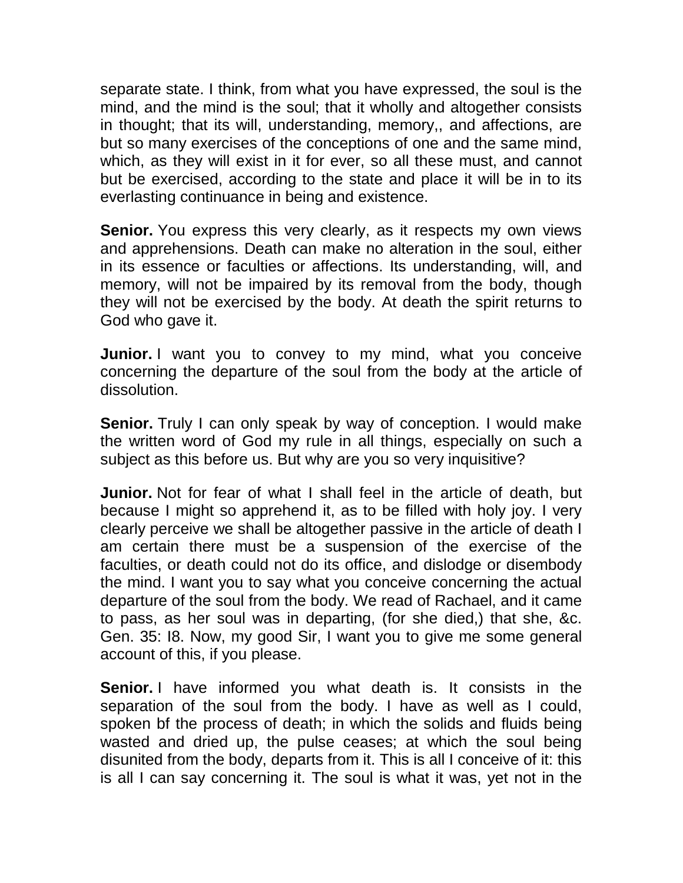separate state. I think, from what you have expressed, the soul is the mind, and the mind is the soul; that it wholly and altogether consists in thought; that its will, understanding, memory,, and affections, are but so many exercises of the conceptions of one and the same mind, which, as they will exist in it for ever, so all these must, and cannot but be exercised, according to the state and place it will be in to its everlasting continuance in being and existence.

**Senior.** You express this very clearly, as it respects my own views and apprehensions. Death can make no alteration in the soul, either in its essence or faculties or affections. Its understanding, will, and memory, will not be impaired by its removal from the body, though they will not be exercised by the body. At death the spirit returns to God who gave it.

**Junior.** I want you to convey to my mind, what you conceive concerning the departure of the soul from the body at the article of dissolution.

**Senior.** Truly I can only speak by way of conception. I would make the written word of God my rule in all things, especially on such a subject as this before us. But why are you so very inquisitive?

**Junior.** Not for fear of what I shall feel in the article of death, but because I might so apprehend it, as to be filled with holy joy. I very clearly perceive we shall be altogether passive in the article of death I am certain there must be a suspension of the exercise of the faculties, or death could not do its office, and dislodge or disembody the mind. I want you to say what you conceive concerning the actual departure of the soul from the body. We read of Rachael, and it came to pass, as her soul was in departing, (for she died,) that she, &c. Gen. 35: I8. Now, my good Sir, I want you to give me some general account of this, if you please.

**Senior.** I have informed you what death is. It consists in the separation of the soul from the body. I have as well as I could, spoken bf the process of death; in which the solids and fluids being wasted and dried up, the pulse ceases; at which the soul being disunited from the body, departs from it. This is all I conceive of it: this is all I can say concerning it. The soul is what it was, yet not in the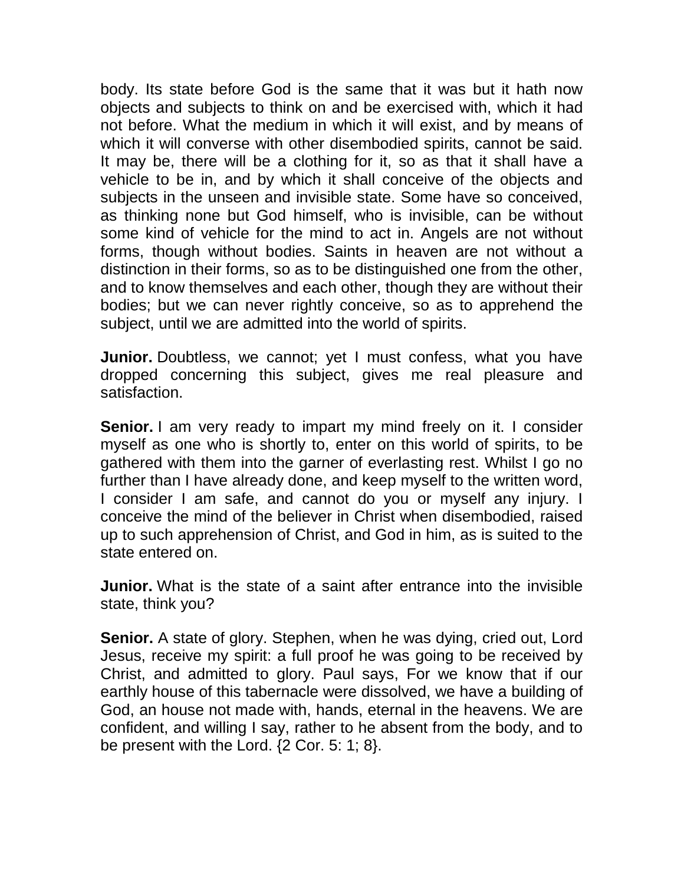body. Its state before God is the same that it was but it hath now objects and subjects to think on and be exercised with, which it had not before. What the medium in which it will exist, and by means of which it will converse with other disembodied spirits, cannot be said. It may be, there will be a clothing for it, so as that it shall have a vehicle to be in, and by which it shall conceive of the objects and subjects in the unseen and invisible state. Some have so conceived, as thinking none but God himself, who is invisible, can be without some kind of vehicle for the mind to act in. Angels are not without forms, though without bodies. Saints in heaven are not without a distinction in their forms, so as to be distinguished one from the other, and to know themselves and each other, though they are without their bodies; but we can never rightly conceive, so as to apprehend the subject, until we are admitted into the world of spirits.

**Junior.** Doubtless, we cannot; yet I must confess, what you have dropped concerning this subject, gives me real pleasure and satisfaction.

**Senior.** I am very ready to impart my mind freely on it. I consider myself as one who is shortly to, enter on this world of spirits, to be gathered with them into the garner of everlasting rest. Whilst I go no further than I have already done, and keep myself to the written word, I consider I am safe, and cannot do you or myself any injury. I conceive the mind of the believer in Christ when disembodied, raised up to such apprehension of Christ, and God in him, as is suited to the state entered on.

**Junior.** What is the state of a saint after entrance into the invisible state, think you?

**Senior.** A state of glory. Stephen, when he was dying, cried out, Lord Jesus, receive my spirit: a full proof he was going to be received by Christ, and admitted to glory. Paul says, For we know that if our earthly house of this tabernacle were dissolved, we have a building of God, an house not made with, hands, eternal in the heavens. We are confident, and willing I say, rather to he absent from the body, and to be present with the Lord. {2 Cor. 5: 1; 8}.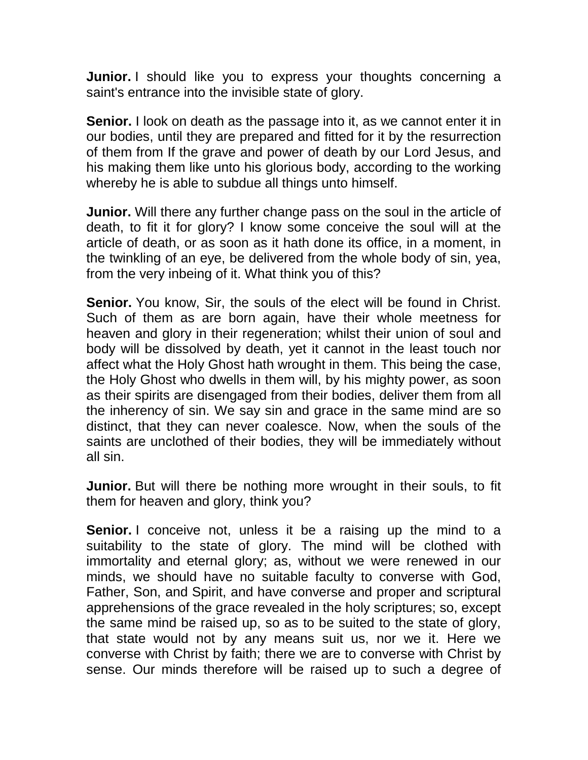**Junior.** I should like you to express your thoughts concerning a saint's entrance into the invisible state of glory.

**Senior.** I look on death as the passage into it, as we cannot enter it in our bodies, until they are prepared and fitted for it by the resurrection of them from If the grave and power of death by our Lord Jesus, and his making them like unto his glorious body, according to the working whereby he is able to subdue all things unto himself.

**Junior.** Will there any further change pass on the soul in the article of death, to fit it for glory? I know some conceive the soul will at the article of death, or as soon as it hath done its office, in a moment, in the twinkling of an eye, be delivered from the whole body of sin, yea, from the very inbeing of it. What think you of this?

**Senior.** You know, Sir, the souls of the elect will be found in Christ. Such of them as are born again, have their whole meetness for heaven and glory in their regeneration; whilst their union of soul and body will be dissolved by death, yet it cannot in the least touch nor affect what the Holy Ghost hath wrought in them. This being the case, the Holy Ghost who dwells in them will, by his mighty power, as soon as their spirits are disengaged from their bodies, deliver them from all the inherency of sin. We say sin and grace in the same mind are so distinct, that they can never coalesce. Now, when the souls of the saints are unclothed of their bodies, they will be immediately without all sin.

**Junior.** But will there be nothing more wrought in their souls, to fit them for heaven and glory, think you?

**Senior.** I conceive not, unless it be a raising up the mind to a suitability to the state of glory. The mind will be clothed with immortality and eternal glory; as, without we were renewed in our minds, we should have no suitable faculty to converse with God, Father, Son, and Spirit, and have converse and proper and scriptural apprehensions of the grace revealed in the holy scriptures; so, except the same mind be raised up, so as to be suited to the state of glory, that state would not by any means suit us, nor we it. Here we converse with Christ by faith; there we are to converse with Christ by sense. Our minds therefore will be raised up to such a degree of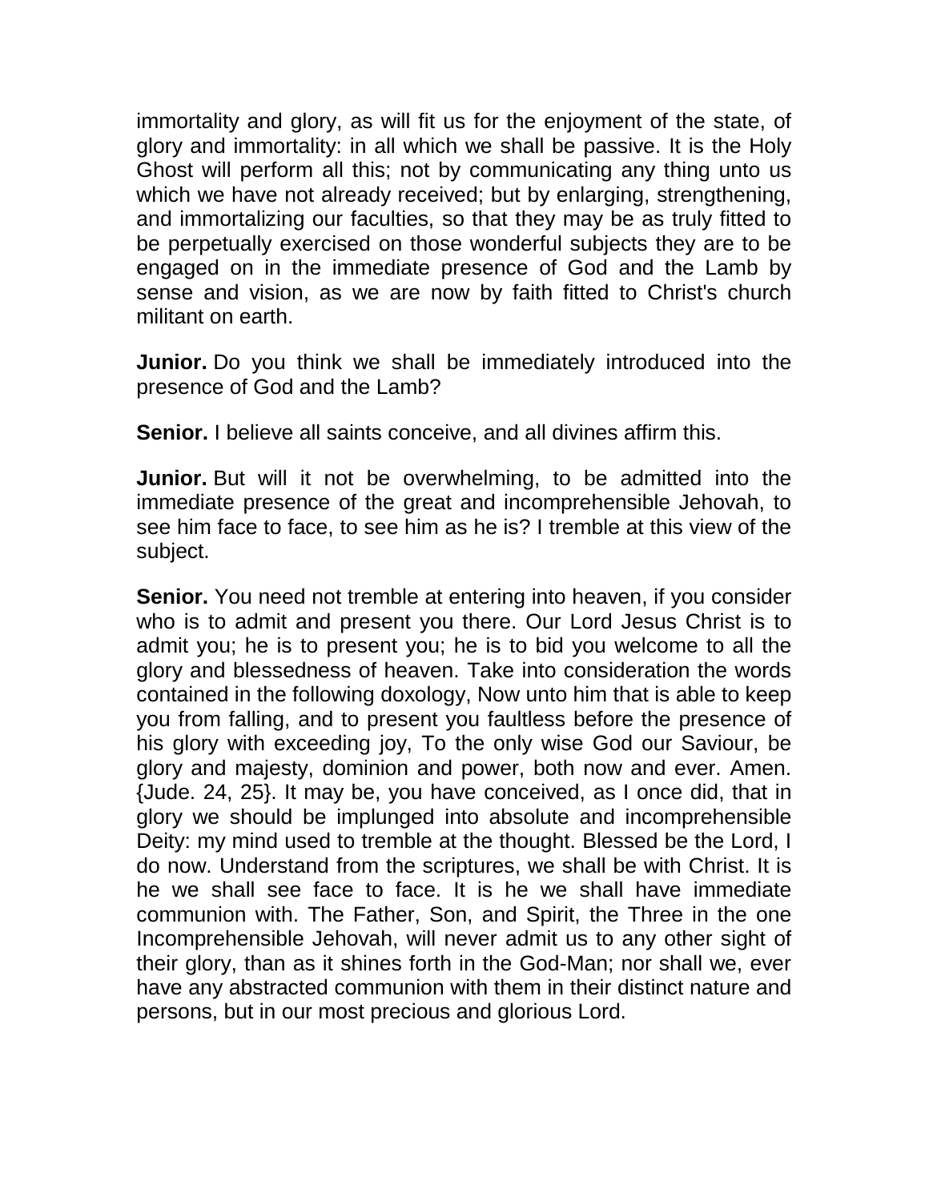immortality and glory, as will fit us for the enjoyment of the state, of glory and immortality: in all which we shall be passive. It is the Holy Ghost will perform all this; not by communicating any thing unto us which we have not already received; but by enlarging, strengthening, and immortalizing our faculties, so that they may be as truly fitted to be perpetually exercised on those wonderful subjects they are to be engaged on in the immediate presence of God and the Lamb by sense and vision, as we are now by faith fitted to Christ's church militant on earth.

**Junior.** Do you think we shall be immediately introduced into the presence of God and the Lamb?

**Senior.** I believe all saints conceive, and all divines affirm this.

**Junior.** But will it not be overwhelming, to be admitted into the immediate presence of the great and incomprehensible Jehovah, to see him face to face, to see him as he is? I tremble at this view of the subject.

**Senior.** You need not tremble at entering into heaven, if you consider who is to admit and present you there. Our Lord Jesus Christ is to admit you; he is to present you; he is to bid you welcome to all the glory and blessedness of heaven. Take into consideration the words contained in the following doxology, Now unto him that is able to keep you from falling, and to present you faultless before the presence of his glory with exceeding joy, To the only wise God our Saviour, be glory and majesty, dominion and power, both now and ever. Amen. {Jude. 24, 25}. It may be, you have conceived, as I once did, that in glory we should be implunged into absolute and incomprehensible Deity: my mind used to tremble at the thought. Blessed be the Lord, I do now. Understand from the scriptures, we shall be with Christ. It is he we shall see face to face. It is he we shall have immediate communion with. The Father, Son, and Spirit, the Three in the one Incomprehensible Jehovah, will never admit us to any other sight of their glory, than as it shines forth in the God-Man; nor shall we, ever have any abstracted communion with them in their distinct nature and persons, but in our most precious and glorious Lord.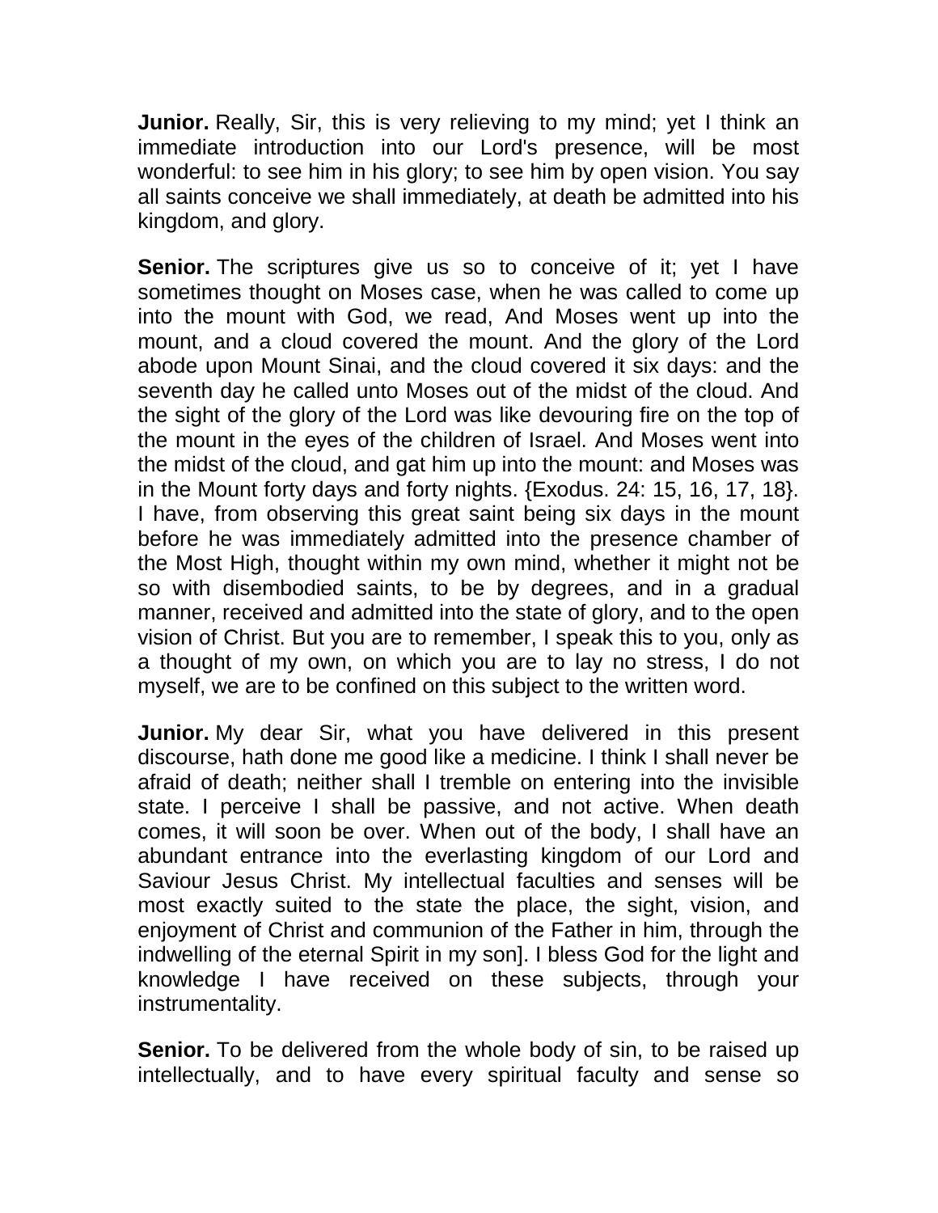**Junior.** Really, Sir, this is very relieving to my mind; yet I think an immediate introduction into our Lord's presence, will be most wonderful: to see him in his glory; to see him by open vision. You say all saints conceive we shall immediately, at death be admitted into his kingdom, and glory.

**Senior.** The scriptures give us so to conceive of it; yet I have sometimes thought on Moses case, when he was called to come up into the mount with God, we read, And Moses went up into the mount, and a cloud covered the mount. And the glory of the Lord abode upon Mount Sinai, and the cloud covered it six days: and the seventh day he called unto Moses out of the midst of the cloud. And the sight of the glory of the Lord was like devouring fire on the top of the mount in the eyes of the children of Israel. And Moses went into the midst of the cloud, and gat him up into the mount: and Moses was in the Mount forty days and forty nights. {Exodus. 24: 15, 16, 17, 18}. I have, from observing this great saint being six days in the mount before he was immediately admitted into the presence chamber of the Most High, thought within my own mind, whether it might not be so with disembodied saints, to be by degrees, and in a gradual manner, received and admitted into the state of glory, and to the open vision of Christ. But you are to remember, I speak this to you, only as a thought of my own, on which you are to lay no stress, I do not myself, we are to be confined on this subject to the written word.

**Junior.** My dear Sir, what you have delivered in this present discourse, hath done me good like a medicine. I think I shall never be afraid of death; neither shall I tremble on entering into the invisible state. I perceive I shall be passive, and not active. When death comes, it will soon be over. When out of the body, I shall have an abundant entrance into the everlasting kingdom of our Lord and Saviour Jesus Christ. My intellectual faculties and senses will be most exactly suited to the state the place, the sight, vision, and enjoyment of Christ and communion of the Father in him, through the indwelling of the eternal Spirit in my son]. I bless God for the light and knowledge I have received on these subjects, through your instrumentality.

**Senior.** To be delivered from the whole body of sin, to be raised up intellectually, and to have every spiritual faculty and sense so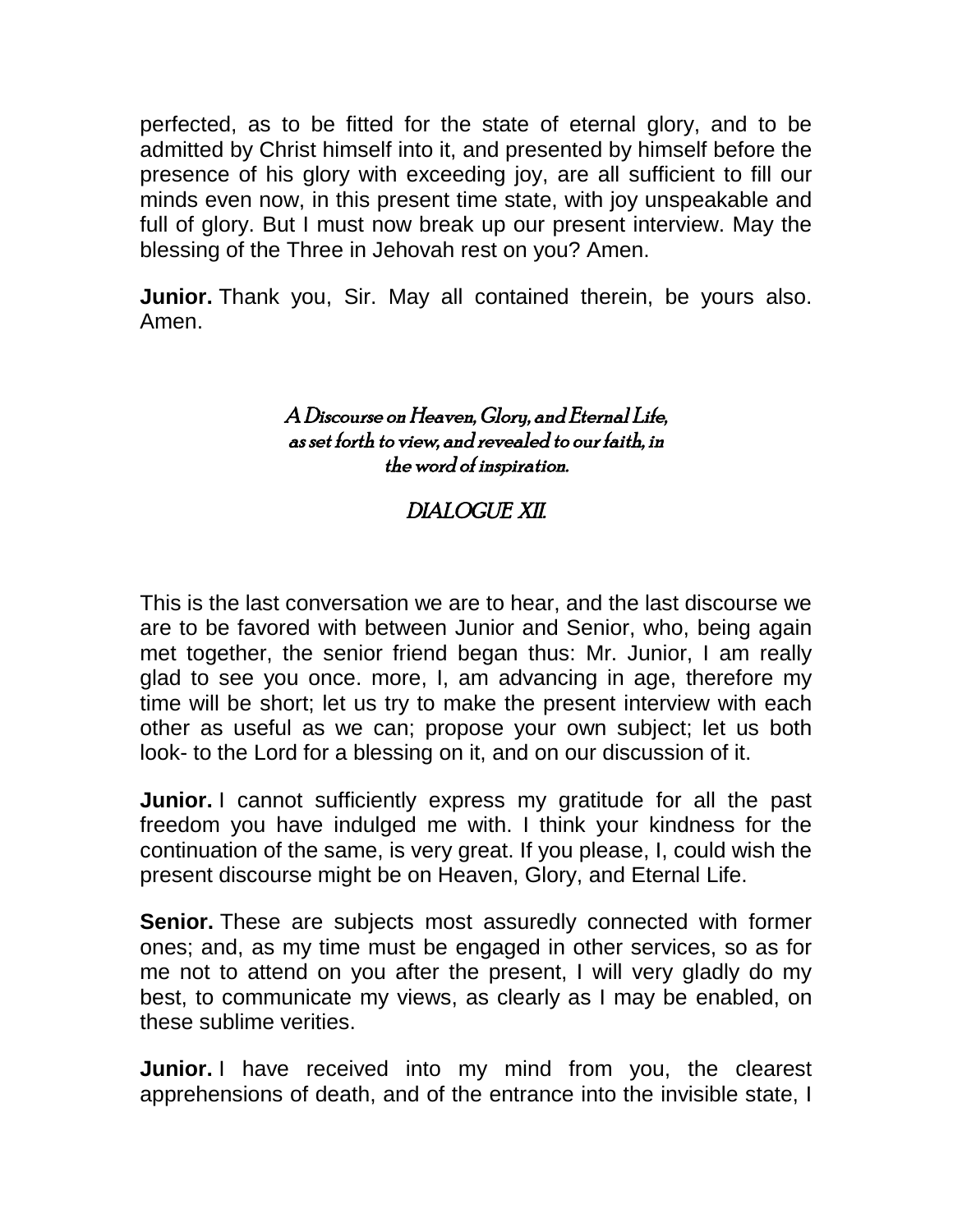perfected, as to be fitted for the state of eternal glory, and to be admitted by Christ himself into it, and presented by himself before the presence of his glory with exceeding joy, are all sufficient to fill our minds even now, in this present time state, with joy unspeakable and full of glory. But I must now break up our present interview. May the blessing of the Three in Jehovah rest on you? Amen.

**Junior.** Thank you, Sir. May all contained therein, be yours also. Amen.

## *A Discourse on Heaven, Glory, and Eternal Life, as set forth to view, and revealed to our faith, in the word of inspiration.*

## *DIALOGUE XII.*

This is the last conversation we are to hear, and the last discourse we are to be favored with between Junior and Senior, who, being again met together, the senior friend began thus: Mr. Junior, I am really glad to see you once. more, I, am advancing in age, therefore my time will be short; let us try to make the present interview with each other as useful as we can; propose your own subject; let us both look- to the Lord for a blessing on it, and on our discussion of it.

**Junior.** I cannot sufficiently express my gratitude for all the past freedom you have indulged me with. I think your kindness for the continuation of the same, is very great. If you please, I, could wish the present discourse might be on Heaven, Glory, and Eternal Life.

**Senior.** These are subjects most assuredly connected with former ones; and, as my time must be engaged in other services, so as for me not to attend on you after the present, I will very gladly do my best, to communicate my views, as clearly as I may be enabled, on these sublime verities.

**Junior.** I have received into my mind from you, the clearest apprehensions of death, and of the entrance into the invisible state, I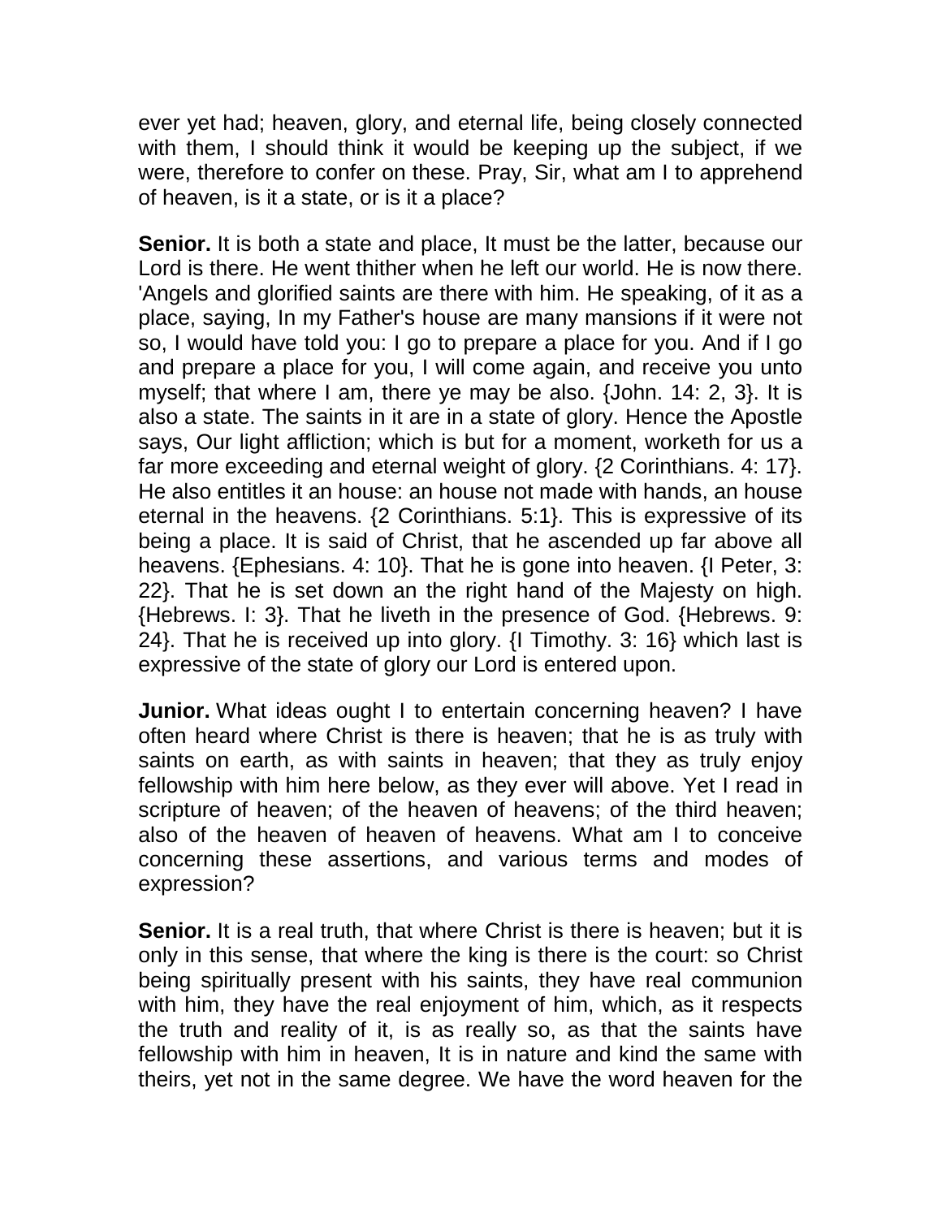ever yet had; heaven, glory, and eternal life, being closely connected with them, I should think it would be keeping up the subject, if we were, therefore to confer on these. Pray, Sir, what am I to apprehend of heaven, is it a state, or is it a place?

**Senior.** It is both a state and place, It must be the latter, because our Lord is there. He went thither when he left our world. He is now there. 'Angels and glorified saints are there with him. He speaking, of it as a place, saying, In my Father's house are many mansions if it were not so, I would have told you: I go to prepare a place for you. And if I go and prepare a place for you, I will come again, and receive you unto myself; that where I am, there ye may be also. {John. 14: 2, 3}. It is also a state. The saints in it are in a state of glory. Hence the Apostle says, Our light affliction; which is but for a moment, worketh for us a far more exceeding and eternal weight of glory. {2 Corinthians. 4: 17}. He also entitles it an house: an house not made with hands, an house eternal in the heavens. {2 Corinthians. 5:1}. This is expressive of its being a place. It is said of Christ, that he ascended up far above all heavens. {Ephesians. 4: 10}. That he is gone into heaven. {I Peter, 3: 22}. That he is set down an the right hand of the Majesty on high. {Hebrews. I: 3}. That he liveth in the presence of God. {Hebrews. 9: 24}. That he is received up into glory. {I Timothy. 3: 16} which last is expressive of the state of glory our Lord is entered upon.

**Junior.** What ideas ought I to entertain concerning heaven? I have often heard where Christ is there is heaven; that he is as truly with saints on earth, as with saints in heaven; that they as truly enjoy fellowship with him here below, as they ever will above. Yet I read in scripture of heaven; of the heaven of heavens; of the third heaven; also of the heaven of heaven of heavens. What am I to conceive concerning these assertions, and various terms and modes of expression?

**Senior.** It is a real truth, that where Christ is there is heaven; but it is only in this sense, that where the king is there is the court: so Christ being spiritually present with his saints, they have real communion with him, they have the real enjoyment of him, which, as it respects the truth and reality of it, is as really so, as that the saints have fellowship with him in heaven, It is in nature and kind the same with theirs, yet not in the same degree. We have the word heaven for the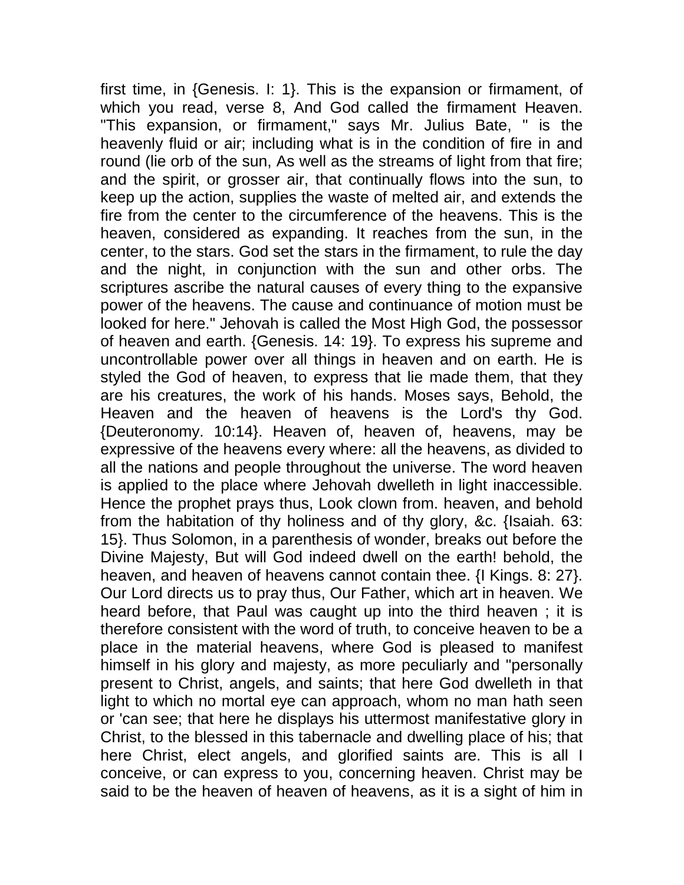first time, in {Genesis. I: 1}. This is the expansion or firmament, of which you read, verse 8, And God called the firmament Heaven. "This expansion, or firmament," says Mr. Julius Bate, " is the heavenly fluid or air; including what is in the condition of fire in and round (lie orb of the sun, As well as the streams of light from that fire; and the spirit, or grosser air, that continually flows into the sun, to keep up the action, supplies the waste of melted air, and extends the fire from the center to the circumference of the heavens. This is the heaven, considered as expanding. It reaches from the sun, in the center, to the stars. God set the stars in the firmament, to rule the day and the night, in conjunction with the sun and other orbs. The scriptures ascribe the natural causes of every thing to the expansive power of the heavens. The cause and continuance of motion must be looked for here." Jehovah is called the Most High God, the possessor of heaven and earth. {Genesis. 14: 19}. To express his supreme and uncontrollable power over all things in heaven and on earth. He is styled the God of heaven, to express that lie made them, that they are his creatures, the work of his hands. Moses says, Behold, the Heaven and the heaven of heavens is the Lord's thy God. {Deuteronomy. 10:14}. Heaven of, heaven of, heavens, may be expressive of the heavens every where: all the heavens, as divided to all the nations and people throughout the universe. The word heaven is applied to the place where Jehovah dwelleth in light inaccessible. Hence the prophet prays thus, Look clown from. heaven, and behold from the habitation of thy holiness and of thy glory, &c. {Isaiah. 63: 15}. Thus Solomon, in a parenthesis of wonder, breaks out before the Divine Majesty, But will God indeed dwell on the earth! behold, the heaven, and heaven of heavens cannot contain thee. {I Kings. 8: 27}. Our Lord directs us to pray thus, Our Father, which art in heaven. We heard before, that Paul was caught up into the third heaven ; it is therefore consistent with the word of truth, to conceive heaven to be a place in the material heavens, where God is pleased to manifest himself in his glory and majesty, as more peculiarly and "personally present to Christ, angels, and saints; that here God dwelleth in that light to which no mortal eye can approach, whom no man hath seen or 'can see; that here he displays his uttermost manifestative glory in Christ, to the blessed in this tabernacle and dwelling place of his; that here Christ, elect angels, and glorified saints are. This is all I conceive, or can express to you, concerning heaven. Christ may be said to be the heaven of heaven of heavens, as it is a sight of him in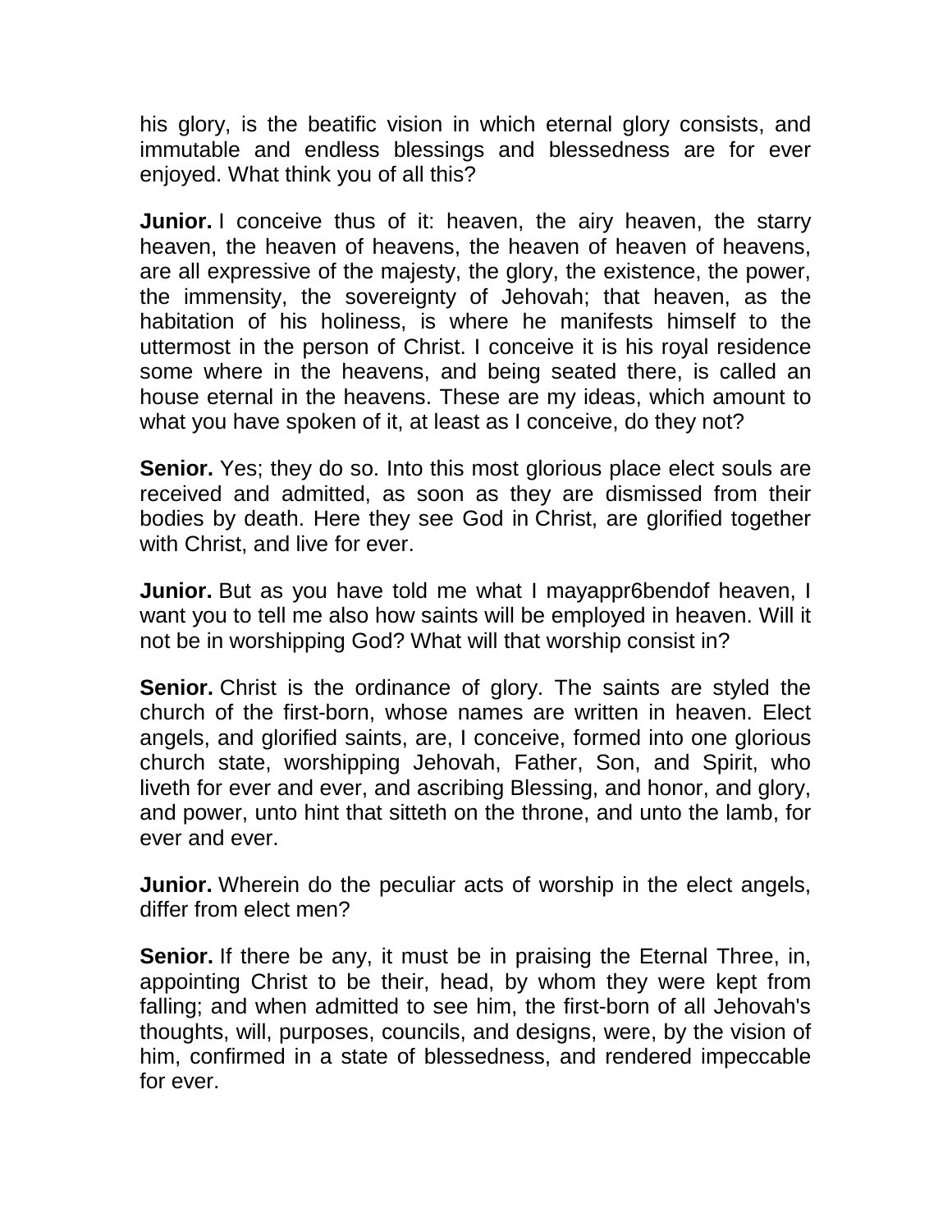his glory, is the beatific vision in which eternal glory consists, and immutable and endless blessings and blessedness are for ever enjoyed. What think you of all this?

**Junior.** I conceive thus of it: heaven, the airy heaven, the starry heaven, the heaven of heavens, the heaven of heaven of heavens, are all expressive of the majesty, the glory, the existence, the power, the immensity, the sovereignty of Jehovah; that heaven, as the habitation of his holiness, is where he manifests himself to the uttermost in the person of Christ. I conceive it is his royal residence some where in the heavens, and being seated there, is called an house eternal in the heavens. These are my ideas, which amount to what you have spoken of it, at least as I conceive, do they not?

**Senior.** Yes; they do so. Into this most glorious place elect souls are received and admitted, as soon as they are dismissed from their bodies by death. Here they see God in Christ, are glorified together with Christ, and live for ever.

**Junior.** But as you have told me what I mayappr6bendof heaven, I want you to tell me also how saints will be employed in heaven. Will it not be in worshipping God? What will that worship consist in?

**Senior.** Christ is the ordinance of glory. The saints are styled the church of the first-born, whose names are written in heaven. Elect angels, and glorified saints, are, I conceive, formed into one glorious church state, worshipping Jehovah, Father, Son, and Spirit, who liveth for ever and ever, and ascribing Blessing, and honor, and glory, and power, unto hint that sitteth on the throne, and unto the lamb, for ever and ever.

**Junior.** Wherein do the peculiar acts of worship in the elect angels, differ from elect men?

**Senior.** If there be any, it must be in praising the Eternal Three, in, appointing Christ to be their, head, by whom they were kept from falling; and when admitted to see him, the first-born of all Jehovah's thoughts, will, purposes, councils, and designs, were, by the vision of him, confirmed in a state of blessedness, and rendered impeccable for ever.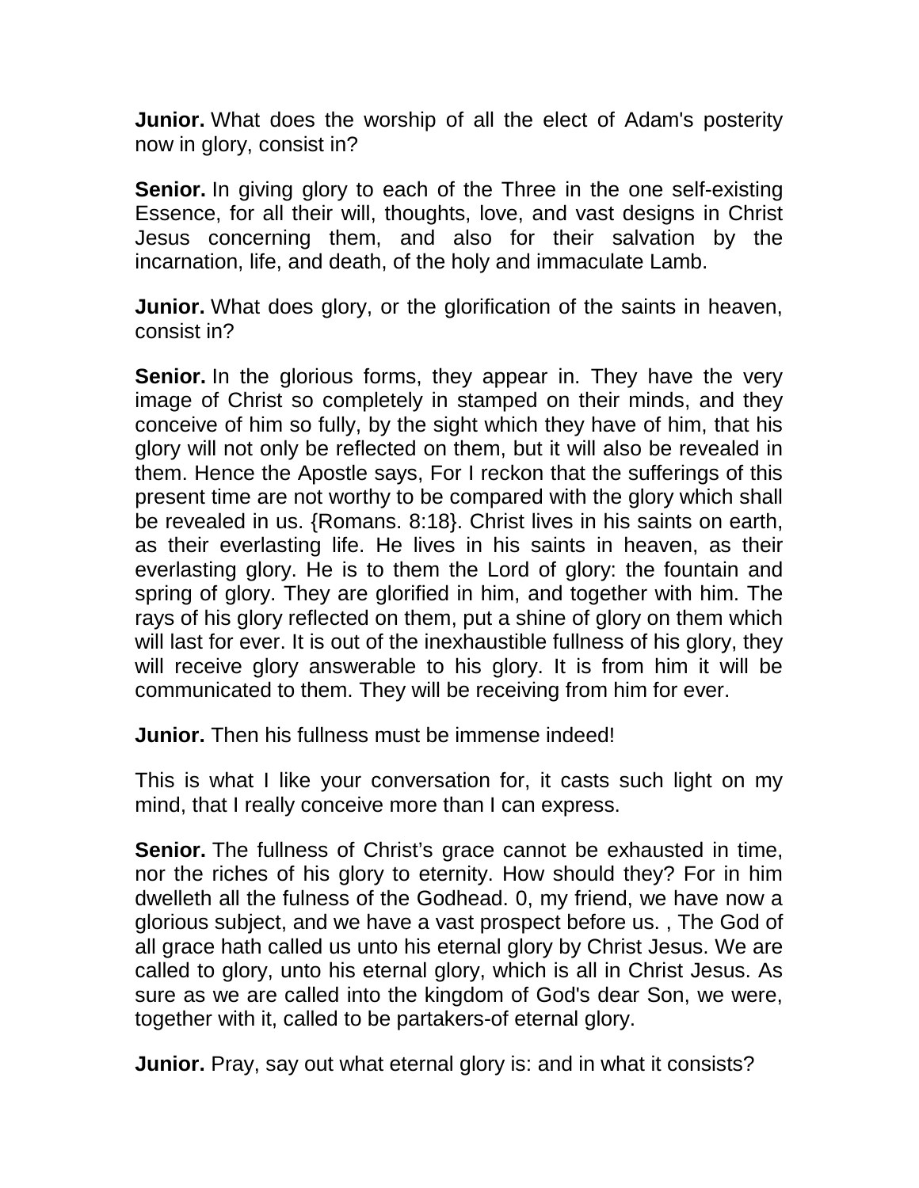**Junior.** What does the worship of all the elect of Adam's posterity now in glory, consist in?

**Senior.** In giving glory to each of the Three in the one self-existing Essence, for all their will, thoughts, love, and vast designs in Christ Jesus concerning them, and also for their salvation by the incarnation, life, and death, of the holy and immaculate Lamb.

**Junior.** What does glory, or the glorification of the saints in heaven, consist in?

**Senior.** In the glorious forms, they appear in. They have the very image of Christ so completely in stamped on their minds, and they conceive of him so fully, by the sight which they have of him, that his glory will not only be reflected on them, but it will also be revealed in them. Hence the Apostle says, For I reckon that the sufferings of this present time are not worthy to be compared with the glory which shall be revealed in us. {Romans. 8:18}. Christ lives in his saints on earth, as their everlasting life. He lives in his saints in heaven, as their everlasting glory. He is to them the Lord of glory: the fountain and spring of glory. They are glorified in him, and together with him. The rays of his glory reflected on them, put a shine of glory on them which will last for ever. It is out of the inexhaustible fullness of his glory, they will receive glory answerable to his glory. It is from him it will be communicated to them. They will be receiving from him for ever.

**Junior.** Then his fullness must be immense indeed!

This is what I like your conversation for, it casts such light on my mind, that I really conceive more than I can express.

**Senior.** The fullness of Christ's grace cannot be exhausted in time, nor the riches of his glory to eternity. How should they? For in him dwelleth all the fulness of the Godhead. 0, my friend, we have now a glorious subject, and we have a vast prospect before us. , The God of all grace hath called us unto his eternal glory by Christ Jesus. We are called to glory, unto his eternal glory, which is all in Christ Jesus. As sure as we are called into the kingdom of God's dear Son, we were, together with it, called to be partakers-of eternal glory.

**Junior.** Pray, say out what eternal glory is: and in what it consists?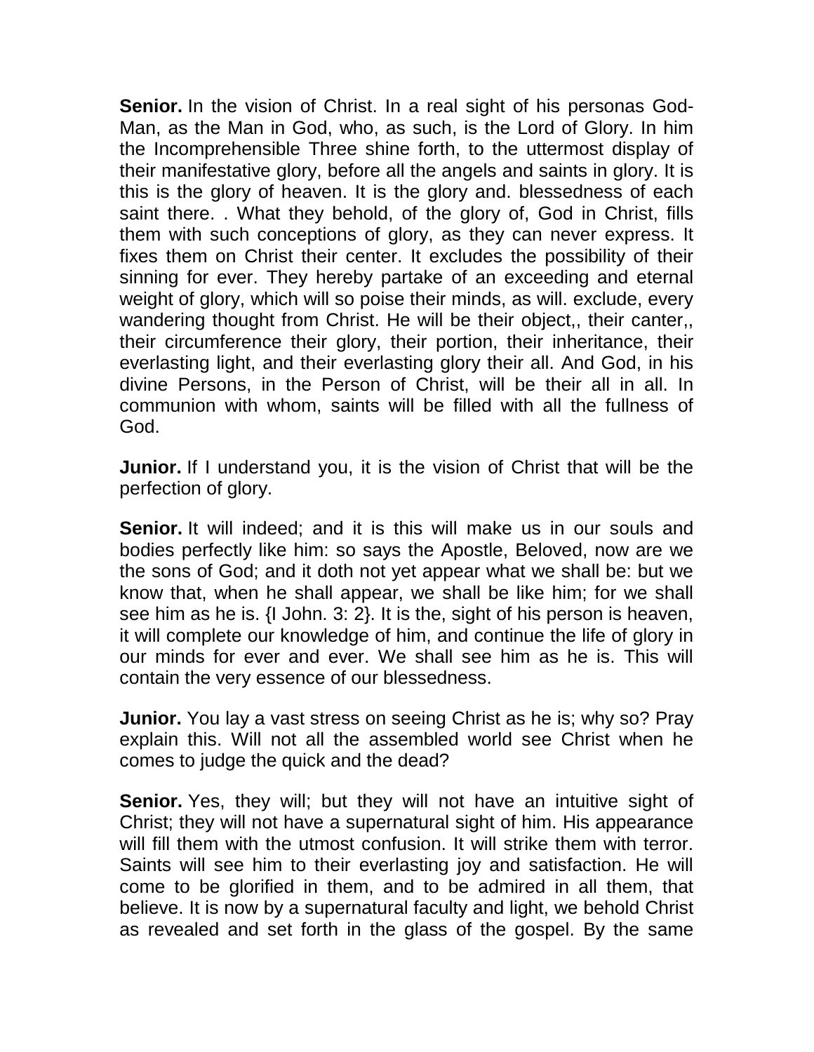**Senior.** In the vision of Christ. In a real sight of his personas God-Man, as the Man in God, who, as such, is the Lord of Glory. In him the Incomprehensible Three shine forth, to the uttermost display of their manifestative glory, before all the angels and saints in glory. It is this is the glory of heaven. It is the glory and. blessedness of each saint there. . What they behold, of the glory of, God in Christ, fills them with such conceptions of glory, as they can never express. It fixes them on Christ their center. It excludes the possibility of their sinning for ever. They hereby partake of an exceeding and eternal weight of glory, which will so poise their minds, as will. exclude, every wandering thought from Christ. He will be their object,, their canter,, their circumference their glory, their portion, their inheritance, their everlasting light, and their everlasting glory their all. And God, in his divine Persons, in the Person of Christ, will be their all in all. In communion with whom, saints will be filled with all the fullness of God.

**Junior.** If I understand you, it is the vision of Christ that will be the perfection of glory.

**Senior.** It will indeed; and it is this will make us in our souls and bodies perfectly like him: so says the Apostle, Beloved, now are we the sons of God; and it doth not yet appear what we shall be: but we know that, when he shall appear, we shall be like him; for we shall see him as he is. {I John. 3: 2}. It is the, sight of his person is heaven, it will complete our knowledge of him, and continue the life of glory in our minds for ever and ever. We shall see him as he is. This will contain the very essence of our blessedness.

**Junior.** You lay a vast stress on seeing Christ as he is; why so? Pray explain this. Will not all the assembled world see Christ when he comes to judge the quick and the dead?

**Senior.** Yes, they will; but they will not have an intuitive sight of Christ; they will not have a supernatural sight of him. His appearance will fill them with the utmost confusion. It will strike them with terror. Saints will see him to their everlasting joy and satisfaction. He will come to be glorified in them, and to be admired in all them, that believe. It is now by a supernatural faculty and light, we behold Christ as revealed and set forth in the glass of the gospel. By the same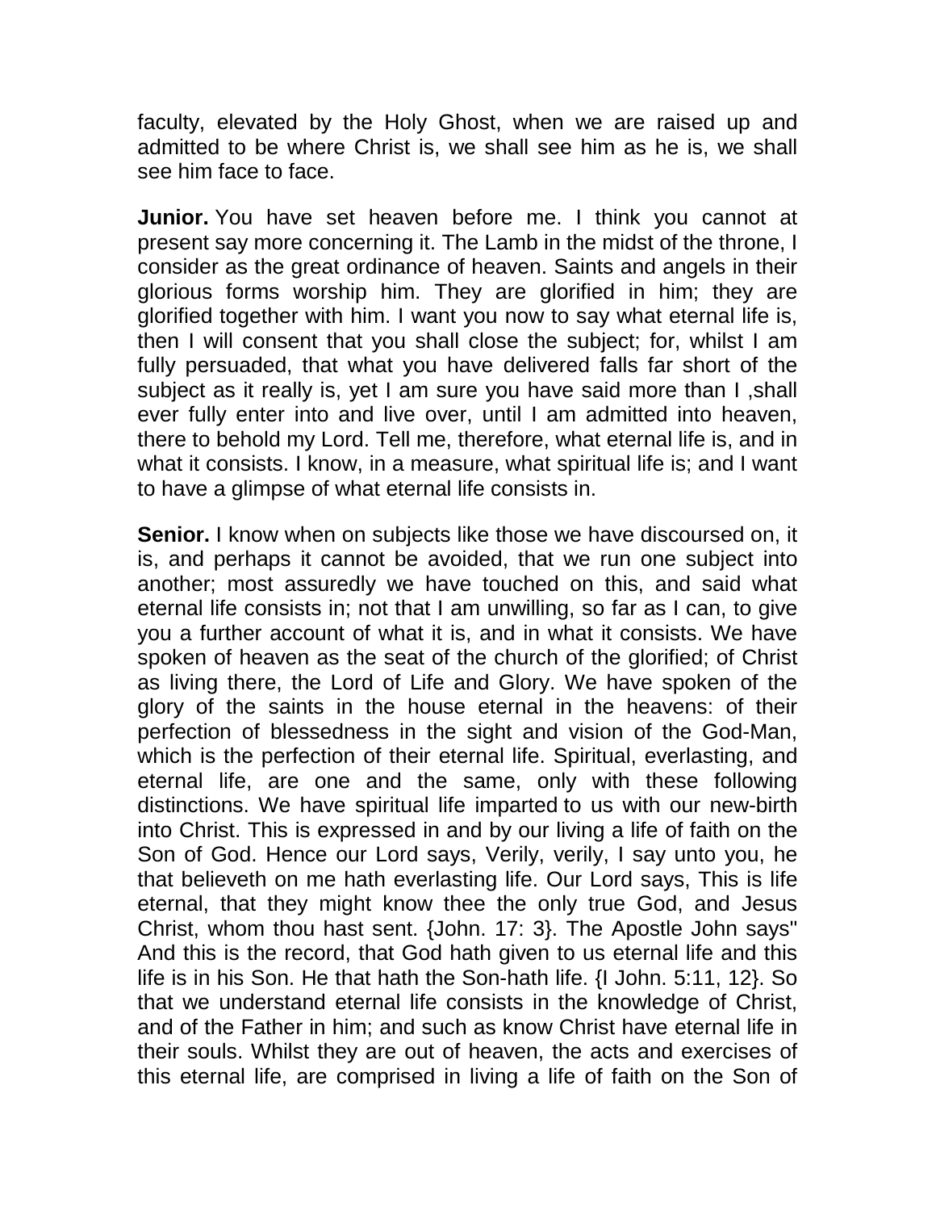faculty, elevated by the Holy Ghost, when we are raised up and admitted to be where Christ is, we shall see him as he is, we shall see him face to face.

**Junior.** You have set heaven before me. I think you cannot at present say more concerning it. The Lamb in the midst of the throne, I consider as the great ordinance of heaven. Saints and angels in their glorious forms worship him. They are glorified in him; they are glorified together with him. I want you now to say what eternal life is, then I will consent that you shall close the subject; for, whilst I am fully persuaded, that what you have delivered falls far short of the subject as it really is, yet I am sure you have said more than I ,shall ever fully enter into and live over, until I am admitted into heaven, there to behold my Lord. Tell me, therefore, what eternal life is, and in what it consists. I know, in a measure, what spiritual life is; and I want to have a glimpse of what eternal life consists in.

**Senior.** I know when on subjects like those we have discoursed on, it is, and perhaps it cannot be avoided, that we run one subject into another; most assuredly we have touched on this, and said what eternal life consists in; not that I am unwilling, so far as I can, to give you a further account of what it is, and in what it consists. We have spoken of heaven as the seat of the church of the glorified; of Christ as living there, the Lord of Life and Glory. We have spoken of the glory of the saints in the house eternal in the heavens: of their perfection of blessedness in the sight and vision of the God-Man, which is the perfection of their eternal life. Spiritual, everlasting, and eternal life, are one and the same, only with these following distinctions. We have spiritual life imparted to us with our new-birth into Christ. This is expressed in and by our living a life of faith on the Son of God. Hence our Lord says, Verily, verily, I say unto you, he that believeth on me hath everlasting life. Our Lord says, This is life eternal, that they might know thee the only true God, and Jesus Christ, whom thou hast sent. {John. 17: 3}. The Apostle John says" And this is the record, that God hath given to us eternal life and this life is in his Son. He that hath the Son-hath life. {I John. 5:11, 12}. So that we understand eternal life consists in the knowledge of Christ, and of the Father in him; and such as know Christ have eternal life in their souls. Whilst they are out of heaven, the acts and exercises of this eternal life, are comprised in living a life of faith on the Son of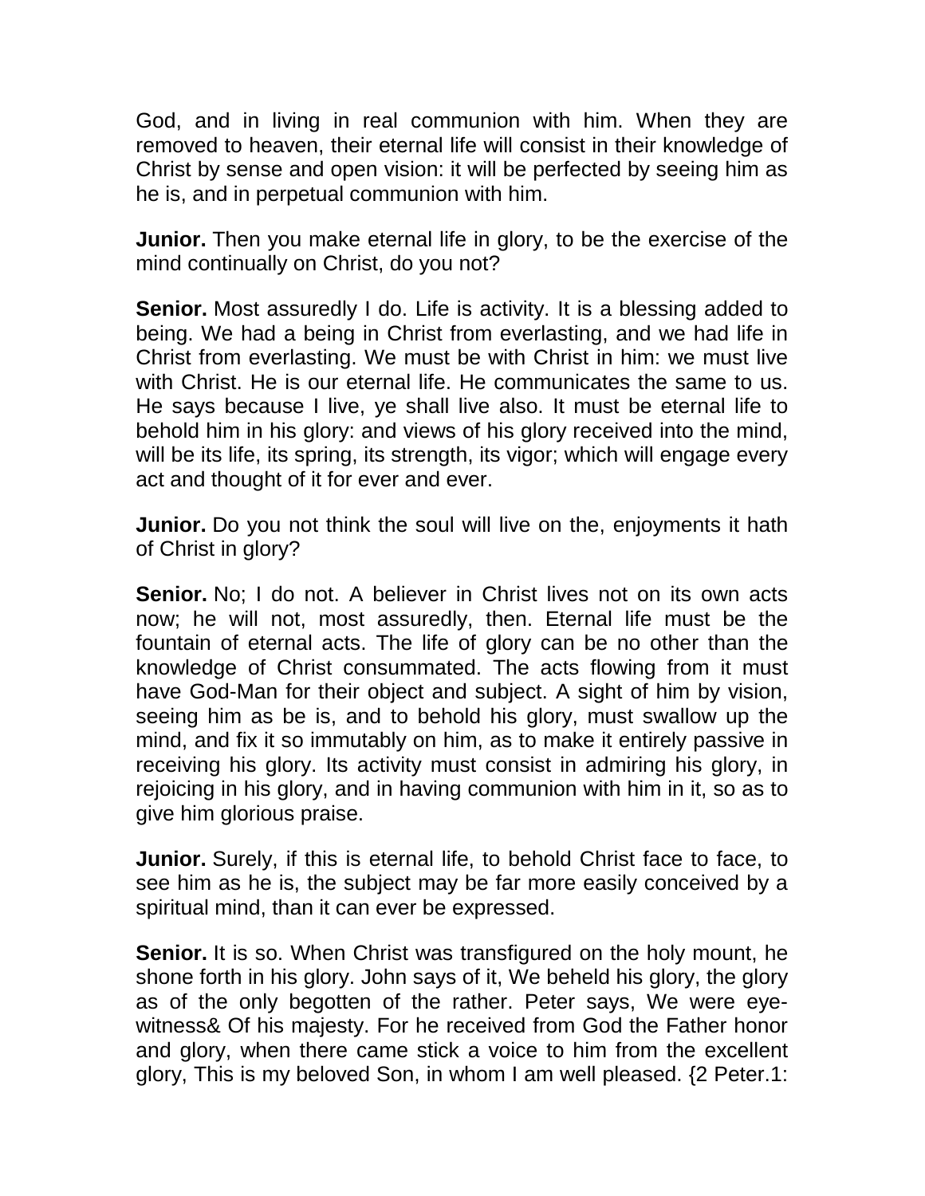God, and in living in real communion with him. When they are removed to heaven, their eternal life will consist in their knowledge of Christ by sense and open vision: it will be perfected by seeing him as he is, and in perpetual communion with him.

**Junior.** Then you make eternal life in glory, to be the exercise of the mind continually on Christ, do you not?

**Senior.** Most assuredly I do. Life is activity. It is a blessing added to being. We had a being in Christ from everlasting, and we had life in Christ from everlasting. We must be with Christ in him: we must live with Christ. He is our eternal life. He communicates the same to us. He says because I live, ye shall live also. It must be eternal life to behold him in his glory: and views of his glory received into the mind, will be its life, its spring, its strength, its vigor; which will engage every act and thought of it for ever and ever.

**Junior.** Do you not think the soul will live on the, enjoyments it hath of Christ in glory?

**Senior.** No; I do not. A believer in Christ lives not on its own acts now; he will not, most assuredly, then. Eternal life must be the fountain of eternal acts. The life of glory can be no other than the knowledge of Christ consummated. The acts flowing from it must have God-Man for their object and subject. A sight of him by vision, seeing him as be is, and to behold his glory, must swallow up the mind, and fix it so immutably on him, as to make it entirely passive in receiving his glory. Its activity must consist in admiring his glory, in rejoicing in his glory, and in having communion with him in it, so as to give him glorious praise.

**Junior.** Surely, if this is eternal life, to behold Christ face to face, to see him as he is, the subject may be far more easily conceived by a spiritual mind, than it can ever be expressed.

**Senior.** It is so. When Christ was transfigured on the holy mount, he shone forth in his glory. John says of it, We beheld his glory, the glory as of the only begotten of the rather. Peter says, We were eye-witness& Of his majesty. For he received from God the Father honor and glory, when there came stick a voice to him from the excellent glory, This is my beloved Son, in whom I am well pleased. {2 Peter.1: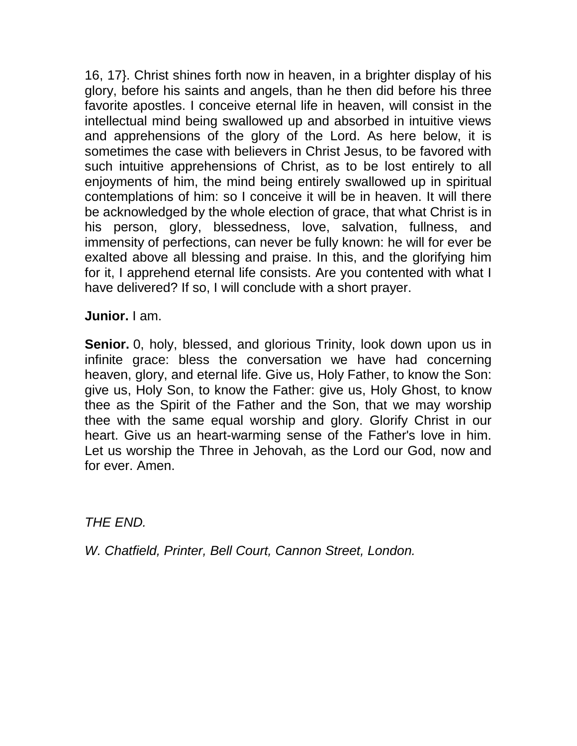16, 17}. Christ shines forth now in heaven, in a brighter display of his glory, before his saints and angels, than he then did before his three favorite apostles. I conceive eternal life in heaven, will consist in the intellectual mind being swallowed up and absorbed in intuitive views and apprehensions of the glory of the Lord. As here below, it is sometimes the case with believers in Christ Jesus, to be favored with such intuitive apprehensions of Christ, as to be lost entirely to all enjoyments of him, the mind being entirely swallowed up in spiritual contemplations of him: so I conceive it will be in heaven. It will there be acknowledged by the whole election of grace, that what Christ is in his person, glory, blessedness, love, salvation, fullness, and immensity of perfections, can never be fully known: he will for ever be exalted above all blessing and praise. In this, and the glorifying him for it, I apprehend eternal life consists. Are you contented with what I have delivered? If so, I will conclude with a short prayer.

**Junior.** I am.

**Senior.** 0, holy, blessed, and glorious Trinity, look down upon us in infinite grace: bless the conversation we have had concerning heaven, glory, and eternal life. Give us, Holy Father, to know the Son: give us, Holy Son, to know the Father: give us, Holy Ghost, to know thee as the Spirit of the Father and the Son, that we may worship thee with the same equal worship and glory. Glorify Christ in our heart. Give us an heart-warming sense of the Father's love in him. Let us worship the Three in Jehovah, as the Lord our God, now and for ever. Amen.

*THE END.*

*W. Chatfield, Printer, Bell Court, Cannon Street, London.*